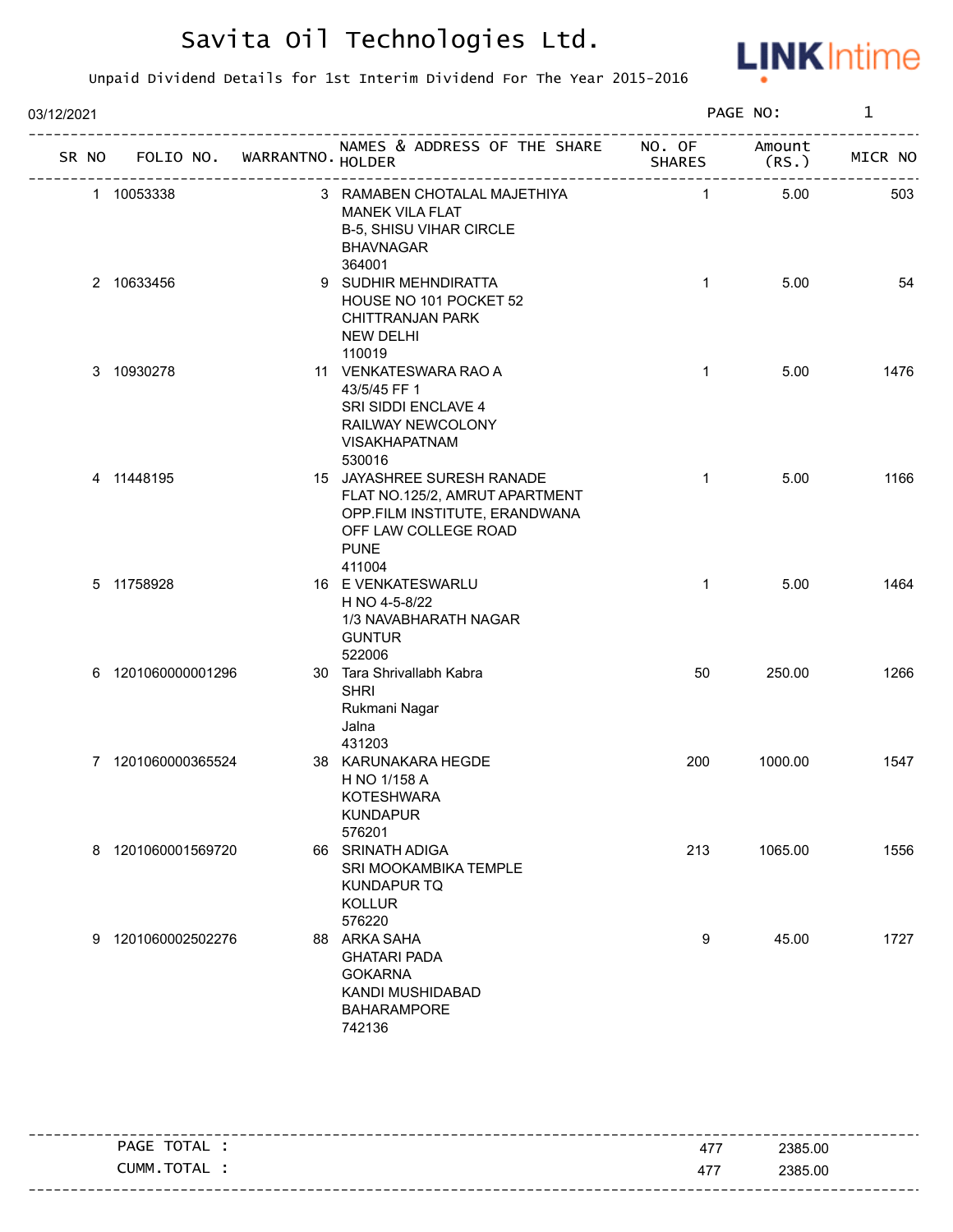# Savita Oil Technologies Ltd.

Unpaid Dividend Details for 1st Interim Dividend For The Year 2015-2016

03/12/2021

| SR NO | FOLIO NO. | WARRANTNO. | NAMES & ADDRESS OF THE SHARE HOLDER | NO. OF SHARES | Amount (RS.) | MICR NO |
|---|---|---|---|---|---|---|
| 1 | 10053338 | 3 | RAMABEN CHOTALAL MAJETHIYA<br>MANEK VILA FLAT<br>B-5, SHISU VIHAR CIRCLE<br>BHAVNAGAR<br>364001 | 1 | 5.00 | 503 |
| 2 | 10633456 | 9 | SUDHIR MEHNDIRATTA<br>HOUSE NO 101 POCKET 52<br>CHITTRANJAN PARK<br>NEW DELHI<br>110019 | 1 | 5.00 | 54 |
| 3 | 10930278 | 11 | VENKATESWARA RAO A<br>43/5/45 FF 1<br>SRI SIDDI ENCLAVE 4<br>RAILWAY NEWCOLONY<br>VISAKHAPATNAM<br>530016 | 1 | 5.00 | 1476 |
| 4 | 11448195 | 15 | JAYASHREE SURESH RANADE<br>FLAT NO.125/2, AMRUT APARTMENT<br>OPP.FILM INSTITUTE, ERANDWANA<br>OFF LAW COLLEGE ROAD<br>PUNE<br>411004 | 1 | 5.00 | 1166 |
| 5 | 11758928 | 16 | E VENKATESWARLU<br>H NO 4-5-8/22<br>1/3 NAVABHARATH NAGAR<br>GUNTUR<br>522006 | 1 | 5.00 | 1464 |
| 6 | 1201060000001296 | 30 | Tara Shrivallabh Kabra<br>SHRI<br>Rukmani Nagar<br>Jalna<br>431203 | 50 | 250.00 | 1266 |
| 7 | 1201060000365524 | 38 | KARUNAKARA HEGDE<br>H NO 1/158 A<br>KOTESHWARA<br>KUNDAPUR<br>576201 | 200 | 1000.00 | 1547 |
| 8 | 1201060001569720 | 66 | SRINATH ADIGA<br>SRI MOOKAMBIKA TEMPLE<br>KUNDAPUR TQ<br>KOLLUR<br>576220 | 213 | 1065.00 | 1556 |
| 9 | 1201060002502276 | 88 | ARKA SAHA<br>GHATARI PADA<br>GOKARNA<br>KANDI MUSHIDABAD<br>BAHARAMPORE<br>742136 | 9 | 45.00 | 1727 |

| | | |
|---|---|---|
| PAGE TOTAL : | 477 | 2385.00 |
| CUMM.TOTAL : | 477 | 2385.00 |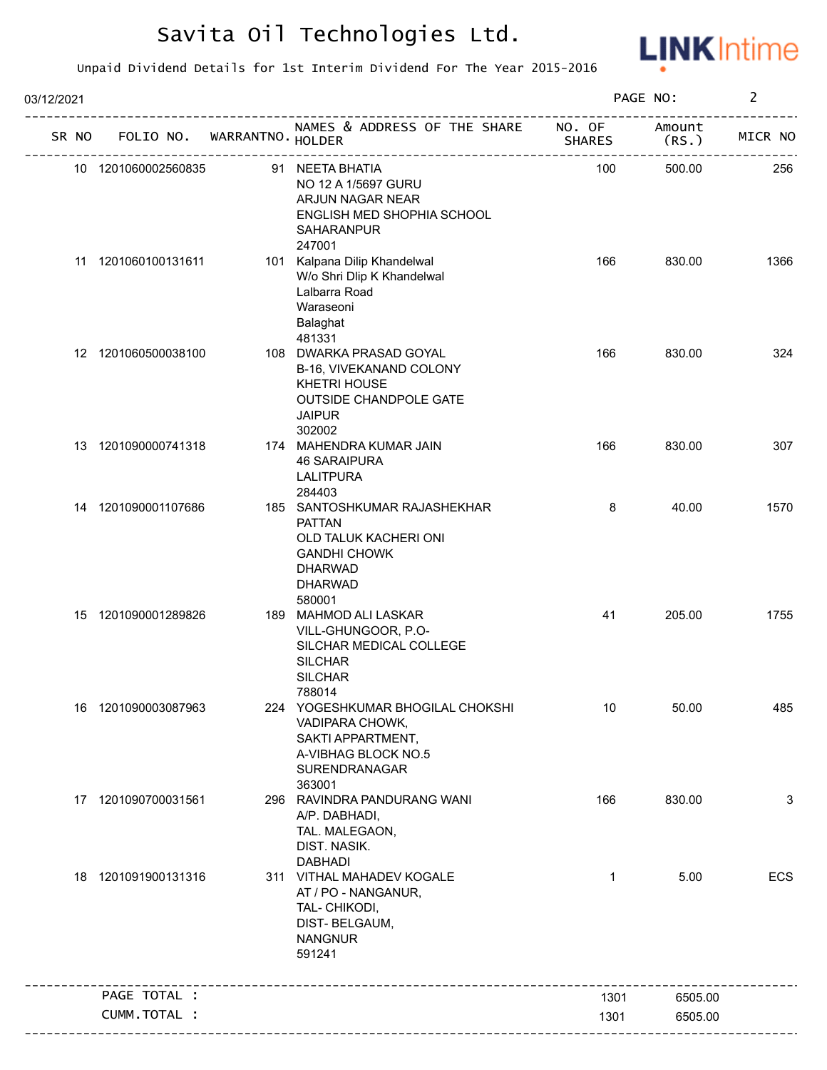# Savita Oil Technologies Ltd.

Unpaid Dividend Details for 1st Interim Dividend For The Year 2015-2016

03/12/2021

| SR NO | FOLIO NO. | WARRANTNO. | NAMES & ADDRESS OF THE SHARE HOLDER | NO. OF SHARES | Amount (RS.) | MICR NO |
|---|---|---|---|---|---|---|
| 10 | 1201060002560835 | 91 | NEETA BHATIA NO 12 A 1/5697 GURU ARJUN NAGAR NEAR ENGLISH MED SHOPHIA SCHOOL SAHARANPUR 247001 | 100 | 500.00 | 256 |
| 11 | 1201060100131611 | 101 | Kalpana Dilip Khandelwal W/o Shri Dlip K Khandelwal Lalbarra Road Waraseoni Balaghat 481331 | 166 | 830.00 | 1366 |
| 12 | 1201060500038100 | 108 | DWARKA PRASAD GOYAL B-16, VIVEKANAND COLONY KHETRI HOUSE OUTSIDE CHANDPOLE GATE JAIPUR 302002 | 166 | 830.00 | 324 |
| 13 | 1201090000741318 | 174 | MAHENDRA KUMAR JAIN 46 SARAIPURA LALITPURA 284403 | 166 | 830.00 | 307 |
| 14 | 1201090001107686 | 185 | SANTOSHKUMAR RAJASHEKHAR PATTAN OLD TALUK KACHERI ONI GANDHI CHOWK DHARWAD DHARWAD 580001 | 8 | 40.00 | 1570 |
| 15 | 1201090001289826 | 189 | MAHMOD ALI LASKAR VILL-GHUNGOOR, P.O- SILCHAR MEDICAL COLLEGE SILCHAR SILCHAR 788014 | 41 | 205.00 | 1755 |
| 16 | 1201090003087963 | 224 | YOGESHKUMAR BHOGILAL CHOKSHI VADIPARA CHOWK, SAKTI APPARTMENT, A-VIBHAG BLOCK NO.5 SURENDRANAGAR 363001 | 10 | 50.00 | 485 |
| 17 | 1201090700031561 | 296 | RAVINDRA PANDURANG WANI A/P. DABHADI, TAL. MALEGAON, DIST. NASIK. DABHADI | 166 | 830.00 | 3 |
| 18 | 1201091900131316 | 311 | VITHAL MAHADEV KOGALE AT / PO - NANGANUR, TAL- CHIKODI, DIST- BELGAUM, NANGNUR 591241 | 1 | 5.00 | ECS |
| | PAGE TOTAL : | | | 1301 | 6505.00 | |
| | CUMM.TOTAL : | | | 1301 | 6505.00 | |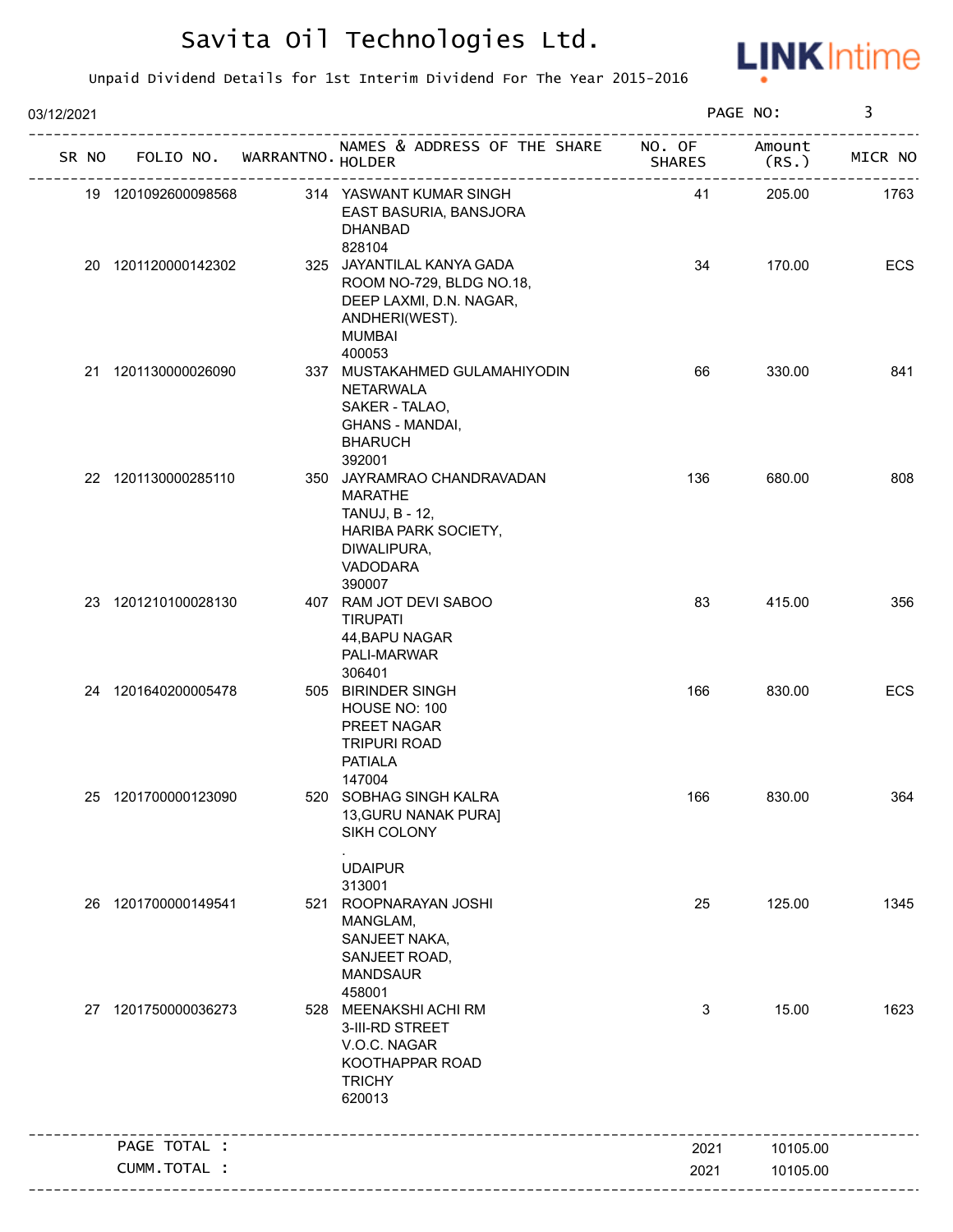# Savita Oil Technologies Ltd.

Unpaid Dividend Details for 1st Interim Dividend For The Year 2015-2016

03/12/2021

| SR NO | FOLIO NO. | WARRANTNO. | NAMES & ADDRESS OF THE SHARE HOLDER | NO. OF SHARES | Amount (RS.) | MICR NO |
|---|---|---|---|---|---|---|
| 19 | 1201092600098568 | 314 | YASWANT KUMAR SINGH<br>EAST BASURIA, BANSJORA<br>DHANBAD<br>828104 | 41 | 205.00 | 1763 |
| 20 | 1201120000142302 | 325 | JAYANTILAL KANYA GADA<br>ROOM NO-729, BLDG NO.18,<br>DEEP LAXMI, D.N. NAGAR,<br>ANDHERI(WEST).<br>MUMBAI<br>400053 | 34 | 170.00 | ECS |
| 21 | 1201130000026090 | 337 | MUSTAKAHMED GULAMAHIYODIN NETARWALA<br>SAKER - TALAO,<br>GHANS - MANDAI,<br>BHARUCH<br>392001 | 66 | 330.00 | 841 |
| 22 | 1201130000285110 | 350 | JAYRAMRAO CHANDRAVADAN MARATHE<br>TANUJ, B - 12,<br>HARIBA PARK SOCIETY,<br>DIWALIPURA,<br>VADODARA<br>390007 | 136 | 680.00 | 808 |
| 23 | 1201210100028130 | 407 | RAM JOT DEVI SABOO<br>TIRUPATI<br>44,BAPU NAGAR<br>PALI-MARWAR<br>306401 | 83 | 415.00 | 356 |
| 24 | 1201640200005478 | 505 | BIRINDER SINGH<br>HOUSE NO: 100<br>PREET NAGAR<br>TRIPURI ROAD<br>PATIALA<br>147004 | 166 | 830.00 | ECS |
| 25 | 1201700000123090 | 520 | SOBHAG SINGH KALRA<br>13,GURU NANAK PURA]<br>SIKH COLONY<br>.<br>UDAIPUR<br>313001 | 166 | 830.00 | 364 |
| 26 | 1201700000149541 | 521 | ROOPNARAYAN JOSHI<br>MANGLAM,<br>SANJEET NAKA,<br>SANJEET ROAD,<br>MANDSAUR<br>458001 | 25 | 125.00 | 1345 |
| 27 | 1201750000036273 | 528 | MEENAKSHI ACHI RM<br>3-III-RD STREET<br>V.O.C. NAGAR<br>KOOTHAPPAR ROAD<br>TRICHY<br>620013 | 3 | 15.00 | 1623 |
| | PAGE TOTAL : | | | 2021 | 10105.00 | |
| | CUMM.TOTAL : | | | 2021 | 10105.00 | |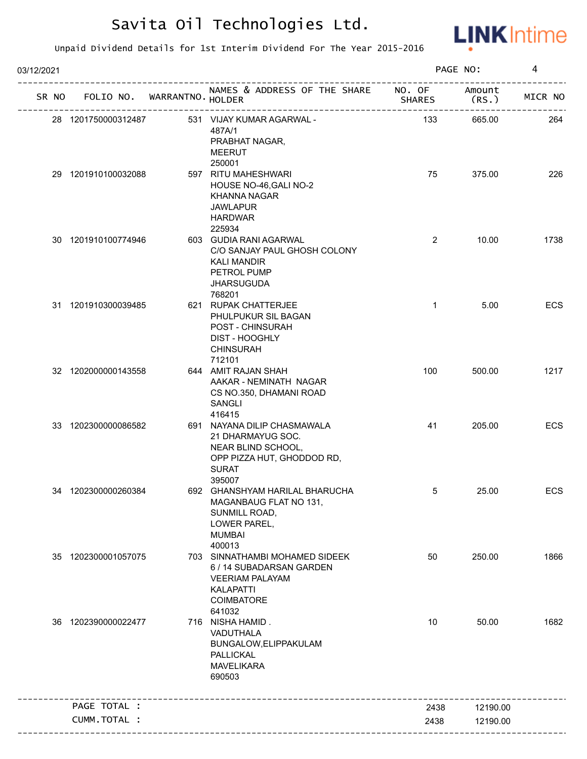# Savita Oil Technologies Ltd.

Unpaid Dividend Details for 1st Interim Dividend For The Year 2015-2016

03/12/2021

| SR NO | FOLIO NO. | WARRANTNO. | NAMES & ADDRESS OF THE SHARE HOLDER | NO. OF SHARES | Amount (RS.) | MICR NO |
|---|---|---|---|---|---|---|
| 28 | 1201750000312487 | 531 | VIJAY KUMAR AGARWAL - 487A/1 PRABHAT NAGAR, MEERUT 250001 | 133 | 665.00 | 264 |
| 29 | 1201910100032088 | 597 | RITU MAHESHWARI HOUSE NO-46,GALI NO-2 KHANNA NAGAR JAWLAPUR HARDWAR 225934 | 75 | 375.00 | 226 |
| 30 | 1201910100774946 | 603 | GUDIA RANI AGARWAL C/O SANJAY PAUL GHOSH COLONY KALI MANDIR PETROL PUMP JHARSUGUDA 768201 | 2 | 10.00 | 1738 |
| 31 | 1201910300039485 | 621 | RUPAK CHATTERJEE PHULPUKUR SIL BAGAN POST - CHINSURAH DIST - HOOGHLY CHINSURAH 712101 | 1 | 5.00 | ECS |
| 32 | 1202000000143558 | 644 | AMIT RAJAN SHAH AAKAR - NEMINATH NAGAR CS NO.350, DHAMANI ROAD SANGLI 416415 | 100 | 500.00 | 1217 |
| 33 | 1202300000086582 | 691 | NAYANA DILIP CHASMAWALA 21 DHARMAYUG SOC. NEAR BLIND SCHOOL, OPP PIZZA HUT, GHODDOD RD, SURAT 395007 | 41 | 205.00 | ECS |
| 34 | 1202300000260384 | 692 | GHANSHYAM HARILAL BHARUCHA MAGANBAUG FLAT NO 131, SUNMILL ROAD, LOWER PAREL, MUMBAI 400013 | 5 | 25.00 | ECS |
| 35 | 1202300001057075 | 703 | SINNATHAMBI MOHAMED SIDEEK 6 / 14 SUBADARSAN GARDEN VEERIAM PALAYAM KALAPATTI COIMBATORE 641032 | 50 | 250.00 | 1866 |
| 36 | 1202390000022477 | 716 | NISHA HAMID . VADUTHALA BUNGALOW,ELIPPAKULAM PALLICKAL MAVELIKARA 690503 | 10 | 50.00 | 1682 |
| | PAGE TOTAL : | | | 2438 | 12190.00 | |
| | CUMM.TOTAL : | | | 2438 | 12190.00 | |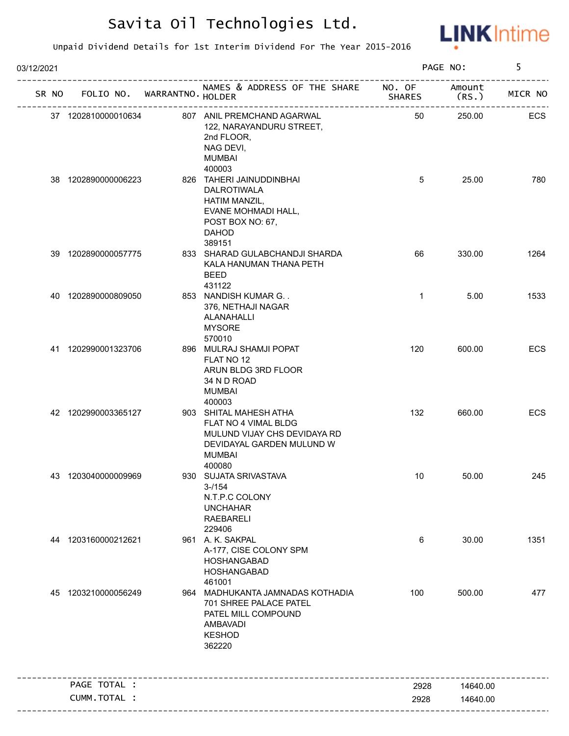# Savita Oil Technologies Ltd.

Unpaid Dividend Details for 1st Interim Dividend For The Year 2015-2016

03/12/2021 PAGE NO: 5

| SR NO | FOLIO NO. | WARRANTNO. | NAMES & ADDRESS OF THE SHARE HOLDER | NO. OF SHARES | Amount (RS.) | MICR NO |
|---|---|---|---|---|---|---|
| 37 | 1202810000010634 | 807 | ANIL PREMCHAND AGARWAL<br>122, NARAYANDURU STREET,<br>2nd FLOOR,<br>NAG DEVI,<br>MUMBAI<br>400003 | 50 | 250.00 | ECS |
| 38 | 1202890000006223 | 826 | TAHERI JAINUDDINBHAI DALROTIWALA<br>HATIM MANZIL,<br>EVANE MOHMADI HALL,<br>POST BOX NO: 67,<br>DAHOD<br>389151 | 5 | 25.00 | 780 |
| 39 | 1202890000057775 | 833 | SHARAD GULABCHANDJI SHARDA<br>KALA HANUMAN THANA PETH<br>BEED<br>431122 | 66 | 330.00 | 1264 |
| 40 | 1202890000809050 | 853 | NANDISH KUMAR G. .<br>376, NETHAJI NAGAR<br>ALANAHALLI<br>MYSORE<br>570010 | 1 | 5.00 | 1533 |
| 41 | 1202990001323706 | 896 | MULRAJ SHAMJI POPAT<br>FLAT NO 12<br>ARUN BLDG 3RD FLOOR<br>34 N D ROAD<br>MUMBAI<br>400003 | 120 | 600.00 | ECS |
| 42 | 1202990003365127 | 903 | SHITAL MAHESH ATHA<br>FLAT NO 4 VIMAL BLDG<br>MULUND VIJAY CHS DEVIDAYA RD<br>DEVIDAYAL GARDEN MULUND W<br>MUMBAI<br>400080 | 132 | 660.00 | ECS |
| 43 | 1203040000009969 | 930 | SUJATA SRIVASTAVA<br>3-/154<br>N.T.P.C COLONY<br>UNCHAHAR<br>RAEBARELI<br>229406 | 10 | 50.00 | 245 |
| 44 | 1203160000212621 | 961 | A. K. SAKPAL<br>A-177, CISE COLONY SPM<br>HOSHANGABAD<br>HOSHANGABAD<br>461001 | 6 | 30.00 | 1351 |
| 45 | 1203210000056249 | 964 | MADHUKANTA JAMNADAS KOTHADIA<br>701 SHREE PALACE PATEL<br>PATEL MILL COMPOUND<br>AMBAVADI<br>KESHOD<br>362220 | 100 | 500.00 | 477 |
| | PAGE TOTAL : | | | 2928 | 14640.00 | |
| | CUMM.TOTAL : | | | 2928 | 14640.00 | |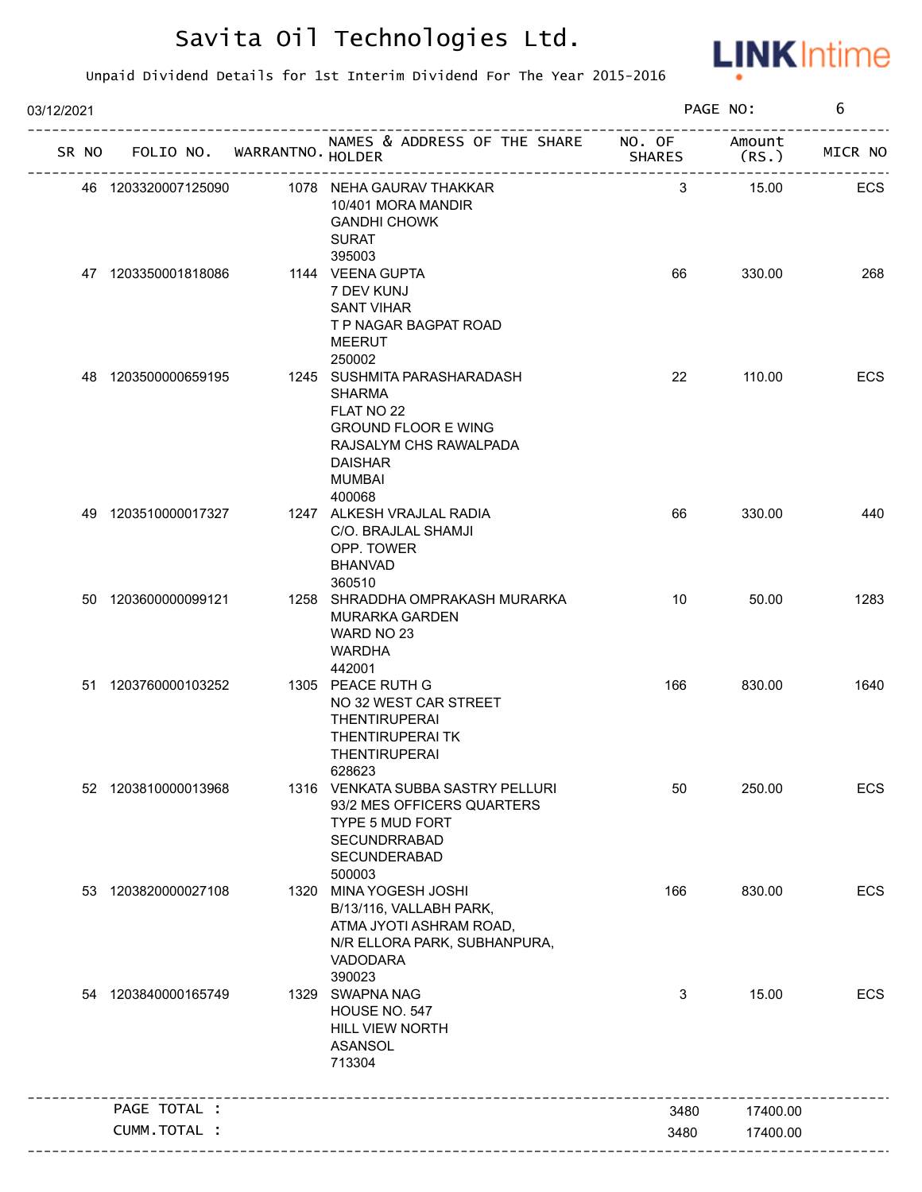# Savita Oil Technologies Ltd.

Unpaid Dividend Details for 1st Interim Dividend For The Year 2015-2016

03/12/2021 PAGE NO: 6

| SR NO | FOLIO NO. | WARRANTNO. | NAMES & ADDRESS OF THE SHARE HOLDER | NO. OF SHARES | Amount (RS.) | MICR NO |
|---|---|---|---|---|---|---|
| 46 | 1203320007125090 | 1078 | NEHA GAURAV THAKKAR<br>10/401 MORA MANDIR<br>GANDHI CHOWK<br>SURAT<br>395003 | 3 | 15.00 | ECS |
| 47 | 1203350001818086 | 1144 | VEENA GUPTA<br>7 DEV KUNJ<br>SANT VIHAR<br>T P NAGAR BAGPAT ROAD<br>MEERUT<br>250002 | 66 | 330.00 | 268 |
| 48 | 1203500000659195 | 1245 | SUSHMITA PARASHARADASH SHARMA<br>FLAT NO 22<br>GROUND FLOOR E WING<br>RAJSALYM CHS RAWALPADA<br>DAISHAR<br>MUMBAI<br>400068 | 22 | 110.00 | ECS |
| 49 | 1203510000017327 | 1247 | ALKESH VRAJLAL RADIA<br>C/O. BRAJLAL SHAMJI<br>OPP. TOWER<br>BHANVAD<br>360510 | 66 | 330.00 | 440 |
| 50 | 1203600000099121 | 1258 | SHRADDHA OMPRAKASH MURARKA<br>MURARKA GARDEN<br>WARD NO 23<br>WARDHA<br>442001 | 10 | 50.00 | 1283 |
| 51 | 1203760000103252 | 1305 | PEACE RUTH G<br>NO 32 WEST CAR STREET<br>THENTIRUPERAI<br>THENTIRUPERAI TK<br>THENTIRUPERAI<br>628623 | 166 | 830.00 | 1640 |
| 52 | 1203810000013968 | 1316 | VENKATA SUBBA SASTRY PELLURI<br>93/2 MES OFFICERS QUARTERS<br>TYPE 5 MUD FORT<br>SECUNDRRABAD<br>SECUNDERABAD<br>500003 | 50 | 250.00 | ECS |
| 53 | 1203820000027108 | 1320 | MINA YOGESH JOSHI<br>B/13/116, VALLABH PARK,<br>ATMA JYOTI ASHRAM ROAD,<br>N/R ELLORA PARK, SUBHANPURA,<br>VADODARA<br>390023 | 166 | 830.00 | ECS |
| 54 | 1203840000165749 | 1329 | SWAPNA NAG<br>HOUSE NO. 547<br>HILL VIEW NORTH<br>ASANSOL<br>713304 | 3 | 15.00 | ECS |
| | PAGE TOTAL : | | | 3480 | 17400.00 | |
| | CUMM.TOTAL : | | | 3480 | 17400.00 | |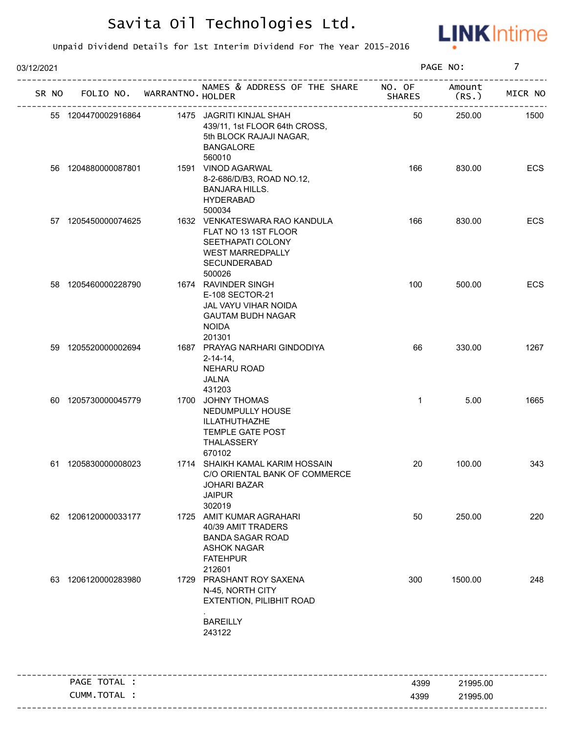# Savita Oil Technologies Ltd.

Unpaid Dividend Details for 1st Interim Dividend For The Year 2015-2016

03/12/2021

| SR NO | FOLIO NO. | WARRANTNO. | NAMES & ADDRESS OF THE SHARE HOLDER | NO. OF SHARES | Amount (RS.) | MICR NO |
|---|---|---|---|---|---|---|
| 55 | 1204470002916864 | 1475 | JAGRITI KINJAL SHAH 439/11, 1st FLOOR 64th CROSS, 5th BLOCK RAJAJI NAGAR, BANGALORE 560010 | 50 | 250.00 | 1500 |
| 56 | 1204880000087801 | 1591 | VINOD AGARWAL 8-2-686/D/B3, ROAD NO.12, BANJARA HILLS. HYDERABAD 500034 | 166 | 830.00 | ECS |
| 57 | 1205450000074625 | 1632 | VENKATESWARA RAO KANDULA FLAT NO 13 1ST FLOOR SEETHAPATI COLONY WEST MARREDPALLY SECUNDERABAD 500026 | 166 | 830.00 | ECS |
| 58 | 1205460000228790 | 1674 | RAVINDER SINGH E-108 SECTOR-21 JAL VAYU VIHAR NOIDA GAUTAM BUDH NAGAR NOIDA 201301 | 100 | 500.00 | ECS |
| 59 | 1205520000002694 | 1687 | PRAYAG NARHARI GINDODIYA 2-14-14, NEHARU ROAD JALNA 431203 | 66 | 330.00 | 1267 |
| 60 | 1205730000045779 | 1700 | JOHNY THOMAS NEDUMPULLY HOUSE ILLATHUTHAZHE TEMPLE GATE POST THALASSERY 670102 | 1 | 5.00 | 1665 |
| 61 | 1205830000008023 | 1714 | SHAIKH KAMAL KARIM HOSSAIN C/O ORIENTAL BANK OF COMMERCE JOHARI BAZAR JAIPUR 302019 | 20 | 100.00 | 343 |
| 62 | 1206120000033177 | 1725 | AMIT KUMAR AGRAHARI 40/39 AMIT TRADERS BANDA SAGAR ROAD ASHOK NAGAR FATEHPUR 212601 | 50 | 250.00 | 220 |
| 63 | 1206120000283980 | 1729 | PRASHANT ROY SAXENA N-45, NORTH CITY EXTENTION, PILIBHIT ROAD . BAREILLY 243122 | 300 | 1500.00 | 248 |

| | SHARES | AMOUNT |
|---|---|---|
| PAGE TOTAL : | 4399 | 21995.00 |
| CUMM.TOTAL : | 4399 | 21995.00 |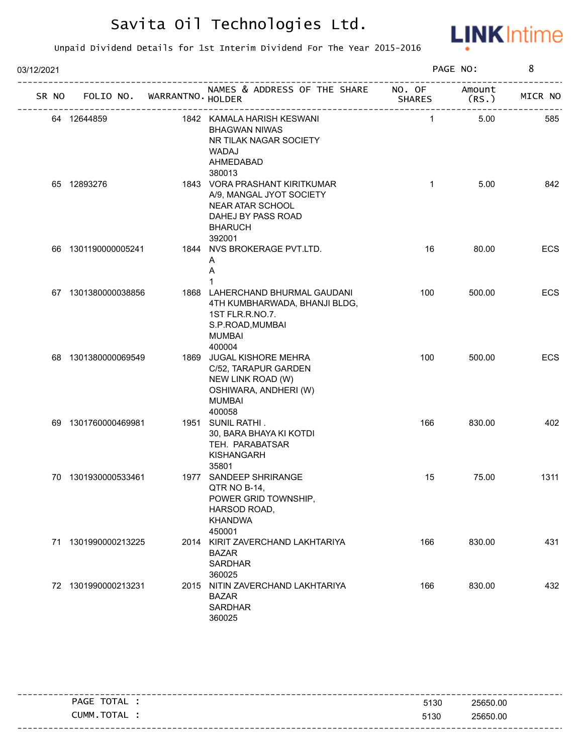# Savita Oil Technologies Ltd.

Unpaid Dividend Details for 1st Interim Dividend For The Year 2015-2016

03/12/2021

| SR NO | FOLIO NO. | WARRANTNO. | NAMES & ADDRESS OF THE SHARE HOLDER | NO. OF SHARES | Amount (RS.) | MICR NO |
|---|---|---|---|---|---|---|
| 64 | 12644859 | 1842 | KAMALA HARISH KESWANI<br>BHAGWAN NIWAS<br>NR TILAK NAGAR SOCIETY<br>WADAJ<br>AHMEDABAD<br>380013 | 1 | 5.00 | 585 |
| 65 | 12893276 | 1843 | VORA PRASHANT KIRITKUMAR<br>A/9, MANGAL JYOT SOCIETY<br>NEAR ATAR SCHOOL<br>DAHEJ BY PASS ROAD<br>BHARUCH<br>392001 | 1 | 5.00 | 842 |
| 66 | 1301190000005241 | 1844 | NVS BROKERAGE PVT.LTD.<br>A<br>A<br>1 | 16 | 80.00 | ECS |
| 67 | 1301380000038856 | 1868 | LAHERCHAND BHURMAL GAUDANI<br>4TH KUMBHARWADA, BHANJI BLDG,<br>1ST FLR.R.NO.7.<br>S.P.ROAD,MUMBAI<br>MUMBAI<br>400004 | 100 | 500.00 | ECS |
| 68 | 1301380000069549 | 1869 | JUGAL KISHORE MEHRA<br>C/52, TARAPUR GARDEN<br>NEW LINK ROAD (W)<br>OSHIWARA, ANDHERI (W)<br>MUMBAI<br>400058 | 100 | 500.00 | ECS |
| 69 | 1301760000469981 | 1951 | SUNIL RATHI .<br>30, BARA BHAYA KI KOTDI<br>TEH. PARABATSAR<br>KISHANGARH<br>35801 | 166 | 830.00 | 402 |
| 70 | 1301930000533461 | 1977 | SANDEEP SHRIRANGE<br>QTR NO B-14,<br>POWER GRID TOWNSHIP,<br>HARSOD ROAD,<br>KHANDWA<br>450001 | 15 | 75.00 | 1311 |
| 71 | 1301990000213225 | 2014 | KIRIT ZAVERCHAND LAKHTARIYA<br>BAZAR<br>SARDHAR<br>360025 | 166 | 830.00 | 431 |
| 72 | 1301990000213231 | 2015 | NITIN ZAVERCHAND LAKHTARIYA<br>BAZAR<br>SARDHAR<br>360025 | 166 | 830.00 | 432 |

| | NO. OF SHARES | Amount (RS.) |
|---|---|---|
| PAGE TOTAL : | 5130 | 25650.00 |
| CUMM.TOTAL : | 5130 | 25650.00 |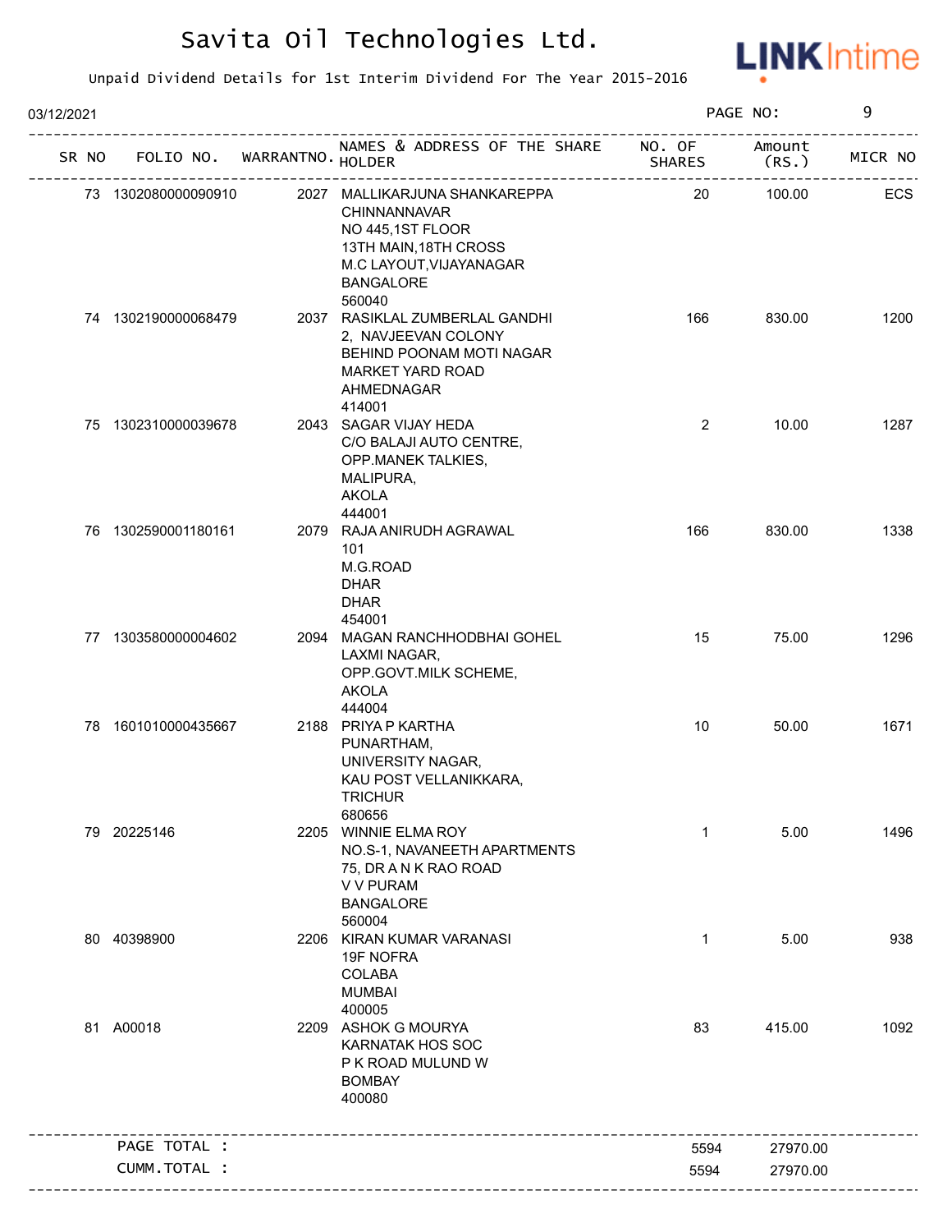# Savita Oil Technologies Ltd.

Unpaid Dividend Details for 1st Interim Dividend For The Year 2015-2016

03/12/2021

| SR NO | FOLIO NO. | WARRANTNO. | NAMES & ADDRESS OF THE SHARE HOLDER | NO. OF SHARES | Amount (RS.) | MICR NO |
|---|---|---|---|---|---|---|
| 73 | 1302080000090910 | 2027 | MALLIKARJUNA SHANKAREPPA CHINNANNAVAR NO 445,1ST FLOOR 13TH MAIN,18TH CROSS M.C LAYOUT,VIJAYANAGAR BANGALORE 560040 | 20 | 100.00 | ECS |
| 74 | 1302190000068479 | 2037 | RASIKLAL ZUMBERLAL GANDHI 2, NAVJEEVAN COLONY BEHIND POONAM MOTI NAGAR MARKET YARD ROAD AHMEDNAGAR 414001 | 166 | 830.00 | 1200 |
| 75 | 1302310000039678 | 2043 | SAGAR VIJAY HEDA C/O BALAJI AUTO CENTRE, OPP.MANEK TALKIES, MALIPURA, AKOLA 444001 | 2 | 10.00 | 1287 |
| 76 | 1302590001180161 | 2079 | RAJA ANIRUDH AGRAWAL 101 M.G.ROAD DHAR DHAR 454001 | 166 | 830.00 | 1338 |
| 77 | 1303580000004602 | 2094 | MAGAN RANCHHODBHAI GOHEL LAXMI NAGAR, OPP.GOVT.MILK SCHEME, AKOLA 444004 | 15 | 75.00 | 1296 |
| 78 | 1601010000435667 | 2188 | PRIYA P KARTHA PUNARTHAM, UNIVERSITY NAGAR, KAU POST VELLANIKKARA, TRICHUR 680656 | 10 | 50.00 | 1671 |
| 79 | 20225146 | 2205 | WINNIE ELMA ROY NO.S-1, NAVANEETH APARTMENTS 75, DR A N K RAO ROAD V V PURAM BANGALORE 560004 | 1 | 5.00 | 1496 |
| 80 | 40398900 | 2206 | KIRAN KUMAR VARANASI 19F NOFRA COLABA MUMBAI 400005 | 1 | 5.00 | 938 |
| 81 | A00018 | 2209 | ASHOK G MOURYA KARNATAK HOS SOC P K ROAD MULUND W BOMBAY 400080 | 83 | 415.00 | 1092 |
| | PAGE TOTAL : | | | 5594 | 27970.00 | |
| | CUMM.TOTAL : | | | 5594 | 27970.00 | |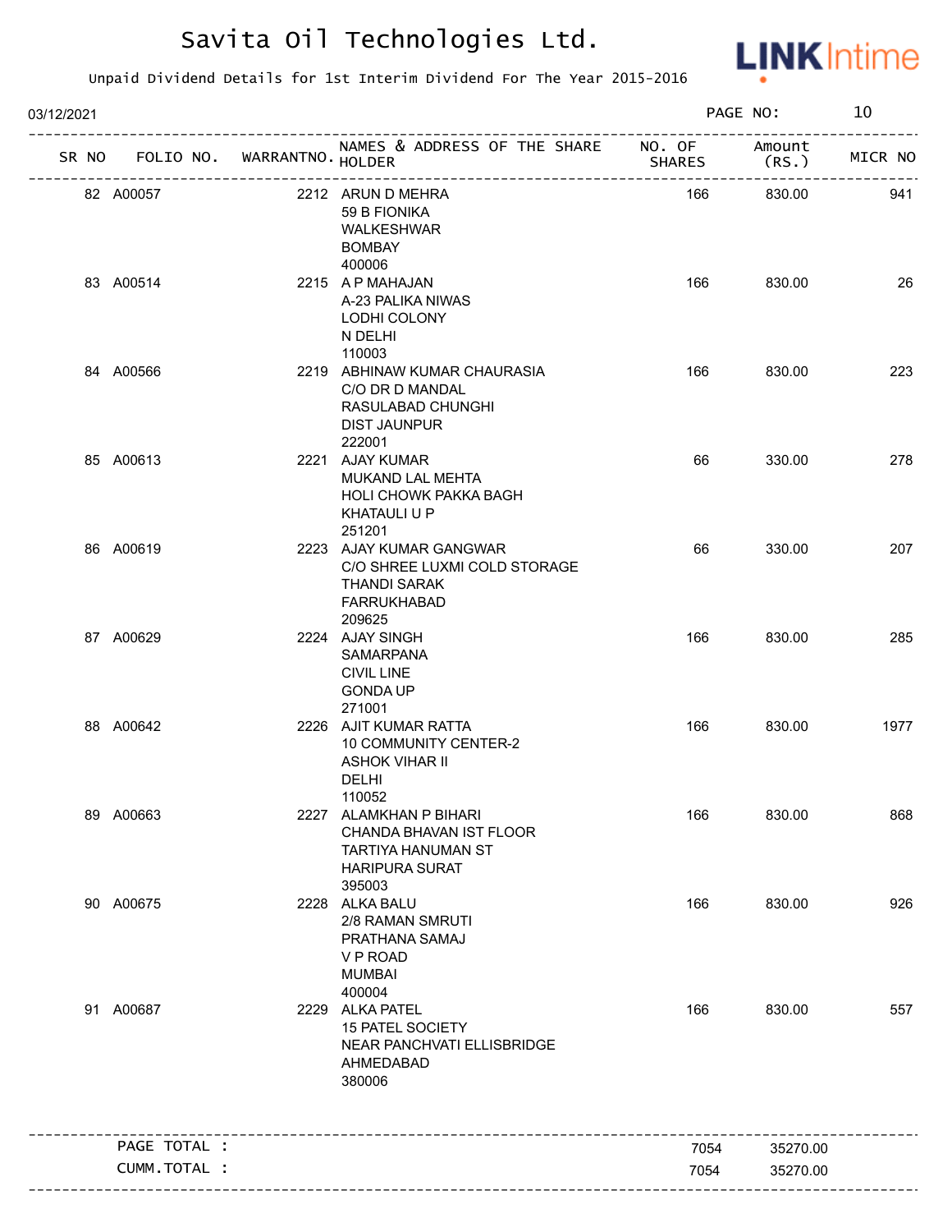# Savita Oil Technologies Ltd.

Unpaid Dividend Details for 1st Interim Dividend For The Year 2015-2016

03/12/2021

| SR NO | FOLIO NO. | WARRANTNO. | NAMES & ADDRESS OF THE SHARE HOLDER | NO. OF SHARES | Amount (RS.) | MICR NO |
|---|---|---|---|---|---|---|
| 82 | A00057 | 2212 | ARUN D MEHRA 59 B FIONIKA WALKESHWAR BOMBAY 400006 | 166 | 830.00 | 941 |
| 83 | A00514 | 2215 | A P MAHAJAN A-23 PALIKA NIWAS LODHI COLONY N DELHI 110003 | 166 | 830.00 | 26 |
| 84 | A00566 | 2219 | ABHINAW KUMAR CHAURASIA C/O DR D MANDAL RASULABAD CHUNGHI DIST JAUNPUR 222001 | 166 | 830.00 | 223 |
| 85 | A00613 | 2221 | AJAY KUMAR MUKAND LAL MEHTA HOLI CHOWK PAKKA BAGH KHATAULI U P 251201 | 66 | 330.00 | 278 |
| 86 | A00619 | 2223 | AJAY KUMAR GANGWAR C/O SHREE LUXMI COLD STORAGE THANDI SARAK FARRUKHABAD 209625 | 66 | 330.00 | 207 |
| 87 | A00629 | 2224 | AJAY SINGH SAMARPANA CIVIL LINE GONDA UP 271001 | 166 | 830.00 | 285 |
| 88 | A00642 | 2226 | AJIT KUMAR RATTA 10 COMMUNITY CENTER-2 ASHOK VIHAR II DELHI 110052 | 166 | 830.00 | 1977 |
| 89 | A00663 | 2227 | ALAMKHAN P BIHARI CHANDA BHAVAN IST FLOOR TARTIYA HANUMAN ST HARIPURA SURAT 395003 | 166 | 830.00 | 868 |
| 90 | A00675 | 2228 | ALKA BALU 2/8 RAMAN SMRUTI PRATHANA SAMAJ V P ROAD MUMBAI 400004 | 166 | 830.00 | 926 |
| 91 | A00687 | 2229 | ALKA PATEL 15 PATEL SOCIETY NEAR PANCHVATI ELLISBRIDGE AHMEDABAD 380006 | 166 | 830.00 | 557 |

| | | |
|---|---|---|
| PAGE TOTAL : | 7054 | 35270.00 |
| CUMM.TOTAL : | 7054 | 35270.00 |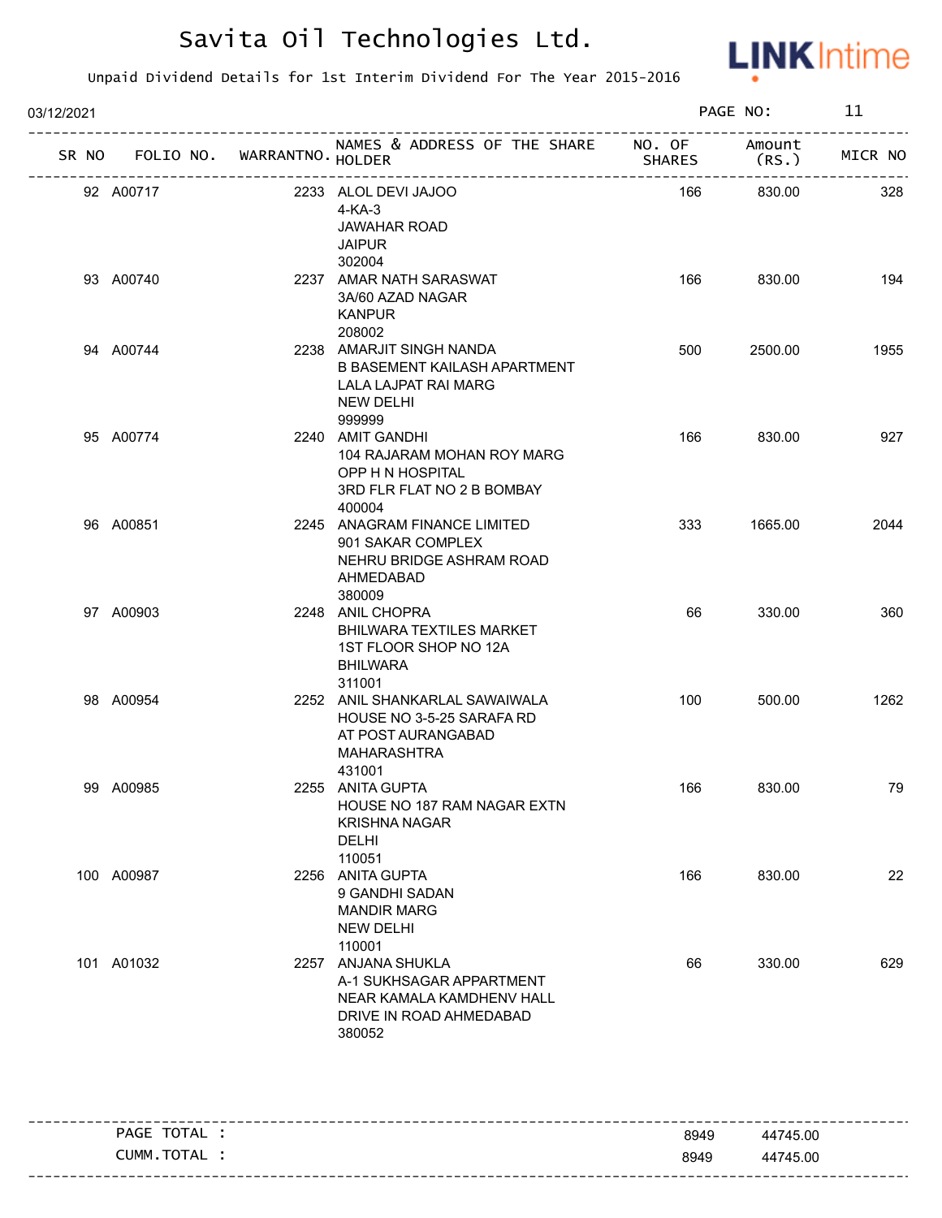# Savita Oil Technologies Ltd.

Unpaid Dividend Details for 1st Interim Dividend For The Year 2015-2016

03/12/2021

| SR NO | FOLIO NO. | WARRANTNO. | NAMES & ADDRESS OF THE SHARE HOLDER | NO. OF SHARES | Amount (RS.) | MICR NO |
|---|---|---|---|---|---|---|
| 92 | A00717 | 2233 | ALOL DEVI JAJOO<br>4-KA-3<br>JAWAHAR ROAD<br>JAIPUR<br>302004 | 166 | 830.00 | 328 |
| 93 | A00740 | 2237 | AMAR NATH SARASWAT<br>3A/60 AZAD NAGAR<br>KANPUR<br>208002 | 166 | 830.00 | 194 |
| 94 | A00744 | 2238 | AMARJIT SINGH NANDA<br>B BASEMENT KAILASH APARTMENT<br>LALA LAJPAT RAI MARG<br>NEW DELHI<br>999999 | 500 | 2500.00 | 1955 |
| 95 | A00774 | 2240 | AMIT GANDHI<br>104 RAJARAM MOHAN ROY MARG<br>OPP H N HOSPITAL<br>3RD FLR FLAT NO 2 B BOMBAY<br>400004 | 166 | 830.00 | 927 |
| 96 | A00851 | 2245 | ANAGRAM FINANCE LIMITED<br>901 SAKAR COMPLEX<br>NEHRU BRIDGE ASHRAM ROAD<br>AHMEDABAD<br>380009 | 333 | 1665.00 | 2044 |
| 97 | A00903 | 2248 | ANIL CHOPRA<br>BHILWARA TEXTILES MARKET<br>1ST FLOOR SHOP NO 12A<br>BHILWARA<br>311001 | 66 | 330.00 | 360 |
| 98 | A00954 | 2252 | ANIL SHANKARLAL SAWAIWALA<br>HOUSE NO 3-5-25 SARAFA RD<br>AT POST AURANGABAD<br>MAHARASHTRA<br>431001 | 100 | 500.00 | 1262 |
| 99 | A00985 | 2255 | ANITA GUPTA<br>HOUSE NO 187 RAM NAGAR EXTN<br>KRISHNA NAGAR<br>DELHI<br>110051 | 166 | 830.00 | 79 |
| 100 | A00987 | 2256 | ANITA GUPTA<br>9 GANDHI SADAN<br>MANDIR MARG<br>NEW DELHI<br>110001 | 166 | 830.00 | 22 |
| 101 | A01032 | 2257 | ANJANA SHUKLA<br>A-1 SUKHSAGAR APPARTMENT<br>NEAR KAMALA KAMDHENV HALL<br>DRIVE IN ROAD AHMEDABAD<br>380052 | 66 | 330.00 | 629 |

| | NO. OF SHARES | Amount (RS.) |
|---|---|---|
| PAGE TOTAL : | 8949 | 44745.00 |
| CUMM.TOTAL : | 8949 | 44745.00 |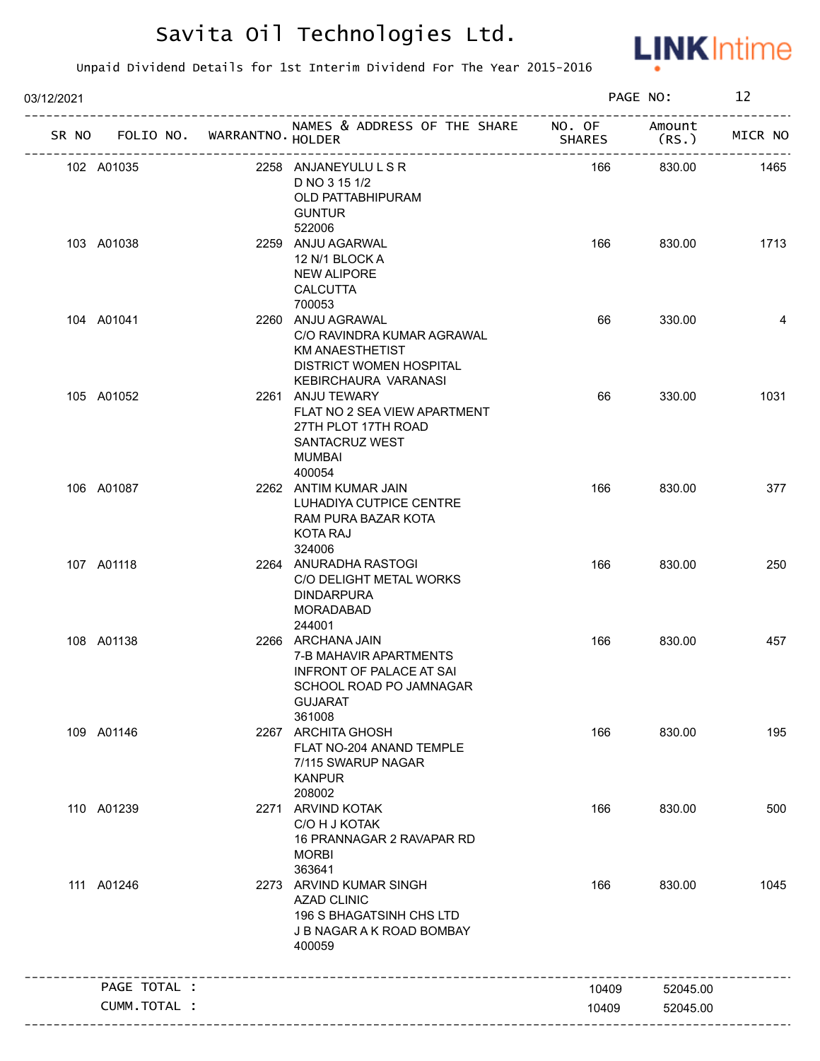# Savita Oil Technologies Ltd.

Unpaid Dividend Details for 1st Interim Dividend For The Year 2015-2016

03/12/2021

| SR NO | FOLIO NO. | WARRANTNO. | NAMES & ADDRESS OF THE SHARE HOLDER | NO. OF SHARES | Amount (RS.) | MICR NO |
|---|---|---|---|---|---|---|
| 102 | A01035 | 2258 | ANJANEYULU L S R<br>D NO 3 15 1/2<br>OLD PATTABHIPURAM<br>GUNTUR<br>522006 | 166 | 830.00 | 1465 |
| 103 | A01038 | 2259 | ANJU AGARWAL<br>12 N/1 BLOCK A<br>NEW ALIPORE<br>CALCUTTA<br>700053 | 166 | 830.00 | 1713 |
| 104 | A01041 | 2260 | ANJU AGRAWAL<br>C/O RAVINDRA KUMAR AGRAWAL<br>KM ANAESTHETIST<br>DISTRICT WOMEN HOSPITAL<br>KEBIRCHAURA VARANASI | 66 | 330.00 | 4 |
| 105 | A01052 | 2261 | ANJU TEWARY<br>FLAT NO 2 SEA VIEW APARTMENT<br>27TH PLOT 17TH ROAD<br>SANTACRUZ WEST<br>MUMBAI<br>400054 | 66 | 330.00 | 1031 |
| 106 | A01087 | 2262 | ANTIM KUMAR JAIN<br>LUHADIYA CUTPICE CENTRE<br>RAM PURA BAZAR KOTA<br>KOTA RAJ<br>324006 | 166 | 830.00 | 377 |
| 107 | A01118 | 2264 | ANURADHA RASTOGI<br>C/O DELIGHT METAL WORKS<br>DINDARPURA<br>MORADABAD<br>244001 | 166 | 830.00 | 250 |
| 108 | A01138 | 2266 | ARCHANA JAIN<br>7-B MAHAVIR APARTMENTS<br>INFRONT OF PALACE AT SAI<br>SCHOOL ROAD PO JAMNAGAR<br>GUJARAT<br>361008 | 166 | 830.00 | 457 |
| 109 | A01146 | 2267 | ARCHITA GHOSH<br>FLAT NO-204 ANAND TEMPLE<br>7/115 SWARUP NAGAR<br>KANPUR<br>208002 | 166 | 830.00 | 195 |
| 110 | A01239 | 2271 | ARVIND KOTAK<br>C/O H J KOTAK<br>16 PRANNAGAR 2 RAVAPAR RD<br>MORBI<br>363641 | 166 | 830.00 | 500 |
| 111 | A01246 | 2273 | ARVIND KUMAR SINGH<br>AZAD CLINIC<br>196 S BHAGATSINH CHS LTD<br>J B NAGAR A K ROAD BOMBAY<br>400059 | 166 | 830.00 | 1045 |
| | PAGE TOTAL : | | | 10409 | 52045.00 | |
| | CUMM.TOTAL : | | | 10409 | 52045.00 | |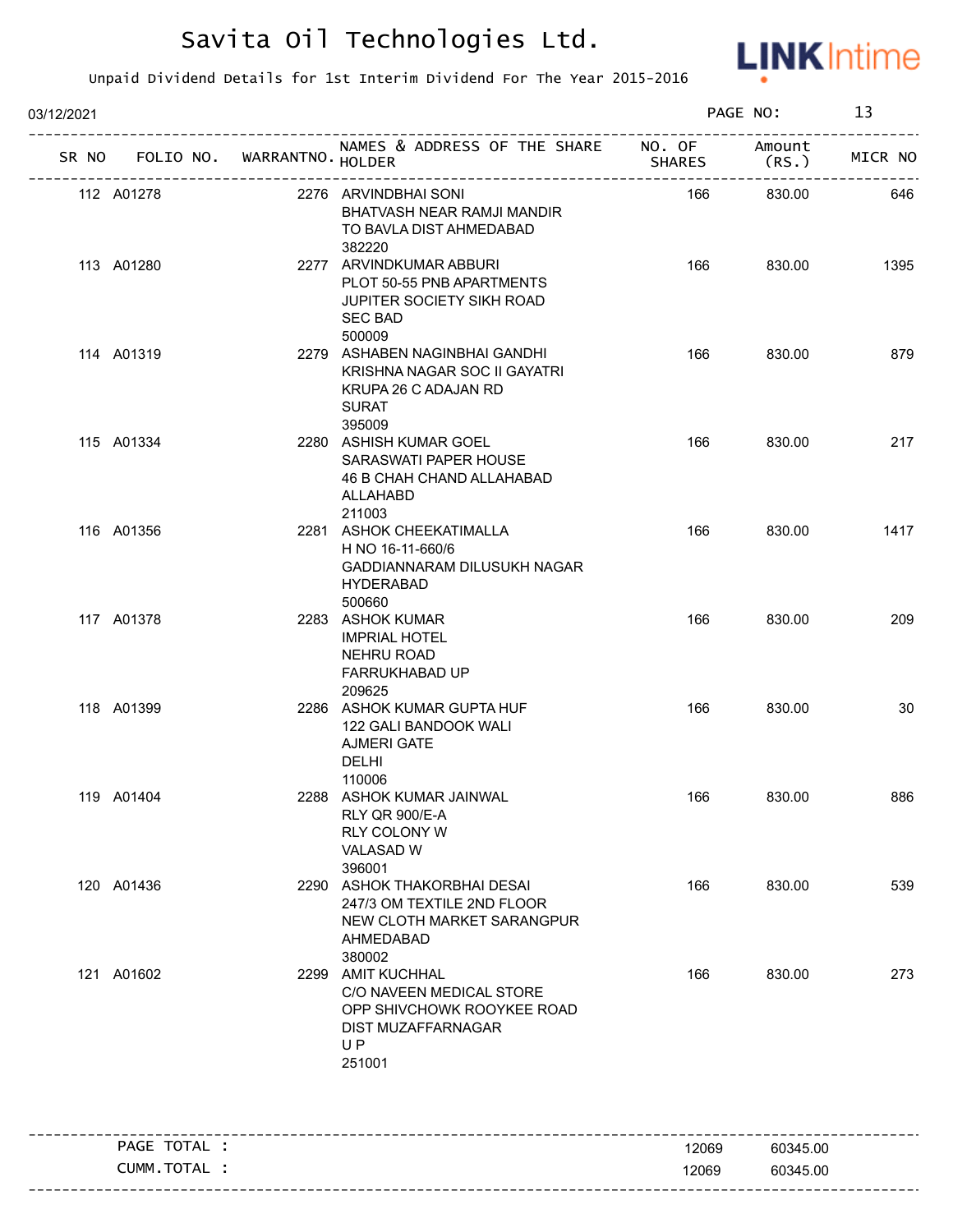# Savita Oil Technologies Ltd.

Unpaid Dividend Details for 1st Interim Dividend For The Year 2015-2016

03/12/2021

| SR NO | FOLIO NO. | WARRANTNO. | NAMES & ADDRESS OF THE SHARE HOLDER | NO. OF SHARES | Amount (RS.) | MICR NO |
|---|---|---|---|---|---|---|
| 112 | A01278 | 2276 | ARVINDBHAI SONI<br>BHATVASH NEAR RAMJI MANDIR<br>TO BAVLA DIST AHMEDABAD<br>382220 | 166 | 830.00 | 646 |
| 113 | A01280 | 2277 | ARVINDKUMAR ABBURI<br>PLOT 50-55 PNB APARTMENTS<br>JUPITER SOCIETY SIKH ROAD<br>SEC BAD<br>500009 | 166 | 830.00 | 1395 |
| 114 | A01319 | 2279 | ASHABEN NAGINBHAI GANDHI<br>KRISHNA NAGAR SOC II GAYATRI<br>KRUPA 26 C ADAJAN RD<br>SURAT<br>395009 | 166 | 830.00 | 879 |
| 115 | A01334 | 2280 | ASHISH KUMAR GOEL<br>SARASWATI PAPER HOUSE<br>46 B CHAH CHAND ALLAHABAD<br>ALLAHABD<br>211003 | 166 | 830.00 | 217 |
| 116 | A01356 | 2281 | ASHOK CHEEKATIMALLA<br>H NO 16-11-660/6<br>GADDIANNARAM DILUSUKH NAGAR<br>HYDERABAD<br>500660 | 166 | 830.00 | 1417 |
| 117 | A01378 | 2283 | ASHOK KUMAR<br>IMPRIAL HOTEL<br>NEHRU ROAD<br>FARRUKHABAD UP<br>209625 | 166 | 830.00 | 209 |
| 118 | A01399 | 2286 | ASHOK KUMAR GUPTA HUF<br>122 GALI BANDOOK WALI<br>AJMERI GATE<br>DELHI<br>110006 | 166 | 830.00 | 30 |
| 119 | A01404 | 2288 | ASHOK KUMAR JAINWAL<br>RLY QR 900/E-A<br>RLY COLONY W<br>VALASAD W<br>396001 | 166 | 830.00 | 886 |
| 120 | A01436 | 2290 | ASHOK THAKORBHAI DESAI<br>247/3 OM TEXTILE 2ND FLOOR<br>NEW CLOTH MARKET SARANGPUR<br>AHMEDABAD<br>380002 | 166 | 830.00 | 539 |
| 121 | A01602 | 2299 | AMIT KUCHHAL<br>C/O NAVEEN MEDICAL STORE<br>OPP SHIVCHOWK ROOYKEE ROAD<br>DIST MUZAFFARNAGAR<br>U P<br>251001 | 166 | 830.00 | 273 |

| | | |
|---|---|---|
| PAGE TOTAL : | 12069 | 60345.00 |
| CUMM.TOTAL : | 12069 | 60345.00 |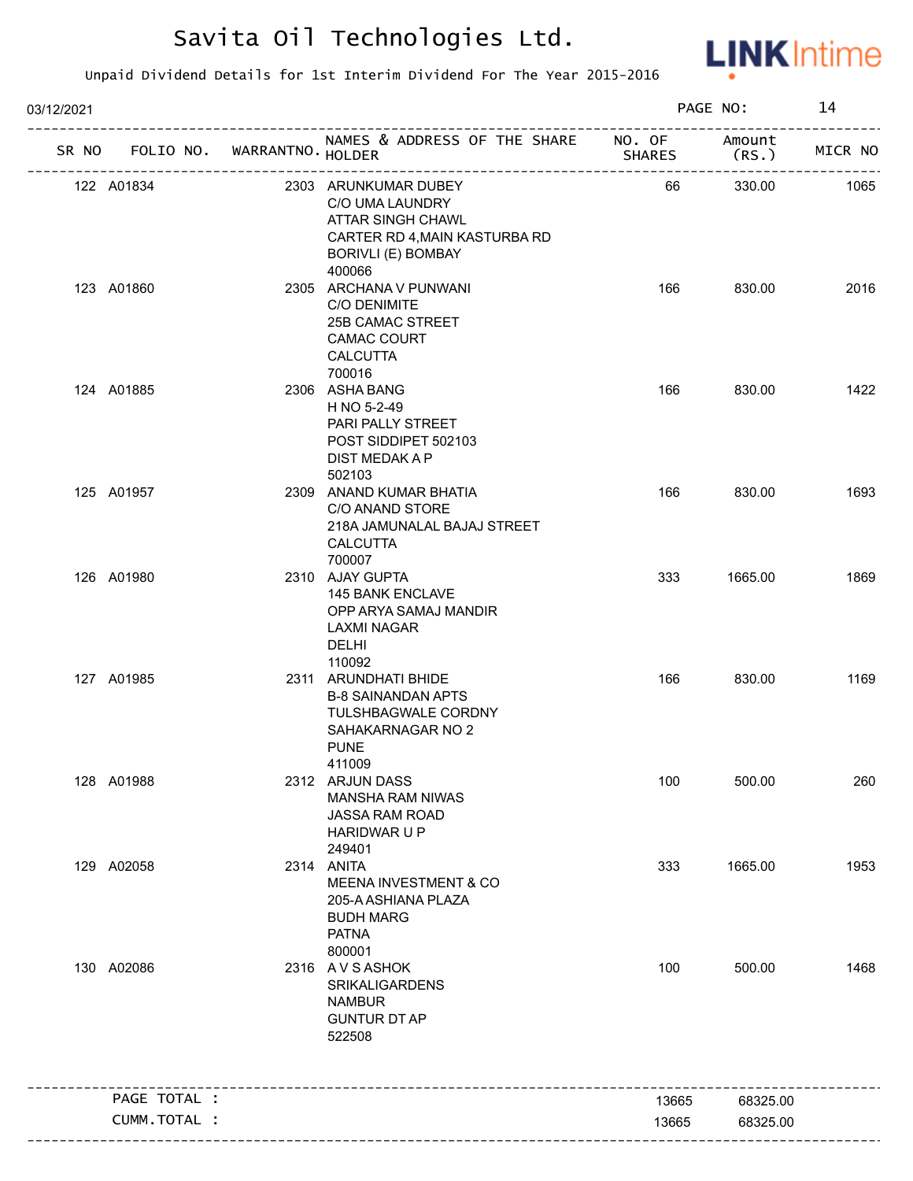# Savita Oil Technologies Ltd.

Unpaid Dividend Details for 1st Interim Dividend For The Year 2015-2016

03/12/2021 PAGE NO: 14

| SR NO | FOLIO NO. | WARRANTNO. | NAMES & ADDRESS OF THE SHARE HOLDER | NO. OF SHARES | Amount (RS.) | MICR NO |
|---|---|---|---|---|---|---|
| 122 | A01834 | 2303 | ARUNKUMAR DUBEY C/O UMA LAUNDRY ATTAR SINGH CHAWL CARTER RD 4,MAIN KASTURBA RD BORIVLI (E) BOMBAY 400066 | 66 | 330.00 | 1065 |
| 123 | A01860 | 2305 | ARCHANA V PUNWANI C/O DENIMITE 25B CAMAC STREET CAMAC COURT CALCUTTA 700016 | 166 | 830.00 | 2016 |
| 124 | A01885 | 2306 | ASHA BANG H NO 5-2-49 PARI PALLY STREET POST SIDDIPET 502103 DIST MEDAK A P 502103 | 166 | 830.00 | 1422 |
| 125 | A01957 | 2309 | ANAND KUMAR BHATIA C/O ANAND STORE 218A JAMUNALAL BAJAJ STREET CALCUTTA 700007 | 166 | 830.00 | 1693 |
| 126 | A01980 | 2310 | AJAY GUPTA 145 BANK ENCLAVE OPP ARYA SAMAJ MANDIR LAXMI NAGAR DELHI 110092 | 333 | 1665.00 | 1869 |
| 127 | A01985 | 2311 | ARUNDHATI BHIDE B-8 SAINANDAN APTS TULSHBAGWALE CORDNY SAHAKARNAGAR NO 2 PUNE 411009 | 166 | 830.00 | 1169 |
| 128 | A01988 | 2312 | ARJUN DASS MANSHA RAM NIWAS JASSA RAM ROAD HARIDWAR U P 249401 | 100 | 500.00 | 260 |
| 129 | A02058 | 2314 | ANITA MEENA INVESTMENT & CO 205-A ASHIANA PLAZA BUDH MARG PATNA 800001 | 333 | 1665.00 | 1953 |
| 130 | A02086 | 2316 | A V S ASHOK SRIKALIGARDENS NAMBUR GUNTUR DT AP 522508 | 100 | 500.00 | 1468 |
| | PAGE TOTAL : | | | 13665 | 68325.00 | |
| | CUMM.TOTAL : | | | 13665 | 68325.00 | |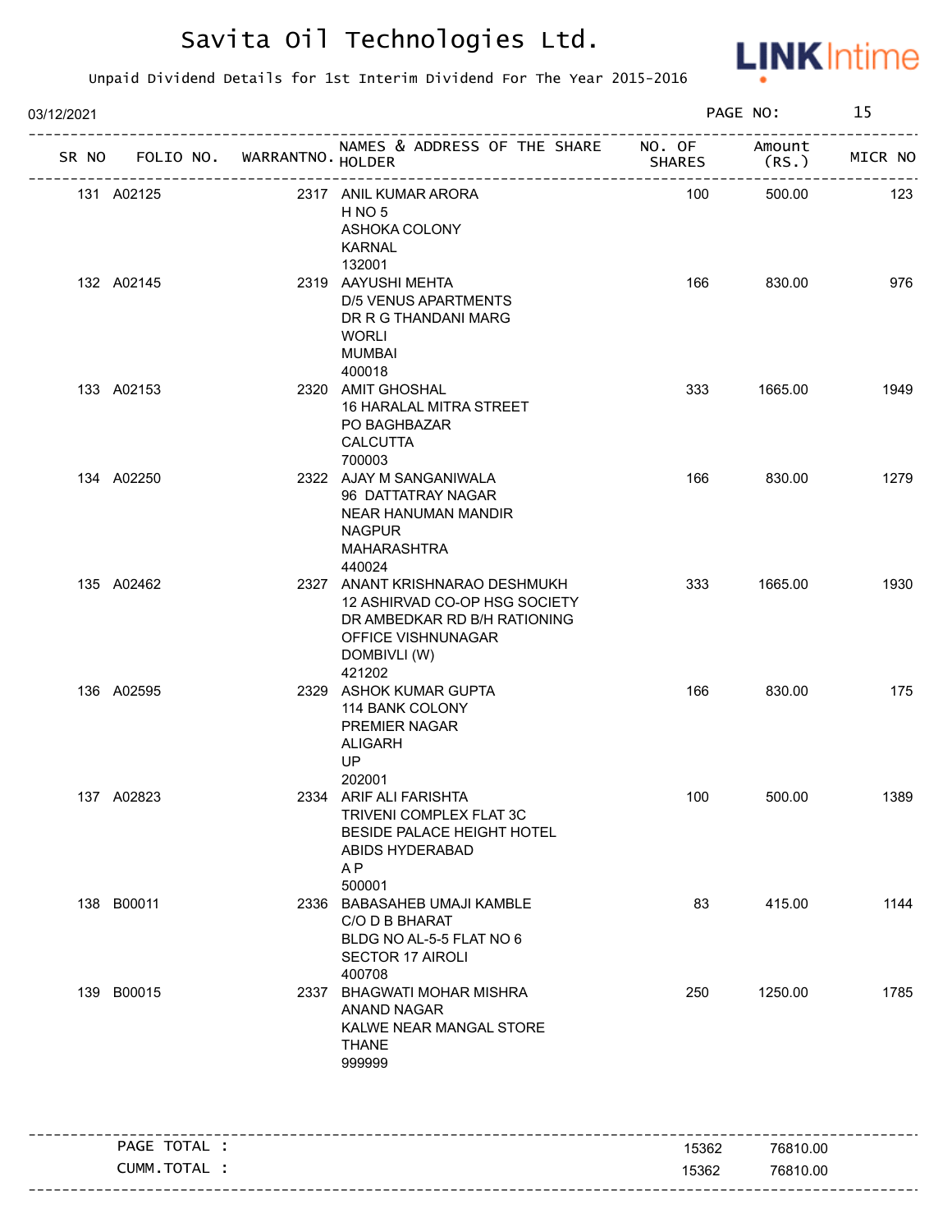# Savita Oil Technologies Ltd.

Unpaid Dividend Details for 1st Interim Dividend For The Year 2015-2016

03/12/2021

| SR NO | FOLIO NO. | WARRANTNO. | NAMES & ADDRESS OF THE SHARE HOLDER | NO. OF SHARES | Amount (RS.) | MICR NO |
|---|---|---|---|---|---|---|
| 131 | A02125 | 2317 | ANIL KUMAR ARORA<br>H NO 5<br>ASHOKA COLONY<br>KARNAL<br>132001 | 100 | 500.00 | 123 |
| 132 | A02145 | 2319 | AAYUSHI MEHTA<br>D/5 VENUS APARTMENTS<br>DR R G THANDANI MARG<br>WORLI<br>MUMBAI<br>400018 | 166 | 830.00 | 976 |
| 133 | A02153 | 2320 | AMIT GHOSHAL<br>16 HARALAL MITRA STREET<br>PO BAGHBAZAR<br>CALCUTTA<br>700003 | 333 | 1665.00 | 1949 |
| 134 | A02250 | 2322 | AJAY M SANGANIWALA<br>96 DATTATRAY NAGAR<br>NEAR HANUMAN MANDIR<br>NAGPUR<br>MAHARASHTRA<br>440024 | 166 | 830.00 | 1279 |
| 135 | A02462 | 2327 | ANANT KRISHNARAO DESHMUKH<br>12 ASHIRVAD CO-OP HSG SOCIETY<br>DR AMBEDKAR RD B/H RATIONING<br>OFFICE VISHNUNAGAR<br>DOMBIVLI (W)<br>421202 | 333 | 1665.00 | 1930 |
| 136 | A02595 | 2329 | ASHOK KUMAR GUPTA<br>114 BANK COLONY<br>PREMIER NAGAR<br>ALIGARH<br>UP<br>202001 | 166 | 830.00 | 175 |
| 137 | A02823 | 2334 | ARIF ALI FARISHTA<br>TRIVENI COMPLEX FLAT 3C<br>BESIDE PALACE HEIGHT HOTEL<br>ABIDS HYDERABAD<br>A P<br>500001 | 100 | 500.00 | 1389 |
| 138 | B00011 | 2336 | BABASAHEB UMAJI KAMBLE<br>C/O D B BHARAT<br>BLDG NO AL-5-5 FLAT NO 6<br>SECTOR 17 AIROLI<br>400708 | 83 | 415.00 | 1144 |
| 139 | B00015 | 2337 | BHAGWATI MOHAR MISHRA<br>ANAND NAGAR<br>KALWE NEAR MANGAL STORE<br>THANE<br>999999 | 250 | 1250.00 | 1785 |

| | NO. OF SHARES | Amount (RS.) |
|---|---|---|
| PAGE TOTAL : | 15362 | 76810.00 |
| CUMM.TOTAL : | 15362 | 76810.00 |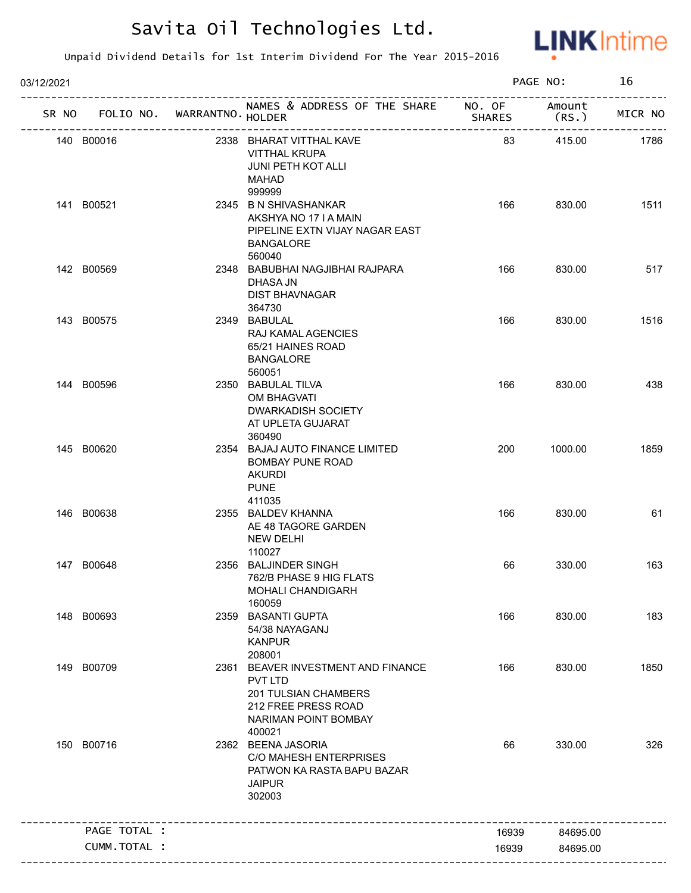# Savita Oil Technologies Ltd.

Unpaid Dividend Details for 1st Interim Dividend For The Year 2015-2016

03/12/2021

| SR NO | FOLIO NO. | WARRANTNO. | NAMES & ADDRESS OF THE SHARE HOLDER | NO. OF SHARES | Amount (RS.) | MICR NO |
|---|---|---|---|---|---|---|
| 140 | B00016 | 2338 | BHARAT VITTHAL KAVE VITTHAL KRUPA JUNI PETH KOT ALLI MAHAD 999999 | 83 | 415.00 | 1786 |
| 141 | B00521 | 2345 | B N SHIVASHANKAR AKSHYA NO 17 I A MAIN PIPELINE EXTN VIJAY NAGAR EAST BANGALORE 560040 | 166 | 830.00 | 1511 |
| 142 | B00569 | 2348 | BABUBHAI NAGJIBHAI RAJPARA DHASA JN DIST BHAVNAGAR 364730 | 166 | 830.00 | 517 |
| 143 | B00575 | 2349 | BABULAL RAJ KAMAL AGENCIES 65/21 HAINES ROAD BANGALORE 560051 | 166 | 830.00 | 1516 |
| 144 | B00596 | 2350 | BABULAL TILVA OM BHAGVATI DWARKADISH SOCIETY AT UPLETA GUJARAT 360490 | 166 | 830.00 | 438 |
| 145 | B00620 | 2354 | BAJAJ AUTO FINANCE LIMITED BOMBAY PUNE ROAD AKURDI PUNE 411035 | 200 | 1000.00 | 1859 |
| 146 | B00638 | 2355 | BALDEV KHANNA AE 48 TAGORE GARDEN NEW DELHI 110027 | 166 | 830.00 | 61 |
| 147 | B00648 | 2356 | BALJINDER SINGH 762/B PHASE 9 HIG FLATS MOHALI CHANDIGARH 160059 | 66 | 330.00 | 163 |
| 148 | B00693 | 2359 | BASANTI GUPTA 54/38 NAYAGANJ KANPUR 208001 | 166 | 830.00 | 183 |
| 149 | B00709 | 2361 | BEAVER INVESTMENT AND FINANCE PVT LTD 201 TULSIAN CHAMBERS 212 FREE PRESS ROAD NARIMAN POINT BOMBAY 400021 | 166 | 830.00 | 1850 |
| 150 | B00716 | 2362 | BEENA JASORIA C/O MAHESH ENTERPRISES PATWON KA RASTA BAPU BAZAR JAIPUR 302003 | 66 | 330.00 | 326 |

| | | |
|---|---|---|
| PAGE TOTAL : | 16939 | 84695.00 |
| CUMM.TOTAL : | 16939 | 84695.00 |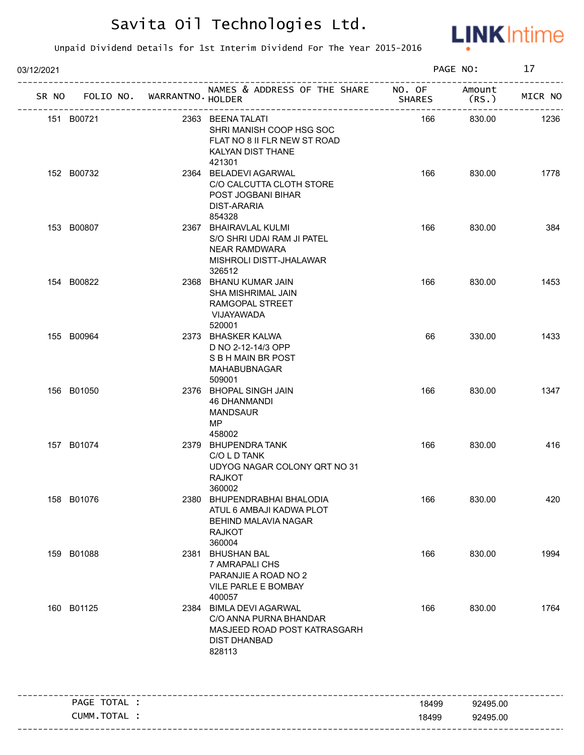# Savita Oil Technologies Ltd.

Unpaid Dividend Details for 1st Interim Dividend For The Year 2015-2016

03/12/2021

| SR NO | FOLIO NO. | WARRANTNO. | NAMES & ADDRESS OF THE SHARE HOLDER | NO. OF SHARES | Amount (RS.) | MICR NO |
|---|---|---|---|---|---|---|
| 151 | B00721 | 2363 | BEENA TALATI<br>SHRI MANISH COOP HSG SOC<br>FLAT NO 8 II FLR NEW ST ROAD<br>KALYAN DIST THANE<br>421301 | 166 | 830.00 | 1236 |
| 152 | B00732 | 2364 | BELADEVI AGARWAL<br>C/O CALCUTTA CLOTH STORE<br>POST JOGBANI BIHAR<br>DIST-ARARIA<br>854328 | 166 | 830.00 | 1778 |
| 153 | B00807 | 2367 | BHAIRAVLAL KULMI<br>S/O SHRI UDAI RAM JI PATEL<br>NEAR RAMDWARA<br>MISHROLI DISTT-JHALAWAR<br>326512 | 166 | 830.00 | 384 |
| 154 | B00822 | 2368 | BHANU KUMAR JAIN<br>SHA MISHRIMAL JAIN<br>RAMGOPAL STREET<br>VIJAYAWADA<br>520001 | 166 | 830.00 | 1453 |
| 155 | B00964 | 2373 | BHASKER KALWA<br>D NO 2-12-14/3 OPP<br>S B H MAIN BR POST<br>MAHABUBNAGAR<br>509001 | 66 | 330.00 | 1433 |
| 156 | B01050 | 2376 | BHOPAL SINGH JAIN<br>46 DHANMANDI<br>MANDSAUR<br>MP<br>458002 | 166 | 830.00 | 1347 |
| 157 | B01074 | 2379 | BHUPENDRA TANK<br>C/O L D TANK<br>UDYOG NAGAR COLONY QRT NO 31<br>RAJKOT<br>360002 | 166 | 830.00 | 416 |
| 158 | B01076 | 2380 | BHUPENDRABHAI BHALODIA<br>ATUL 6 AMBAJI KADWA PLOT<br>BEHIND MALAVIA NAGAR<br>RAJKOT<br>360004 | 166 | 830.00 | 420 |
| 159 | B01088 | 2381 | BHUSHAN BAL<br>7 AMRAPALI CHS<br>PARANJIE A ROAD NO 2<br>VILE PARLE E BOMBAY<br>400057 | 166 | 830.00 | 1994 |
| 160 | B01125 | 2384 | BIMLA DEVI AGARWAL<br>C/O ANNA PURNA BHANDAR<br>MASJEED ROAD POST KATRASGARH<br>DIST DHANBAD<br>828113 | 166 | 830.00 | 1764 |

| | | | |
|---|---|---|---|
| PAGE TOTAL : | | 18499 | 92495.00 |
| CUMM.TOTAL : | | 18499 | 92495.00 |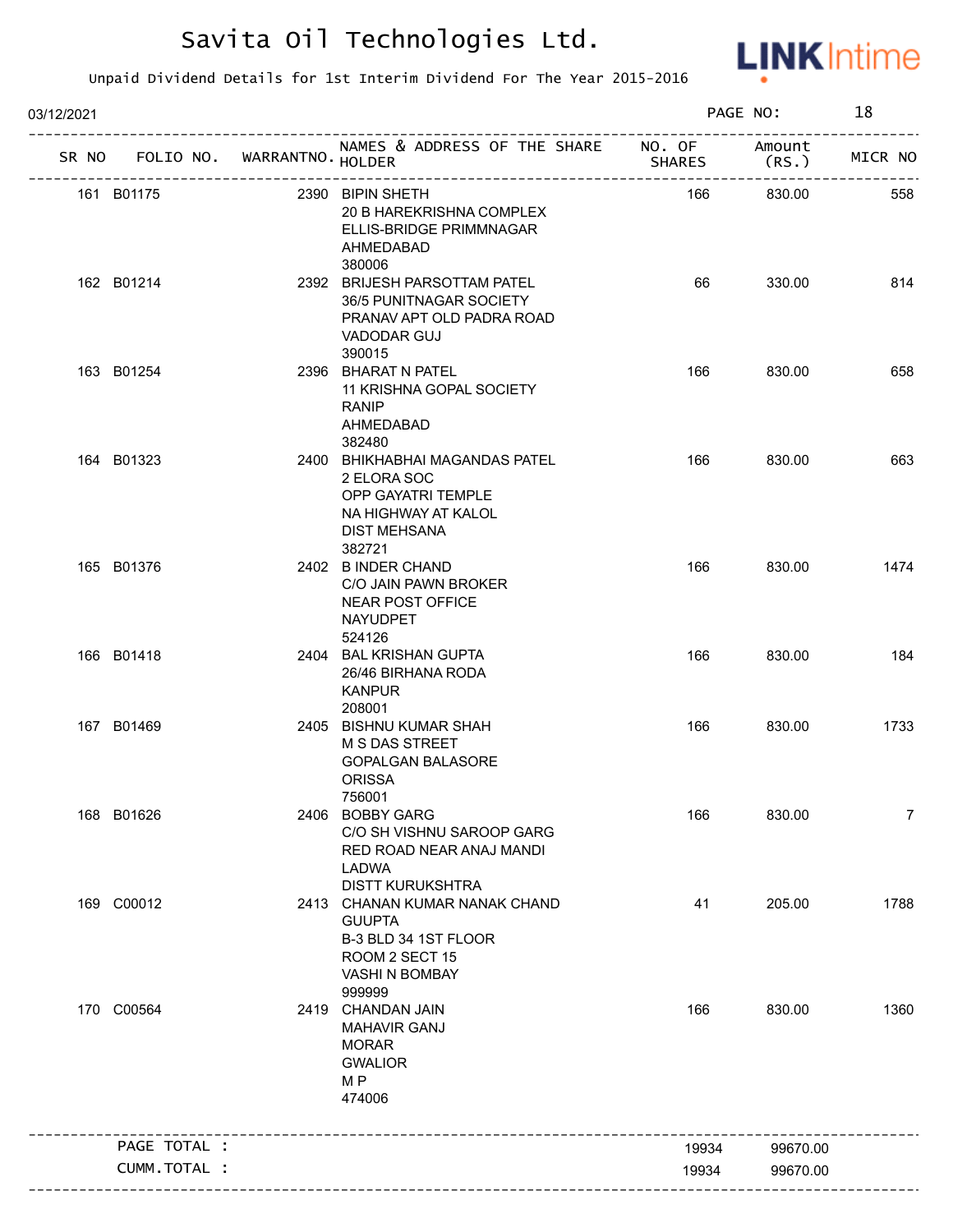# Savita Oil Technologies Ltd.

Unpaid Dividend Details for 1st Interim Dividend For The Year 2015-2016

03/12/2021

| SR NO | FOLIO NO. | WARRANTNO. | NAMES & ADDRESS OF THE SHARE HOLDER | NO. OF SHARES | Amount (RS.) | MICR NO |
|---|---|---|---|---|---|---|
| 161 | B01175 | 2390 | BIPIN SHETH<br>20 B HAREKRISHNA COMPLEX<br>ELLIS-BRIDGE PRIMMNAGAR<br>AHMEDABAD<br>380006 | 166 | 830.00 | 558 |
| 162 | B01214 | 2392 | BRIJESH PARSOTTAM PATEL<br>36/5 PUNITNAGAR SOCIETY<br>PRANAV APT OLD PADRA ROAD<br>VADODAR GUJ<br>390015 | 66 | 330.00 | 814 |
| 163 | B01254 | 2396 | BHARAT N PATEL<br>11 KRISHNA GOPAL SOCIETY<br>RANIP<br>AHMEDABAD<br>382480 | 166 | 830.00 | 658 |
| 164 | B01323 | 2400 | BHIKHABHAI MAGANDAS PATEL<br>2 ELORA SOC<br>OPP GAYATRI TEMPLE<br>NA HIGHWAY AT KALOL<br>DIST MEHSANA<br>382721 | 166 | 830.00 | 663 |
| 165 | B01376 | 2402 | B INDER CHAND<br>C/O JAIN PAWN BROKER<br>NEAR POST OFFICE<br>NAYUDPET<br>524126 | 166 | 830.00 | 1474 |
| 166 | B01418 | 2404 | BAL KRISHAN GUPTA<br>26/46 BIRHANA RODA<br>KANPUR<br>208001 | 166 | 830.00 | 184 |
| 167 | B01469 | 2405 | BISHNU KUMAR SHAH<br>M S DAS STREET<br>GOPALGAN BALASORE<br>ORISSA<br>756001 | 166 | 830.00 | 1733 |
| 168 | B01626 | 2406 | BOBBY GARG<br>C/O SH VISHNU SAROOP GARG<br>RED ROAD NEAR ANAJ MANDI<br>LADWA<br>DISTT KURUKSHTRA | 166 | 830.00 | 7 |
| 169 | C00012 | 2413 | CHANAN KUMAR NANAK CHAND<br>GUUPTA<br>B-3 BLD 34 1ST FLOOR<br>ROOM 2 SECT 15<br>VASHI N BOMBAY<br>999999 | 41 | 205.00 | 1788 |
| 170 | C00564 | 2419 | CHANDAN JAIN<br>MAHAVIR GANJ<br>MORAR<br>GWALIOR<br>M P<br>474006 | 166 | 830.00 | 1360 |
| | PAGE TOTAL : | | | 19934 | 99670.00 | |
| | CUMM.TOTAL : | | | 19934 | 99670.00 | |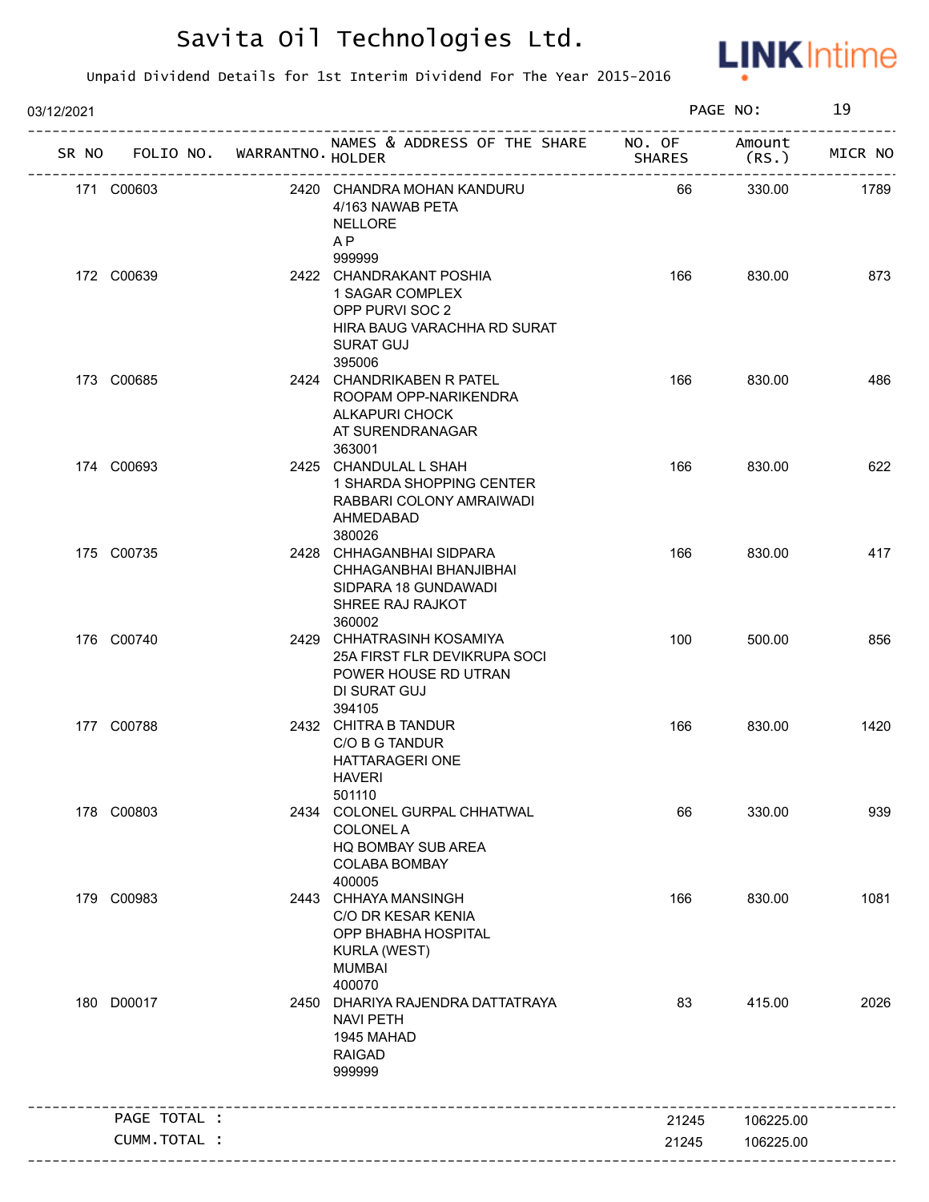# Savita Oil Technologies Ltd.

Unpaid Dividend Details for 1st Interim Dividend For The Year 2015-2016

03/12/2021

| SR NO | FOLIO NO. | WARRANTNO. | NAMES & ADDRESS OF THE SHARE HOLDER | NO. OF SHARES | Amount (RS.) | MICR NO |
|---|---|---|---|---|---|---|
| 171 | C00603 | 2420 | CHANDRA MOHAN KANDURU<br>4/163 NAWAB PETA<br>NELLORE<br>A P<br>999999 | 66 | 330.00 | 1789 |
| 172 | C00639 | 2422 | CHANDRAKANT POSHIA<br>1 SAGAR COMPLEX<br>OPP PURVI SOC 2<br>HIRA BAUG VARACHHA RD SURAT<br>SURAT GUJ<br>395006 | 166 | 830.00 | 873 |
| 173 | C00685 | 2424 | CHANDRIKABEN R PATEL<br>ROOPAM OPP-NARIKENDRA<br>ALKAPURI CHOCK<br>AT SURENDRANAGAR<br>363001 | 166 | 830.00 | 486 |
| 174 | C00693 | 2425 | CHANDULAL L SHAH<br>1 SHARDA SHOPPING CENTER<br>RABBARI COLONY AMRAIWADI<br>AHMEDABAD<br>380026 | 166 | 830.00 | 622 |
| 175 | C00735 | 2428 | CHHAGANBHAI SIDPARA<br>CHHAGANBHAI BHANJIBHAI<br>SIDPARA 18 GUNDAWADI<br>SHREE RAJ RAJKOT<br>360002 | 166 | 830.00 | 417 |
| 176 | C00740 | 2429 | CHHATRASINH KOSAMIYA<br>25A FIRST FLR DEVIKRUPA SOCI<br>POWER HOUSE RD UTRAN<br>DI SURAT GUJ<br>394105 | 100 | 500.00 | 856 |
| 177 | C00788 | 2432 | CHITRA B TANDUR<br>C/O B G TANDUR<br>HATTARAGERI ONE<br>HAVERI<br>501110 | 166 | 830.00 | 1420 |
| 178 | C00803 | 2434 | COLONEL GURPAL CHHATWAL<br>COLONEL A<br>HQ BOMBAY SUB AREA<br>COLABA BOMBAY<br>400005 | 66 | 330.00 | 939 |
| 179 | C00983 | 2443 | CHHAYA MANSINGH<br>C/O DR KESAR KENIA<br>OPP BHABHA HOSPITAL<br>KURLA (WEST)<br>MUMBAI<br>400070 | 166 | 830.00 | 1081 |
| 180 | D00017 | 2450 | DHARIYA RAJENDRA DATTATRAYA<br>NAVI PETH<br>1945 MAHAD<br>RAIGAD<br>999999 | 83 | 415.00 | 2026 |
| | PAGE TOTAL : | | | 21245 | 106225.00 | |
| | CUMM.TOTAL : | | | 21245 | 106225.00 | |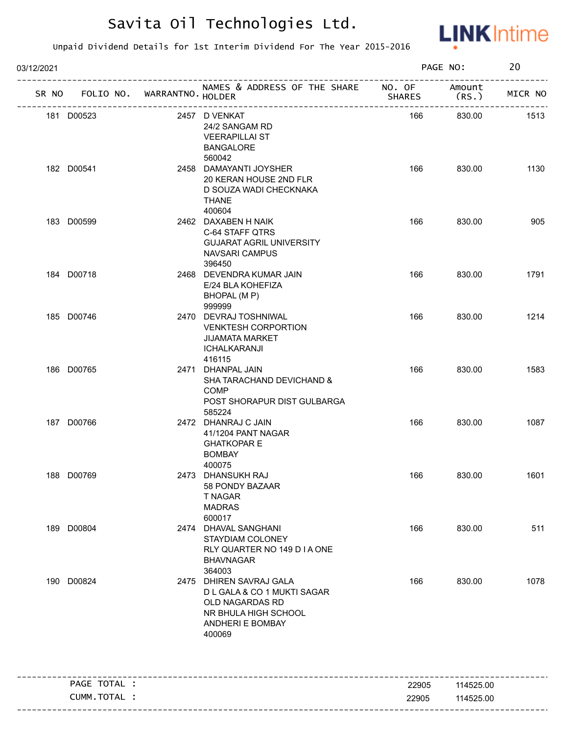# Savita Oil Technologies Ltd.

Unpaid Dividend Details for 1st Interim Dividend For The Year 2015-2016

03/12/2021

| SR NO | FOLIO NO. | WARRANTNO. | NAMES & ADDRESS OF THE SHARE HOLDER | NO. OF SHARES | Amount (RS.) | MICR NO |
|---|---|---|---|---|---|---|
| 181 | D00523 | 2457 | D VENKAT<br>24/2 SANGAM RD<br>VEERAPILLAI ST<br>BANGALORE<br>560042 | 166 | 830.00 | 1513 |
| 182 | D00541 | 2458 | DAMAYANTI JOYSHER<br>20 KERAN HOUSE 2ND FLR<br>D SOUZA WADI CHECKNAKA<br>THANE<br>400604 | 166 | 830.00 | 1130 |
| 183 | D00599 | 2462 | DAXABEN H NAIK<br>C-64 STAFF QTRS<br>GUJARAT AGRIL UNIVERSITY<br>NAVSARI CAMPUS<br>396450 | 166 | 830.00 | 905 |
| 184 | D00718 | 2468 | DEVENDRA KUMAR JAIN<br>E/24 BLA KOHEFIZA<br>BHOPAL (M P)<br>999999 | 166 | 830.00 | 1791 |
| 185 | D00746 | 2470 | DEVRAJ TOSHNIWAL<br>VENKTESH CORPORTION<br>JIJAMATA MARKET<br>ICHALKARANJI<br>416115 | 166 | 830.00 | 1214 |
| 186 | D00765 | 2471 | DHANPAL JAIN<br>SHA TARACHAND DEVICHAND & COMP<br>POST SHORAPUR DIST GULBARGA<br>585224 | 166 | 830.00 | 1583 |
| 187 | D00766 | 2472 | DHANRAJ C JAIN<br>41/1204 PANT NAGAR<br>GHATKOPAR E<br>BOMBAY<br>400075 | 166 | 830.00 | 1087 |
| 188 | D00769 | 2473 | DHANSUKH RAJ<br>58 PONDY BAZAAR<br>T NAGAR<br>MADRAS<br>600017 | 166 | 830.00 | 1601 |
| 189 | D00804 | 2474 | DHAVAL SANGHANI<br>STAYDIAM COLONEY<br>RLY QUARTER NO 149 D I A ONE<br>BHAVNAGAR<br>364003 | 166 | 830.00 | 511 |
| 190 | D00824 | 2475 | DHIREN SAVRAJ GALA<br>D L GALA & CO 1 MUKTI SAGAR<br>OLD NAGARDAS RD<br>NR BHULA HIGH SCHOOL<br>ANDHERI E BOMBAY<br>400069 | 166 | 830.00 | 1078 |

| | | NO. OF SHARES | Amount (RS.) |
|---|---|---|---|
| PAGE TOTAL : | | 22905 | 114525.00 |
| CUMM.TOTAL : | | 22905 | 114525.00 |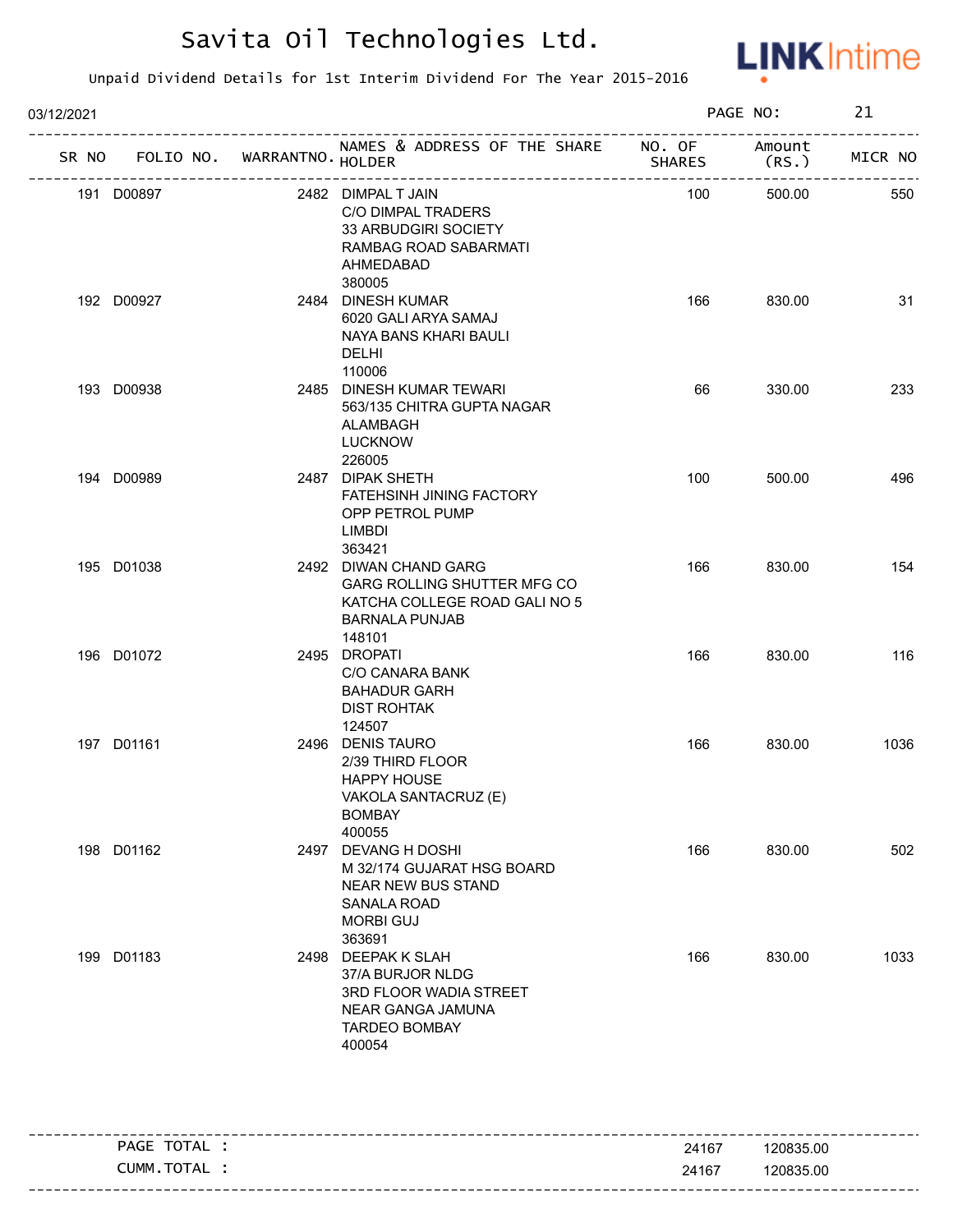# Savita Oil Technologies Ltd.

Unpaid Dividend Details for 1st Interim Dividend For The Year 2015-2016

03/12/2021

| SR NO | FOLIO NO. | WARRANTNO. | NAMES & ADDRESS OF THE SHARE HOLDER | NO. OF SHARES | Amount (RS.) | MICR NO |
|---|---|---|---|---|---|---|
| 191 | D00897 | 2482 | DIMPAL T JAIN<br>C/O DIMPAL TRADERS<br>33 ARBUDGIRI SOCIETY<br>RAMBAG ROAD SABARMATI<br>AHMEDABAD<br>380005 | 100 | 500.00 | 550 |
| 192 | D00927 | 2484 | DINESH KUMAR<br>6020 GALI ARYA SAMAJ<br>NAYA BANS KHARI BAULI<br>DELHI<br>110006 | 166 | 830.00 | 31 |
| 193 | D00938 | 2485 | DINESH KUMAR TEWARI<br>563/135 CHITRA GUPTA NAGAR<br>ALAMBAGH<br>LUCKNOW<br>226005 | 66 | 330.00 | 233 |
| 194 | D00989 | 2487 | DIPAK SHETH<br>FATEHSINH JINING FACTORY<br>OPP PETROL PUMP<br>LIMBDI<br>363421 | 100 | 500.00 | 496 |
| 195 | D01038 | 2492 | DIWAN CHAND GARG<br>GARG ROLLING SHUTTER MFG CO<br>KATCHA COLLEGE ROAD GALI NO 5<br>BARNALA PUNJAB<br>148101 | 166 | 830.00 | 154 |
| 196 | D01072 | 2495 | DROPATI<br>C/O CANARA BANK<br>BAHADUR GARH<br>DIST ROHTAK<br>124507 | 166 | 830.00 | 116 |
| 197 | D01161 | 2496 | DENIS TAURO<br>2/39 THIRD FLOOR<br>HAPPY HOUSE<br>VAKOLA SANTACRUZ (E)<br>BOMBAY<br>400055 | 166 | 830.00 | 1036 |
| 198 | D01162 | 2497 | DEVANG H DOSHI<br>M 32/174 GUJARAT HSG BOARD<br>NEAR NEW BUS STAND<br>SANALA ROAD<br>MORBI GUJ<br>363691 | 166 | 830.00 | 502 |
| 199 | D01183 | 2498 | DEEPAK K SLAH<br>37/A BURJOR NLDG<br>3RD FLOOR WADIA STREET<br>NEAR GANGA JAMUNA<br>TARDEO BOMBAY<br>400054 | 166 | 830.00 | 1033 |

| | NO. OF SHARES | Amount (RS.) |
|---|---|---|
| PAGE TOTAL : | 24167 | 120835.00 |
| CUMM.TOTAL : | 24167 | 120835.00 |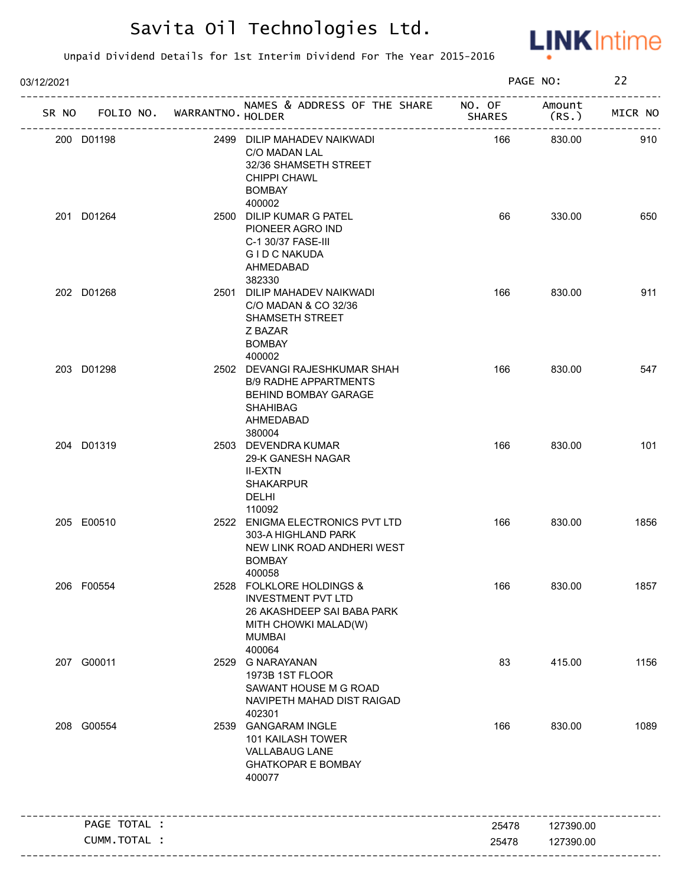# Savita Oil Technologies Ltd.

Unpaid Dividend Details for 1st Interim Dividend For The Year 2015-2016

03/12/2021

PAGE NO: 22

| SR NO | FOLIO NO. | WARRANTNO. | NAMES & ADDRESS OF THE SHARE HOLDER | NO. OF SHARES | Amount (RS.) | MICR NO |
|---|---|---|---|---|---|---|
| 200 | D01198 | 2499 | DILIP MAHADEV NAIKWADI<br>C/O MADAN LAL<br>32/36 SHAMSETH STREET<br>CHIPPI CHAWL<br>BOMBAY<br>400002 | 166 | 830.00 | 910 |
| 201 | D01264 | 2500 | DILIP KUMAR G PATEL<br>PIONEER AGRO IND<br>C-1 30/37 FASE-III<br>G I D C NAKUDA<br>AHMEDABAD<br>382330 | 66 | 330.00 | 650 |
| 202 | D01268 | 2501 | DILIP MAHADEV NAIKWADI<br>C/O MADAN & CO 32/36<br>SHAMSETH STREET<br>Z BAZAR<br>BOMBAY<br>400002 | 166 | 830.00 | 911 |
| 203 | D01298 | 2502 | DEVANGI RAJESHKUMAR SHAH<br>B/9 RADHE APPARTMENTS<br>BEHIND BOMBAY GARAGE<br>SHAHIBAG<br>AHMEDABAD<br>380004 | 166 | 830.00 | 547 |
| 204 | D01319 | 2503 | DEVENDRA KUMAR<br>29-K GANESH NAGAR<br>II-EXTN<br>SHAKARPUR<br>DELHI<br>110092 | 166 | 830.00 | 101 |
| 205 | E00510 | 2522 | ENIGMA ELECTRONICS PVT LTD<br>303-A HIGHLAND PARK<br>NEW LINK ROAD ANDHERI WEST<br>BOMBAY<br>400058 | 166 | 830.00 | 1856 |
| 206 | F00554 | 2528 | FOLKLORE HOLDINGS &<br>INVESTMENT PVT LTD<br>26 AKASHDEEP SAI BABA PARK<br>MITH CHOWKI MALAD(W)<br>MUMBAI<br>400064 | 166 | 830.00 | 1857 |
| 207 | G00011 | 2529 | G NARAYANAN<br>1973B 1ST FLOOR<br>SAWANT HOUSE M G ROAD<br>NAVIPETH MAHAD DIST RAIGAD<br>402301 | 83 | 415.00 | 1156 |
| 208 | G00554 | 2539 | GANGARAM INGLE<br>101 KAILASH TOWER<br>VALLABAUG LANE<br>GHATKOPAR E BOMBAY<br>400077 | 166 | 830.00 | 1089 |

| | | |
|---|---|---|
| PAGE TOTAL : | 25478 | 127390.00 |
| CUMM.TOTAL : | 25478 | 127390.00 |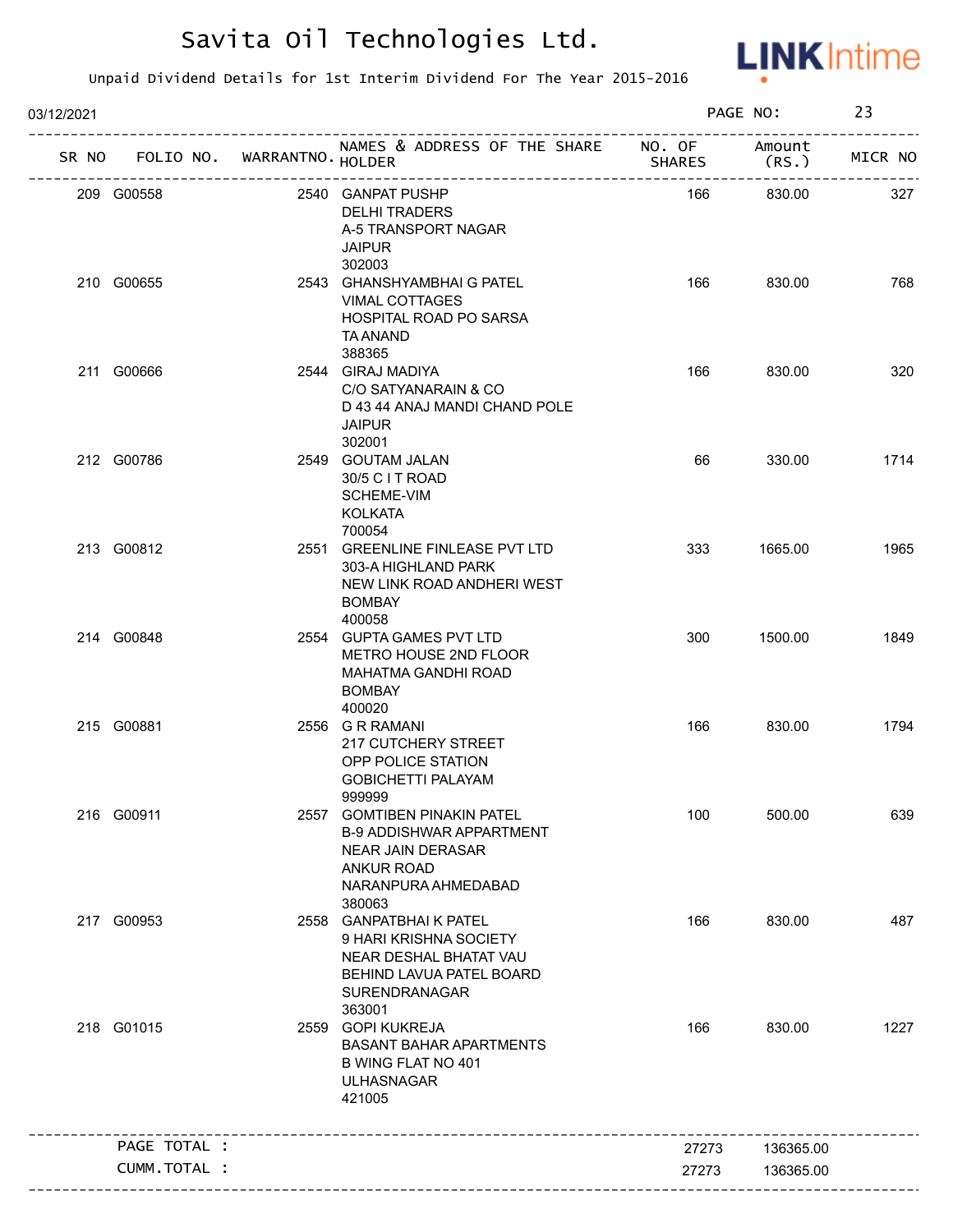# Savita Oil Technologies Ltd.

Unpaid Dividend Details for 1st Interim Dividend For The Year 2015-2016

03/12/2021

| SR NO | FOLIO NO. | WARRANTNO. | NAMES & ADDRESS OF THE SHARE HOLDER | NO. OF SHARES | Amount (RS.) | MICR NO |
|---|---|---|---|---|---|---|
| 209 | G00558 | 2540 | GANPAT PUSHP<br>DELHI TRADERS<br>A-5 TRANSPORT NAGAR<br>JAIPUR<br>302003 | 166 | 830.00 | 327 |
| 210 | G00655 | 2543 | GHANSHYAMBHAI G PATEL<br>VIMAL COTTAGES<br>HOSPITAL ROAD PO SARSA<br>TA ANAND<br>388365 | 166 | 830.00 | 768 |
| 211 | G00666 | 2544 | GIRAJ MADIYA<br>C/O SATYANARAIN & CO<br>D 43 44 ANAJ MANDI CHAND POLE<br>JAIPUR<br>302001 | 166 | 830.00 | 320 |
| 212 | G00786 | 2549 | GOUTAM JALAN<br>30/5 C I T ROAD<br>SCHEME-VIM<br>KOLKATA<br>700054 | 66 | 330.00 | 1714 |
| 213 | G00812 | 2551 | GREENLINE FINLEASE PVT LTD<br>303-A HIGHLAND PARK<br>NEW LINK ROAD ANDHERI WEST<br>BOMBAY<br>400058 | 333 | 1665.00 | 1965 |
| 214 | G00848 | 2554 | GUPTA GAMES PVT LTD<br>METRO HOUSE 2ND FLOOR<br>MAHATMA GANDHI ROAD<br>BOMBAY<br>400020 | 300 | 1500.00 | 1849 |
| 215 | G00881 | 2556 | G R RAMANI<br>217 CUTCHERY STREET<br>OPP POLICE STATION<br>GOBICHETTI PALAYAM<br>999999 | 166 | 830.00 | 1794 |
| 216 | G00911 | 2557 | GOMTIBEN PINAKIN PATEL<br>B-9 ADDISHWAR APPARTMENT<br>NEAR JAIN DERASAR<br>ANKUR ROAD<br>NARANPURA AHMEDABAD<br>380063 | 100 | 500.00 | 639 |
| 217 | G00953 | 2558 | GANPATBHAI K PATEL<br>9 HARI KRISHNA SOCIETY<br>NEAR DESHAL BHATAT VAU<br>BEHIND LAVUA PATEL BOARD<br>SURENDRANAGAR<br>363001 | 166 | 830.00 | 487 |
| 218 | G01015 | 2559 | GOPI KUKREJA<br>BASANT BAHAR APARTMENTS<br>B WING FLAT NO 401<br>ULHASNAGAR<br>421005 | 166 | 830.00 | 1227 |
| | PAGE TOTAL : | | | 27273 | 136365.00 | |
| | CUMM.TOTAL : | | | 27273 | 136365.00 | |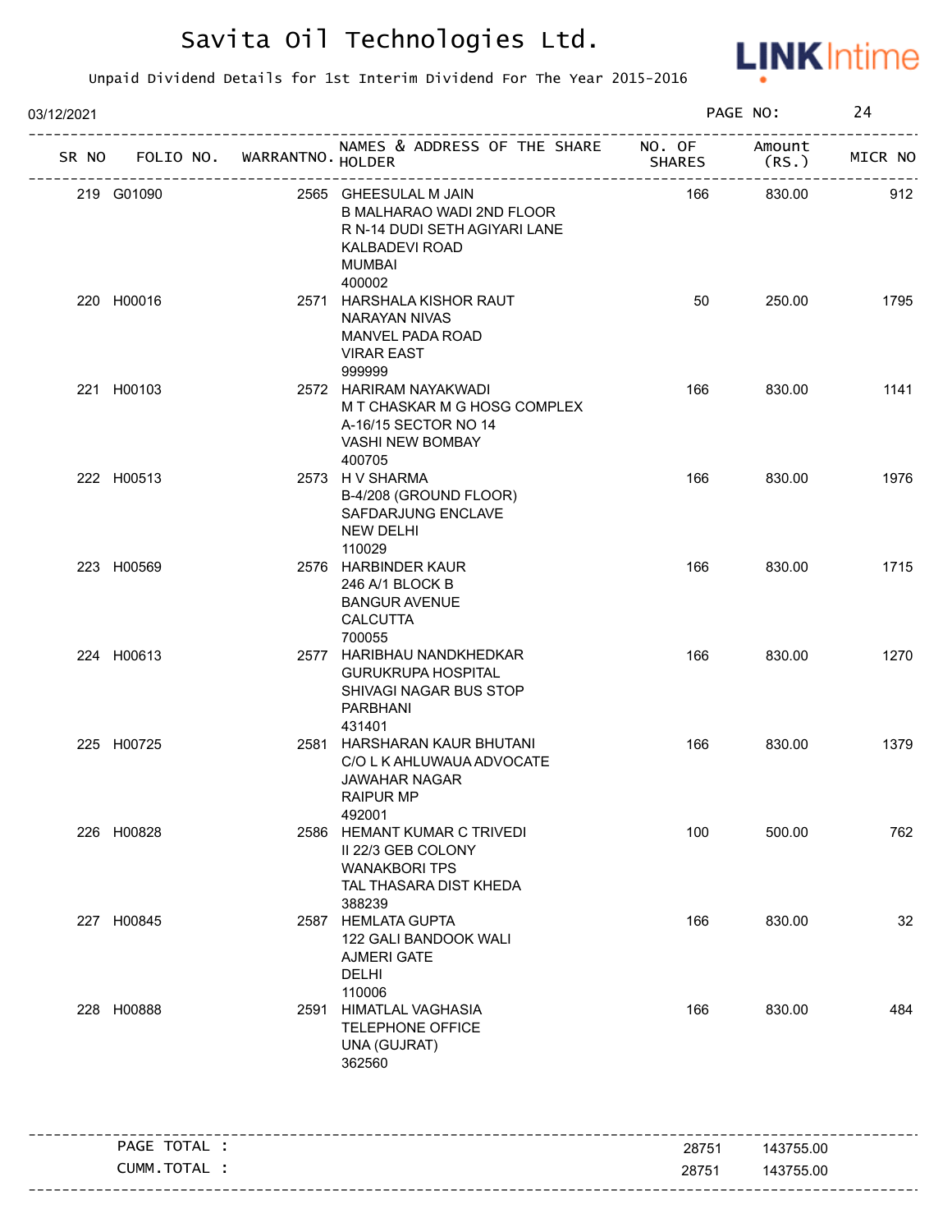# Savita Oil Technologies Ltd.

Unpaid Dividend Details for 1st Interim Dividend For The Year 2015-2016

03/12/2021

| SR NO | FOLIO NO. | WARRANTNO. | NAMES & ADDRESS OF THE SHARE HOLDER | NO. OF SHARES | Amount (RS.) | MICR NO |
|---|---|---|---|---|---|---|
| 219 | G01090 | 2565 | GHEESULAL M JAIN<br>B MALHARAO WADI 2ND FLOOR<br>R N-14 DUDI SETH AGIYARI LANE<br>KALBADEVI ROAD<br>MUMBAI<br>400002 | 166 | 830.00 | 912 |
| 220 | H00016 | 2571 | HARSHALA KISHOR RAUT<br>NARAYAN NIVAS<br>MANVEL PADA ROAD<br>VIRAR EAST<br>999999 | 50 | 250.00 | 1795 |
| 221 | H00103 | 2572 | HARIRAM NAYAKWADI<br>M T CHASKAR M G HOSG COMPLEX<br>A-16/15 SECTOR NO 14<br>VASHI NEW BOMBAY<br>400705 | 166 | 830.00 | 1141 |
| 222 | H00513 | 2573 | H V SHARMA<br>B-4/208 (GROUND FLOOR)<br>SAFDARJUNG ENCLAVE<br>NEW DELHI<br>110029 | 166 | 830.00 | 1976 |
| 223 | H00569 | 2576 | HARBINDER KAUR<br>246 A/1 BLOCK B<br>BANGUR AVENUE<br>CALCUTTA<br>700055 | 166 | 830.00 | 1715 |
| 224 | H00613 | 2577 | HARIBHAU NANDKHEDKAR<br>GURUKRUPA HOSPITAL<br>SHIVAGI NAGAR BUS STOP<br>PARBHANI<br>431401 | 166 | 830.00 | 1270 |
| 225 | H00725 | 2581 | HARSHARAN KAUR BHUTANI<br>C/O L K AHLUWAUA ADVOCATE<br>JAWAHAR NAGAR<br>RAIPUR MP<br>492001 | 166 | 830.00 | 1379 |
| 226 | H00828 | 2586 | HEMANT KUMAR C TRIVEDI<br>II 22/3 GEB COLONY<br>WANAKBORI TPS<br>TAL THASARA DIST KHEDA<br>388239 | 100 | 500.00 | 762 |
| 227 | H00845 | 2587 | HEMLATA GUPTA<br>122 GALI BANDOOK WALI<br>AJMERI GATE<br>DELHI<br>110006 | 166 | 830.00 | 32 |
| 228 | H00888 | 2591 | HIMATLAL VAGHASIA<br>TELEPHONE OFFICE<br>UNA (GUJRAT)<br>362560 | 166 | 830.00 | 484 |

| | | |
|---|---|---|
| PAGE TOTAL : | 28751 | 143755.00 |
| CUMM.TOTAL : | 28751 | 143755.00 |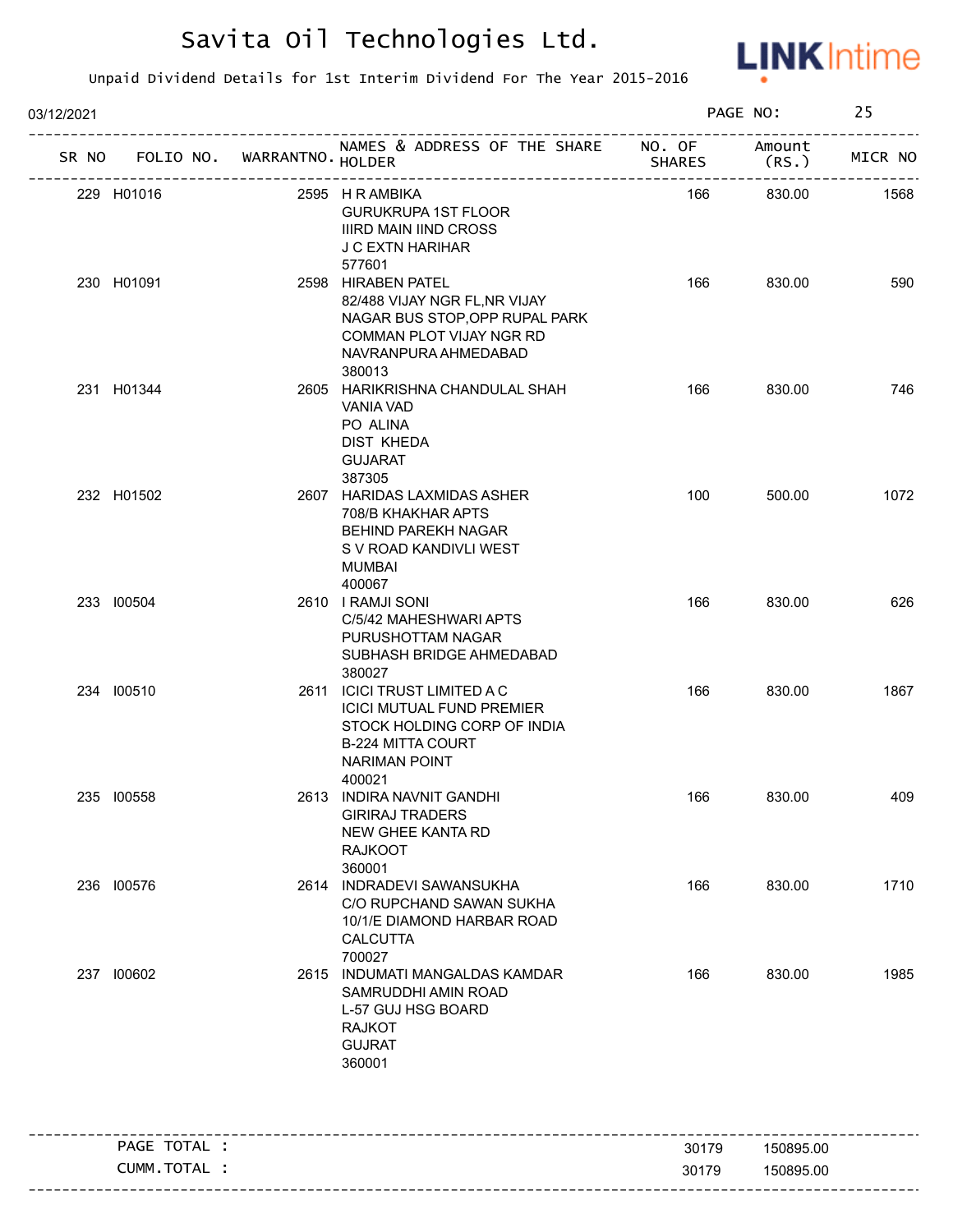# Savita Oil Technologies Ltd.

Unpaid Dividend Details for 1st Interim Dividend For The Year 2015-2016

03/12/2021

| SR NO | FOLIO NO. | WARRANTNO. | NAMES & ADDRESS OF THE SHARE HOLDER | NO. OF SHARES | Amount (RS.) | MICR NO |
|---|---|---|---|---|---|---|
| 229 | H01016 | 2595 | H R AMBIKA GURUKRUPA 1ST FLOOR IIIRD MAIN IIND CROSS J C EXTN HARIHAR 577601 | 166 | 830.00 | 1568 |
| 230 | H01091 | 2598 | HIRABEN PATEL 82/488 VIJAY NGR FL,NR VIJAY NAGAR BUS STOP,OPP RUPAL PARK COMMAN PLOT VIJAY NGR RD NAVRANPURA AHMEDABAD 380013 | 166 | 830.00 | 590 |
| 231 | H01344 | 2605 | HARIKRISHNA CHANDULAL SHAH VANIA VAD PO ALINA DIST KHEDA GUJARAT 387305 | 166 | 830.00 | 746 |
| 232 | H01502 | 2607 | HARIDAS LAXMIDAS ASHER 708/B KHAKHAR APTS BEHIND PAREKH NAGAR S V ROAD KANDIVLI WEST MUMBAI 400067 | 100 | 500.00 | 1072 |
| 233 | I00504 | 2610 | I RAMJI SONI C/5/42 MAHESHWARI APTS PURUSHOTTAM NAGAR SUBHASH BRIDGE AHMEDABAD 380027 | 166 | 830.00 | 626 |
| 234 | I00510 | 2611 | ICICI TRUST LIMITED A C ICICI MUTUAL FUND PREMIER STOCK HOLDING CORP OF INDIA B-224 MITTA COURT NARIMAN POINT 400021 | 166 | 830.00 | 1867 |
| 235 | I00558 | 2613 | INDIRA NAVNIT GANDHI GIRIRAJ TRADERS NEW GHEE KANTA RD RAJKOOT 360001 | 166 | 830.00 | 409 |
| 236 | I00576 | 2614 | INDRADEVI SAWANSUKHA C/O RUPCHAND SAWAN SUKHA 10/1/E DIAMOND HARBAR ROAD CALCUTTA 700027 | 166 | 830.00 | 1710 |
| 237 | I00602 | 2615 | INDUMATI MANGALDAS KAMDAR SAMRUDDHI AMIN ROAD L-57 GUJ HSG BOARD RAJKOT GUJRAT 360001 | 166 | 830.00 | 1985 |

| | NO. OF SHARES | Amount (RS.) |
|---|---|---|
| PAGE TOTAL : | 30179 | 150895.00 |
| CUMM.TOTAL : | 30179 | 150895.00 |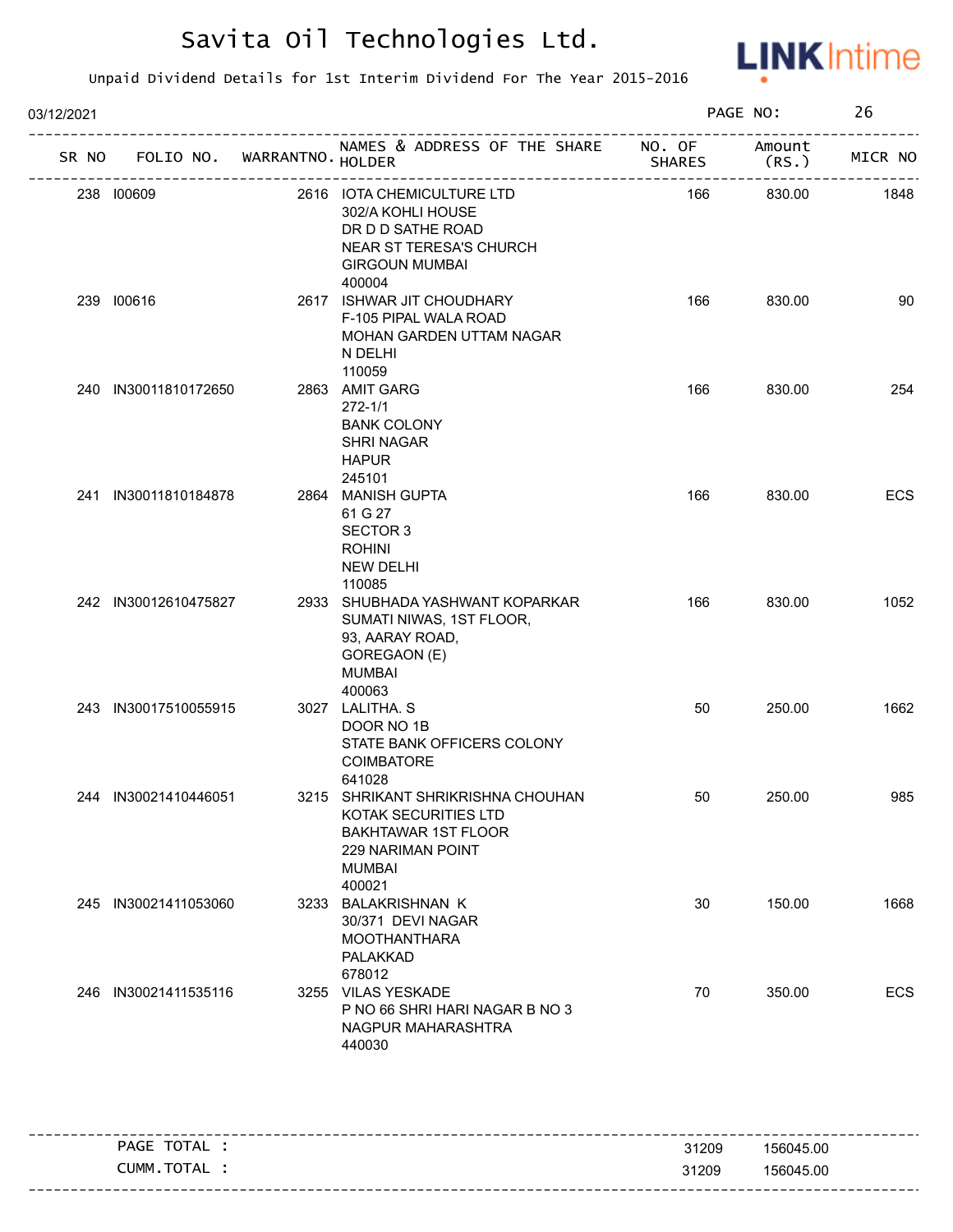# Savita Oil Technologies Ltd.

Unpaid Dividend Details for 1st Interim Dividend For The Year 2015-2016

03/12/2021

| SR NO | FOLIO NO. | WARRANTNO. | NAMES & ADDRESS OF THE SHARE HOLDER | NO. OF SHARES | Amount (RS.) | MICR NO |
|---|---|---|---|---|---|---|
| 238 | I00609 | 2616 | IOTA CHEMICULTURE LTD 302/A KOHLI HOUSE DR D D SATHE ROAD NEAR ST TERESA'S CHURCH GIRGOUN MUMBAI 400004 | 166 | 830.00 | 1848 |
| 239 | I00616 | 2617 | ISHWAR JIT CHOUDHARY F-105 PIPAL WALA ROAD MOHAN GARDEN UTTAM NAGAR N DELHI 110059 | 166 | 830.00 | 90 |
| 240 | IN30011810172650 | 2863 | AMIT GARG 272-1/1 BANK COLONY SHRI NAGAR HAPUR 245101 | 166 | 830.00 | 254 |
| 241 | IN30011810184878 | 2864 | MANISH GUPTA 61 G 27 SECTOR 3 ROHINI NEW DELHI 110085 | 166 | 830.00 | ECS |
| 242 | IN30012610475827 | 2933 | SHUBHADA YASHWANT KOPARKAR SUMATI NIWAS, 1ST FLOOR, 93, AARAY ROAD, GOREGAON (E) MUMBAI 400063 | 166 | 830.00 | 1052 |
| 243 | IN30017510055915 | 3027 | LALITHA. S DOOR NO 1B STATE BANK OFFICERS COLONY COIMBATORE 641028 | 50 | 250.00 | 1662 |
| 244 | IN30021410446051 | 3215 | SHRIKANT SHRIKRISHNA CHOUHAN KOTAK SECURITIES LTD BAKHTAWAR 1ST FLOOR 229 NARIMAN POINT MUMBAI 400021 | 50 | 250.00 | 985 |
| 245 | IN30021411053060 | 3233 | BALAKRISHNAN K 30/371 DEVI NAGAR MOOTHANTHARA PALAKKAD 678012 | 30 | 150.00 | 1668 |
| 246 | IN30021411535116 | 3255 | VILAS YESKADE P NO 66 SHRI HARI NAGAR B NO 3 NAGPUR MAHARASHTRA 440030 | 70 | 350.00 | ECS |

| | NO. OF SHARES | Amount (RS.) |
|---|---|---|
| PAGE TOTAL : | 31209 | 156045.00 |
| CUMM.TOTAL : | 31209 | 156045.00 |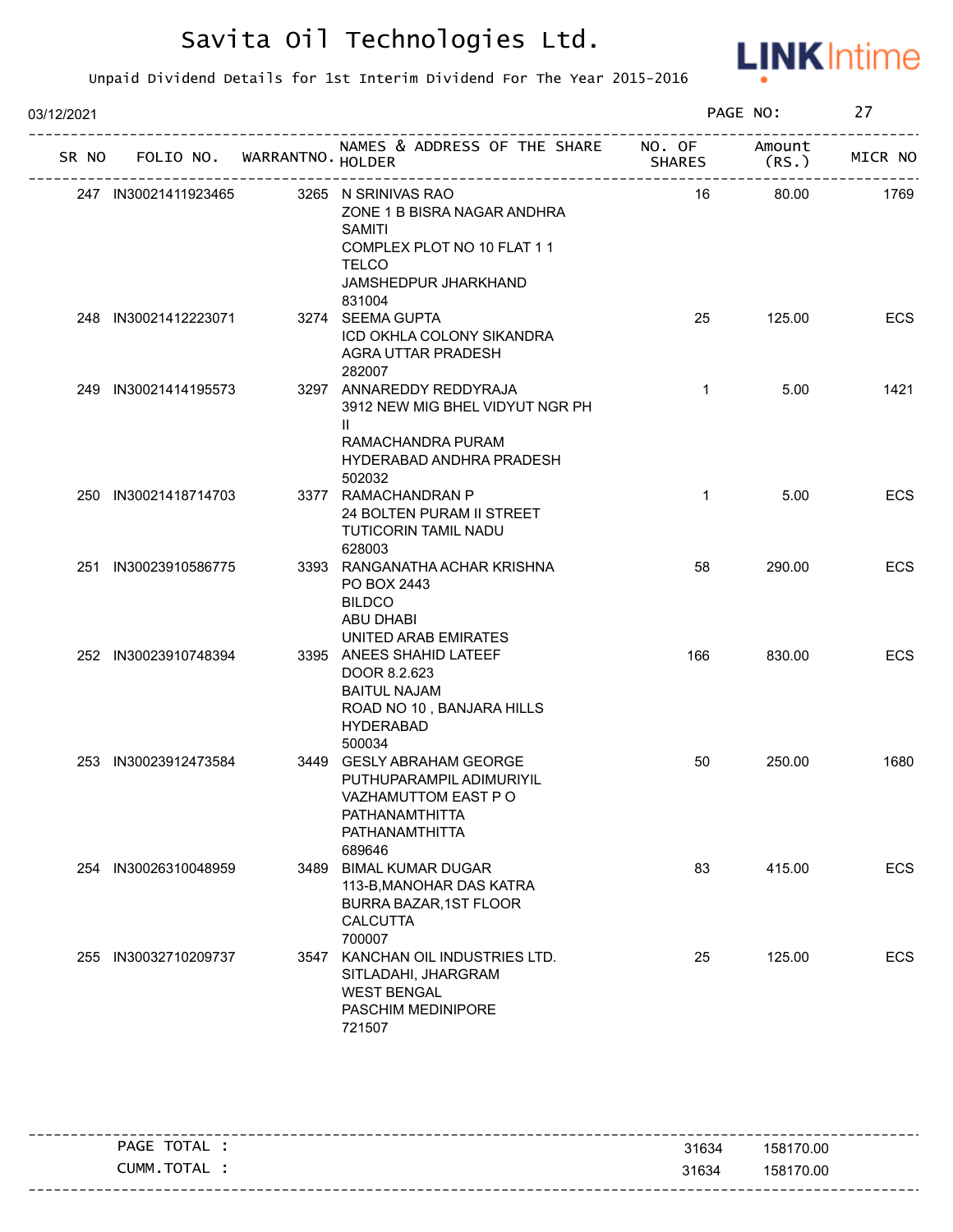# Savita Oil Technologies Ltd.

Unpaid Dividend Details for 1st Interim Dividend For The Year 2015-2016

03/12/2021

| SR NO | FOLIO NO. | WARRANTNO. | NAMES & ADDRESS OF THE SHARE HOLDER | NO. OF SHARES | Amount (RS.) | MICR NO |
|---|---|---|---|---|---|---|
| 247 | IN30021411923465 | 3265 | N SRINIVAS RAO ZONE 1 B BISRA NAGAR ANDHRA SAMITI COMPLEX PLOT NO 10 FLAT 1 1 TELCO JAMSHEDPUR JHARKHAND 831004 | 16 | 80.00 | 1769 |
| 248 | IN30021412223071 | 3274 | SEEMA GUPTA ICD OKHLA COLONY SIKANDRA AGRA UTTAR PRADESH 282007 | 25 | 125.00 | ECS |
| 249 | IN30021414195573 | 3297 | ANNAREDDY REDDYRAJA 3912 NEW MIG BHEL VIDYUT NGR PH II RAMACHANDRA PURAM HYDERABAD ANDHRA PRADESH 502032 | 1 | 5.00 | 1421 |
| 250 | IN30021418714703 | 3377 | RAMACHANDRAN P 24 BOLTEN PURAM II STREET TUTICORIN TAMIL NADU 628003 | 1 | 5.00 | ECS |
| 251 | IN30023910586775 | 3393 | RANGANATHA ACHAR KRISHNA PO BOX 2443 BILDCO ABU DHABI UNITED ARAB EMIRATES | 58 | 290.00 | ECS |
| 252 | IN30023910748394 | 3395 | ANEES SHAHID LATEEF DOOR 8.2.623 BAITUL NAJAM ROAD NO 10 , BANJARA HILLS HYDERABAD 500034 | 166 | 830.00 | ECS |
| 253 | IN30023912473584 | 3449 | GESLY ABRAHAM GEORGE PUTHUPARAMPIL ADIMURIYIL VAZHAMUTTOM EAST P O PATHANAMTHITTA PATHANAMTHITTA 689646 | 50 | 250.00 | 1680 |
| 254 | IN30026310048959 | 3489 | BIMAL KUMAR DUGAR 113-B,MANOHAR DAS KATRA BURRA BAZAR,1ST FLOOR CALCUTTA 700007 | 83 | 415.00 | ECS |
| 255 | IN30032710209737 | 3547 | KANCHAN OIL INDUSTRIES LTD. SITLADAHI, JHARGRAM WEST BENGAL PASCHIM MEDINIPORE 721507 | 25 | 125.00 | ECS |

| | NO. OF SHARES | Amount (RS.) |
|---|---|---|
| PAGE TOTAL : | 31634 | 158170.00 |
| CUMM.TOTAL : | 31634 | 158170.00 |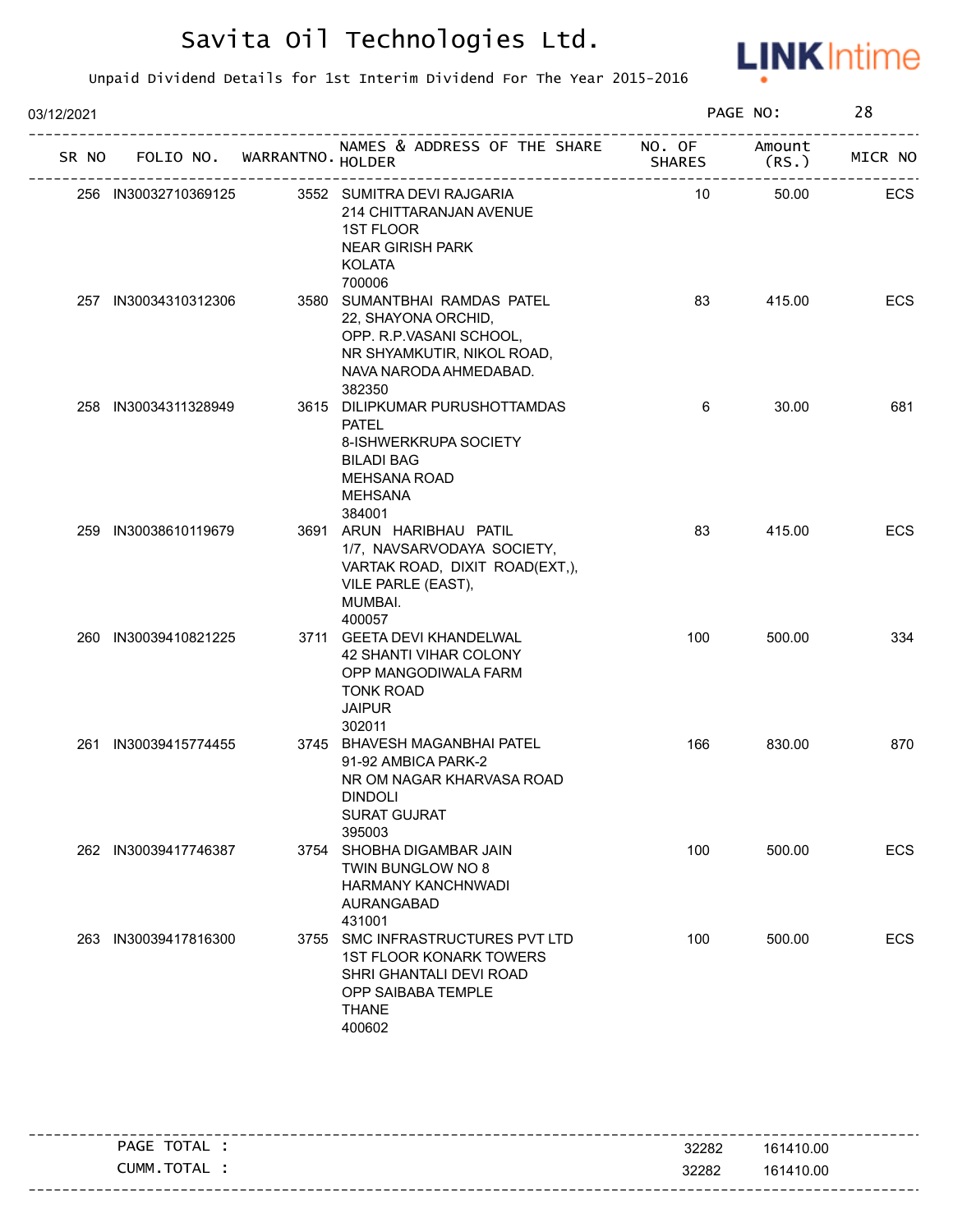# Savita Oil Technologies Ltd.

Unpaid Dividend Details for 1st Interim Dividend For The Year 2015-2016

03/12/2021

| SR NO | FOLIO NO. | WARRANTNO. | NAMES & ADDRESS OF THE SHARE HOLDER | NO. OF SHARES | Amount (RS.) | MICR NO |
|---|---|---|---|---|---|---|
| 256 | IN30032710369125 | 3552 | SUMITRA DEVI RAJGARIA 214 CHITTARANJAN AVENUE 1ST FLOOR NEAR GIRISH PARK KOLATA 700006 | 10 | 50.00 | ECS |
| 257 | IN30034310312306 | 3580 | SUMANTBHAI RAMDAS PATEL 22, SHAYONA ORCHID, OPP. R.P.VASANI SCHOOL, NR SHYAMKUTIR, NIKOL ROAD, NAVA NARODA AHMEDABAD. 382350 | 83 | 415.00 | ECS |
| 258 | IN30034311328949 | 3615 | DILIPKUMAR PURUSHOTTAMDAS PATEL 8-ISHWERKRUPA SOCIETY BILADI BAG MEHSANA ROAD MEHSANA 384001 | 6 | 30.00 | 681 |
| 259 | IN30038610119679 | 3691 | ARUN HARIBHAU PATIL 1/7, NAVSARVODAYA SOCIETY, VARTAK ROAD, DIXIT ROAD(EXT,), VILE PARLE (EAST), MUMBAI. 400057 | 83 | 415.00 | ECS |
| 260 | IN30039410821225 | 3711 | GEETA DEVI KHANDELWAL 42 SHANTI VIHAR COLONY OPP MANGODIWALA FARM TONK ROAD JAIPUR 302011 | 100 | 500.00 | 334 |
| 261 | IN30039415774455 | 3745 | BHAVESH MAGANBHAI PATEL 91-92 AMBICA PARK-2 NR OM NAGAR KHARVASA ROAD DINDOLI SURAT GUJRAT 395003 | 166 | 830.00 | 870 |
| 262 | IN30039417746387 | 3754 | SHOBHA DIGAMBAR JAIN TWIN BUNGLOW NO 8 HARMANY KANCHNWADI AURANGABAD 431001 | 100 | 500.00 | ECS |
| 263 | IN30039417816300 | 3755 | SMC INFRASTRUCTURES PVT LTD 1ST FLOOR KONARK TOWERS SHRI GHANTALI DEVI ROAD OPP SAIBABA TEMPLE THANE 400602 | 100 | 500.00 | ECS |

| | NO. OF SHARES | Amount (RS.) |
|---|---|---|
| PAGE TOTAL : | 32282 | 161410.00 |
| CUMM.TOTAL : | 32282 | 161410.00 |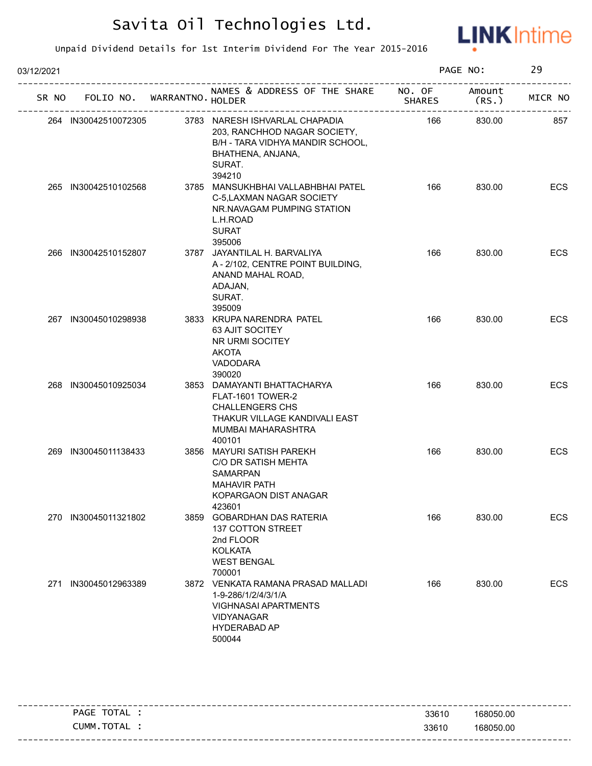# Savita Oil Technologies Ltd.

Unpaid Dividend Details for 1st Interim Dividend For The Year 2015-2016

03/12/2021

| SR NO | FOLIO NO. | WARRANTNO. | NAMES & ADDRESS OF THE SHARE HOLDER | NO. OF SHARES | Amount (RS.) | MICR NO |
|---|---|---|---|---|---|---|
| 264 | IN30042510072305 | 3783 | NARESH ISHVARLAL CHAPADIA<br>203, RANCHHOD NAGAR SOCIETY,<br>B/H - TARA VIDHYA MANDIR SCHOOL,<br>BHATHENA, ANJANA,<br>SURAT.<br>394210 | 166 | 830.00 | 857 |
| 265 | IN30042510102568 | 3785 | MANSUKHBHAI VALLABHBHAI PATEL<br>C-5,LAXMAN NAGAR SOCIETY<br>NR.NAVAGAM PUMPING STATION<br>L.H.ROAD<br>SURAT<br>395006 | 166 | 830.00 | ECS |
| 266 | IN30042510152807 | 3787 | JAYANTILAL H. BARVALIYA<br>A - 2/102, CENTRE POINT BUILDING,<br>ANAND MAHAL ROAD,<br>ADAJAN,<br>SURAT.<br>395009 | 166 | 830.00 | ECS |
| 267 | IN30045010298938 | 3833 | KRUPA NARENDRA PATEL<br>63 AJIT SOCITEY<br>NR URMI SOCITEY<br>AKOTA<br>VADODARA<br>390020 | 166 | 830.00 | ECS |
| 268 | IN30045010925034 | 3853 | DAMAYANTI BHATTACHARYA<br>FLAT-1601 TOWER-2<br>CHALLENGERS CHS<br>THAKUR VILLAGE KANDIVALI EAST<br>MUMBAI MAHARASHTRA<br>400101 | 166 | 830.00 | ECS |
| 269 | IN30045011138433 | 3856 | MAYURI SATISH PAREKH<br>C/O DR SATISH MEHTA<br>SAMARPAN<br>MAHAVIR PATH<br>KOPARGAON DIST ANAGAR<br>423601 | 166 | 830.00 | ECS |
| 270 | IN30045011321802 | 3859 | GOBARDHAN DAS RATERIA<br>137 COTTON STREET<br>2nd FLOOR<br>KOLKATA<br>WEST BENGAL<br>700001 | 166 | 830.00 | ECS |
| 271 | IN30045012963389 | 3872 | VENKATA RAMANA PRASAD MALLADI<br>1-9-286/1/2/4/3/1/A<br>VIGHNASAI APARTMENTS<br>VIDYANAGAR<br>HYDERABAD AP<br>500044 | 166 | 830.00 | ECS |

| | NO. OF SHARES | Amount (RS.) |
|---|---|---|
| PAGE TOTAL : | 33610 | 168050.00 |
| CUMM.TOTAL : | 33610 | 168050.00 |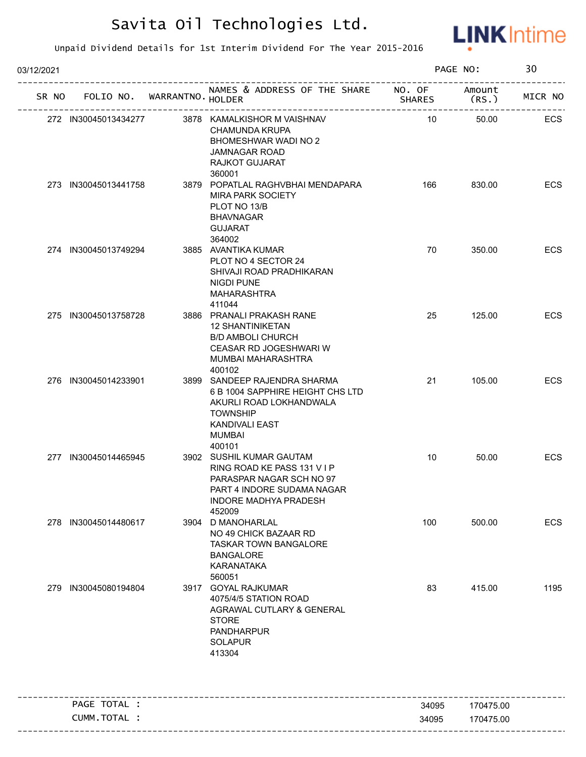# Savita Oil Technologies Ltd.

Unpaid Dividend Details for 1st Interim Dividend For The Year 2015-2016

03/12/2021

| SR NO | FOLIO NO. | WARRANTNO. | NAMES & ADDRESS OF THE SHARE HOLDER | NO. OF SHARES | Amount (RS.) | MICR NO |
|---|---|---|---|---|---|---|
| 272 | IN30045013434277 | 3878 | KAMALKISHOR M VAISHNAV CHAMUNDA KRUPA BHOMESHWAR WADI NO 2 JAMNAGAR ROAD RAJKOT GUJARAT 360001 | 10 | 50.00 | ECS |
| 273 | IN30045013441758 | 3879 | POPATLAL RAGHVBHAI MENDAPARA MIRA PARK SOCIETY PLOT NO 13/B BHAVNAGAR GUJARAT 364002 | 166 | 830.00 | ECS |
| 274 | IN30045013749294 | 3885 | AVANTIKA KUMAR PLOT NO 4 SECTOR 24 SHIVAJI ROAD PRADHIKARAN NIGDI PUNE MAHARASHTRA 411044 | 70 | 350.00 | ECS |
| 275 | IN30045013758728 | 3886 | PRANALI PRAKASH RANE 12 SHANTINIKETAN B/D AMBOLI CHURCH CEASAR RD JOGESHWARI W MUMBAI MAHARASHTRA 400102 | 25 | 125.00 | ECS |
| 276 | IN30045014233901 | 3899 | SANDEEP RAJENDRA SHARMA 6 B 1004 SAPPHIRE HEIGHT CHS LTD AKURLI ROAD LOKHANDWALA TOWNSHIP KANDIVALI EAST MUMBAI 400101 | 21 | 105.00 | ECS |
| 277 | IN30045014465945 | 3902 | SUSHIL KUMAR GAUTAM RING ROAD KE PASS 131 V I P PARASPAR NAGAR SCH NO 97 PART 4 INDORE SUDAMA NAGAR INDORE MADHYA PRADESH 452009 | 10 | 50.00 | ECS |
| 278 | IN30045014480617 | 3904 | D MANOHARLAL NO 49 CHICK BAZAAR RD TASKAR TOWN BANGALORE BANGALORE KARANATAKA 560051 | 100 | 500.00 | ECS |
| 279 | IN30045080194804 | 3917 | GOYAL RAJKUMAR 4075/4/5 STATION ROAD AGRAWAL CUTLARY & GENERAL STORE PANDHARPUR SOLAPUR 413304 | 83 | 415.00 | 1195 |

| | NO. OF SHARES | Amount (RS.) |
|---|---|---|
| PAGE TOTAL : | 34095 | 170475.00 |
| CUMM.TOTAL : | 34095 | 170475.00 |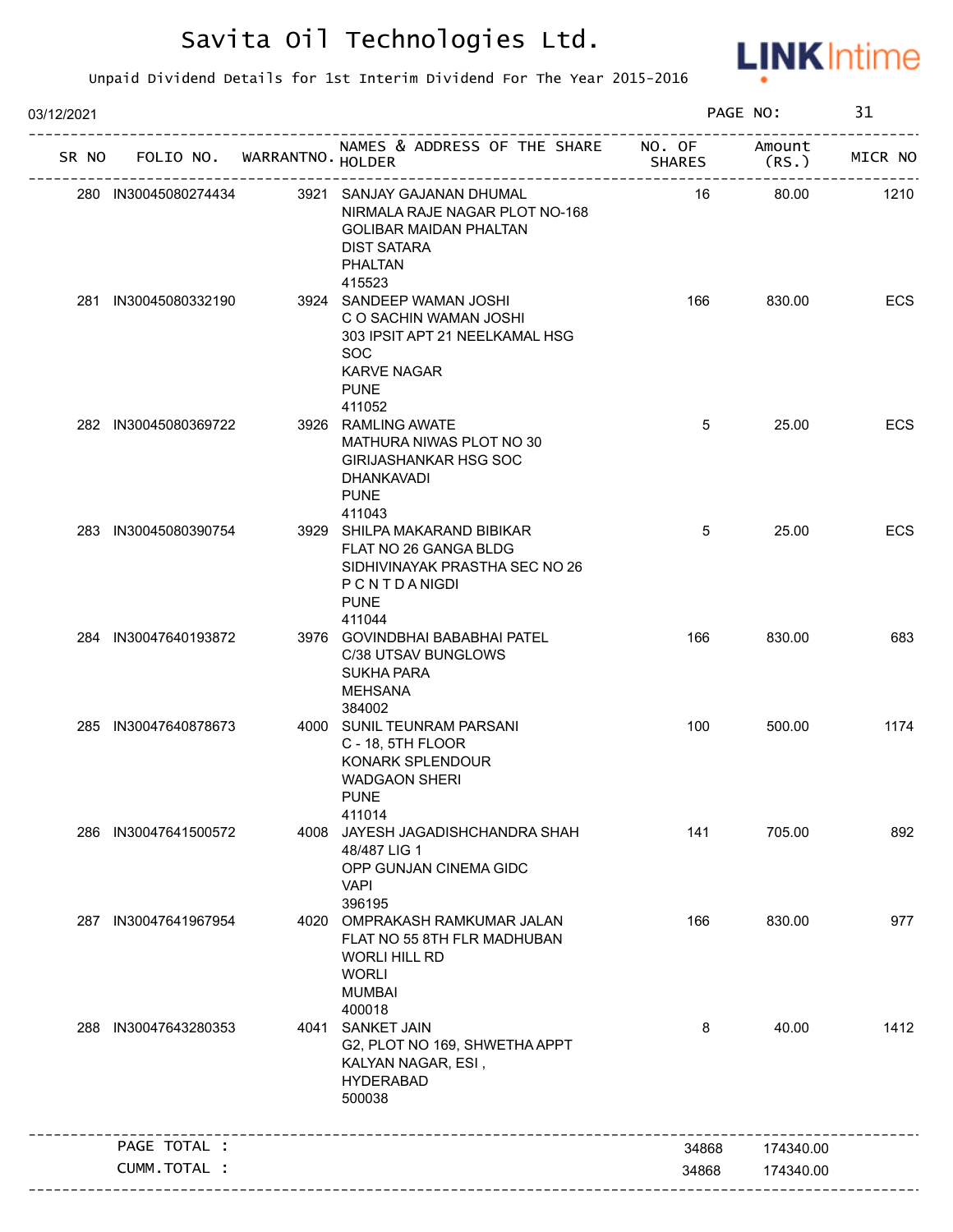# Savita Oil Technologies Ltd.

Unpaid Dividend Details for 1st Interim Dividend For The Year 2015-2016

03/12/2021

| SR NO | FOLIO NO. | WARRANTNO. | NAMES & ADDRESS OF THE SHARE HOLDER | NO. OF SHARES | Amount (RS.) | MICR NO |
|---|---|---|---|---|---|---|
| 280 | IN30045080274434 | 3921 | SANJAY GAJANAN DHUMAL<br>NIRMALA RAJE NAGAR PLOT NO-168<br>GOLIBAR MAIDAN PHALTAN<br>DIST SATARA<br>PHALTAN<br>415523 | 16 | 80.00 | 1210 |
| 281 | IN30045080332190 | 3924 | SANDEEP WAMAN JOSHI<br>C O SACHIN WAMAN JOSHI<br>303 IPSIT APT 21 NEELKAMAL HSG<br>SOC<br>KARVE NAGAR<br>PUNE<br>411052 | 166 | 830.00 | ECS |
| 282 | IN30045080369722 | 3926 | RAMLING AWATE<br>MATHURA NIWAS PLOT NO 30<br>GIRIJASHANKAR HSG SOC<br>DHANKAVADI<br>PUNE<br>411043 | 5 | 25.00 | ECS |
| 283 | IN30045080390754 | 3929 | SHILPA MAKARAND BIBIKAR<br>FLAT NO 26 GANGA BLDG<br>SIDHIVINAYAK PRASTHA SEC NO 26<br>P C N T D A NIGDI<br>PUNE<br>411044 | 5 | 25.00 | ECS |
| 284 | IN30047640193872 | 3976 | GOVINDBHAI BABABHAI PATEL<br>C/38 UTSAV BUNGLOWS<br>SUKHA PARA<br>MEHSANA<br>384002 | 166 | 830.00 | 683 |
| 285 | IN30047640878673 | 4000 | SUNIL TEUNRAM PARSANI<br>C - 18, 5TH FLOOR<br>KONARK SPLENDOUR<br>WADGAON SHERI<br>PUNE<br>411014 | 100 | 500.00 | 1174 |
| 286 | IN30047641500572 | 4008 | JAYESH JAGADISHCHANDRA SHAH<br>48/487 LIG 1<br>OPP GUNJAN CINEMA GIDC<br>VAPI<br>396195 | 141 | 705.00 | 892 |
| 287 | IN30047641967954 | 4020 | OMPRAKASH RAMKUMAR JALAN<br>FLAT NO 55 8TH FLR MADHUBAN<br>WORLI HILL RD<br>WORLI<br>MUMBAI<br>400018 | 166 | 830.00 | 977 |
| 288 | IN30047643280353 | 4041 | SANKET JAIN<br>G2, PLOT NO 169, SHWETHA APPT<br>KALYAN NAGAR, ESI ,<br>HYDERABAD<br>500038 | 8 | 40.00 | 1412 |
| | PAGE TOTAL : | | | 34868 | 174340.00 | |
| | CUMM.TOTAL : | | | 34868 | 174340.00 | |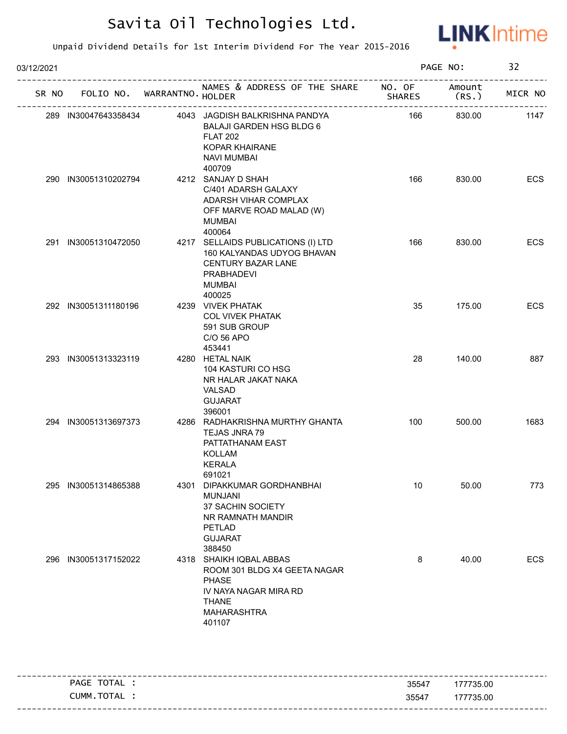# Savita Oil Technologies Ltd.

Unpaid Dividend Details for 1st Interim Dividend For The Year 2015-2016

03/12/2021

| SR NO | FOLIO NO. | WARRANTNO. | NAMES & ADDRESS OF THE SHARE HOLDER | NO. OF SHARES | Amount (RS.) | MICR NO |
|---|---|---|---|---|---|---|
| 289 | IN30047643358434 | 4043 | JAGDISH BALKRISHNA PANDYA BALAJI GARDEN HSG BLDG 6 FLAT 202 KOPAR KHAIRANE NAVI MUMBAI 400709 | 166 | 830.00 | 1147 |
| 290 | IN30051310202794 | 4212 | SANJAY D SHAH C/401 ADARSH GALAXY ADARSH VIHAR COMPLAX OFF MARVE ROAD MALAD (W) MUMBAI 400064 | 166 | 830.00 | ECS |
| 291 | IN30051310472050 | 4217 | SELLAIDS PUBLICATIONS (I) LTD 160 KALYANDAS UDYOG BHAVAN CENTURY BAZAR LANE PRABHADEVI MUMBAI 400025 | 166 | 830.00 | ECS |
| 292 | IN30051311180196 | 4239 | VIVEK PHATAK COL VIVEK PHATAK 591 SUB GROUP C/O 56 APO 453441 | 35 | 175.00 | ECS |
| 293 | IN30051313323119 | 4280 | HETAL NAIK 104 KASTURI CO HSG NR HALAR JAKAT NAKA VALSAD GUJARAT 396001 | 28 | 140.00 | 887 |
| 294 | IN30051313697373 | 4286 | RADHAKRISHNA MURTHY GHANTA TEJAS JNRA 79 PATTATHANAM EAST KOLLAM KERALA 691021 | 100 | 500.00 | 1683 |
| 295 | IN30051314865388 | 4301 | DIPAKKUMAR GORDHANBHAI MUNJANI 37 SACHIN SOCIETY NR RAMNATH MANDIR PETLAD GUJARAT 388450 | 10 | 50.00 | 773 |
| 296 | IN30051317152022 | 4318 | SHAIKH IQBAL ABBAS ROOM 301 BLDG X4 GEETA NAGAR PHASE IV NAYA NAGAR MIRA RD THANE MAHARASHTRA 401107 | 8 | 40.00 | ECS |

| | NO. OF SHARES | Amount (RS.) |
|---|---|---|
| PAGE TOTAL : | 35547 | 177735.00 |
| CUMM.TOTAL : | 35547 | 177735.00 |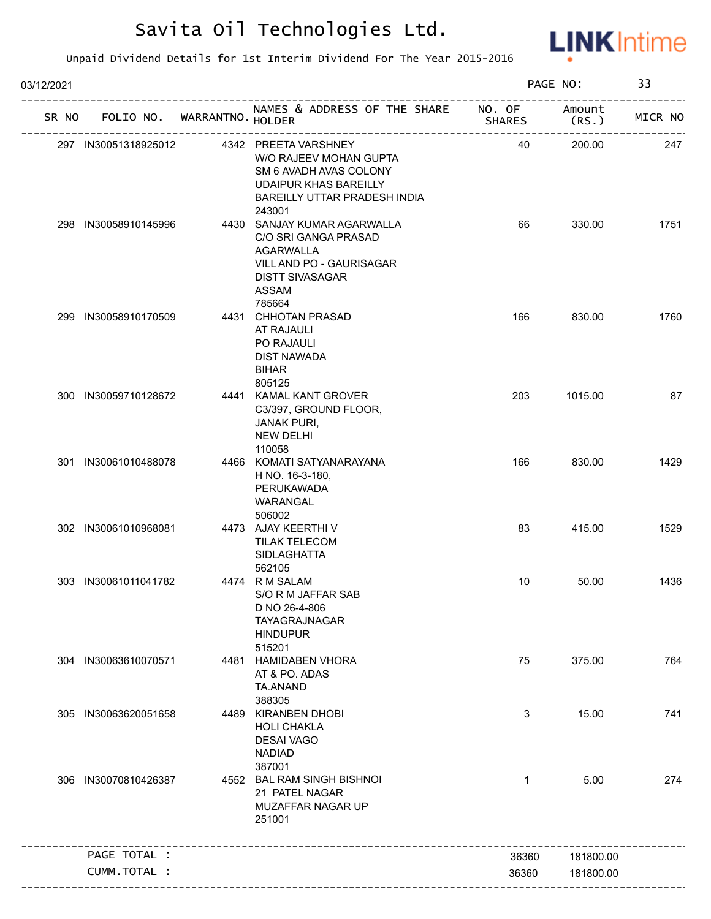# Savita Oil Technologies Ltd.

Unpaid Dividend Details for 1st Interim Dividend For The Year 2015-2016

03/12/2021

| SR NO | FOLIO NO. | WARRANTNO. | NAMES & ADDRESS OF THE SHARE HOLDER | NO. OF SHARES | Amount (RS.) | MICR NO |
|---|---|---|---|---|---|---|
| 297 | IN30051318925012 | 4342 | PREETA VARSHNEY W/O RAJEEV MOHAN GUPTA SM 6 AVADH AVAS COLONY UDAIPUR KHAS BAREILLY BAREILLY UTTAR PRADESH INDIA 243001 | 40 | 200.00 | 247 |
| 298 | IN30058910145996 | 4430 | SANJAY KUMAR AGARWALLA C/O SRI GANGA PRASAD AGARWALLA VILL AND PO - GAURISAGAR DISTT SIVASAGAR ASSAM 785664 | 66 | 330.00 | 1751 |
| 299 | IN30058910170509 | 4431 | CHHOTAN PRASAD AT RAJAULI PO RAJAULI DIST NAWADA BIHAR 805125 | 166 | 830.00 | 1760 |
| 300 | IN30059710128672 | 4441 | KAMAL KANT GROVER C3/397, GROUND FLOOR, JANAK PURI, NEW DELHI 110058 | 203 | 1015.00 | 87 |
| 301 | IN30061010488078 | 4466 | KOMATI SATYANARAYANA H NO. 16-3-180, PERUKAWADA WARANGAL 506002 | 166 | 830.00 | 1429 |
| 302 | IN30061010968081 | 4473 | AJAY KEERTHI V TILAK TELECOM SIDLAGHATTA 562105 | 83 | 415.00 | 1529 |
| 303 | IN30061011041782 | 4474 | R M SALAM S/O R M JAFFAR SAB D NO 26-4-806 TAYAGRAJNAGAR HINDUPUR 515201 | 10 | 50.00 | 1436 |
| 304 | IN30063610070571 | 4481 | HAMIDABEN VHORA AT & PO. ADAS TA.ANAND 388305 | 75 | 375.00 | 764 |
| 305 | IN30063620051658 | 4489 | KIRANBEN DHOBI HOLI CHAKLA DESAI VAGO NADIAD 387001 | 3 | 15.00 | 741 |
| 306 | IN30070810426387 | 4552 | BAL RAM SINGH BISHNOI 21 PATEL NAGAR MUZAFFAR NAGAR UP 251001 | 1 | 5.00 | 274 |
| | PAGE TOTAL : | | | 36360 | 181800.00 | |
| | CUMM.TOTAL : | | | 36360 | 181800.00 | |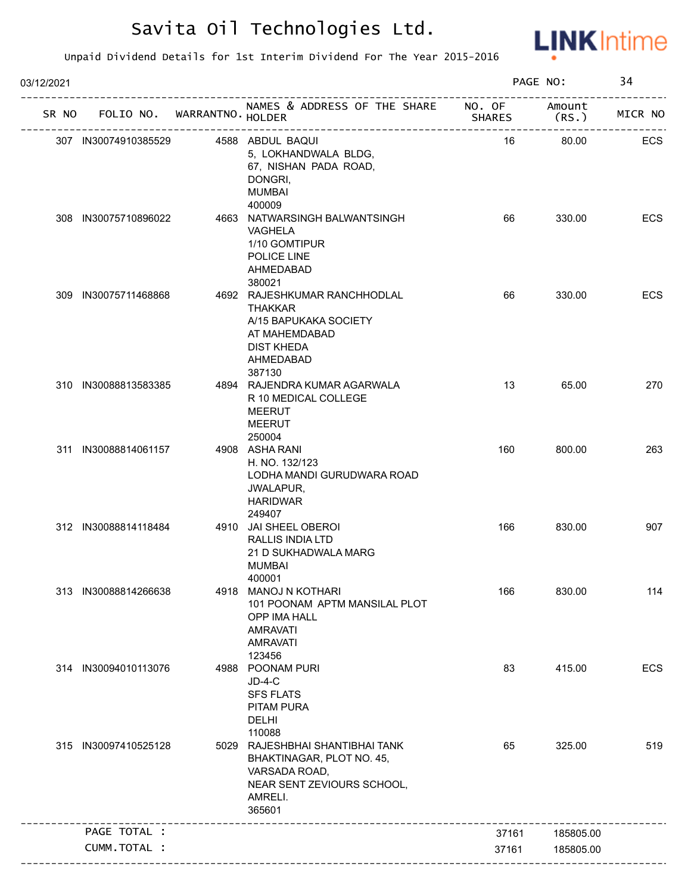# Savita Oil Technologies Ltd.

Unpaid Dividend Details for 1st Interim Dividend For The Year 2015-2016

03/12/2021

| SR NO | FOLIO NO. | WARRANTNO. | NAMES & ADDRESS OF THE SHARE HOLDER | NO. OF SHARES | Amount (RS.) | MICR NO |
|---|---|---|---|---|---|---|
| 307 | IN30074910385529 | 4588 | ABDUL BAQUI<br>5, LOKHANDWALA BLDG,<br>67, NISHAN PADA ROAD,<br>DONGRI,<br>MUMBAI<br>400009 | 16 | 80.00 | ECS |
| 308 | IN30075710896022 | 4663 | NATWARSINGH BALWANTSINGH VAGHELA<br>1/10 GOMTIPUR<br>POLICE LINE<br>AHMEDABAD<br>380021 | 66 | 330.00 | ECS |
| 309 | IN30075711468868 | 4692 | RAJESHKUMAR RANCHHODLAL THAKKAR<br>A/15 BAPUKAKA SOCIETY<br>AT MAHEMDABAD<br>DIST KHEDA<br>AHMEDABAD<br>387130 | 66 | 330.00 | ECS |
| 310 | IN30088813583385 | 4894 | RAJENDRA KUMAR AGARWALA<br>R 10 MEDICAL COLLEGE<br>MEERUT<br>MEERUT<br>250004 | 13 | 65.00 | 270 |
| 311 | IN30088814061157 | 4908 | ASHA RANI<br>H. NO. 132/123<br>LODHA MANDI GURUDWARA ROAD<br>JWALAPUR,<br>HARIDWAR<br>249407 | 160 | 800.00 | 263 |
| 312 | IN30088814118484 | 4910 | JAI SHEEL OBEROI<br>RALLIS INDIA LTD<br>21 D SUKHADWALA MARG<br>MUMBAI<br>400001 | 166 | 830.00 | 907 |
| 313 | IN30088814266638 | 4918 | MANOJ N KOTHARI<br>101 POONAM APTM MANSILAL PLOT<br>OPP IMA HALL<br>AMRAVATI<br>AMRAVATI<br>123456 | 166 | 830.00 | 114 |
| 314 | IN30094010113076 | 4988 | POONAM PURI<br>JD-4-C<br>SFS FLATS<br>PITAM PURA<br>DELHI<br>110088 | 83 | 415.00 | ECS |
| 315 | IN30097410525128 | 5029 | RAJESHBHAI SHANTIBHAI TANK<br>BHAKTINAGAR, PLOT NO. 45,<br>VARSADA ROAD,<br>NEAR SENT ZEVIOURS SCHOOL,<br>AMRELI.<br>365601 | 65 | 325.00 | 519 |
| | PAGE TOTAL : | | | 37161 | 185805.00 | |
| | CUMM.TOTAL : | | | 37161 | 185805.00 | |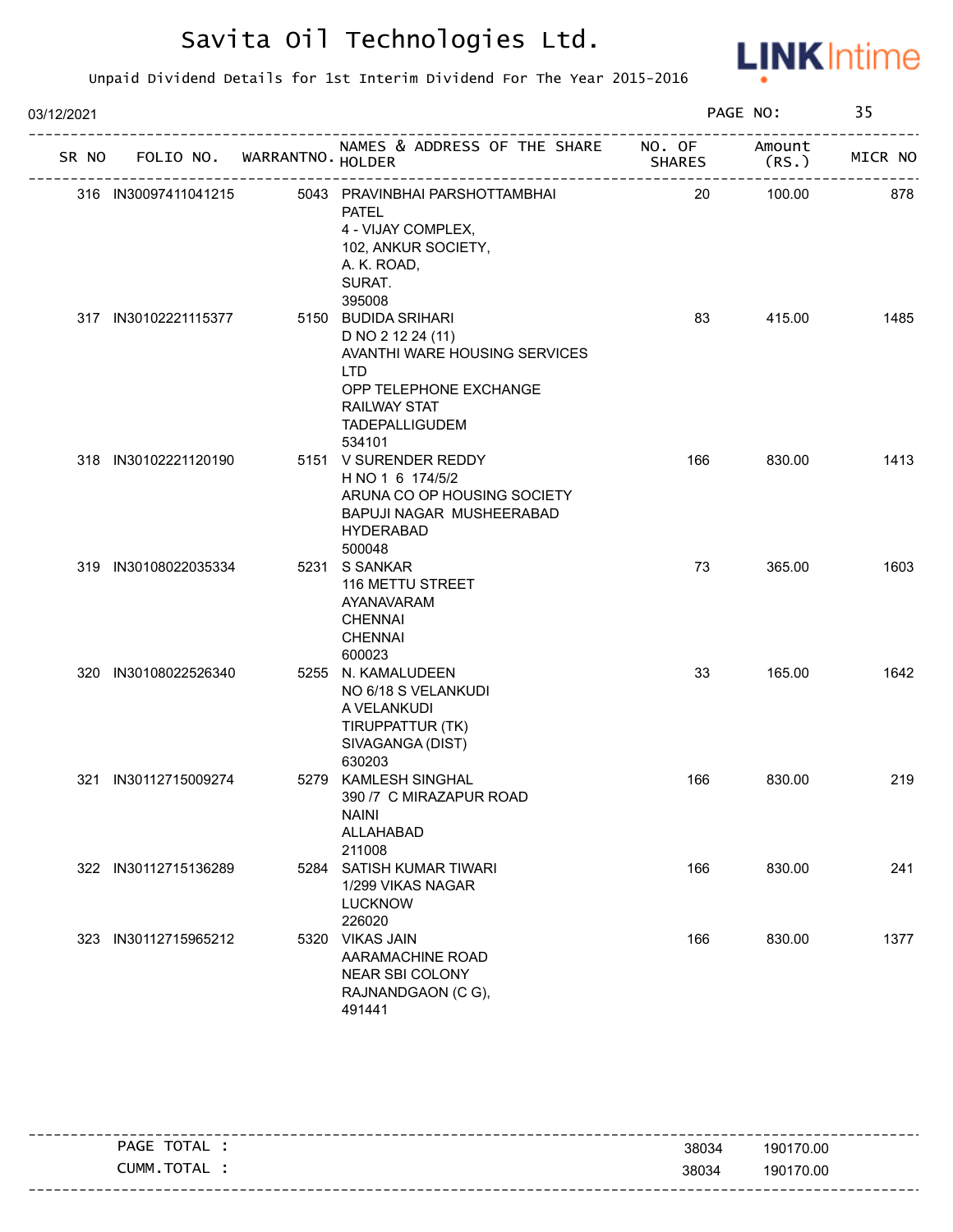# Savita Oil Technologies Ltd.

Unpaid Dividend Details for 1st Interim Dividend For The Year 2015-2016

03/12/2021

| SR NO | FOLIO NO. | WARRANTNO. | NAMES & ADDRESS OF THE SHARE HOLDER | NO. OF SHARES | Amount (RS.) | MICR NO |
|---|---|---|---|---|---|---|
| 316 | IN30097411041215 | 5043 | PRAVINBHAI PARSHOTTAMBHAI PATEL 4 - VIJAY COMPLEX, 102, ANKUR SOCIETY, A. K. ROAD, SURAT. 395008 | 20 | 100.00 | 878 |
| 317 | IN30102221115377 | 5150 | BUDIDA SRIHARI D NO 2 12 24 (11) AVANTHI WARE HOUSING SERVICES LTD OPP TELEPHONE EXCHANGE RAILWAY STAT TADEPALLIGUDEM 534101 | 83 | 415.00 | 1485 |
| 318 | IN30102221120190 | 5151 | V SURENDER REDDY H NO 1 6 174/5/2 ARUNA CO OP HOUSING SOCIETY BAPUJI NAGAR MUSHEERABAD HYDERABAD 500048 | 166 | 830.00 | 1413 |
| 319 | IN30108022035334 | 5231 | S SANKAR 116 METTU STREET AYANAVARAM CHENNAI CHENNAI 600023 | 73 | 365.00 | 1603 |
| 320 | IN30108022526340 | 5255 | N. KAMALUDEEN NO 6/18 S VELANKUDI A VELANKUDI TIRUPPATTUR (TK) SIVAGANGA (DIST) 630203 | 33 | 165.00 | 1642 |
| 321 | IN30112715009274 | 5279 | KAMLESH SINGHAL 390 /7 C MIRAZAPUR ROAD NAINI ALLAHABAD 211008 | 166 | 830.00 | 219 |
| 322 | IN30112715136289 | 5284 | SATISH KUMAR TIWARI 1/299 VIKAS NAGAR LUCKNOW 226020 | 166 | 830.00 | 241 |
| 323 | IN30112715965212 | 5320 | VIKAS JAIN AARAMACHINE ROAD NEAR SBI COLONY RAJNANDGAON (C G), 491441 | 166 | 830.00 | 1377 |

| | NO. OF SHARES | Amount (RS.) |
|---|---|---|
| PAGE TOTAL : | 38034 | 190170.00 |
| CUMM.TOTAL : | 38034 | 190170.00 |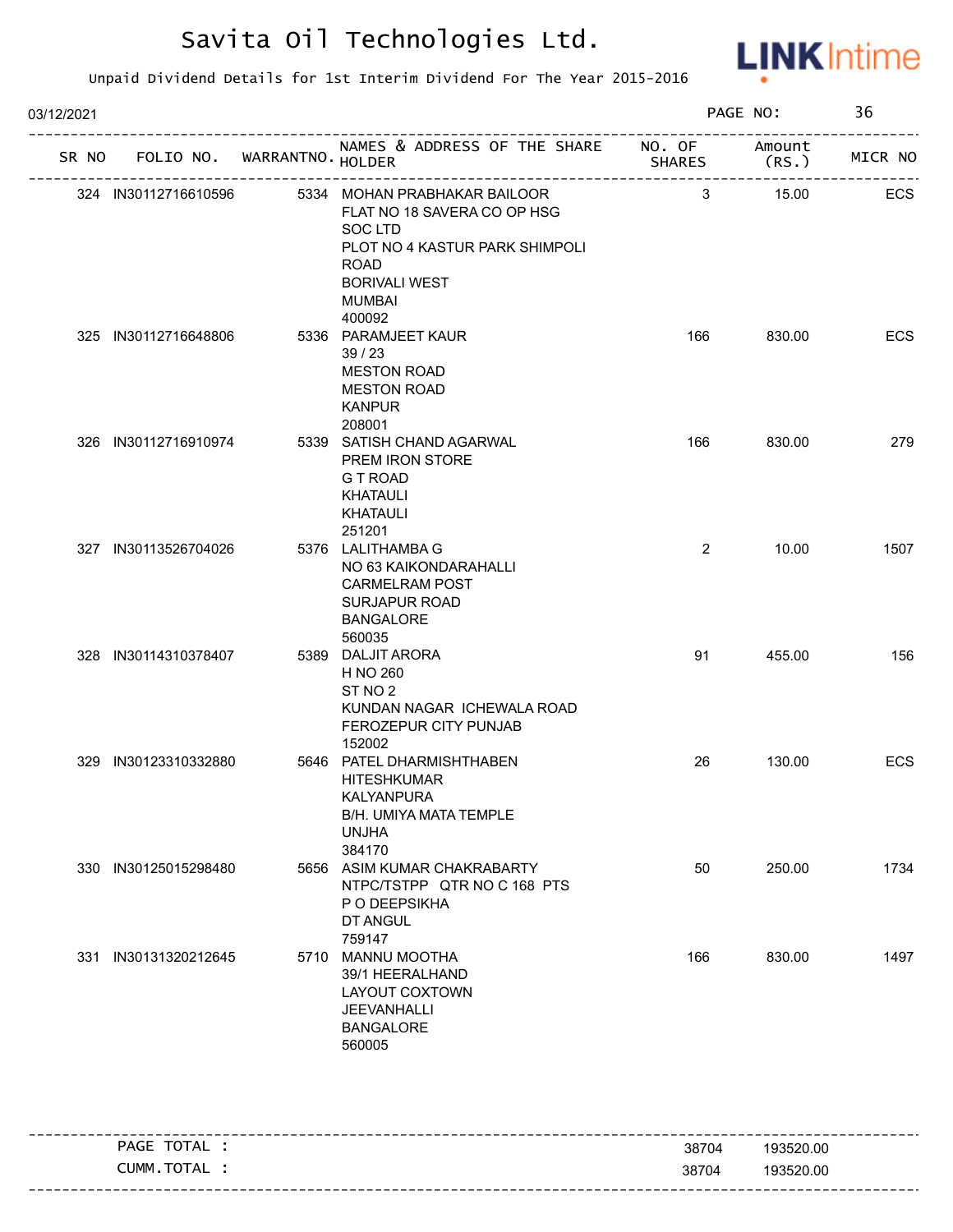# Savita Oil Technologies Ltd.

Unpaid Dividend Details for 1st Interim Dividend For The Year 2015-2016

03/12/2021

| SR NO | FOLIO NO. | WARRANTNO. | NAMES & ADDRESS OF THE SHARE HOLDER | NO. OF SHARES | Amount (RS.) | MICR NO |
|---|---|---|---|---|---|---|
| 324 | IN30112716610596 | 5334 | MOHAN PRABHAKAR BAILOOR FLAT NO 18 SAVERA CO OP HSG SOC LTD PLOT NO 4 KASTUR PARK SHIMPOLI ROAD BORIVALI WEST MUMBAI 400092 | 3 | 15.00 | ECS |
| 325 | IN30112716648806 | 5336 | PARAMJEET KAUR 39 / 23 MESTON ROAD MESTON ROAD KANPUR 208001 | 166 | 830.00 | ECS |
| 326 | IN30112716910974 | 5339 | SATISH CHAND AGARWAL PREM IRON STORE G T ROAD KHATAULI KHATAULI 251201 | 166 | 830.00 | 279 |
| 327 | IN30113526704026 | 5376 | LALITHAMBA G NO 63 KAIKONDARAHALLI CARMELRAM POST SURJAPUR ROAD BANGALORE 560035 | 2 | 10.00 | 1507 |
| 328 | IN30114310378407 | 5389 | DALJIT ARORA H NO 260 ST NO 2 KUNDAN NAGAR ICHEWALA ROAD FEROZEPUR CITY PUNJAB 152002 | 91 | 455.00 | 156 |
| 329 | IN30123310332880 | 5646 | PATEL DHARMISHTHABEN HITESHKUMAR KALYANPURA B/H. UMIYA MATA TEMPLE UNJHA 384170 | 26 | 130.00 | ECS |
| 330 | IN30125015298480 | 5656 | ASIM KUMAR CHAKRABARTY NTPC/TSTPP QTR NO C 168 PTS P O DEEPSIKHA DT ANGUL 759147 | 50 | 250.00 | 1734 |
| 331 | IN30131320212645 | 5710 | MANNU MOOTHA 39/1 HEERALHAND LAYOUT COXTOWN JEEVANHALLI BANGALORE 560005 | 166 | 830.00 | 1497 |

| | NO. OF SHARES | Amount (RS.) |
|---|---|---|
| PAGE TOTAL : | 38704 | 193520.00 |
| CUMM.TOTAL : | 38704 | 193520.00 |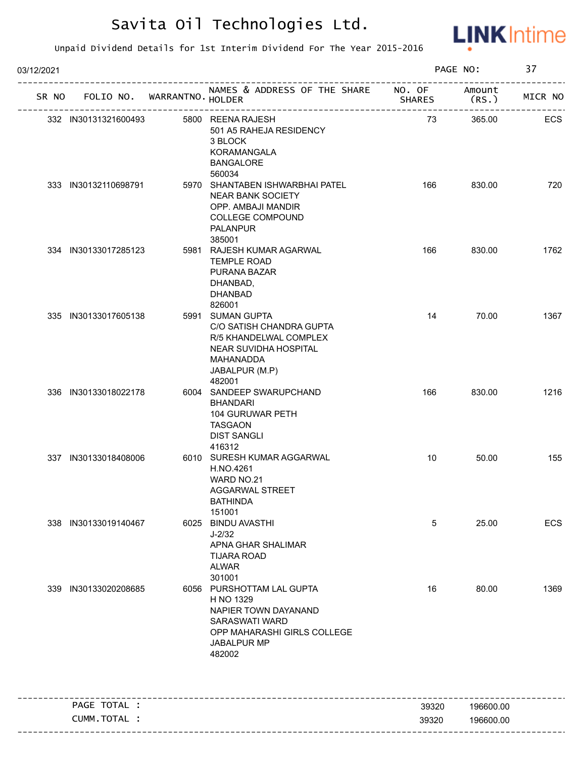# Savita Oil Technologies Ltd.

Unpaid Dividend Details for 1st Interim Dividend For The Year 2015-2016

03/12/2021

| SR NO | FOLIO NO. | WARRANTNO. | NAMES & ADDRESS OF THE SHARE HOLDER | NO. OF SHARES | Amount (RS.) | MICR NO |
|---|---|---|---|---|---|---|
| 332 | IN30131321600493 | 5800 | REENA RAJESH 501 A5 RAHEJA RESIDENCY 3 BLOCK KORAMANGALA BANGALORE 560034 | 73 | 365.00 | ECS |
| 333 | IN30132110698791 | 5970 | SHANTABEN ISHWARBHAI PATEL NEAR BANK SOCIETY OPP. AMBAJI MANDIR COLLEGE COMPOUND PALANPUR 385001 | 166 | 830.00 | 720 |
| 334 | IN30133017285123 | 5981 | RAJESH KUMAR AGARWAL TEMPLE ROAD PURANA BAZAR DHANBAD, DHANBAD 826001 | 166 | 830.00 | 1762 |
| 335 | IN30133017605138 | 5991 | SUMAN GUPTA C/O SATISH CHANDRA GUPTA R/5 KHANDELWAL COMPLEX NEAR SUVIDHA HOSPITAL MAHANADDA JABALPUR (M.P) 482001 | 14 | 70.00 | 1367 |
| 336 | IN30133018022178 | 6004 | SANDEEP SWARUPCHAND BHANDARI 104 GURUWAR PETH TASGAON DIST SANGLI 416312 | 166 | 830.00 | 1216 |
| 337 | IN30133018408006 | 6010 | SURESH KUMAR AGGARWAL H.NO.4261 WARD NO.21 AGGARWAL STREET BATHINDA 151001 | 10 | 50.00 | 155 |
| 338 | IN30133019140467 | 6025 | BINDU AVASTHI J-2/32 APNA GHAR SHALIMAR TIJARA ROAD ALWAR 301001 | 5 | 25.00 | ECS |
| 339 | IN30133020208685 | 6056 | PURSHOTTAM LAL GUPTA H NO 1329 NAPIER TOWN DAYANAND SARASWATI WARD OPP MAHARASHI GIRLS COLLEGE JABALPUR MP 482002 | 16 | 80.00 | 1369 |

| | NO. OF SHARES | Amount (RS.) |
|---|---|---|
| PAGE TOTAL : | 39320 | 196600.00 |
| CUMM.TOTAL : | 39320 | 196600.00 |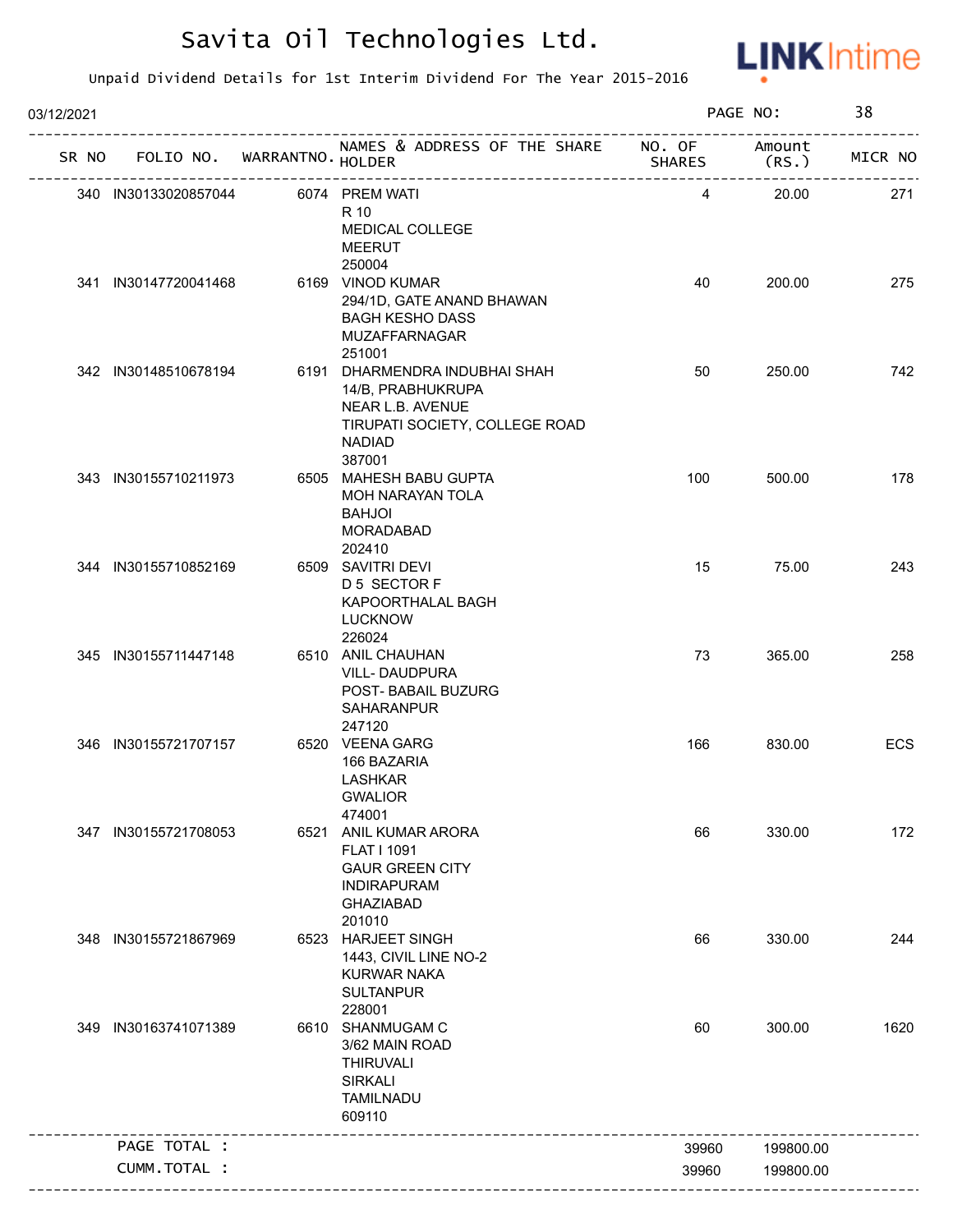# Savita Oil Technologies Ltd.

Unpaid Dividend Details for 1st Interim Dividend For The Year 2015-2016

03/12/2021

| SR NO | FOLIO NO. | WARRANTNO. | NAMES & ADDRESS OF THE SHARE HOLDER | NO. OF SHARES | Amount (RS.) | MICR NO |
|---|---|---|---|---|---|---|
| 340 | IN30133020857044 | 6074 | PREM WATI R 10 MEDICAL COLLEGE MEERUT 250004 | 4 | 20.00 | 271 |
| 341 | IN30147720041468 | 6169 | VINOD KUMAR 294/1D, GATE ANAND BHAWAN BAGH KESHO DASS MUZAFFARNAGAR 251001 | 40 | 200.00 | 275 |
| 342 | IN30148510678194 | 6191 | DHARMENDRA INDUBHAI SHAH 14/B, PRABHUKRUPA NEAR L.B. AVENUE TIRUPATI SOCIETY, COLLEGE ROAD NADIAD 387001 | 50 | 250.00 | 742 |
| 343 | IN30155710211973 | 6505 | MAHESH BABU GUPTA MOH NARAYAN TOLA BAHJOI MORADABAD 202410 | 100 | 500.00 | 178 |
| 344 | IN30155710852169 | 6509 | SAVITRI DEVI D 5 SECTOR F KAPOORTHALAL BAGH LUCKNOW 226024 | 15 | 75.00 | 243 |
| 345 | IN30155711447148 | 6510 | ANIL CHAUHAN VILL- DAUDPURA POST- BABAIL BUZURG SAHARANPUR 247120 | 73 | 365.00 | 258 |
| 346 | IN30155721707157 | 6520 | VEENA GARG 166 BAZARIA LASHKAR GWALIOR 474001 | 166 | 830.00 | ECS |
| 347 | IN30155721708053 | 6521 | ANIL KUMAR ARORA FLAT I 1091 GAUR GREEN CITY INDIRAPURAM GHAZIABAD 201010 | 66 | 330.00 | 172 |
| 348 | IN30155721867969 | 6523 | HARJEET SINGH 1443, CIVIL LINE NO-2 KURWAR NAKA SULTANPUR 228001 | 66 | 330.00 | 244 |
| 349 | IN30163741071389 | 6610 | SHANMUGAM C 3/62 MAIN ROAD THIRUVALI SIRKALI TAMILNADU 609110 | 60 | 300.00 | 1620 |
| | PAGE TOTAL : | | | 39960 | 199800.00 | |
| | CUMM.TOTAL : | | | 39960 | 199800.00 | |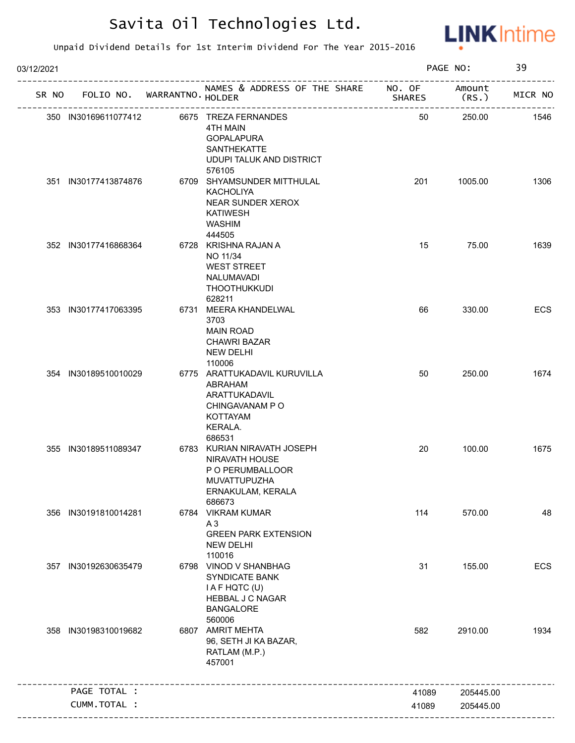# Savita Oil Technologies Ltd.

Unpaid Dividend Details for 1st Interim Dividend For The Year 2015-2016

03/12/2021

| SR NO | FOLIO NO. | WARRANTNO. | NAMES & ADDRESS OF THE SHARE HOLDER | NO. OF SHARES | Amount (RS.) | MICR NO |
|---|---|---|---|---|---|---|
| 350 | IN30169611077412 | 6675 | TREZA FERNANDES 4TH MAIN GOPALAPURA SANTHEKATTE UDUPI TALUK AND DISTRICT 576105 | 50 | 250.00 | 1546 |
| 351 | IN30177413874876 | 6709 | SHYAMSUNDER MITTHULAL KACHOLIYA NEAR SUNDER XEROX KATIWESH WASHIM 444505 | 201 | 1005.00 | 1306 |
| 352 | IN30177416868364 | 6728 | KRISHNA RAJAN A NO 11/34 WEST STREET NALUMAVADI THOOTHUKKUDI 628211 | 15 | 75.00 | 1639 |
| 353 | IN30177417063395 | 6731 | MEERA KHANDELWAL 3703 MAIN ROAD CHAWRI BAZAR NEW DELHI 110006 | 66 | 330.00 | ECS |
| 354 | IN30189510010029 | 6775 | ARATTUKADAVIL KURUVILLA ABRAHAM ARATTUKADAVIL CHINGAVANAM P O KOTTAYAM KERALA. 686531 | 50 | 250.00 | 1674 |
| 355 | IN30189511089347 | 6783 | KURIAN NIRAVATH JOSEPH NIRAVATH HOUSE P O PERUMBALLOOR MUVATTUPUZHA ERNAKULAM, KERALA 686673 | 20 | 100.00 | 1675 |
| 356 | IN30191810014281 | 6784 | VIKRAM KUMAR A 3 GREEN PARK EXTENSION NEW DELHI 110016 | 114 | 570.00 | 48 |
| 357 | IN30192630635479 | 6798 | VINOD V SHANBHAG SYNDICATE BANK I A F HQTC (U) HEBBAL J C NAGAR BANGALORE 560006 | 31 | 155.00 | ECS |
| 358 | IN30198310019682 | 6807 | AMRIT MEHTA 96, SETH JI KA BAZAR, RATLAM (M.P.) 457001 | 582 | 2910.00 | 1934 |
| | PAGE TOTAL : | | | 41089 | 205445.00 | |
| | CUMM.TOTAL : | | | 41089 | 205445.00 | |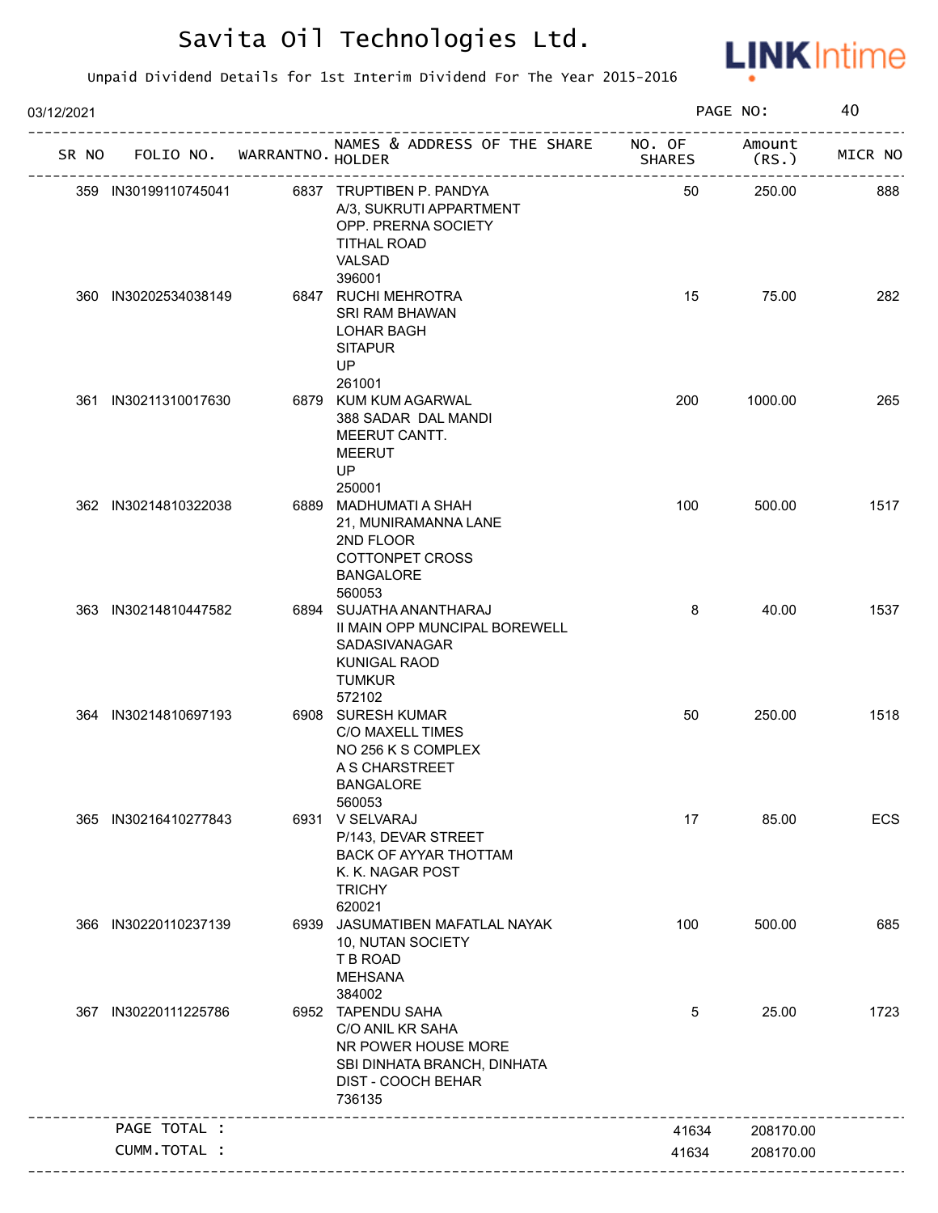# Savita Oil Technologies Ltd.

Unpaid Dividend Details for 1st Interim Dividend For The Year 2015-2016

03/12/2021

PAGE NO: 40

| SR NO | FOLIO NO. | WARRANTNO. | NAMES & ADDRESS OF THE SHARE HOLDER | NO. OF SHARES | Amount (RS.) | MICR NO |
|---|---|---|---|---|---|---|
| 359 | IN30199110745041 | 6837 | TRUPTIBEN P. PANDYA A/3, SUKRUTI APPARTMENT OPP. PRERNA SOCIETY TITHAL ROAD VALSAD 396001 | 50 | 250.00 | 888 |
| 360 | IN30202534038149 | 6847 | RUCHI MEHROTRA SRI RAM BHAWAN LOHAR BAGH SITAPUR UP 261001 | 15 | 75.00 | 282 |
| 361 | IN30211310017630 | 6879 | KUM KUM AGARWAL 388 SADAR DAL MANDI MEERUT CANTT. MEERUT UP 250001 | 200 | 1000.00 | 265 |
| 362 | IN30214810322038 | 6889 | MADHUMATI A SHAH 21, MUNIRAMANNA LANE 2ND FLOOR COTTONPET CROSS BANGALORE 560053 | 100 | 500.00 | 1517 |
| 363 | IN30214810447582 | 6894 | SUJATHA ANANTHARAJ II MAIN OPP MUNCIPAL BOREWELL SADASIVANAGAR KUNIGAL RAOD TUMKUR 572102 | 8 | 40.00 | 1537 |
| 364 | IN30214810697193 | 6908 | SURESH KUMAR C/O MAXELL TIMES NO 256 K S COMPLEX A S CHARSTREET BANGALORE 560053 | 50 | 250.00 | 1518 |
| 365 | IN30216410277843 | 6931 | V SELVARAJ P/143, DEVAR STREET BACK OF AYYAR THOTTAM K. K. NAGAR POST TRICHY 620021 | 17 | 85.00 | ECS |
| 366 | IN30220110237139 | 6939 | JASUMATIBEN MAFATLAL NAYAK 10, NUTAN SOCIETY T B ROAD MEHSANA 384002 | 100 | 500.00 | 685 |
| 367 | IN30220111225786 | 6952 | TAPENDU SAHA C/O ANIL KR SAHA NR POWER HOUSE MORE SBI DINHATA BRANCH, DINHATA DIST - COOCH BEHAR 736135 | 5 | 25.00 | 1723 |
| | PAGE TOTAL : | | | 41634 | 208170.00 | |
| | CUMM.TOTAL : | | | 41634 | 208170.00 | |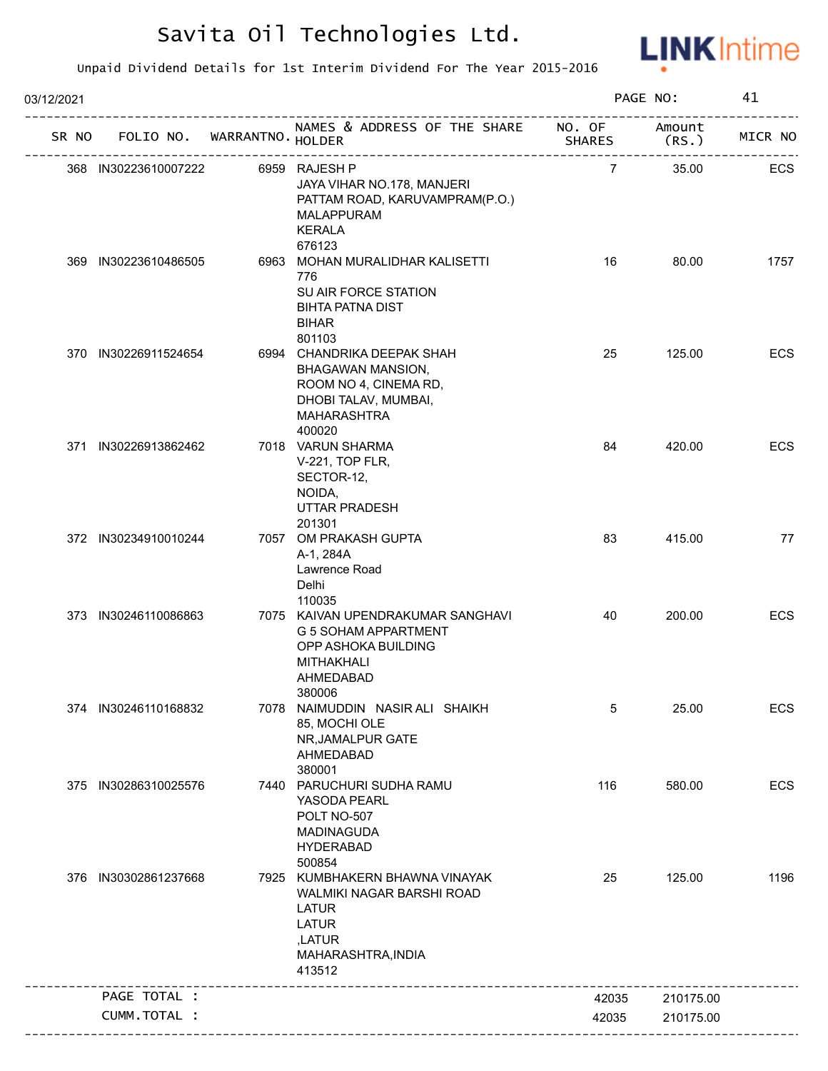# Savita Oil Technologies Ltd.

Unpaid Dividend Details for 1st Interim Dividend For The Year 2015-2016

03/12/2021 PAGE NO: 41

| SR NO | FOLIO NO. | WARRANTNO. | NAMES & ADDRESS OF THE SHARE HOLDER | NO. OF SHARES | Amount (RS.) | MICR NO |
|---|---|---|---|---|---|---|
| 368 | IN30223610007222 | 6959 | RAJESH P<br>JAYA VIHAR NO.178, MANJERI<br>PATTAM ROAD, KARUVAMPRAM(P.O.)<br>MALAPPURAM<br>KERALA<br>676123 | 7 | 35.00 | ECS |
| 369 | IN30223610486505 | 6963 | MOHAN MURALIDHAR KALISETTI<br>776<br>SU AIR FORCE STATION<br>BIHTA PATNA DIST<br>BIHAR<br>801103 | 16 | 80.00 | 1757 |
| 370 | IN30226911524654 | 6994 | CHANDRIKA DEEPAK SHAH<br>BHAGAWAN MANSION,<br>ROOM NO 4, CINEMA RD,<br>DHOBI TALAV, MUMBAI,<br>MAHARASHTRA<br>400020 | 25 | 125.00 | ECS |
| 371 | IN30226913862462 | 7018 | VARUN SHARMA<br>V-221, TOP FLR,<br>SECTOR-12,<br>NOIDA,<br>UTTAR PRADESH<br>201301 | 84 | 420.00 | ECS |
| 372 | IN30234910010244 | 7057 | OM PRAKASH GUPTA<br>A-1, 284A<br>Lawrence Road<br>Delhi<br>110035 | 83 | 415.00 | 77 |
| 373 | IN30246110086863 | 7075 | KAIVAN UPENDRAKUMAR SANGHAVI<br>G 5 SOHAM APPARTMENT<br>OPP ASHOKA BUILDING<br>MITHAKHALI<br>AHMEDABAD<br>380006 | 40 | 200.00 | ECS |
| 374 | IN30246110168832 | 7078 | NAIMUDDIN NASIR ALI SHAIKH<br>85, MOCHI OLE<br>NR,JAMALPUR GATE<br>AHMEDABAD<br>380001 | 5 | 25.00 | ECS |
| 375 | IN30286310025576 | 7440 | PARUCHURI SUDHA RAMU<br>YASODA PEARL<br>POLT NO-507<br>MADINAGUDA<br>HYDERABAD<br>500854 | 116 | 580.00 | ECS |
| 376 | IN30302861237668 | 7925 | KUMBHAKERN BHAWNA VINAYAK<br>WALMIKI NAGAR BARSHI ROAD<br>LATUR<br>LATUR<br>,LATUR<br>MAHARASHTRA,INDIA<br>413512 | 25 | 125.00 | 1196 |
| | PAGE TOTAL : | | | 42035 | 210175.00 | |
| | CUMM.TOTAL : | | | 42035 | 210175.00 | |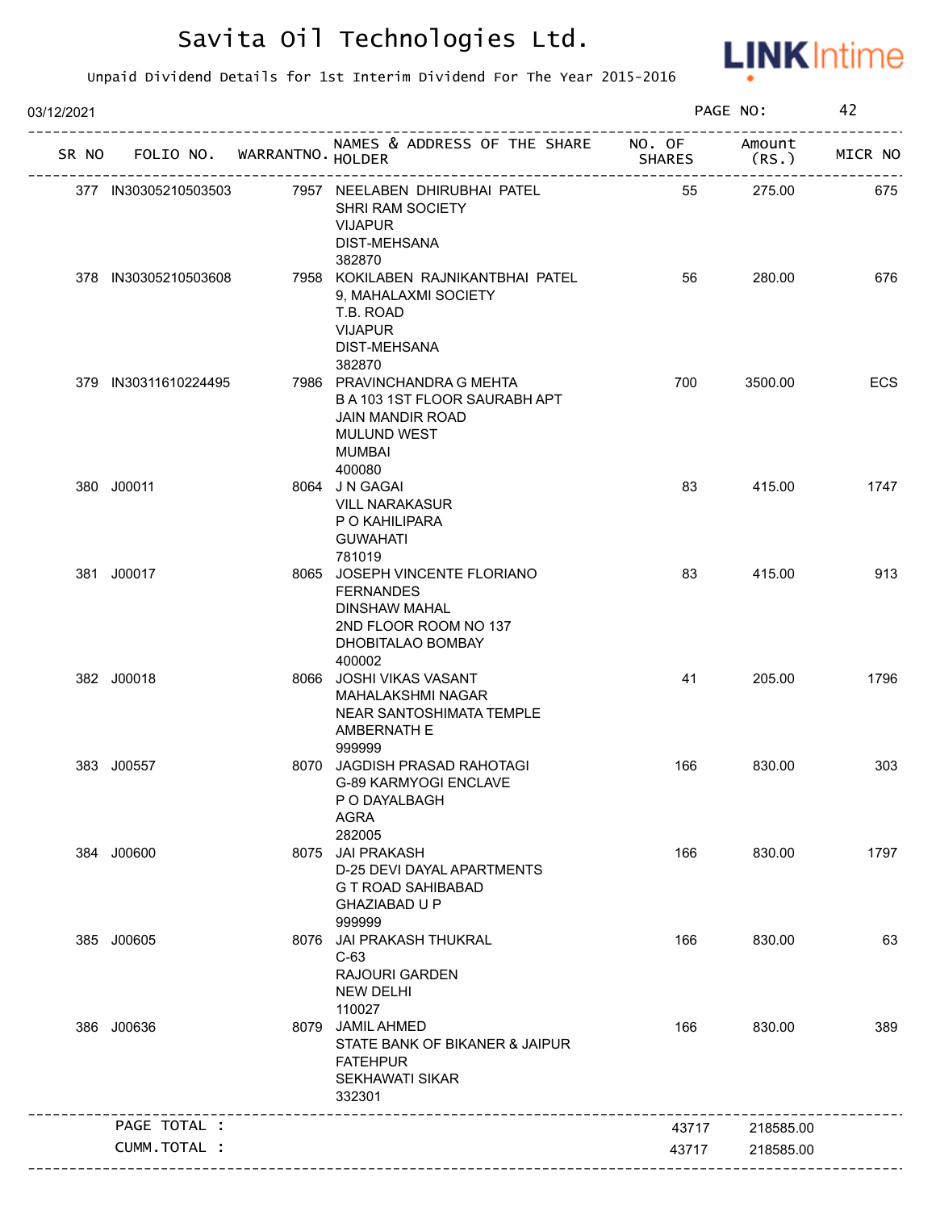# Savita Oil Technologies Ltd.

Unpaid Dividend Details for 1st Interim Dividend For The Year 2015-2016

03/12/2021

| SR NO | FOLIO NO. | WARRANTNO. | NAMES & ADDRESS OF THE SHARE HOLDER | NO. OF SHARES | Amount (RS.) | MICR NO |
|---|---|---|---|---|---|---|
| 377 | IN30305210503503 | 7957 | NEELABEN DHIRUBHAI PATEL<br>SHRI RAM SOCIETY<br>VIJAPUR<br>DIST-MEHSANA<br>382870 | 55 | 275.00 | 675 |
| 378 | IN30305210503608 | 7958 | KOKILABEN RAJNIKANTBHAI PATEL<br>9, MAHALAXMI SOCIETY<br>T.B. ROAD<br>VIJAPUR<br>DIST-MEHSANA<br>382870 | 56 | 280.00 | 676 |
| 379 | IN30311610224495 | 7986 | PRAVINCHANDRA G MEHTA<br>B A 103 1ST FLOOR SAURABH APT<br>JAIN MANDIR ROAD<br>MULUND WEST<br>MUMBAI<br>400080 | 700 | 3500.00 | ECS |
| 380 | J00011 | 8064 | J N GAGAI<br>VILL NARAKASUR<br>P O KAHILIPARA<br>GUWAHATI<br>781019 | 83 | 415.00 | 1747 |
| 381 | J00017 | 8065 | JOSEPH VINCENTE FLORIANO FERNANDES<br>DINSHAW MAHAL<br>2ND FLOOR ROOM NO 137<br>DHOBITALAO BOMBAY<br>400002 | 83 | 415.00 | 913 |
| 382 | J00018 | 8066 | JOSHI VIKAS VASANT<br>MAHALAKSHMI NAGAR<br>NEAR SANTOSHIMATA TEMPLE<br>AMBERNATH E<br>999999 | 41 | 205.00 | 1796 |
| 383 | J00557 | 8070 | JAGDISH PRASAD RAHOTAGI<br>G-89 KARMYOGI ENCLAVE<br>P O DAYALBAGH<br>AGRA<br>282005 | 166 | 830.00 | 303 |
| 384 | J00600 | 8075 | JAI PRAKASH<br>D-25 DEVI DAYAL APARTMENTS<br>G T ROAD SAHIBABAD<br>GHAZIABAD U P<br>999999 | 166 | 830.00 | 1797 |
| 385 | J00605 | 8076 | JAI PRAKASH THUKRAL<br>C-63<br>RAJOURI GARDEN<br>NEW DELHI<br>110027 | 166 | 830.00 | 63 |
| 386 | J00636 | 8079 | JAMIL AHMED<br>STATE BANK OF BIKANER & JAIPUR<br>FATEHPUR<br>SEKHAWATI SIKAR<br>332301 | 166 | 830.00 | 389 |
| | PAGE TOTAL : | | | 43717 | 218585.00 | |
| | CUMM.TOTAL : | | | 43717 | 218585.00 | |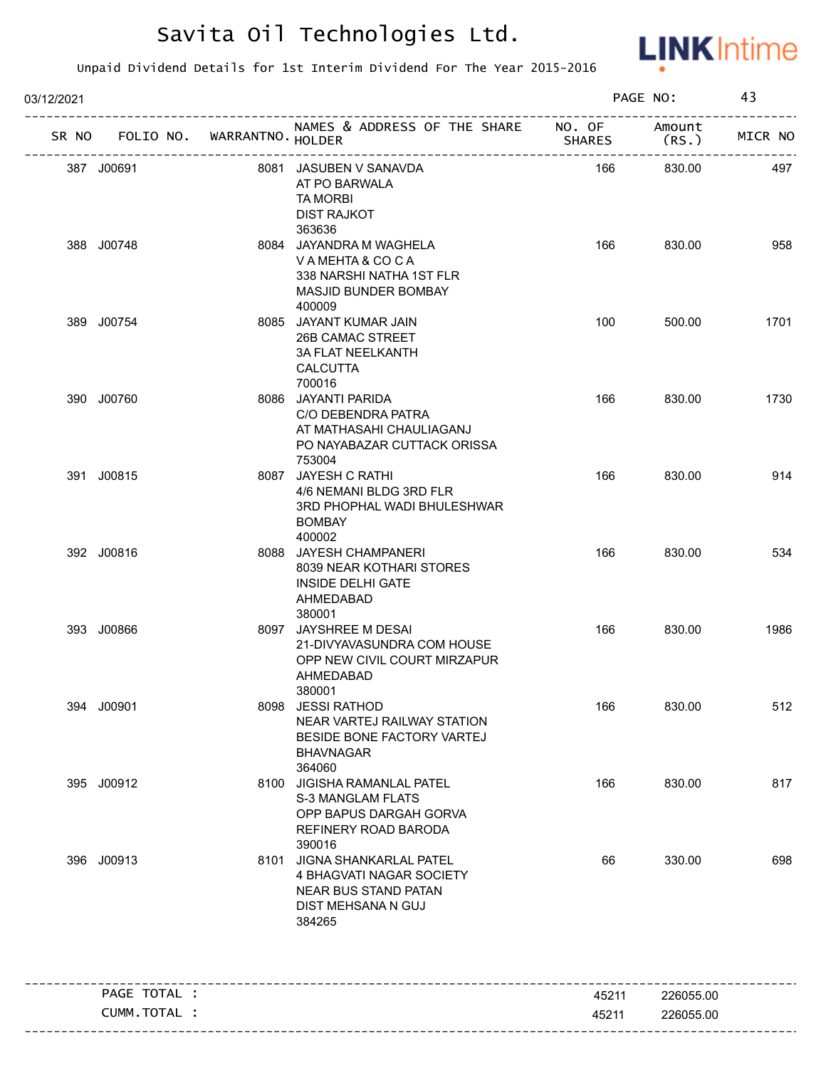# Savita Oil Technologies Ltd.

Unpaid Dividend Details for 1st Interim Dividend For The Year 2015-2016

03/12/2021

| SR NO | FOLIO NO. | WARRANTNO. | NAMES & ADDRESS OF THE SHARE HOLDER | NO. OF SHARES | Amount (RS.) | MICR NO |
|---|---|---|---|---|---|---|
| 387 | J00691 | 8081 | JASUBEN V SANAVDA AT PO BARWALA TA MORBI DIST RAJKOT 363636 | 166 | 830.00 | 497 |
| 388 | J00748 | 8084 | JAYANDRA M WAGHELA V A MEHTA & CO C A 338 NARSHI NATHA 1ST FLR MASJID BUNDER BOMBAY 400009 | 166 | 830.00 | 958 |
| 389 | J00754 | 8085 | JAYANT KUMAR JAIN 26B CAMAC STREET 3A FLAT NEELKANTH CALCUTTA 700016 | 100 | 500.00 | 1701 |
| 390 | J00760 | 8086 | JAYANTI PARIDA C/O DEBENDRA PATRA AT MATHASAHI CHAULIAGANJ PO NAYABAZAR CUTTACK ORISSA 753004 | 166 | 830.00 | 1730 |
| 391 | J00815 | 8087 | JAYESH C RATHI 4/6 NEMANI BLDG 3RD FLR 3RD PHOPHAL WADI BHULESHWAR BOMBAY 400002 | 166 | 830.00 | 914 |
| 392 | J00816 | 8088 | JAYESH CHAMPANERI 8039 NEAR KOTHARI STORES INSIDE DELHI GATE AHMEDABAD 380001 | 166 | 830.00 | 534 |
| 393 | J00866 | 8097 | JAYSHREE M DESAI 21-DIVYAVASUNDRA COM HOUSE OPP NEW CIVIL COURT MIRZAPUR AHMEDABAD 380001 | 166 | 830.00 | 1986 |
| 394 | J00901 | 8098 | JESSI RATHOD NEAR VARTEJ RAILWAY STATION BESIDE BONE FACTORY VARTEJ BHAVNAGAR 364060 | 166 | 830.00 | 512 |
| 395 | J00912 | 8100 | JIGISHA RAMANLAL PATEL S-3 MANGLAM FLATS OPP BAPUS DARGAH GORVA REFINERY ROAD BARODA 390016 | 166 | 830.00 | 817 |
| 396 | J00913 | 8101 | JIGNA SHANKARLAL PATEL 4 BHAGVATI NAGAR SOCIETY NEAR BUS STAND PATAN DIST MEHSANA N GUJ 384265 | 66 | 330.00 | 698 |

| | NO. OF SHARES | Amount (RS.) |
|---|---|---|
| PAGE TOTAL : | 45211 | 226055.00 |
| CUMM.TOTAL : | 45211 | 226055.00 |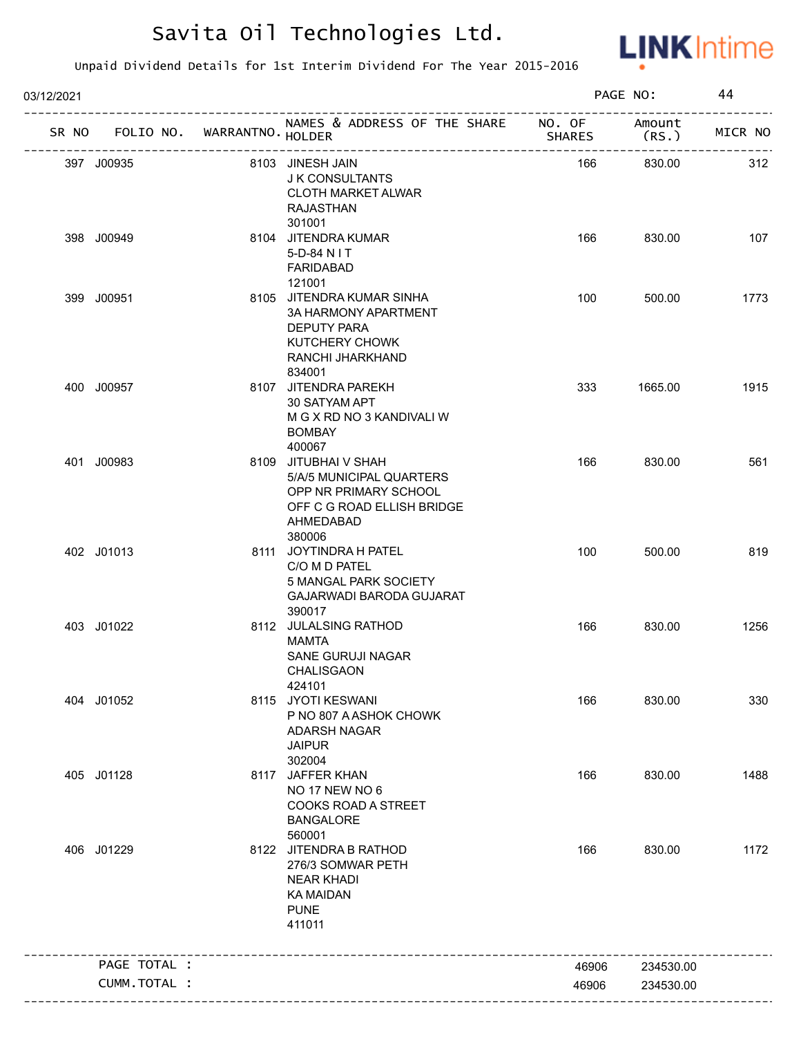# Savita Oil Technologies Ltd.

Unpaid Dividend Details for 1st Interim Dividend For The Year 2015-2016

03/12/2021

PAGE NO: 44

| SR NO | FOLIO NO. | WARRANTNO. | NAMES & ADDRESS OF THE SHARE HOLDER | NO. OF SHARES | Amount (RS.) | MICR NO |
|---|---|---|---|---|---|---|
| 397 | J00935 | 8103 | JINESH JAIN<br>J K CONSULTANTS<br>CLOTH MARKET ALWAR<br>RAJASTHAN<br>301001 | 166 | 830.00 | 312 |
| 398 | J00949 | 8104 | JITENDRA KUMAR<br>5-D-84 N I T<br>FARIDABAD<br>121001 | 166 | 830.00 | 107 |
| 399 | J00951 | 8105 | JITENDRA KUMAR SINHA<br>3A HARMONY APARTMENT<br>DEPUTY PARA<br>KUTCHERY CHOWK<br>RANCHI JHARKHAND<br>834001 | 100 | 500.00 | 1773 |
| 400 | J00957 | 8107 | JITENDRA PAREKH<br>30 SATYAM APT<br>M G X RD NO 3 KANDIVALI W<br>BOMBAY<br>400067 | 333 | 1665.00 | 1915 |
| 401 | J00983 | 8109 | JITUBHAI V SHAH<br>5/A/5 MUNICIPAL QUARTERS<br>OPP NR PRIMARY SCHOOL<br>OFF C G ROAD ELLISH BRIDGE<br>AHMEDABAD<br>380006 | 166 | 830.00 | 561 |
| 402 | J01013 | 8111 | JOYTINDRA H PATEL<br>C/O M D PATEL<br>5 MANGAL PARK SOCIETY<br>GAJARWADI BARODA GUJARAT<br>390017 | 100 | 500.00 | 819 |
| 403 | J01022 | 8112 | JULALSING RATHOD<br>MAMTA<br>SANE GURUJI NAGAR<br>CHALISGAON<br>424101 | 166 | 830.00 | 1256 |
| 404 | J01052 | 8115 | JYOTI KESWANI<br>P NO 807 A ASHOK CHOWK<br>ADARSH NAGAR<br>JAIPUR<br>302004 | 166 | 830.00 | 330 |
| 405 | J01128 | 8117 | JAFFER KHAN<br>NO 17 NEW NO 6<br>COOKS ROAD A STREET<br>BANGALORE<br>560001 | 166 | 830.00 | 1488 |
| 406 | J01229 | 8122 | JITENDRA B RATHOD<br>276/3 SOMWAR PETH<br>NEAR KHADI<br>KA MAIDAN<br>PUNE<br>411011 | 166 | 830.00 | 1172 |
| | PAGE TOTAL : | | | 46906 | 234530.00 | |
| | CUMM.TOTAL : | | | 46906 | 234530.00 | |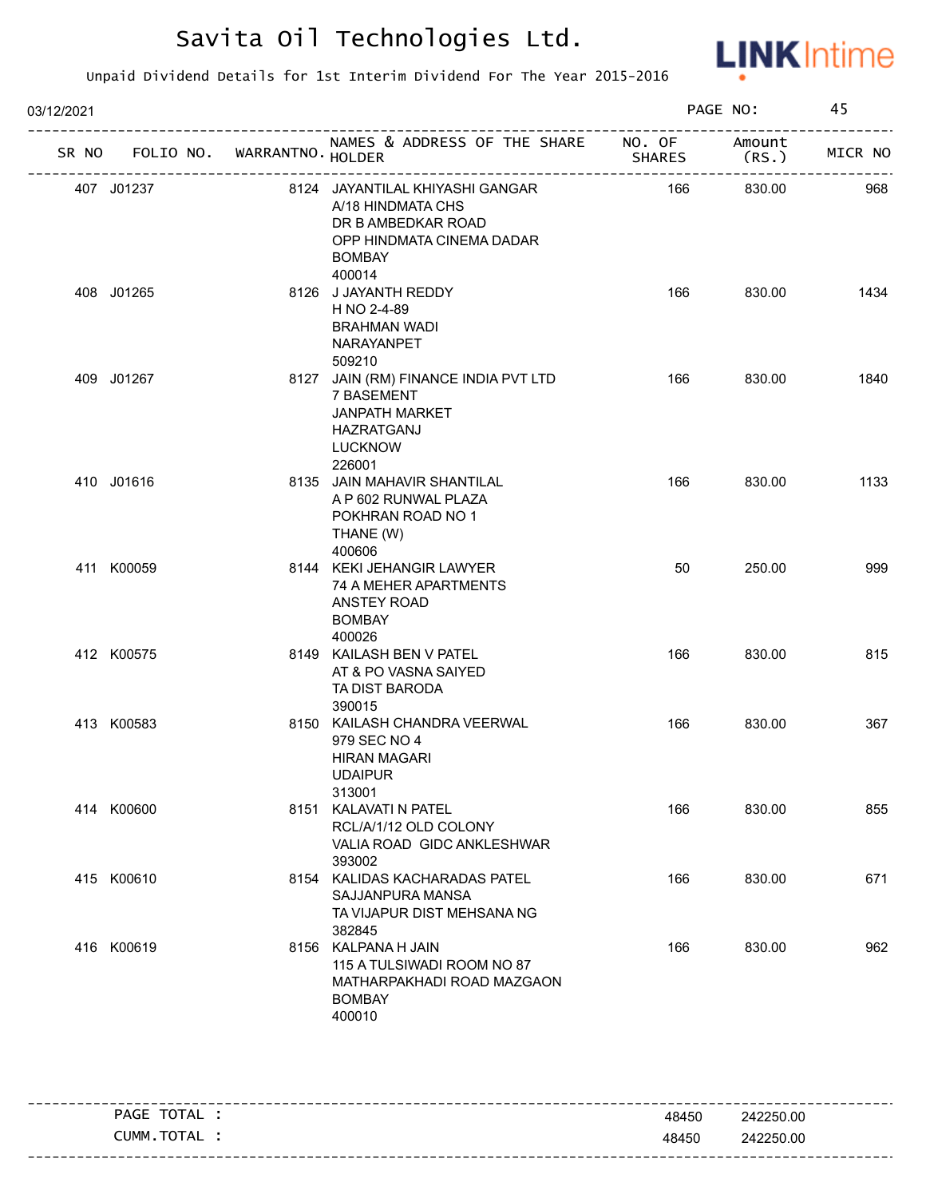# Savita Oil Technologies Ltd.

Unpaid Dividend Details for 1st Interim Dividend For The Year 2015-2016

03/12/2021

| SR NO | FOLIO NO. | WARRANTNO. | NAMES & ADDRESS OF THE SHARE HOLDER | NO. OF SHARES | Amount (RS.) | MICR NO |
|---|---|---|---|---|---|---|
| 407 | J01237 | 8124 | JAYANTILAL KHIYASHI GANGAR<br>A/18 HINDMATA CHS<br>DR B AMBEDKAR ROAD<br>OPP HINDMATA CINEMA DADAR<br>BOMBAY<br>400014 | 166 | 830.00 | 968 |
| 408 | J01265 | 8126 | J JAYANTH REDDY<br>H NO 2-4-89<br>BRAHMAN WADI<br>NARAYANPET<br>509210 | 166 | 830.00 | 1434 |
| 409 | J01267 | 8127 | JAIN (RM) FINANCE INDIA PVT LTD<br>7 BASEMENT<br>JANPATH MARKET<br>HAZRATGANJ<br>LUCKNOW<br>226001 | 166 | 830.00 | 1840 |
| 410 | J01616 | 8135 | JAIN MAHAVIR SHANTILAL<br>A P 602 RUNWAL PLAZA<br>POKHRAN ROAD NO 1<br>THANE (W)<br>400606 | 166 | 830.00 | 1133 |
| 411 | K00059 | 8144 | KEKI JEHANGIR LAWYER<br>74 A MEHER APARTMENTS<br>ANSTEY ROAD<br>BOMBAY<br>400026 | 50 | 250.00 | 999 |
| 412 | K00575 | 8149 | KAILASH BEN V PATEL<br>AT & PO VASNA SAIYED<br>TA DIST BARODA<br>390015 | 166 | 830.00 | 815 |
| 413 | K00583 | 8150 | KAILASH CHANDRA VEERWAL<br>979 SEC NO 4<br>HIRAN MAGARI<br>UDAIPUR<br>313001 | 166 | 830.00 | 367 |
| 414 | K00600 | 8151 | KALAVATI N PATEL<br>RCL/A/1/12 OLD COLONY<br>VALIA ROAD GIDC ANKLESHWAR<br>393002 | 166 | 830.00 | 855 |
| 415 | K00610 | 8154 | KALIDAS KACHARADAS PATEL<br>SAJJANPURA MANSA<br>TA VIJAPUR DIST MEHSANA NG<br>382845 | 166 | 830.00 | 671 |
| 416 | K00619 | 8156 | KALPANA H JAIN<br>115 A TULSIWADI ROOM NO 87<br>MATHARPAKHADI ROAD MAZGAON<br>BOMBAY<br>400010 | 166 | 830.00 | 962 |

| | | |
|---|---|---|
| PAGE TOTAL : | 48450 | 242250.00 |
| CUMM.TOTAL : | 48450 | 242250.00 |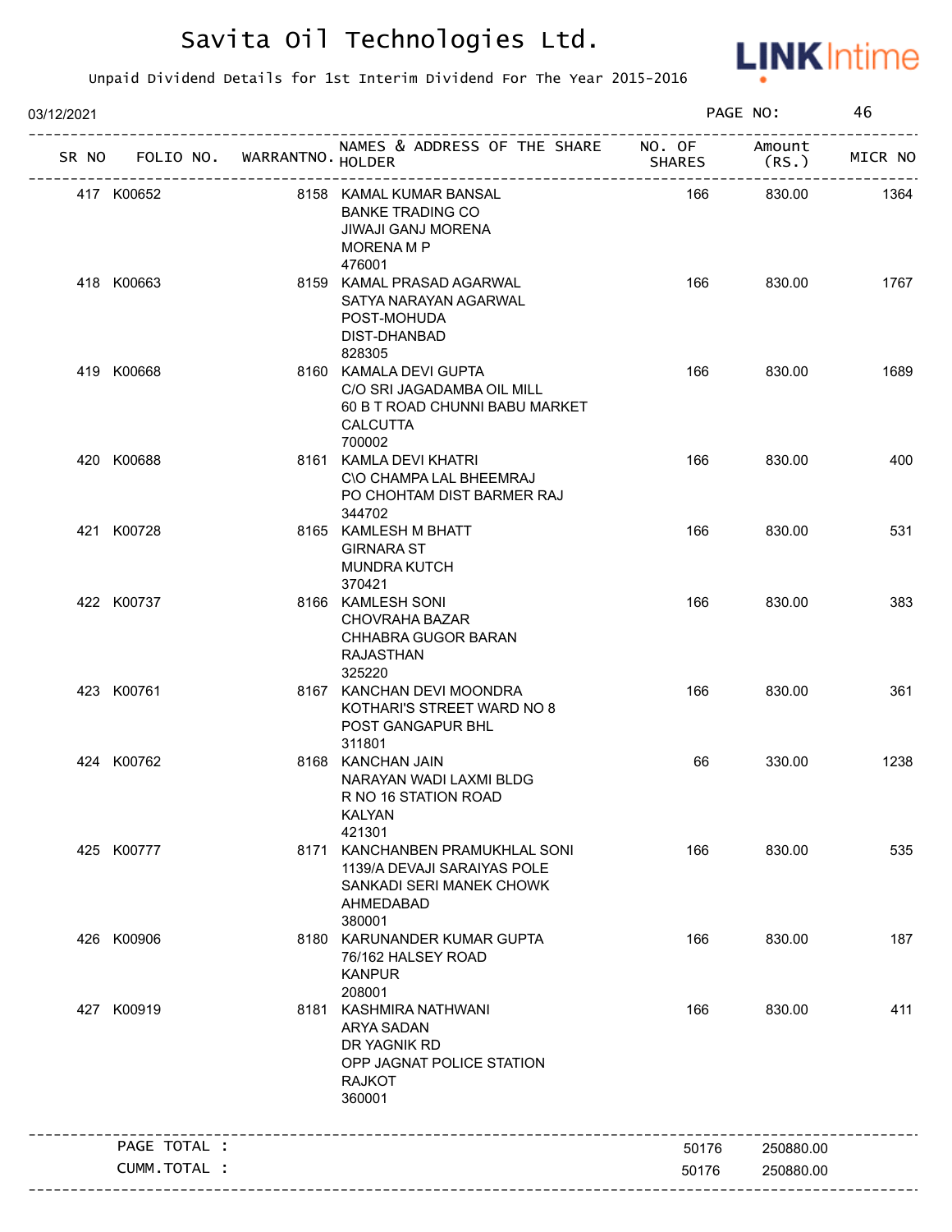# Savita Oil Technologies Ltd.

Unpaid Dividend Details for 1st Interim Dividend For The Year 2015-2016

03/12/2021 PAGE NO: 46

| SR NO | FOLIO NO. | WARRANTNO. | NAMES & ADDRESS OF THE SHARE HOLDER | NO. OF SHARES | Amount (RS.) | MICR NO |
|---|---|---|---|---|---|---|
| 417 | K00652 | 8158 | KAMAL KUMAR BANSAL BANKE TRADING CO JIWAJI GANJ MORENA MORENA M P 476001 | 166 | 830.00 | 1364 |
| 418 | K00663 | 8159 | KAMAL PRASAD AGARWAL SATYA NARAYAN AGARWAL POST-MOHUDA DIST-DHANBAD 828305 | 166 | 830.00 | 1767 |
| 419 | K00668 | 8160 | KAMALA DEVI GUPTA C/O SRI JAGADAMBA OIL MILL 60 B T ROAD CHUNNI BABU MARKET CALCUTTA 700002 | 166 | 830.00 | 1689 |
| 420 | K00688 | 8161 | KAMLA DEVI KHATRI C\O CHAMPA LAL BHEEMRAJ PO CHOHTAM DIST BARMER RAJ 344702 | 166 | 830.00 | 400 |
| 421 | K00728 | 8165 | KAMLESH M BHATT GIRNARA ST MUNDRA KUTCH 370421 | 166 | 830.00 | 531 |
| 422 | K00737 | 8166 | KAMLESH SONI CHOVRAHA BAZAR CHHABRA GUGOR BARAN RAJASTHAN 325220 | 166 | 830.00 | 383 |
| 423 | K00761 | 8167 | KANCHAN DEVI MOONDRA KOTHARI'S STREET WARD NO 8 POST GANGAPUR BHL 311801 | 166 | 830.00 | 361 |
| 424 | K00762 | 8168 | KANCHAN JAIN NARAYAN WADI LAXMI BLDG R NO 16 STATION ROAD KALYAN 421301 | 66 | 330.00 | 1238 |
| 425 | K00777 | 8171 | KANCHANBEN PRAMUKHLAL SONI 1139/A DEVAJI SARAIYAS POLE SANKADI SERI MANEK CHOWK AHMEDABAD 380001 | 166 | 830.00 | 535 |
| 426 | K00906 | 8180 | KARUNANDER KUMAR GUPTA 76/162 HALSEY ROAD KANPUR 208001 | 166 | 830.00 | 187 |
| 427 | K00919 | 8181 | KASHMIRA NATHWANI ARYA SADAN DR YAGNIK RD OPP JAGNAT POLICE STATION RAJKOT 360001 | 166 | 830.00 | 411 |
| | PAGE TOTAL : | | | 50176 | 250880.00 | |
| | CUMM.TOTAL : | | | 50176 | 250880.00 | |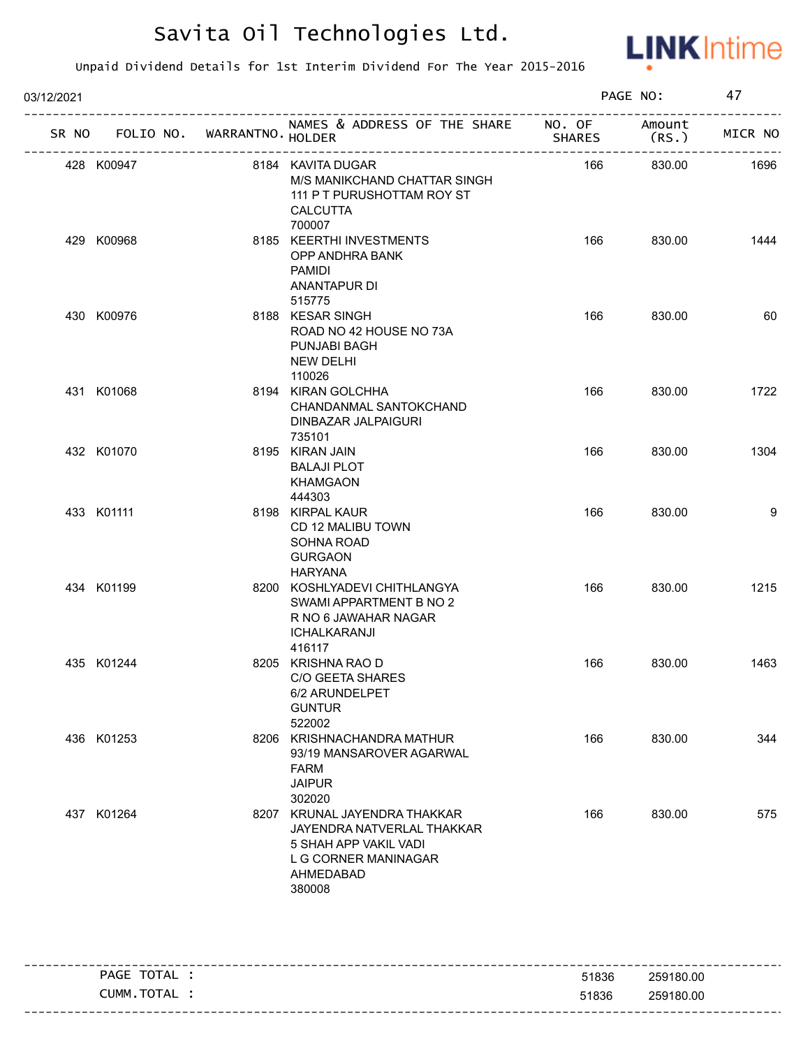# Savita Oil Technologies Ltd.

Unpaid Dividend Details for 1st Interim Dividend For The Year 2015-2016

03/12/2021

| SR NO | FOLIO NO. | WARRANTNO. | NAMES & ADDRESS OF THE SHARE HOLDER | NO. OF SHARES | Amount (RS.) | MICR NO |
|---|---|---|---|---|---|---|
| 428 | K00947 | 8184 | KAVITA DUGAR<br>M/S MANIKCHAND CHATTAR SINGH<br>111 P T PURUSHOTTAM ROY ST<br>CALCUTTA<br>700007 | 166 | 830.00 | 1696 |
| 429 | K00968 | 8185 | KEERTHI INVESTMENTS<br>OPP ANDHRA BANK<br>PAMIDI<br>ANANTAPUR DI<br>515775 | 166 | 830.00 | 1444 |
| 430 | K00976 | 8188 | KESAR SINGH<br>ROAD NO 42 HOUSE NO 73A<br>PUNJABI BAGH<br>NEW DELHI<br>110026 | 166 | 830.00 | 60 |
| 431 | K01068 | 8194 | KIRAN GOLCHHA<br>CHANDANMAL SANTOKCHAND<br>DINBAZAR JALPAIGURI<br>735101 | 166 | 830.00 | 1722 |
| 432 | K01070 | 8195 | KIRAN JAIN<br>BALAJI PLOT<br>KHAMGAON<br>444303 | 166 | 830.00 | 1304 |
| 433 | K01111 | 8198 | KIRPAL KAUR<br>CD 12 MALIBU TOWN<br>SOHNA ROAD<br>GURGAON<br>HARYANA | 166 | 830.00 | 9 |
| 434 | K01199 | 8200 | KOSHLYADEVI CHITHLANGYA<br>SWAMI APPARTMENT B NO 2<br>R NO 6 JAWAHAR NAGAR<br>ICHALKARANJI<br>416117 | 166 | 830.00 | 1215 |
| 435 | K01244 | 8205 | KRISHNA RAO D<br>C/O GEETA SHARES<br>6/2 ARUNDELPET<br>GUNTUR<br>522002 | 166 | 830.00 | 1463 |
| 436 | K01253 | 8206 | KRISHNACHANDRA MATHUR<br>93/19 MANSAROVER AGARWAL<br>FARM<br>JAIPUR<br>302020 | 166 | 830.00 | 344 |
| 437 | K01264 | 8207 | KRUNAL JAYENDRA THAKKAR<br>JAYENDRA NATVERLAL THAKKAR<br>5 SHAH APP VAKIL VADI<br>L G CORNER MANINAGAR<br>AHMEDABAD<br>380008 | 166 | 830.00 | 575 |

| | Shares | Amount |
|---|---|---|
| PAGE TOTAL : | 51836 | 259180.00 |
| CUMM.TOTAL : | 51836 | 259180.00 |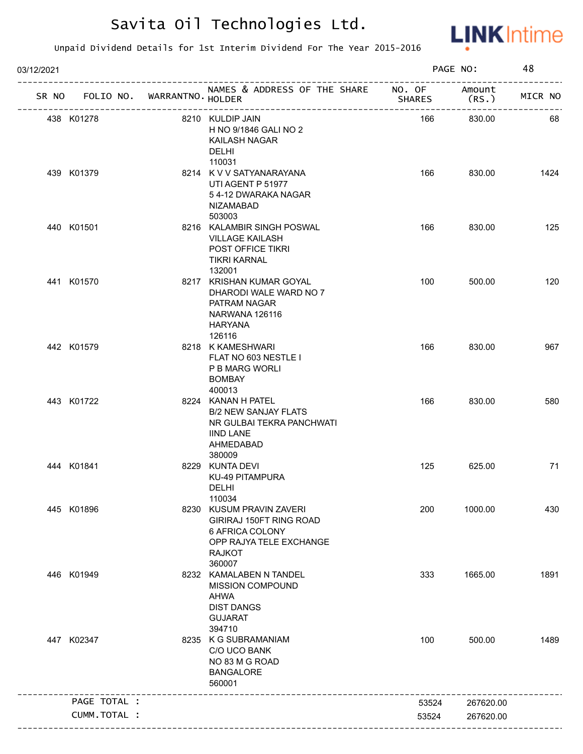# Savita Oil Technologies Ltd.

Unpaid Dividend Details for 1st Interim Dividend For The Year 2015-2016

03/12/2021 PAGE NO: 48

| SR NO | FOLIO NO. | WARRANTNO. | NAMES & ADDRESS OF THE SHARE HOLDER | NO. OF SHARES | Amount (RS.) | MICR NO |
|---|---|---|---|---|---|---|
| 438 | K01278 | 8210 | KULDIP JAIN<br>H NO 9/1846 GALI NO 2<br>KAILASH NAGAR<br>DELHI<br>110031 | 166 | 830.00 | 68 |
| 439 | K01379 | 8214 | K V V SATYANARAYANA<br>UTI AGENT P 51977<br>5 4-12 DWARAKA NAGAR<br>NIZAMABAD<br>503003 | 166 | 830.00 | 1424 |
| 440 | K01501 | 8216 | KALAMBIR SINGH POSWAL<br>VILLAGE KAILASH<br>POST OFFICE TIKRI<br>TIKRI KARNAL<br>132001 | 166 | 830.00 | 125 |
| 441 | K01570 | 8217 | KRISHAN KUMAR GOYAL<br>DHARODI WALE WARD NO 7<br>PATRAM NAGAR<br>NARWANA 126116<br>HARYANA<br>126116 | 100 | 500.00 | 120 |
| 442 | K01579 | 8218 | K KAMESHWARI<br>FLAT NO 603 NESTLE I<br>P B MARG WORLI<br>BOMBAY<br>400013 | 166 | 830.00 | 967 |
| 443 | K01722 | 8224 | KANAN H PATEL<br>B/2 NEW SANJAY FLATS<br>NR GULBAI TEKRA PANCHWATI<br>IIND LANE<br>AHMEDABAD<br>380009 | 166 | 830.00 | 580 |
| 444 | K01841 | 8229 | KUNTA DEVI<br>KU-49 PITAMPURA<br>DELHI<br>110034 | 125 | 625.00 | 71 |
| 445 | K01896 | 8230 | KUSUM PRAVIN ZAVERI<br>GIRIRAJ 150FT RING ROAD<br>6 AFRICA COLONY<br>OPP RAJYA TELE EXCHANGE<br>RAJKOT<br>360007 | 200 | 1000.00 | 430 |
| 446 | K01949 | 8232 | KAMALABEN N TANDEL<br>MISSION COMPOUND<br>AHWA<br>DIST DANGS<br>GUJARAT<br>394710 | 333 | 1665.00 | 1891 |
| 447 | K02347 | 8235 | K G SUBRAMANIAM<br>C/O UCO BANK<br>NO 83 M G ROAD<br>BANGALORE<br>560001 | 100 | 500.00 | 1489 |
| | PAGE TOTAL : | | | 53524 | 267620.00 | |
| | CUMM.TOTAL : | | | 53524 | 267620.00 | |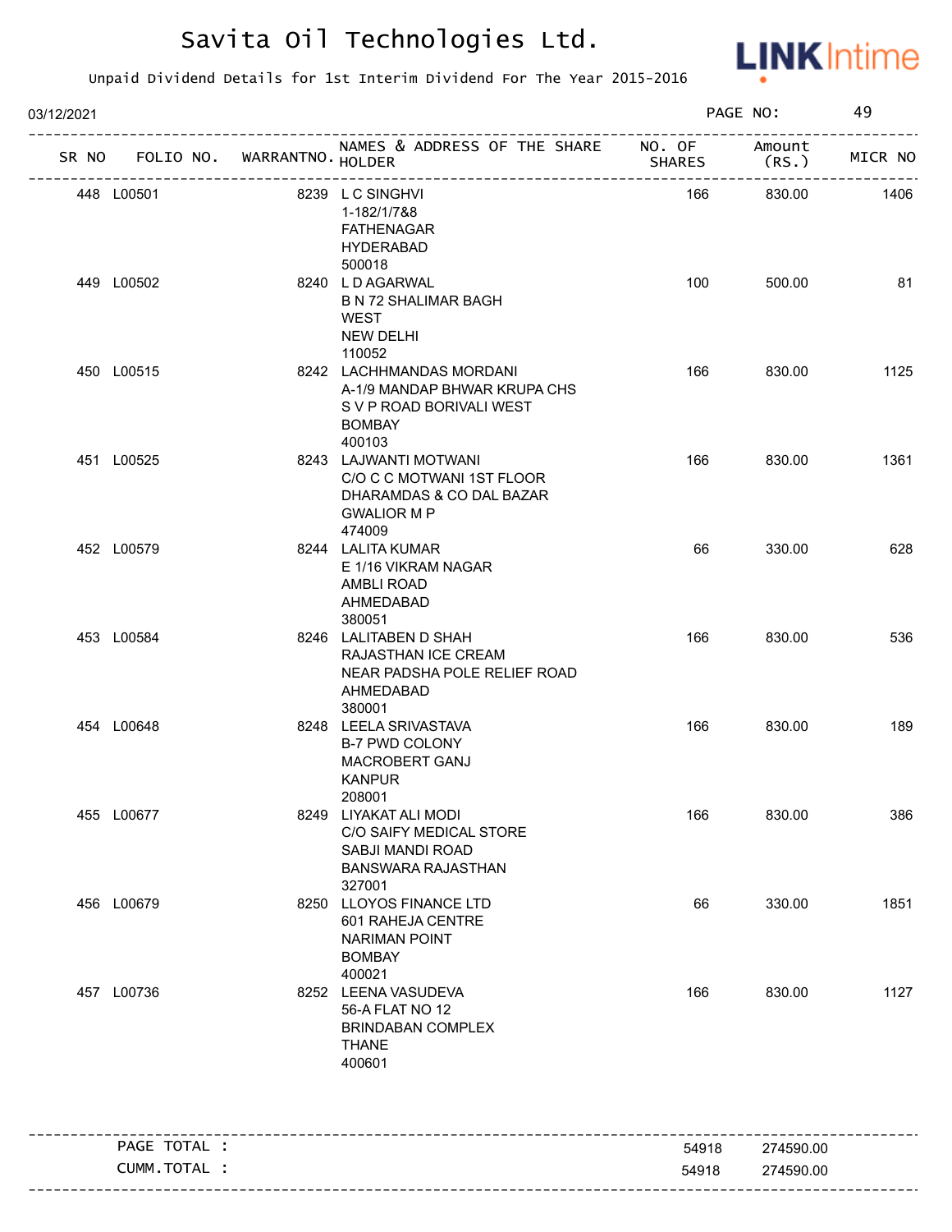# Savita Oil Technologies Ltd.

Unpaid Dividend Details for 1st Interim Dividend For The Year 2015-2016

03/12/2021

| SR NO | FOLIO NO. | WARRANTNO. | NAMES & ADDRESS OF THE SHARE HOLDER | NO. OF SHARES | Amount (RS.) | MICR NO |
|---|---|---|---|---|---|---|
| 448 | L00501 | 8239 | L C SINGHVI<br>1-182/1/7&8<br>FATHENAGAR<br>HYDERABAD<br>500018 | 166 | 830.00 | 1406 |
| 449 | L00502 | 8240 | L D AGARWAL<br>B N 72 SHALIMAR BAGH<br>WEST<br>NEW DELHI<br>110052 | 100 | 500.00 | 81 |
| 450 | L00515 | 8242 | LACHHMANDAS MORDANI<br>A-1/9 MANDAP BHWAR KRUPA CHS<br>S V P ROAD BORIVALI WEST<br>BOMBAY<br>400103 | 166 | 830.00 | 1125 |
| 451 | L00525 | 8243 | LAJWANTI MOTWANI<br>C/O C C MOTWANI 1ST FLOOR<br>DHARAMDAS & CO DAL BAZAR<br>GWALIOR M P<br>474009 | 166 | 830.00 | 1361 |
| 452 | L00579 | 8244 | LALITA KUMAR<br>E 1/16 VIKRAM NAGAR<br>AMBLI ROAD<br>AHMEDABAD<br>380051 | 66 | 330.00 | 628 |
| 453 | L00584 | 8246 | LALITABEN D SHAH<br>RAJASTHAN ICE CREAM<br>NEAR PADSHA POLE RELIEF ROAD<br>AHMEDABAD<br>380001 | 166 | 830.00 | 536 |
| 454 | L00648 | 8248 | LEELA SRIVASTAVA<br>B-7 PWD COLONY<br>MACROBERT GANJ<br>KANPUR<br>208001 | 166 | 830.00 | 189 |
| 455 | L00677 | 8249 | LIYAKAT ALI MODI<br>C/O SAIFY MEDICAL STORE<br>SABJI MANDI ROAD<br>BANSWARA RAJASTHAN<br>327001 | 166 | 830.00 | 386 |
| 456 | L00679 | 8250 | LLOYOS FINANCE LTD<br>601 RAHEJA CENTRE<br>NARIMAN POINT<br>BOMBAY<br>400021 | 66 | 330.00 | 1851 |
| 457 | L00736 | 8252 | LEENA VASUDEVA<br>56-A FLAT NO 12<br>BRINDABAN COMPLEX<br>THANE<br>400601 | 166 | 830.00 | 1127 |

| | NO. OF SHARES | Amount (RS.) |
|---|---|---|
| PAGE TOTAL : | 54918 | 274590.00 |
| CUMM.TOTAL : | 54918 | 274590.00 |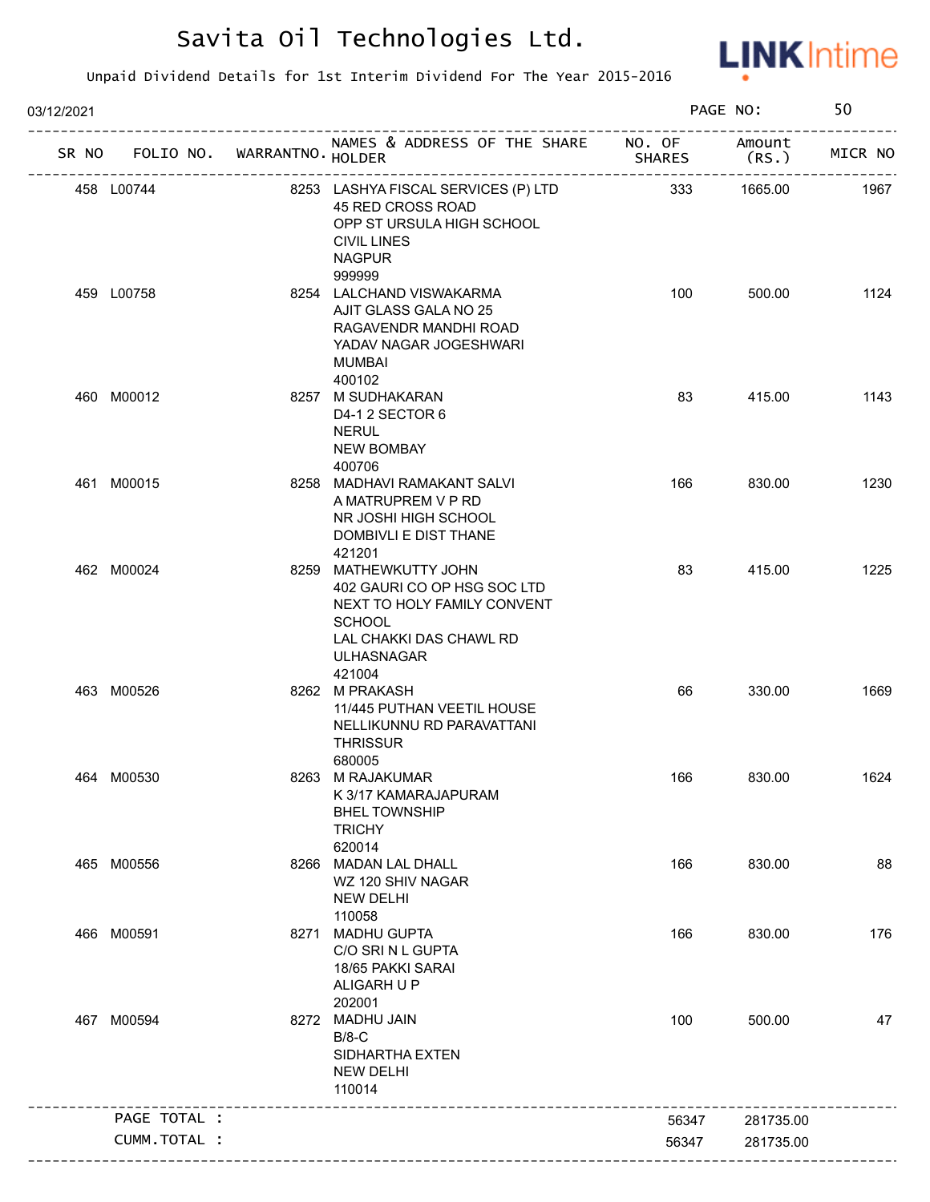# Savita Oil Technologies Ltd.

Unpaid Dividend Details for 1st Interim Dividend For The Year 2015-2016

03/12/2021

| SR NO | FOLIO NO. | WARRANTNO. | NAMES & ADDRESS OF THE SHARE HOLDER | NO. OF SHARES | Amount (RS.) | MICR NO |
|---|---|---|---|---|---|---|
| 458 | L00744 | 8253 | LASHYA FISCAL SERVICES (P) LTD 45 RED CROSS ROAD OPP ST URSULA HIGH SCHOOL CIVIL LINES NAGPUR 999999 | 333 | 1665.00 | 1967 |
| 459 | L00758 | 8254 | LALCHAND VISWAKARMA AJIT GLASS GALA NO 25 RAGAVENDR MANDHI ROAD YADAV NAGAR JOGESHWARI MUMBAI 400102 | 100 | 500.00 | 1124 |
| 460 | M00012 | 8257 | M SUDHAKARAN D4-1 2 SECTOR 6 NERUL NEW BOMBAY 400706 | 83 | 415.00 | 1143 |
| 461 | M00015 | 8258 | MADHAVI RAMAKANT SALVI A MATRUPREM V P RD NR JOSHI HIGH SCHOOL DOMBIVLI E DIST THANE 421201 | 166 | 830.00 | 1230 |
| 462 | M00024 | 8259 | MATHEWKUTTY JOHN 402 GAURI CO OP HSG SOC LTD NEXT TO HOLY FAMILY CONVENT SCHOOL LAL CHAKKI DAS CHAWL RD ULHASNAGAR 421004 | 83 | 415.00 | 1225 |
| 463 | M00526 | 8262 | M PRAKASH 11/445 PUTHAN VEETIL HOUSE NELLIKUNNU RD PARAVATTANI THRISSUR 680005 | 66 | 330.00 | 1669 |
| 464 | M00530 | 8263 | M RAJAKUMAR K 3/17 KAMARAJAPURAM BHEL TOWNSHIP TRICHY 620014 | 166 | 830.00 | 1624 |
| 465 | M00556 | 8266 | MADAN LAL DHALL WZ 120 SHIV NAGAR NEW DELHI 110058 | 166 | 830.00 | 88 |
| 466 | M00591 | 8271 | MADHU GUPTA C/O SRI N L GUPTA 18/65 PAKKI SARAI ALIGARH U P 202001 | 166 | 830.00 | 176 |
| 467 | M00594 | 8272 | MADHU JAIN B/8-C SIDHARTHA EXTEN NEW DELHI 110014 | 100 | 500.00 | 47 |
| | PAGE TOTAL : | | | 56347 | 281735.00 | |
| | CUMM.TOTAL : | | | 56347 | 281735.00 | |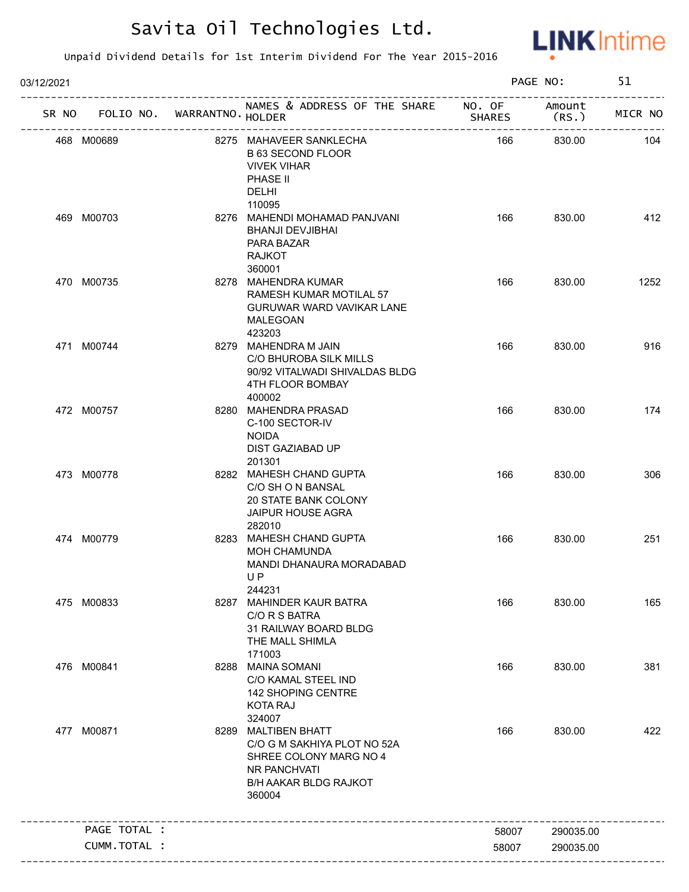# Savita Oil Technologies Ltd.

Unpaid Dividend Details for 1st Interim Dividend For The Year 2015-2016

03/12/2021

| SR NO | FOLIO NO. | WARRANTNO. | NAMES & ADDRESS OF THE SHARE HOLDER | NO. OF SHARES | Amount (RS.) | MICR NO |
|---|---|---|---|---|---|---|
| 468 | M00689 | 8275 | MAHAVEER SANKLECHA B 63 SECOND FLOOR VIVEK VIHAR PHASE II DELHI 110095 | 166 | 830.00 | 104 |
| 469 | M00703 | 8276 | MAHENDI MOHAMAD PANJVANI BHANJI DEVJIBHAI PARA BAZAR RAJKOT 360001 | 166 | 830.00 | 412 |
| 470 | M00735 | 8278 | MAHENDRA KUMAR RAMESH KUMAR MOTILAL 57 GURUWAR WARD VAVIKAR LANE MALEGOAN 423203 | 166 | 830.00 | 1252 |
| 471 | M00744 | 8279 | MAHENDRA M JAIN C/O BHUROBA SILK MILLS 90/92 VITALWADI SHIVALDAS BLDG 4TH FLOOR BOMBAY 400002 | 166 | 830.00 | 916 |
| 472 | M00757 | 8280 | MAHENDRA PRASAD C-100 SECTOR-IV NOIDA DIST GAZIABAD UP 201301 | 166 | 830.00 | 174 |
| 473 | M00778 | 8282 | MAHESH CHAND GUPTA C/O SH O N BANSAL 20 STATE BANK COLONY JAIPUR HOUSE AGRA 282010 | 166 | 830.00 | 306 |
| 474 | M00779 | 8283 | MAHESH CHAND GUPTA MOH CHAMUNDA MANDI DHANAURA MORADABAD U P 244231 | 166 | 830.00 | 251 |
| 475 | M00833 | 8287 | MAHINDER KAUR BATRA C/O R S BATRA 31 RAILWAY BOARD BLDG THE MALL SHIMLA 171003 | 166 | 830.00 | 165 |
| 476 | M00841 | 8288 | MAINA SOMANI C/O KAMAL STEEL IND 142 SHOPING CENTRE KOTA RAJ 324007 | 166 | 830.00 | 381 |
| 477 | M00871 | 8289 | MALTIBEN BHATT C/O G M SAKHIYA PLOT NO 52A SHREE COLONY MARG NO 4 NR PANCHVATI B/H AAKAR BLDG RAJKOT 360004 | 166 | 830.00 | 422 |
| | PAGE TOTAL : | | | 58007 | 290035.00 | |
| | CUMM.TOTAL : | | | 58007 | 290035.00 | |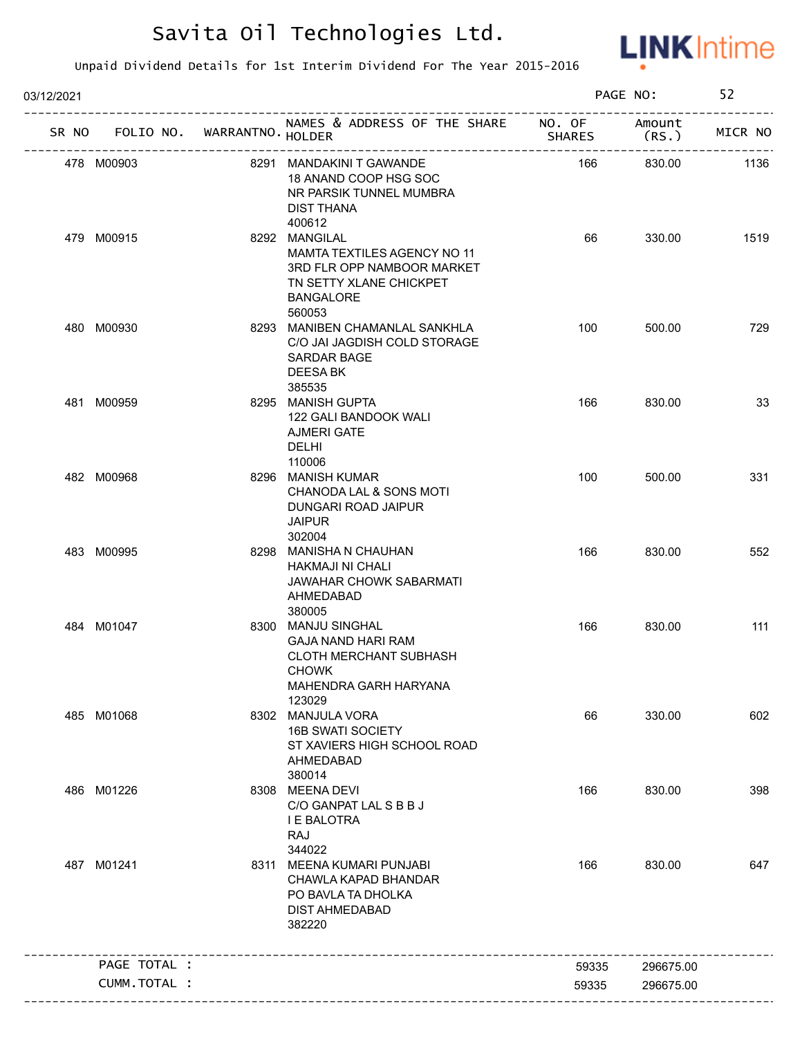# Savita Oil Technologies Ltd.

Unpaid Dividend Details for 1st Interim Dividend For The Year 2015-2016

03/12/2021

| SR NO | FOLIO NO. | WARRANTNO. | NAMES & ADDRESS OF THE SHARE HOLDER | NO. OF SHARES | Amount (RS.) | MICR NO |
|---|---|---|---|---|---|---|
| 478 | M00903 | 8291 | MANDAKINI T GAWANDE<br>18 ANAND COOP HSG SOC<br>NR PARSIK TUNNEL MUMBRA<br>DIST THANA<br>400612 | 166 | 830.00 | 1136 |
| 479 | M00915 | 8292 | MANGILAL<br>MAMTA TEXTILES AGENCY NO 11<br>3RD FLR OPP NAMBOOR MARKET<br>TN SETTY XLANE CHICKPET<br>BANGALORE<br>560053 | 66 | 330.00 | 1519 |
| 480 | M00930 | 8293 | MANIBEN CHAMANLAL SANKHLA<br>C/O JAI JAGDISH COLD STORAGE<br>SARDAR BAGE<br>DEESA BK<br>385535 | 100 | 500.00 | 729 |
| 481 | M00959 | 8295 | MANISH GUPTA<br>122 GALI BANDOOK WALI<br>AJMERI GATE<br>DELHI<br>110006 | 166 | 830.00 | 33 |
| 482 | M00968 | 8296 | MANISH KUMAR<br>CHANODA LAL & SONS MOTI<br>DUNGARI ROAD JAIPUR<br>JAIPUR<br>302004 | 100 | 500.00 | 331 |
| 483 | M00995 | 8298 | MANISHA N CHAUHAN<br>HAKMAJI NI CHALI<br>JAWAHAR CHOWK SABARMATI<br>AHMEDABAD<br>380005 | 166 | 830.00 | 552 |
| 484 | M01047 | 8300 | MANJU SINGHAL<br>GAJA NAND HARI RAM<br>CLOTH MERCHANT SUBHASH<br>CHOWK<br>MAHENDRA GARH HARYANA<br>123029 | 166 | 830.00 | 111 |
| 485 | M01068 | 8302 | MANJULA VORA<br>16B SWATI SOCIETY<br>ST XAVIERS HIGH SCHOOL ROAD<br>AHMEDABAD<br>380014 | 66 | 330.00 | 602 |
| 486 | M01226 | 8308 | MEENA DEVI<br>C/O GANPAT LAL S B B J<br>I E BALOTRA<br>RAJ<br>344022 | 166 | 830.00 | 398 |
| 487 | M01241 | 8311 | MEENA KUMARI PUNJABI<br>CHAWLA KAPAD BHANDAR<br>PO BAVLA TA DHOLKA<br>DIST AHMEDABAD<br>382220 | 166 | 830.00 | 647 |
| | PAGE TOTAL : | | | 59335 | 296675.00 | |
| | CUMM.TOTAL : | | | 59335 | 296675.00 | |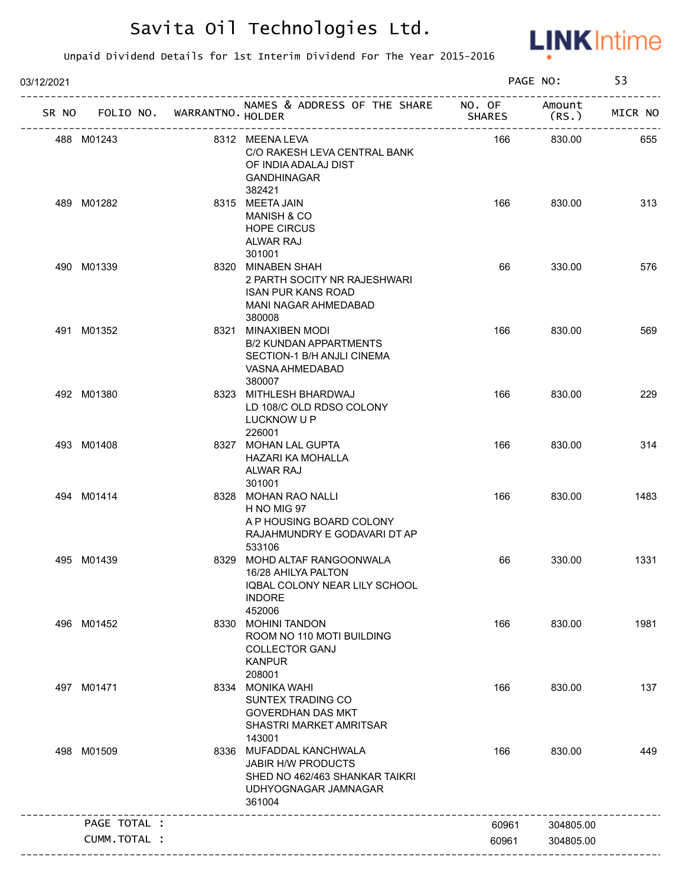# Savita Oil Technologies Ltd.

Unpaid Dividend Details for 1st Interim Dividend For The Year 2015-2016

03/12/2021

| SR NO | FOLIO NO. | WARRANTNO. | NAMES & ADDRESS OF THE SHARE HOLDER | NO. OF SHARES | Amount (RS.) | MICR NO |
|---|---|---|---|---|---|---|
| 488 | M01243 | 8312 | MEENA LEVA<br>C/O RAKESH LEVA CENTRAL BANK<br>OF INDIA ADALAJ DIST<br>GANDHINAGAR<br>382421 | 166 | 830.00 | 655 |
| 489 | M01282 | 8315 | MEETA JAIN<br>MANISH & CO<br>HOPE CIRCUS<br>ALWAR RAJ<br>301001 | 166 | 830.00 | 313 |
| 490 | M01339 | 8320 | MINABEN SHAH<br>2 PARTH SOCITY NR RAJESHWARI<br>ISAN PUR KANS ROAD<br>MANI NAGAR AHMEDABAD<br>380008 | 66 | 330.00 | 576 |
| 491 | M01352 | 8321 | MINAXIBEN MODI<br>B/2 KUNDAN APPARTMENTS<br>SECTION-1 B/H ANJLI CINEMA<br>VASNA AHMEDABAD<br>380007 | 166 | 830.00 | 569 |
| 492 | M01380 | 8323 | MITHLESH BHARDWAJ<br>LD 108/C OLD RDSO COLONY<br>LUCKNOW U P<br>226001 | 166 | 830.00 | 229 |
| 493 | M01408 | 8327 | MOHAN LAL GUPTA<br>HAZARI KA MOHALLA<br>ALWAR RAJ<br>301001 | 166 | 830.00 | 314 |
| 494 | M01414 | 8328 | MOHAN RAO NALLI<br>H NO MIG 97<br>A P HOUSING BOARD COLONY<br>RAJAHMUNDRY E GODAVARI DT AP<br>533106 | 166 | 830.00 | 1483 |
| 495 | M01439 | 8329 | MOHD ALTAF RANGOONWALA<br>16/28 AHILYA PALTON<br>IQBAL COLONY NEAR LILY SCHOOL<br>INDORE<br>452006 | 66 | 330.00 | 1331 |
| 496 | M01452 | 8330 | MOHINI TANDON<br>ROOM NO 110 MOTI BUILDING<br>COLLECTOR GANJ<br>KANPUR<br>208001 | 166 | 830.00 | 1981 |
| 497 | M01471 | 8334 | MONIKA WAHI<br>SUNTEX TRADING CO<br>GOVERDHAN DAS MKT<br>SHASTRI MARKET AMRITSAR<br>143001 | 166 | 830.00 | 137 |
| 498 | M01509 | 8336 | MUFADDAL KANCHWALA<br>JABIR H/W PRODUCTS<br>SHED NO 462/463 SHANKAR TAIKRI<br>UDHYOGNAGAR JAMNAGAR<br>361004 | 166 | 830.00 | 449 |
| | PAGE TOTAL : | | | 60961 | 304805.00 | |
| | CUMM.TOTAL : | | | 60961 | 304805.00 | |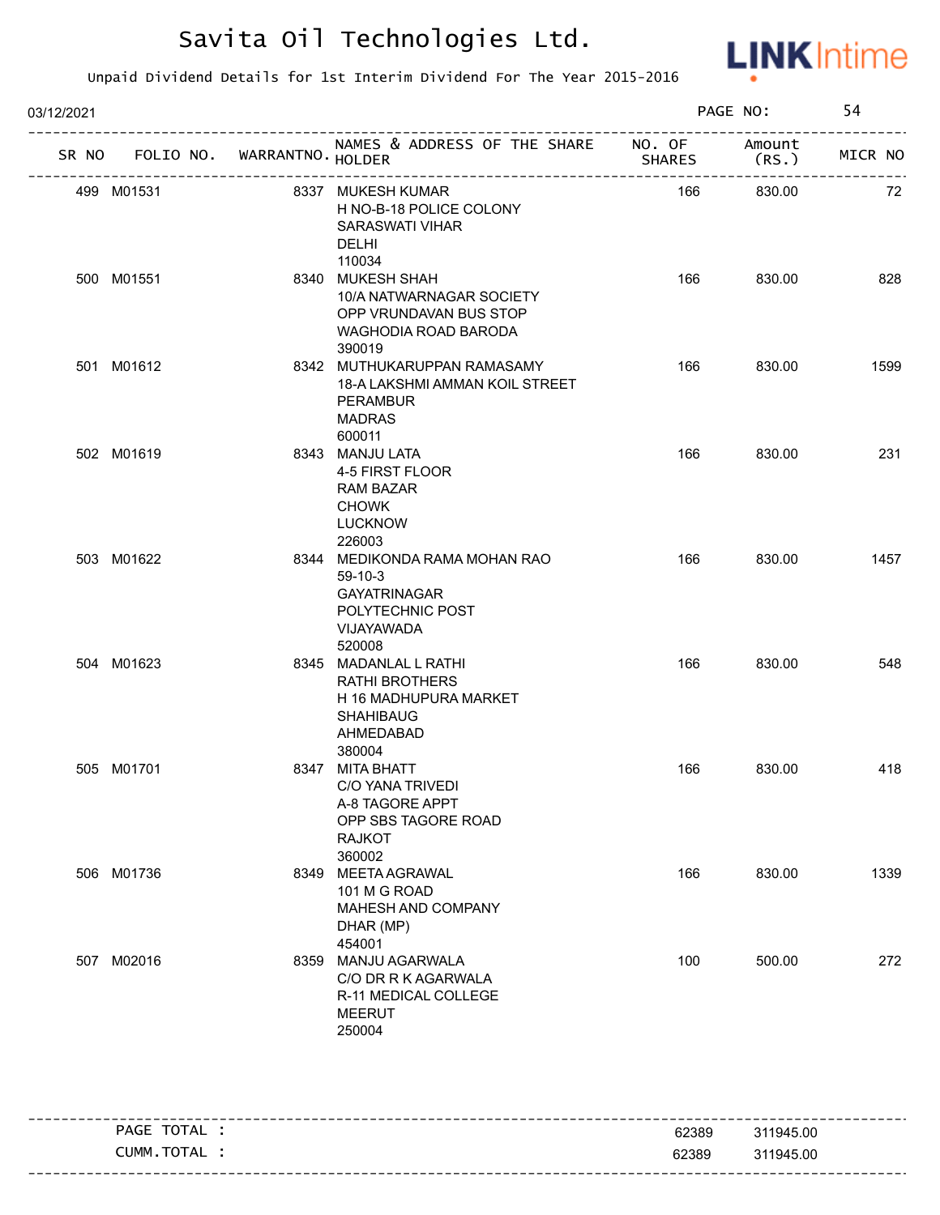# Savita Oil Technologies Ltd.

Unpaid Dividend Details for 1st Interim Dividend For The Year 2015-2016

03/12/2021

| SR NO | FOLIO NO. | WARRANTNO. | NAMES & ADDRESS OF THE SHARE HOLDER | NO. OF SHARES | Amount (RS.) | MICR NO |
|---|---|---|---|---|---|---|
| 499 | M01531 | 8337 | MUKESH KUMAR<br>H NO-B-18 POLICE COLONY<br>SARASWATI VIHAR<br>DELHI<br>110034 | 166 | 830.00 | 72 |
| 500 | M01551 | 8340 | MUKESH SHAH<br>10/A NATWARNAGAR SOCIETY<br>OPP VRUNDAVAN BUS STOP<br>WAGHODIA ROAD BARODA<br>390019 | 166 | 830.00 | 828 |
| 501 | M01612 | 8342 | MUTHUKARUPPAN RAMASAMY<br>18-A LAKSHMI AMMAN KOIL STREET<br>PERAMBUR<br>MADRAS<br>600011 | 166 | 830.00 | 1599 |
| 502 | M01619 | 8343 | MANJU LATA<br>4-5 FIRST FLOOR<br>RAM BAZAR<br>CHOWK<br>LUCKNOW<br>226003 | 166 | 830.00 | 231 |
| 503 | M01622 | 8344 | MEDIKONDA RAMA MOHAN RAO<br>59-10-3<br>GAYATRINAGAR<br>POLYTECHNIC POST<br>VIJAYAWADA<br>520008 | 166 | 830.00 | 1457 |
| 504 | M01623 | 8345 | MADANLAL L RATHI<br>RATHI BROTHERS<br>H 16 MADHUPURA MARKET<br>SHAHIBAUG<br>AHMEDABAD<br>380004 | 166 | 830.00 | 548 |
| 505 | M01701 | 8347 | MITA BHATT<br>C/O YANA TRIVEDI<br>A-8 TAGORE APPT<br>OPP SBS TAGORE ROAD<br>RAJKOT<br>360002 | 166 | 830.00 | 418 |
| 506 | M01736 | 8349 | MEETA AGRAWAL<br>101 M G ROAD<br>MAHESH AND COMPANY<br>DHAR (MP)<br>454001 | 166 | 830.00 | 1339 |
| 507 | M02016 | 8359 | MANJU AGARWALA<br>C/O DR R K AGARWALA<br>R-11 MEDICAL COLLEGE<br>MEERUT<br>250004 | 100 | 500.00 | 272 |

| | NO. OF SHARES | Amount (RS.) |
|---|---|---|
| PAGE TOTAL : | 62389 | 311945.00 |
| CUMM.TOTAL : | 62389 | 311945.00 |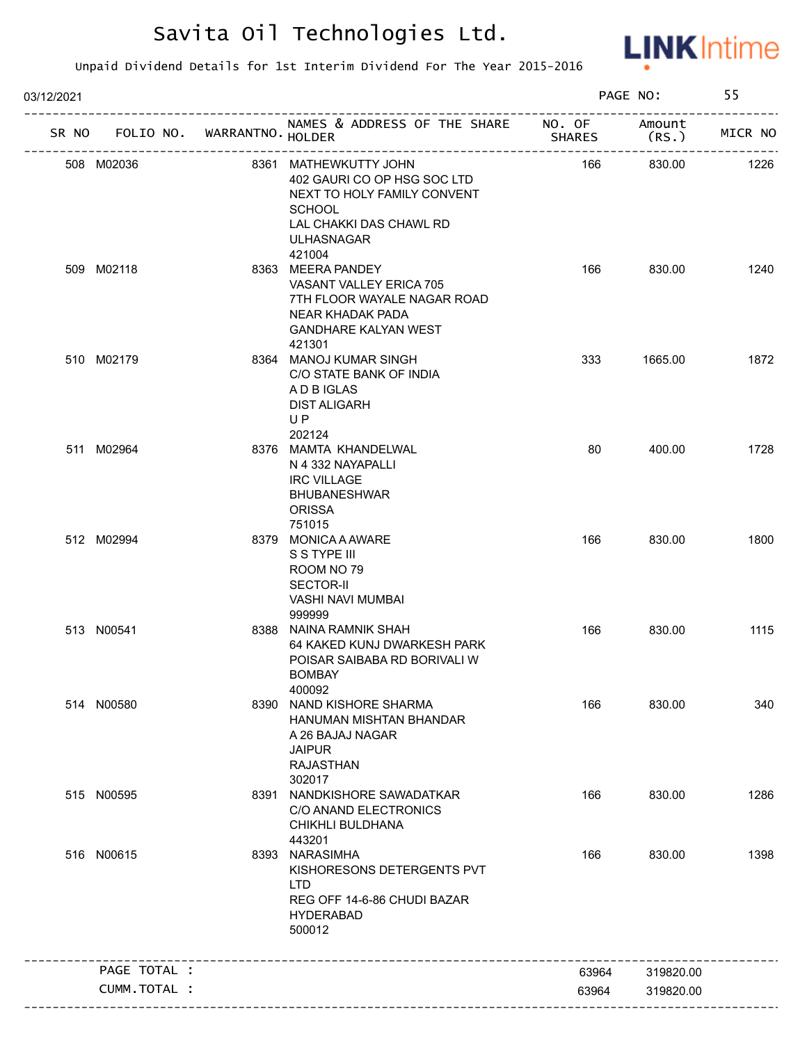# Savita Oil Technologies Ltd.

Unpaid Dividend Details for 1st Interim Dividend For The Year 2015-2016

03/12/2021

| SR NO | FOLIO NO. | WARRANTNO. | NAMES & ADDRESS OF THE SHARE HOLDER | NO. OF SHARES | Amount (RS.) | MICR NO |
|---|---|---|---|---|---|---|
| 508 | M02036 | 8361 | MATHEWKUTTY JOHN 402 GAURI CO OP HSG SOC LTD NEXT TO HOLY FAMILY CONVENT SCHOOL LAL CHAKKI DAS CHAWL RD ULHASNAGAR 421004 | 166 | 830.00 | 1226 |
| 509 | M02118 | 8363 | MEERA PANDEY VASANT VALLEY ERICA 705 7TH FLOOR WAYALE NAGAR ROAD NEAR KHADAK PADA GANDHARE KALYAN WEST 421301 | 166 | 830.00 | 1240 |
| 510 | M02179 | 8364 | MANOJ KUMAR SINGH C/O STATE BANK OF INDIA A D B IGLAS DIST ALIGARH U P 202124 | 333 | 1665.00 | 1872 |
| 511 | M02964 | 8376 | MAMTA KHANDELWAL N 4 332 NAYAPALLI IRC VILLAGE BHUBANESHWAR ORISSA 751015 | 80 | 400.00 | 1728 |
| 512 | M02994 | 8379 | MONICA A AWARE S S TYPE III ROOM NO 79 SECTOR-II VASHI NAVI MUMBAI 999999 | 166 | 830.00 | 1800 |
| 513 | N00541 | 8388 | NAINA RAMNIK SHAH 64 KAKED KUNJ DWARKESH PARK POISAR SAIBABA RD BORIVALI W BOMBAY 400092 | 166 | 830.00 | 1115 |
| 514 | N00580 | 8390 | NAND KISHORE SHARMA HANUMAN MISHTAN BHANDAR A 26 BAJAJ NAGAR JAIPUR RAJASTHAN 302017 | 166 | 830.00 | 340 |
| 515 | N00595 | 8391 | NANDKISHORE SAWADATKAR C/O ANAND ELECTRONICS CHIKHLI BULDHANA 443201 | 166 | 830.00 | 1286 |
| 516 | N00615 | 8393 | NARASIMHA KISHORESONS DETERGENTS PVT LTD REG OFF 14-6-86 CHUDI BAZAR HYDERABAD 500012 | 166 | 830.00 | 1398 |
| | PAGE TOTAL : | | | 63964 | 319820.00 | |
| | CUMM.TOTAL : | | | 63964 | 319820.00 | |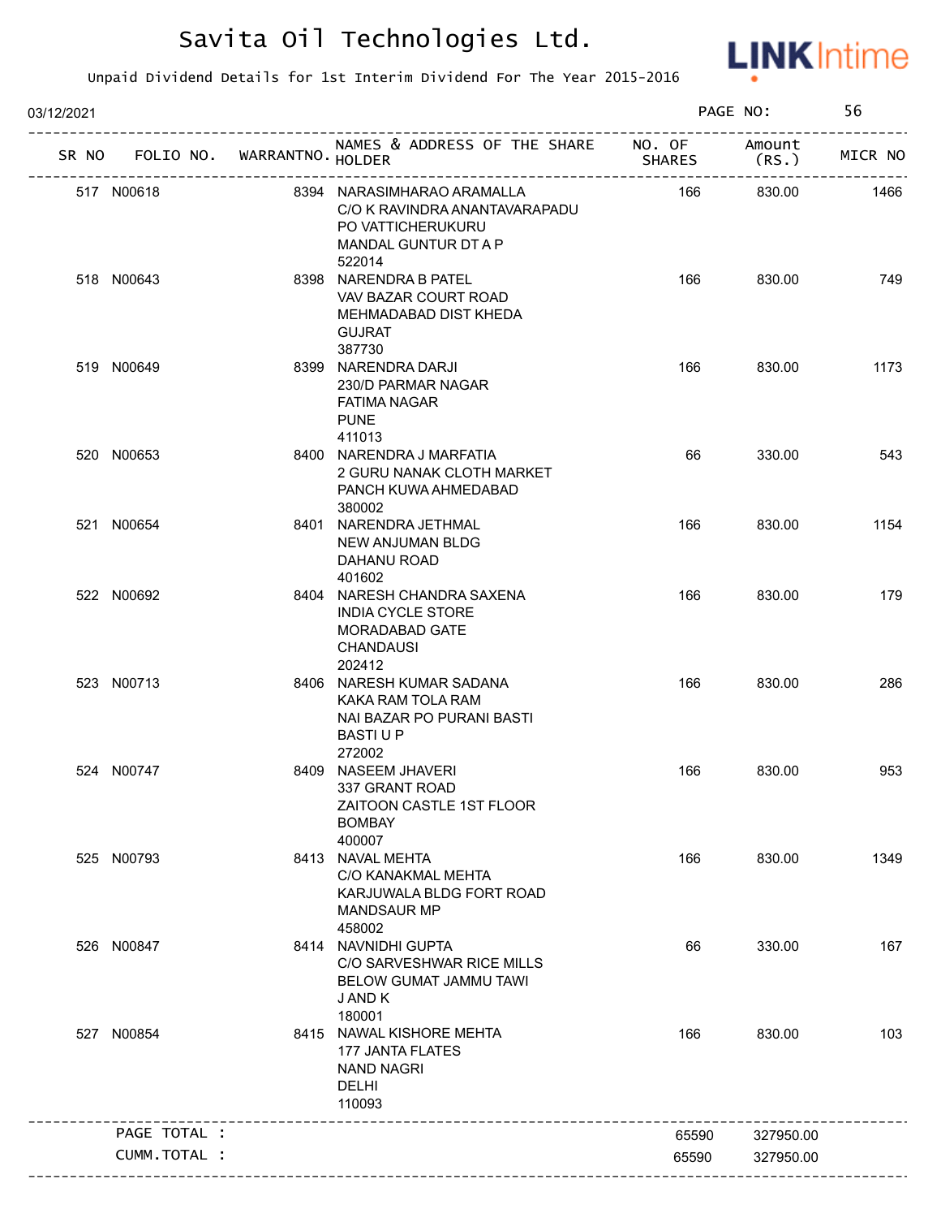# Savita Oil Technologies Ltd.

Unpaid Dividend Details for 1st Interim Dividend For The Year 2015-2016

03/12/2021 PAGE NO: 56

| SR NO | FOLIO NO. | WARRANTNO. | NAMES & ADDRESS OF THE SHARE HOLDER | NO. OF SHARES | Amount (RS.) | MICR NO |
|---|---|---|---|---|---|---|
| 517 | N00618 | 8394 | NARASIMHARAO ARAMALLA C/O K RAVINDRA ANANTAVARAPADU PO VATTICHERUKURU MANDAL GUNTUR DT A P 522014 | 166 | 830.00 | 1466 |
| 518 | N00643 | 8398 | NARENDRA B PATEL VAV BAZAR COURT ROAD MEHMADABAD DIST KHEDA GUJRAT 387730 | 166 | 830.00 | 749 |
| 519 | N00649 | 8399 | NARENDRA DARJI 230/D PARMAR NAGAR FATIMA NAGAR PUNE 411013 | 166 | 830.00 | 1173 |
| 520 | N00653 | 8400 | NARENDRA J MARFATIA 2 GURU NANAK CLOTH MARKET PANCH KUWA AHMEDABAD 380002 | 66 | 330.00 | 543 |
| 521 | N00654 | 8401 | NARENDRA JETHMAL NEW ANJUMAN BLDG DAHANU ROAD 401602 | 166 | 830.00 | 1154 |
| 522 | N00692 | 8404 | NARESH CHANDRA SAXENA INDIA CYCLE STORE MORADABAD GATE CHANDAUSI 202412 | 166 | 830.00 | 179 |
| 523 | N00713 | 8406 | NARESH KUMAR SADANA KAKA RAM TOLA RAM NAI BAZAR PO PURANI BASTI BASTI U P 272002 | 166 | 830.00 | 286 |
| 524 | N00747 | 8409 | NASEEM JHAVERI 337 GRANT ROAD ZAITOON CASTLE 1ST FLOOR BOMBAY 400007 | 166 | 830.00 | 953 |
| 525 | N00793 | 8413 | NAVAL MEHTA C/O KANAKMAL MEHTA KARJUWALA BLDG FORT ROAD MANDSAUR MP 458002 | 166 | 830.00 | 1349 |
| 526 | N00847 | 8414 | NAVNIDHI GUPTA C/O SARVESHWAR RICE MILLS BELOW GUMAT JAMMU TAWI J AND K 180001 | 66 | 330.00 | 167 |
| 527 | N00854 | 8415 | NAWAL KISHORE MEHTA 177 JANTA FLATES NAND NAGRI DELHI 110093 | 166 | 830.00 | 103 |
| | PAGE TOTAL : | | | 65590 | 327950.00 | |
| | CUMM.TOTAL : | | | 65590 | 327950.00 | |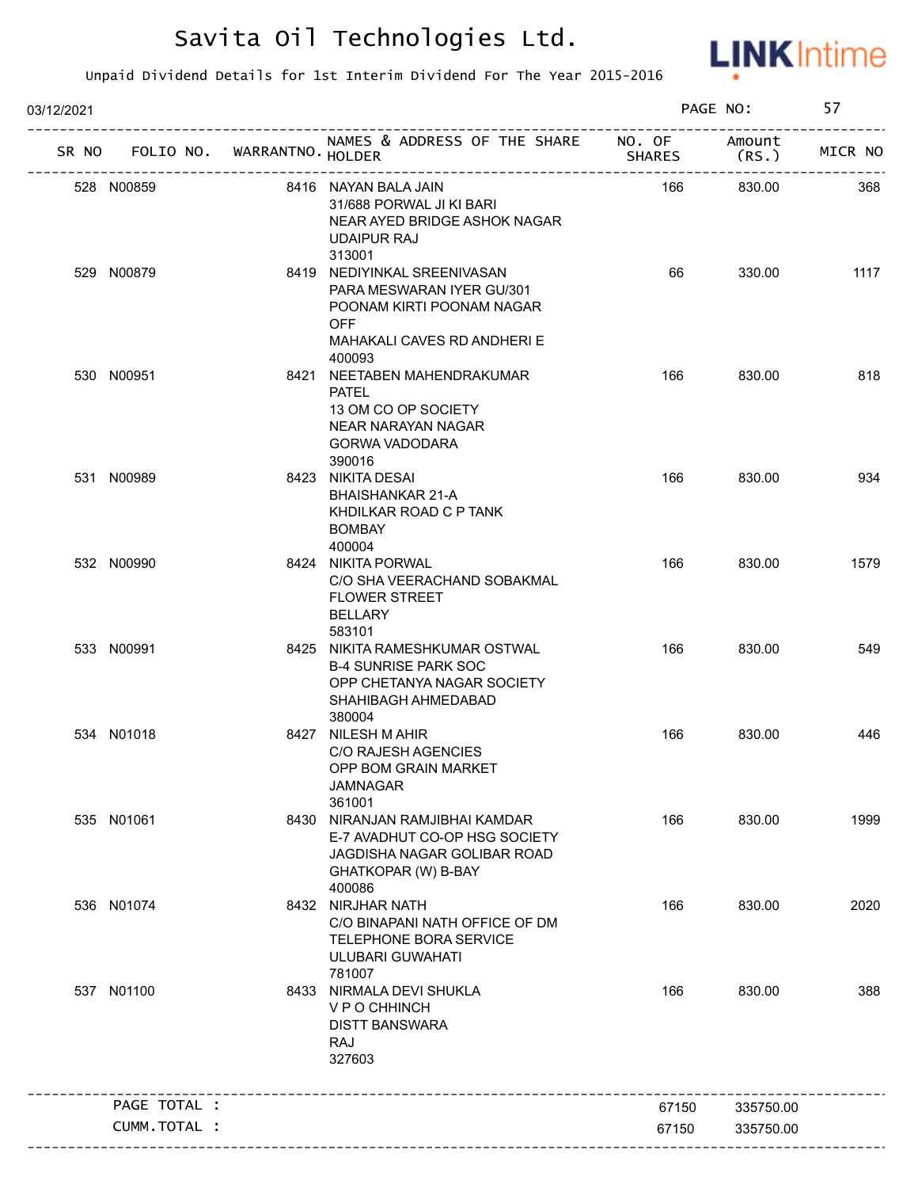# Savita Oil Technologies Ltd.

Unpaid Dividend Details for 1st Interim Dividend For The Year 2015-2016

03/12/2021 PAGE NO: 57

| SR NO | FOLIO NO. | WARRANTNO. | NAMES & ADDRESS OF THE SHARE HOLDER | NO. OF SHARES | Amount (RS.) | MICR NO |
|---|---|---|---|---|---|---|
| 528 | N00859 | 8416 | NAYAN BALA JAIN<br>31/688 PORWAL JI KI BARI<br>NEAR AYED BRIDGE ASHOK NAGAR<br>UDAIPUR RAJ<br>313001 | 166 | 830.00 | 368 |
| 529 | N00879 | 8419 | NEDIYINKAL SREENIVASAN<br>PARA MESWARAN IYER GU/301<br>POONAM KIRTI POONAM NAGAR<br>OFF<br>MAHAKALI CAVES RD ANDHERI E<br>400093 | 66 | 330.00 | 1117 |
| 530 | N00951 | 8421 | NEETABEN MAHENDRAKUMAR<br>PATEL<br>13 OM CO OP SOCIETY<br>NEAR NARAYAN NAGAR<br>GORWA VADODARA<br>390016 | 166 | 830.00 | 818 |
| 531 | N00989 | 8423 | NIKITA DESAI<br>BHAISHANKAR 21-A<br>KHDILKAR ROAD C P TANK<br>BOMBAY<br>400004 | 166 | 830.00 | 934 |
| 532 | N00990 | 8424 | NIKITA PORWAL<br>C/O SHA VEERACHAND SOBAKMAL<br>FLOWER STREET<br>BELLARY<br>583101 | 166 | 830.00 | 1579 |
| 533 | N00991 | 8425 | NIKITA RAMESHKUMAR OSTWAL<br>B-4 SUNRISE PARK SOC<br>OPP CHETANYA NAGAR SOCIETY<br>SHAHIBAGH AHMEDABAD<br>380004 | 166 | 830.00 | 549 |
| 534 | N01018 | 8427 | NILESH M AHIR<br>C/O RAJESH AGENCIES<br>OPP BOM GRAIN MARKET<br>JAMNAGAR<br>361001 | 166 | 830.00 | 446 |
| 535 | N01061 | 8430 | NIRANJAN RAMJIBHAI KAMDAR<br>E-7 AVADHUT CO-OP HSG SOCIETY<br>JAGDISHA NAGAR GOLIBAR ROAD<br>GHATKOPAR (W) B-BAY<br>400086 | 166 | 830.00 | 1999 |
| 536 | N01074 | 8432 | NIRJHAR NATH<br>C/O BINAPANI NATH OFFICE OF DM<br>TELEPHONE BORA SERVICE<br>ULUBARI GUWAHATI<br>781007 | 166 | 830.00 | 2020 |
| 537 | N01100 | 8433 | NIRMALA DEVI SHUKLA<br>V P O CHHINCH<br>DISTT BANSWARA<br>RAJ<br>327603 | 166 | 830.00 | 388 |

| | | |
|---|---|---|
| PAGE TOTAL : | 67150 | 335750.00 |
| CUMM.TOTAL : | 67150 | 335750.00 |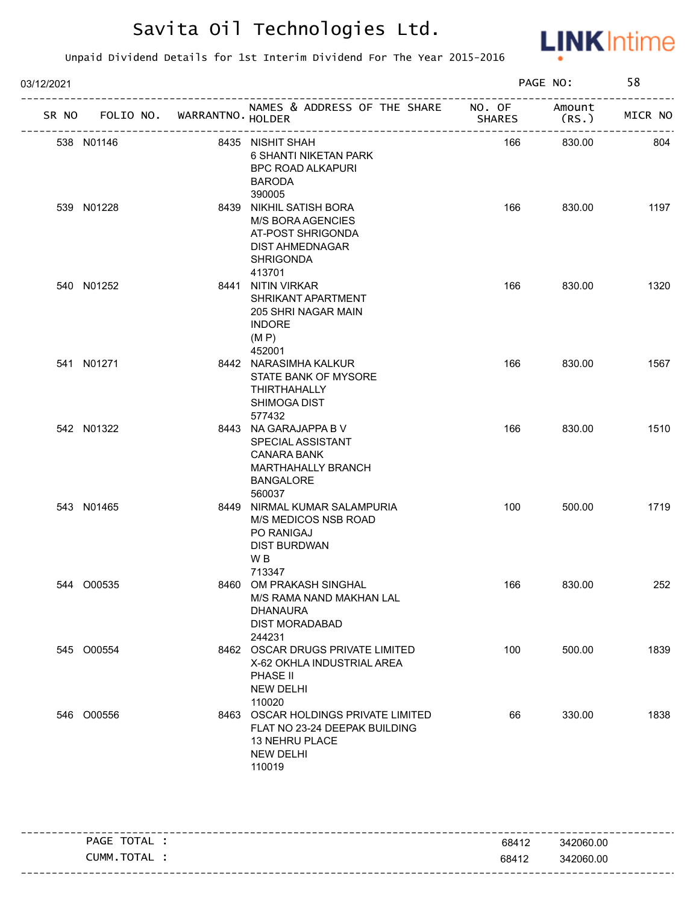# Savita Oil Technologies Ltd.

Unpaid Dividend Details for 1st Interim Dividend For The Year 2015-2016

03/12/2021

| SR NO | FOLIO NO. | WARRANTNO. | NAMES & ADDRESS OF THE SHARE HOLDER | NO. OF SHARES | Amount (RS.) | MICR NO |
|---|---|---|---|---|---|---|
| 538 | N01146 | 8435 | NISHIT SHAH 6 SHANTI NIKETAN PARK BPC ROAD ALKAPURI BARODA 390005 | 166 | 830.00 | 804 |
| 539 | N01228 | 8439 | NIKHIL SATISH BORA M/S BORA AGENCIES AT-POST SHRIGONDA DIST AHMEDNAGAR SHRIGONDA 413701 | 166 | 830.00 | 1197 |
| 540 | N01252 | 8441 | NITIN VIRKAR SHRIKANT APARTMENT 205 SHRI NAGAR MAIN INDORE (M P) 452001 | 166 | 830.00 | 1320 |
| 541 | N01271 | 8442 | NARASIMHA KALKUR STATE BANK OF MYSORE THIRTHAHALLY SHIMOGA DIST 577432 | 166 | 830.00 | 1567 |
| 542 | N01322 | 8443 | NA GARAJAPPA B V SPECIAL ASSISTANT CANARA BANK MARTHAHALLY BRANCH BANGALORE 560037 | 166 | 830.00 | 1510 |
| 543 | N01465 | 8449 | NIRMAL KUMAR SALAMPURIA M/S MEDICOS NSB ROAD PO RANIGAJ DIST BURDWAN W B 713347 | 100 | 500.00 | 1719 |
| 544 | O00535 | 8460 | OM PRAKASH SINGHAL M/S RAMA NAND MAKHAN LAL DHANAURA DIST MORADABAD 244231 | 166 | 830.00 | 252 |
| 545 | O00554 | 8462 | OSCAR DRUGS PRIVATE LIMITED X-62 OKHLA INDUSTRIAL AREA PHASE II NEW DELHI 110020 | 100 | 500.00 | 1839 |
| 546 | O00556 | 8463 | OSCAR HOLDINGS PRIVATE LIMITED FLAT NO 23-24 DEEPAK BUILDING 13 NEHRU PLACE NEW DELHI 110019 | 66 | 330.00 | 1838 |

| | NO. OF SHARES | Amount (RS.) |
|---|---|---|
| PAGE TOTAL : | 68412 | 342060.00 |
| CUMM.TOTAL : | 68412 | 342060.00 |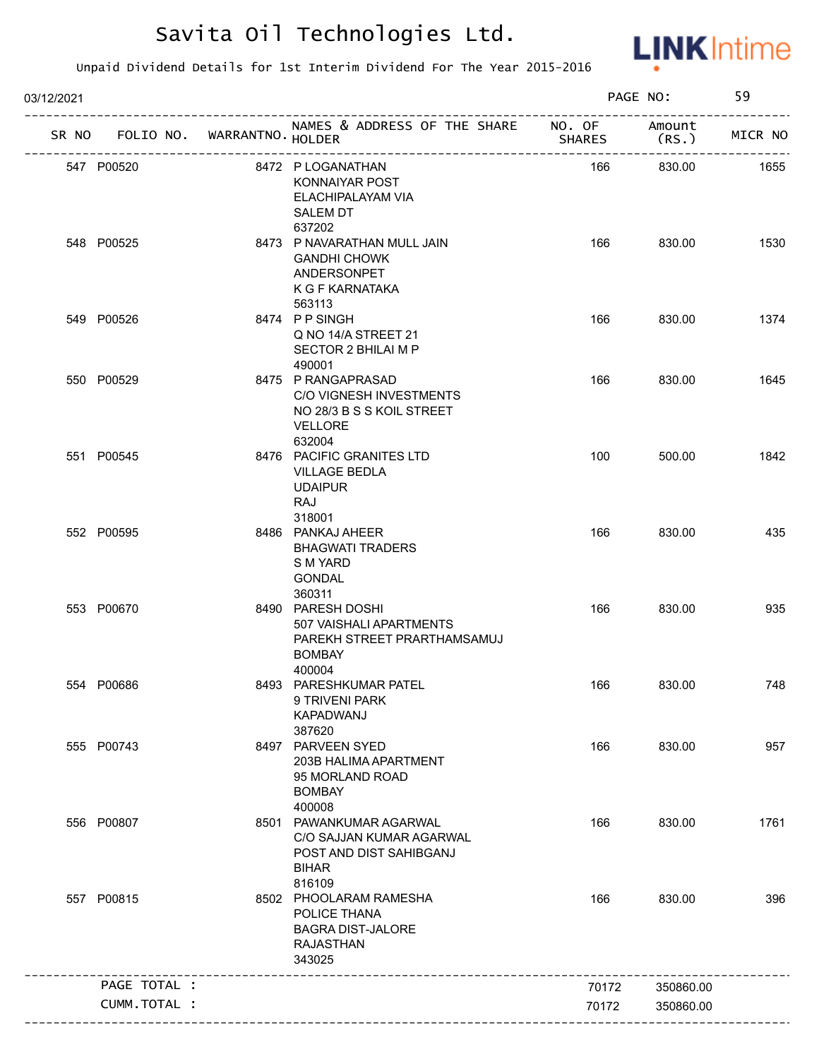# Savita Oil Technologies Ltd.

Unpaid Dividend Details for 1st Interim Dividend For The Year 2015-2016

03/12/2021

| SR NO | FOLIO NO. | WARRANTNO. | NAMES & ADDRESS OF THE SHARE HOLDER | NO. OF SHARES | Amount (RS.) | MICR NO |
|---|---|---|---|---|---|---|
| 547 | P00520 | 8472 | P LOGANATHAN KONNAIYAR POST ELACHIPALAYAM VIA SALEM DT 637202 | 166 | 830.00 | 1655 |
| 548 | P00525 | 8473 | P NAVARATHAN MULL JAIN GANDHI CHOWK ANDERSONPET K G F KARNATAKA 563113 | 166 | 830.00 | 1530 |
| 549 | P00526 | 8474 | P P SINGH Q NO 14/A STREET 21 SECTOR 2 BHILAI M P 490001 | 166 | 830.00 | 1374 |
| 550 | P00529 | 8475 | P RANGAPRASAD C/O VIGNESH INVESTMENTS NO 28/3 B S S KOIL STREET VELLORE 632004 | 166 | 830.00 | 1645 |
| 551 | P00545 | 8476 | PACIFIC GRANITES LTD VILLAGE BEDLA UDAIPUR RAJ 318001 | 100 | 500.00 | 1842 |
| 552 | P00595 | 8486 | PANKAJ AHEER BHAGWATI TRADERS S M YARD GONDAL 360311 | 166 | 830.00 | 435 |
| 553 | P00670 | 8490 | PARESH DOSHI 507 VAISHALI APARTMENTS PAREKH STREET PRARTHAMSAMUJ BOMBAY 400004 | 166 | 830.00 | 935 |
| 554 | P00686 | 8493 | PARESHKUMAR PATEL 9 TRIVENI PARK KAPADWANJ 387620 | 166 | 830.00 | 748 |
| 555 | P00743 | 8497 | PARVEEN SYED 203B HALIMA APARTMENT 95 MORLAND ROAD BOMBAY 400008 | 166 | 830.00 | 957 |
| 556 | P00807 | 8501 | PAWANKUMAR AGARWAL C/O SAJJAN KUMAR AGARWAL POST AND DIST SAHIBGANJ BIHAR 816109 | 166 | 830.00 | 1761 |
| 557 | P00815 | 8502 | PHOOLARAM RAMESHA POLICE THANA BAGRA DIST-JALORE RAJASTHAN 343025 | 166 | 830.00 | 396 |
| | PAGE TOTAL : | | | 70172 | 350860.00 | |
| | CUMM.TOTAL : | | | 70172 | 350860.00 | |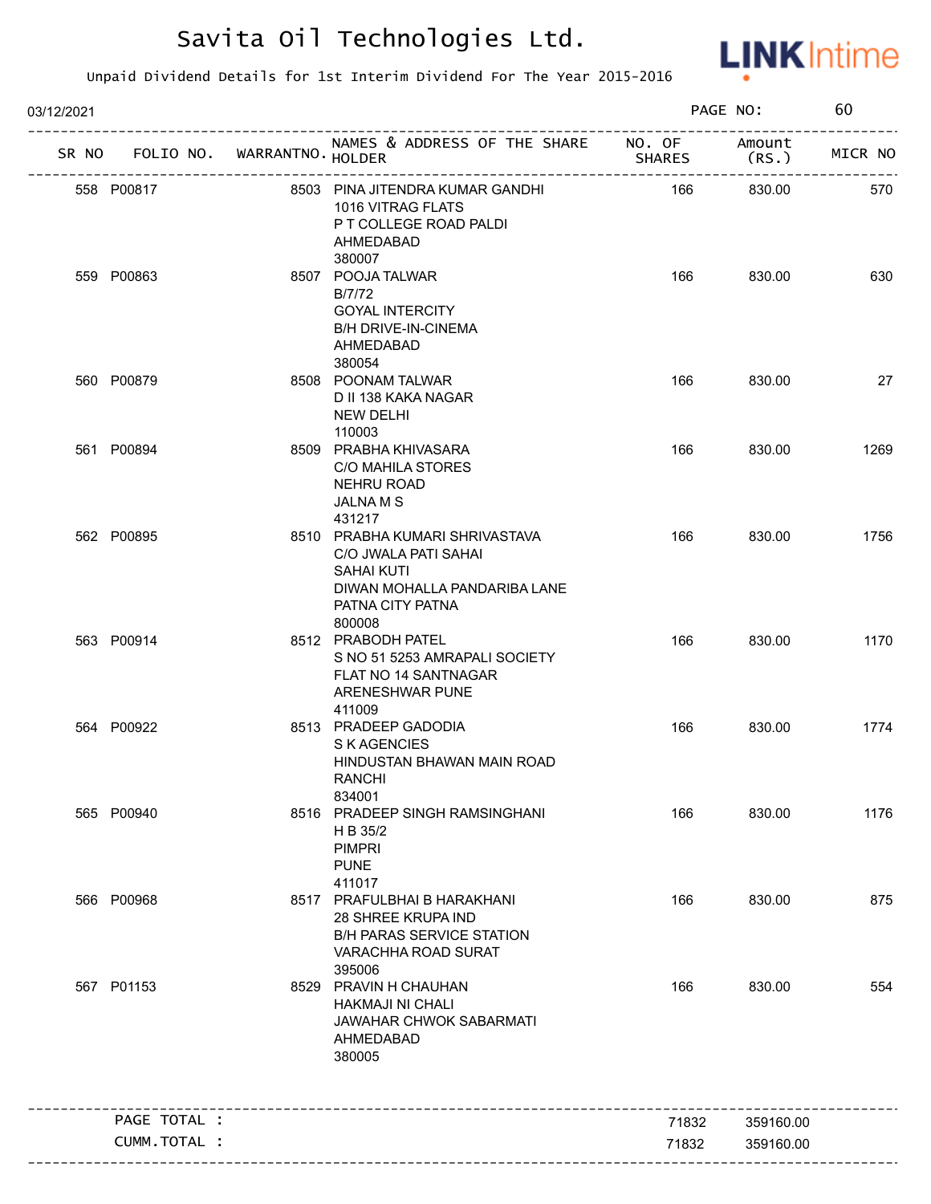# Savita Oil Technologies Ltd.

Unpaid Dividend Details for 1st Interim Dividend For The Year 2015-2016

03/12/2021

| SR NO | FOLIO NO. | WARRANTNO. | NAMES & ADDRESS OF THE SHARE HOLDER | NO. OF SHARES | Amount (RS.) | MICR NO |
|---|---|---|---|---|---|---|
| 558 | P00817 | 8503 | PINA JITENDRA KUMAR GANDHI 1016 VITRAG FLATS P T COLLEGE ROAD PALDI AHMEDABAD 380007 | 166 | 830.00 | 570 |
| 559 | P00863 | 8507 | POOJA TALWAR B/7/72 GOYAL INTERCITY B/H DRIVE-IN-CINEMA AHMEDABAD 380054 | 166 | 830.00 | 630 |
| 560 | P00879 | 8508 | POONAM TALWAR D II 138 KAKA NAGAR NEW DELHI 110003 | 166 | 830.00 | 27 |
| 561 | P00894 | 8509 | PRABHA KHIVASARA C/O MAHILA STORES NEHRU ROAD JALNA M S 431217 | 166 | 830.00 | 1269 |
| 562 | P00895 | 8510 | PRABHA KUMARI SHRIVASTAVA C/O JWALA PATI SAHAI SAHAI KUTI DIWAN MOHALLA PANDARIBA LANE PATNA CITY PATNA 800008 | 166 | 830.00 | 1756 |
| 563 | P00914 | 8512 | PRABODH PATEL S NO 51 5253 AMRAPALI SOCIETY FLAT NO 14 SANTNAGAR ARENESHWAR PUNE 411009 | 166 | 830.00 | 1170 |
| 564 | P00922 | 8513 | PRADEEP GADODIA S K AGENCIES HINDUSTAN BHAWAN MAIN ROAD RANCHI 834001 | 166 | 830.00 | 1774 |
| 565 | P00940 | 8516 | PRADEEP SINGH RAMSINGHANI H B 35/2 PIMPRI PUNE 411017 | 166 | 830.00 | 1176 |
| 566 | P00968 | 8517 | PRAFULBHAI B HARAKHANI 28 SHREE KRUPA IND B/H PARAS SERVICE STATION VARACHHA ROAD SURAT 395006 | 166 | 830.00 | 875 |
| 567 | P01153 | 8529 | PRAVIN H CHAUHAN HAKMAJI NI CHALI JAWAHAR CHWOK SABARMATI AHMEDABAD 380005 | 166 | 830.00 | 554 |
| | PAGE TOTAL : | | | 71832 | 359160.00 | |
| | CUMM.TOTAL : | | | 71832 | 359160.00 | |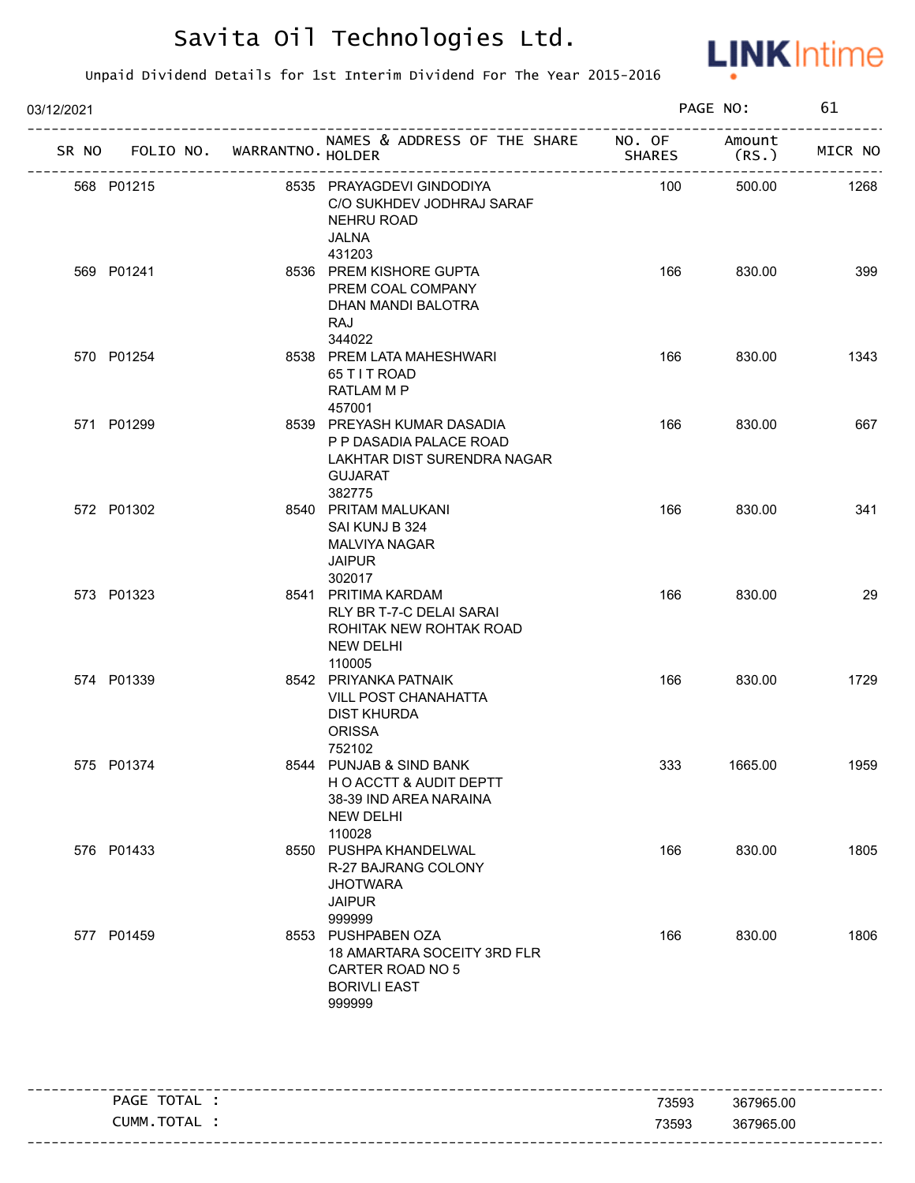# Savita Oil Technologies Ltd.

Unpaid Dividend Details for 1st Interim Dividend For The Year 2015-2016

03/12/2021 PAGE NO: 61

| SR NO | FOLIO NO. | WARRANTNO. | NAMES & ADDRESS OF THE SHARE HOLDER | NO. OF SHARES | Amount (RS.) | MICR NO |
|---|---|---|---|---|---|---|
| 568 | P01215 | 8535 | PRAYAGDEVI GINDODIYA<br>C/O SUKHDEV JODHRAJ SARAF<br>NEHRU ROAD<br>JALNA<br>431203 | 100 | 500.00 | 1268 |
| 569 | P01241 | 8536 | PREM KISHORE GUPTA<br>PREM COAL COMPANY<br>DHAN MANDI BALOTRA<br>RAJ<br>344022 | 166 | 830.00 | 399 |
| 570 | P01254 | 8538 | PREM LATA MAHESHWARI<br>65 T I T ROAD<br>RATLAM M P<br>457001 | 166 | 830.00 | 1343 |
| 571 | P01299 | 8539 | PREYASH KUMAR DASADIA<br>P P DASADIA PALACE ROAD<br>LAKHTAR DIST SURENDRA NAGAR<br>GUJARAT<br>382775 | 166 | 830.00 | 667 |
| 572 | P01302 | 8540 | PRITAM MALUKANI<br>SAI KUNJ B 324<br>MALVIYA NAGAR<br>JAIPUR<br>302017 | 166 | 830.00 | 341 |
| 573 | P01323 | 8541 | PRITIMA KARDAM<br>RLY BR T-7-C DELAI SARAI<br>ROHITAK NEW ROHTAK ROAD<br>NEW DELHI<br>110005 | 166 | 830.00 | 29 |
| 574 | P01339 | 8542 | PRIYANKA PATNAIK<br>VILL POST CHANAHATTA<br>DIST KHURDA<br>ORISSA<br>752102 | 166 | 830.00 | 1729 |
| 575 | P01374 | 8544 | PUNJAB & SIND BANK<br>H O ACCTT & AUDIT DEPTT<br>38-39 IND AREA NARAINA<br>NEW DELHI<br>110028 | 333 | 1665.00 | 1959 |
| 576 | P01433 | 8550 | PUSHPA KHANDELWAL<br>R-27 BAJRANG COLONY<br>JHOTWARA<br>JAIPUR<br>999999 | 166 | 830.00 | 1805 |
| 577 | P01459 | 8553 | PUSHPABEN OZA<br>18 AMARTARA SOCEITY 3RD FLR<br>CARTER ROAD NO 5<br>BORIVLI EAST<br>999999 | 166 | 830.00 | 1806 |

| | | |
|---|---|---|
| PAGE TOTAL : | 73593 | 367965.00 |
| CUMM.TOTAL : | 73593 | 367965.00 |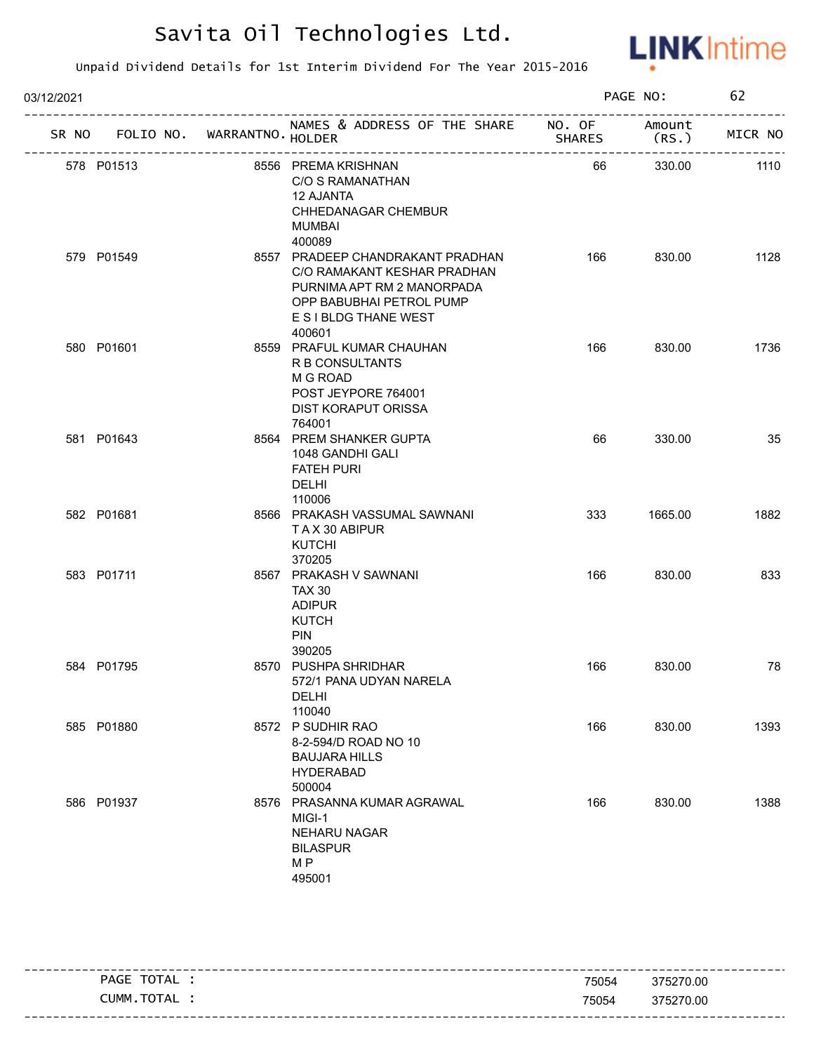# Savita Oil Technologies Ltd.

Unpaid Dividend Details for 1st Interim Dividend For The Year 2015-2016

03/12/2021

| SR NO | FOLIO NO. | WARRANTNO. | NAMES & ADDRESS OF THE SHARE HOLDER | NO. OF SHARES | Amount (RS.) | MICR NO |
|---|---|---|---|---|---|---|
| 578 | P01513 | 8556 | PREMA KRISHNAN C/O S RAMANATHAN 12 AJANTA CHHEDANAGAR CHEMBUR MUMBAI 400089 | 66 | 330.00 | 1110 |
| 579 | P01549 | 8557 | PRADEEP CHANDRAKANT PRADHAN C/O RAMAKANT KESHAR PRADHAN PURNIMA APT RM 2 MANORPADA OPP BABUBHAI PETROL PUMP E S I BLDG THANE WEST 400601 | 166 | 830.00 | 1128 |
| 580 | P01601 | 8559 | PRAFUL KUMAR CHAUHAN R B CONSULTANTS M G ROAD POST JEYPORE 764001 DIST KORAPUT ORISSA 764001 | 166 | 830.00 | 1736 |
| 581 | P01643 | 8564 | PREM SHANKER GUPTA 1048 GANDHI GALI FATEH PURI DELHI 110006 | 66 | 330.00 | 35 |
| 582 | P01681 | 8566 | PRAKASH VASSUMAL SAWNANI T A X 30 ABIPUR KUTCHI 370205 | 333 | 1665.00 | 1882 |
| 583 | P01711 | 8567 | PRAKASH V SAWNANI TAX 30 ADIPUR KUTCH PIN 390205 | 166 | 830.00 | 833 |
| 584 | P01795 | 8570 | PUSHPA SHRIDHAR 572/1 PANA UDYAN NARELA DELHI 110040 | 166 | 830.00 | 78 |
| 585 | P01880 | 8572 | P SUDHIR RAO 8-2-594/D ROAD NO 10 BAUJARA HILLS HYDERABAD 500004 | 166 | 830.00 | 1393 |
| 586 | P01937 | 8576 | PRASANNA KUMAR AGRAWAL MIGI-1 NEHARU NAGAR BILASPUR M P 495001 | 166 | 830.00 | 1388 |

| | NO. OF SHARES | Amount (RS.) |
|---|---|---|
| PAGE TOTAL : | 75054 | 375270.00 |
| CUMM.TOTAL : | 75054 | 375270.00 |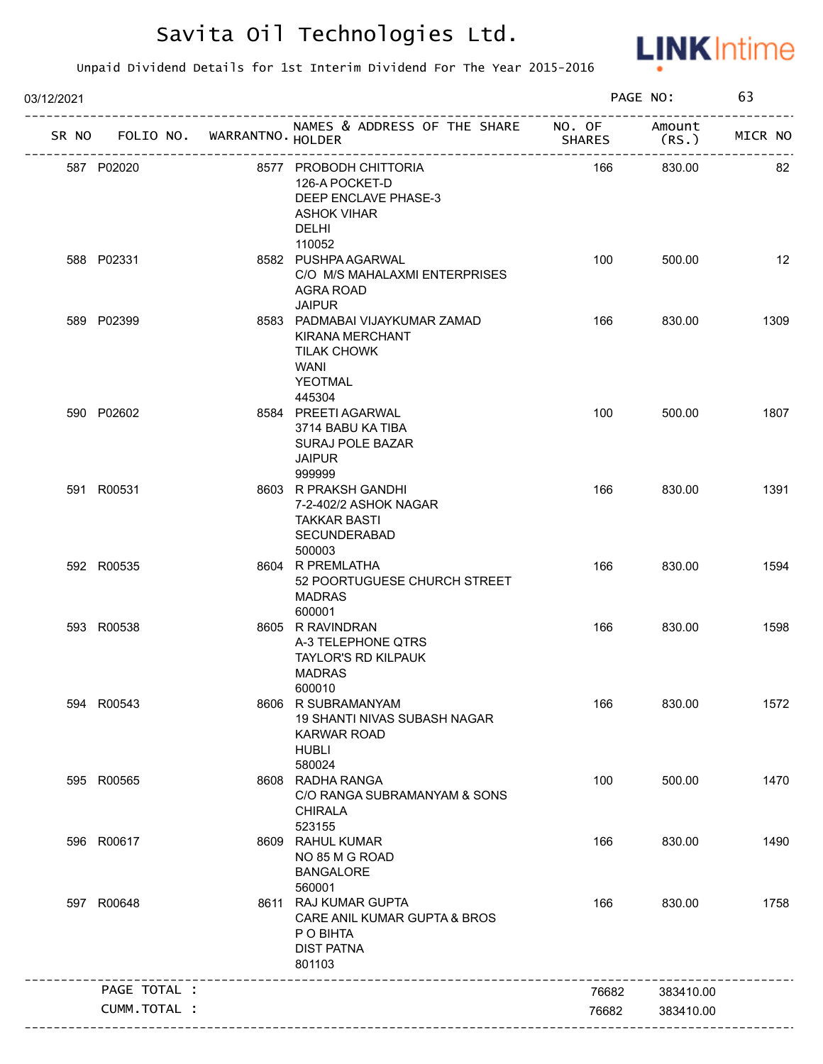# Savita Oil Technologies Ltd.

LINKIntime

Unpaid Dividend Details for 1st Interim Dividend For The Year 2015-2016

03/12/2021 PAGE NO: 63

| SR NO | FOLIO NO. | WARRANTNO. | NAMES & ADDRESS OF THE SHARE HOLDER | NO. OF SHARES | Amount (RS.) | MICR NO |
|---|---|---|---|---|---|---|
| 587 | P02020 | 8577 | PROBODH CHITTORIA<br>126-A POCKET-D<br>DEEP ENCLAVE PHASE-3<br>ASHOK VIHAR<br>DELHI<br>110052 | 166 | 830.00 | 82 |
| 588 | P02331 | 8582 | PUSHPA AGARWAL<br>C/O M/S MAHALAXMI ENTERPRISES<br>AGRA ROAD<br>JAIPUR | 100 | 500.00 | 12 |
| 589 | P02399 | 8583 | PADMABAI VIJAYKUMAR ZAMAD<br>KIRANA MERCHANT<br>TILAK CHOWK<br>WANI<br>YEOTMAL<br>445304 | 166 | 830.00 | 1309 |
| 590 | P02602 | 8584 | PREETI AGARWAL<br>3714 BABU KA TIBA<br>SURAJ POLE BAZAR<br>JAIPUR<br>999999 | 100 | 500.00 | 1807 |
| 591 | R00531 | 8603 | R PRAKSH GANDHI<br>7-2-402/2 ASHOK NAGAR<br>TAKKAR BASTI<br>SECUNDERABAD<br>500003 | 166 | 830.00 | 1391 |
| 592 | R00535 | 8604 | R PREMLATHA<br>52 POORTUGUESE CHURCH STREET<br>MADRAS<br>600001 | 166 | 830.00 | 1594 |
| 593 | R00538 | 8605 | R RAVINDRAN<br>A-3 TELEPHONE QTRS<br>TAYLOR'S RD KILPAUK<br>MADRAS<br>600010 | 166 | 830.00 | 1598 |
| 594 | R00543 | 8606 | R SUBRAMANYAM<br>19 SHANTI NIVAS SUBASH NAGAR<br>KARWAR ROAD<br>HUBLI<br>580024 | 166 | 830.00 | 1572 |
| 595 | R00565 | 8608 | RADHA RANGA<br>C/O RANGA SUBRAMANYAM & SONS<br>CHIRALA<br>523155 | 100 | 500.00 | 1470 |
| 596 | R00617 | 8609 | RAHUL KUMAR<br>NO 85 M G ROAD<br>BANGALORE<br>560001 | 166 | 830.00 | 1490 |
| 597 | R00648 | 8611 | RAJ KUMAR GUPTA<br>CARE ANIL KUMAR GUPTA & BROS<br>P O BIHTA<br>DIST PATNA<br>801103 | 166 | 830.00 | 1758 |
| | PAGE TOTAL : | | | 76682 | 383410.00 | |
| | CUMM.TOTAL : | | | 76682 | 383410.00 | |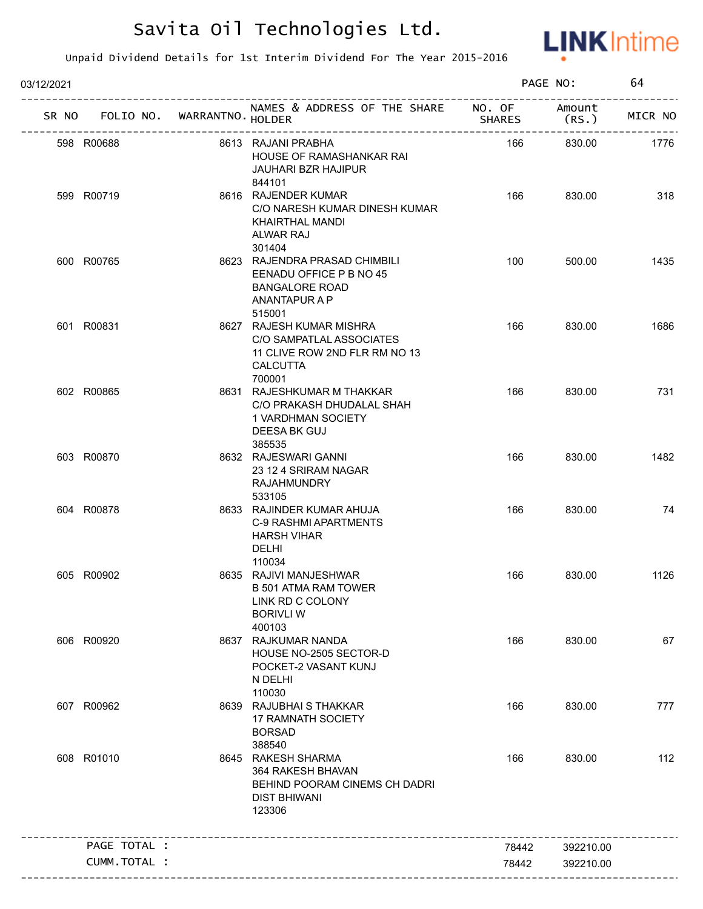# Savita Oil Technologies Ltd.

Unpaid Dividend Details for 1st Interim Dividend For The Year 2015-2016

03/12/2021

| SR NO | FOLIO NO. | WARRANTNO. | NAMES & ADDRESS OF THE SHARE HOLDER | NO. OF SHARES | Amount (RS.) | MICR NO |
|---|---|---|---|---|---|---|
| 598 | R00688 | 8613 | RAJANI PRABHA<br>HOUSE OF RAMASHANKAR RAI<br>JAUHARI BZR HAJIPUR<br>844101 | 166 | 830.00 | 1776 |
| 599 | R00719 | 8616 | RAJENDER KUMAR<br>C/O NARESH KUMAR DINESH KUMAR<br>KHAIRTHAL MANDI<br>ALWAR RAJ<br>301404 | 166 | 830.00 | 318 |
| 600 | R00765 | 8623 | RAJENDRA PRASAD CHIMBILI<br>EENADU OFFICE P B NO 45<br>BANGALORE ROAD<br>ANANTAPUR A P<br>515001 | 100 | 500.00 | 1435 |
| 601 | R00831 | 8627 | RAJESH KUMAR MISHRA<br>C/O SAMPATLAL ASSOCIATES<br>11 CLIVE ROW 2ND FLR RM NO 13<br>CALCUTTA<br>700001 | 166 | 830.00 | 1686 |
| 602 | R00865 | 8631 | RAJESHKUMAR M THAKKAR<br>C/O PRAKASH DHUDALAL SHAH<br>1 VARDHMAN SOCIETY<br>DEESA BK GUJ<br>385535 | 166 | 830.00 | 731 |
| 603 | R00870 | 8632 | RAJESWARI GANNI<br>23 12 4 SRIRAM NAGAR<br>RAJAHMUNDRY<br>533105 | 166 | 830.00 | 1482 |
| 604 | R00878 | 8633 | RAJINDER KUMAR AHUJA<br>C-9 RASHMI APARTMENTS<br>HARSH VIHAR<br>DELHI<br>110034 | 166 | 830.00 | 74 |
| 605 | R00902 | 8635 | RAJIVI MANJESHWAR<br>B 501 ATMA RAM TOWER<br>LINK RD C COLONY<br>BORIVLI W<br>400103 | 166 | 830.00 | 1126 |
| 606 | R00920 | 8637 | RAJKUMAR NANDA<br>HOUSE NO-2505 SECTOR-D<br>POCKET-2 VASANT KUNJ<br>N DELHI<br>110030 | 166 | 830.00 | 67 |
| 607 | R00962 | 8639 | RAJUBHAI S THAKKAR<br>17 RAMNATH SOCIETY<br>BORSAD<br>388540 | 166 | 830.00 | 777 |
| 608 | R01010 | 8645 | RAKESH SHARMA<br>364 RAKESH BHAVAN<br>BEHIND POORAM CINEMS CH DADRI<br>DIST BHIWANI<br>123306 | 166 | 830.00 | 112 |
| | PAGE TOTAL : | | | 78442 | 392210.00 | |
| | CUMM.TOTAL : | | | 78442 | 392210.00 | |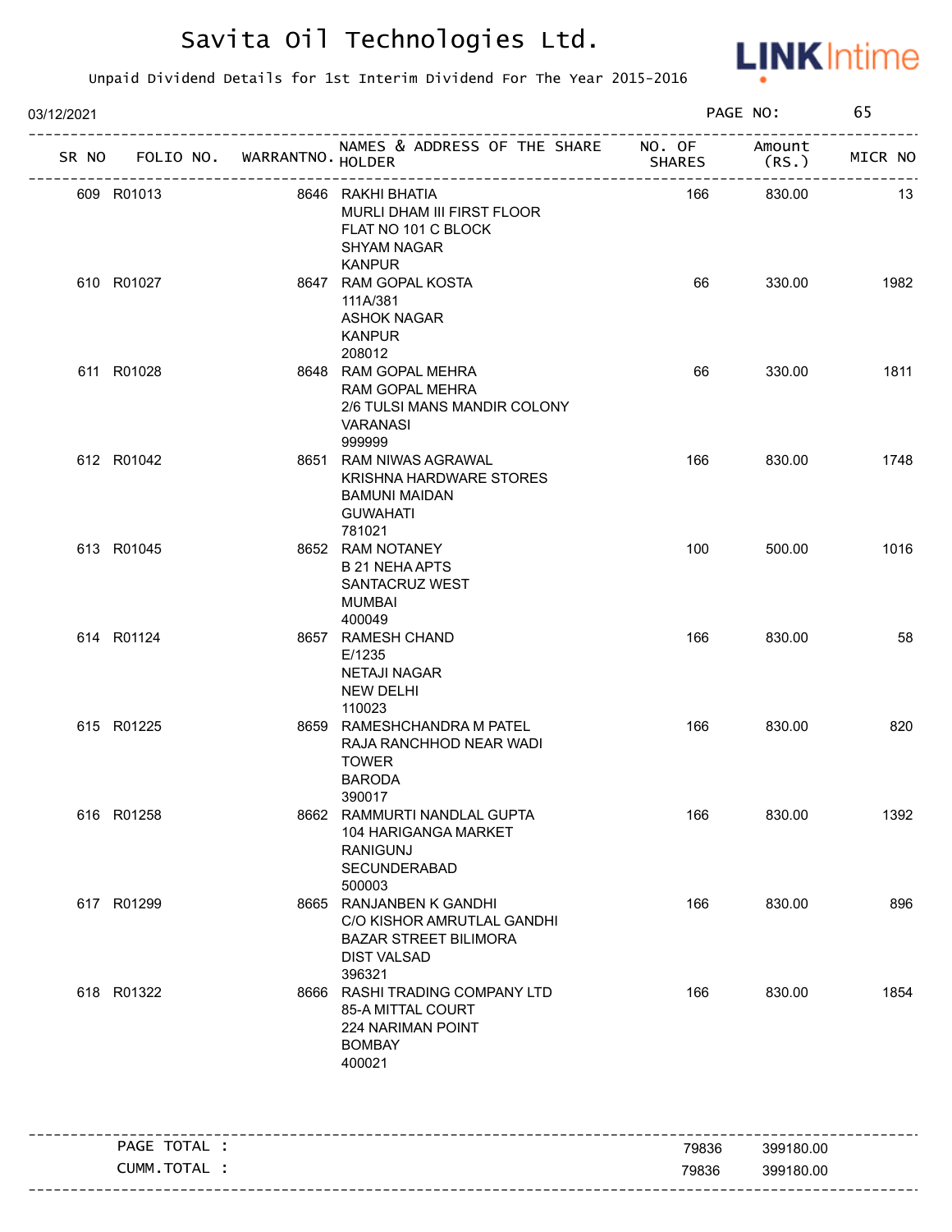# Savita Oil Technologies Ltd.

Unpaid Dividend Details for 1st Interim Dividend For The Year 2015-2016

03/12/2021 PAGE NO: 65

| SR NO | FOLIO NO. | WARRANTNO. | NAMES & ADDRESS OF THE SHARE HOLDER | NO. OF SHARES | Amount (RS.) | MICR NO |
|---|---|---|---|---|---|---|
| 609 | R01013 | 8646 | RAKHI BHATIA<br>MURLI DHAM III FIRST FLOOR<br>FLAT NO 101 C BLOCK<br>SHYAM NAGAR<br>KANPUR | 166 | 830.00 | 13 |
| 610 | R01027 | 8647 | RAM GOPAL KOSTA<br>111A/381<br>ASHOK NAGAR<br>KANPUR<br>208012 | 66 | 330.00 | 1982 |
| 611 | R01028 | 8648 | RAM GOPAL MEHRA<br>RAM GOPAL MEHRA<br>2/6 TULSI MANS MANDIR COLONY<br>VARANASI<br>999999 | 66 | 330.00 | 1811 |
| 612 | R01042 | 8651 | RAM NIWAS AGRAWAL<br>KRISHNA HARDWARE STORES<br>BAMUNI MAIDAN<br>GUWAHATI<br>781021 | 166 | 830.00 | 1748 |
| 613 | R01045 | 8652 | RAM NOTANEY<br>B 21 NEHA APTS<br>SANTACRUZ WEST<br>MUMBAI<br>400049 | 100 | 500.00 | 1016 |
| 614 | R01124 | 8657 | RAMESH CHAND<br>E/1235<br>NETAJI NAGAR<br>NEW DELHI<br>110023 | 166 | 830.00 | 58 |
| 615 | R01225 | 8659 | RAMESHCHANDRA M PATEL<br>RAJA RANCHHOD NEAR WADI<br>TOWER<br>BARODA<br>390017 | 166 | 830.00 | 820 |
| 616 | R01258 | 8662 | RAMMURTI NANDLAL GUPTA<br>104 HARIGANGA MARKET<br>RANIGUNJ<br>SECUNDERABAD<br>500003 | 166 | 830.00 | 1392 |
| 617 | R01299 | 8665 | RANJANBEN K GANDHI<br>C/O KISHOR AMRUTLAL GANDHI<br>BAZAR STREET BILIMORA<br>DIST VALSAD<br>396321 | 166 | 830.00 | 896 |
| 618 | R01322 | 8666 | RASHI TRADING COMPANY LTD<br>85-A MITTAL COURT<br>224 NARIMAN POINT<br>BOMBAY<br>400021 | 166 | 830.00 | 1854 |

| | NO. OF SHARES | Amount (RS.) |
|---|---|---|
| PAGE TOTAL : | 79836 | 399180.00 |
| CUMM.TOTAL : | 79836 | 399180.00 |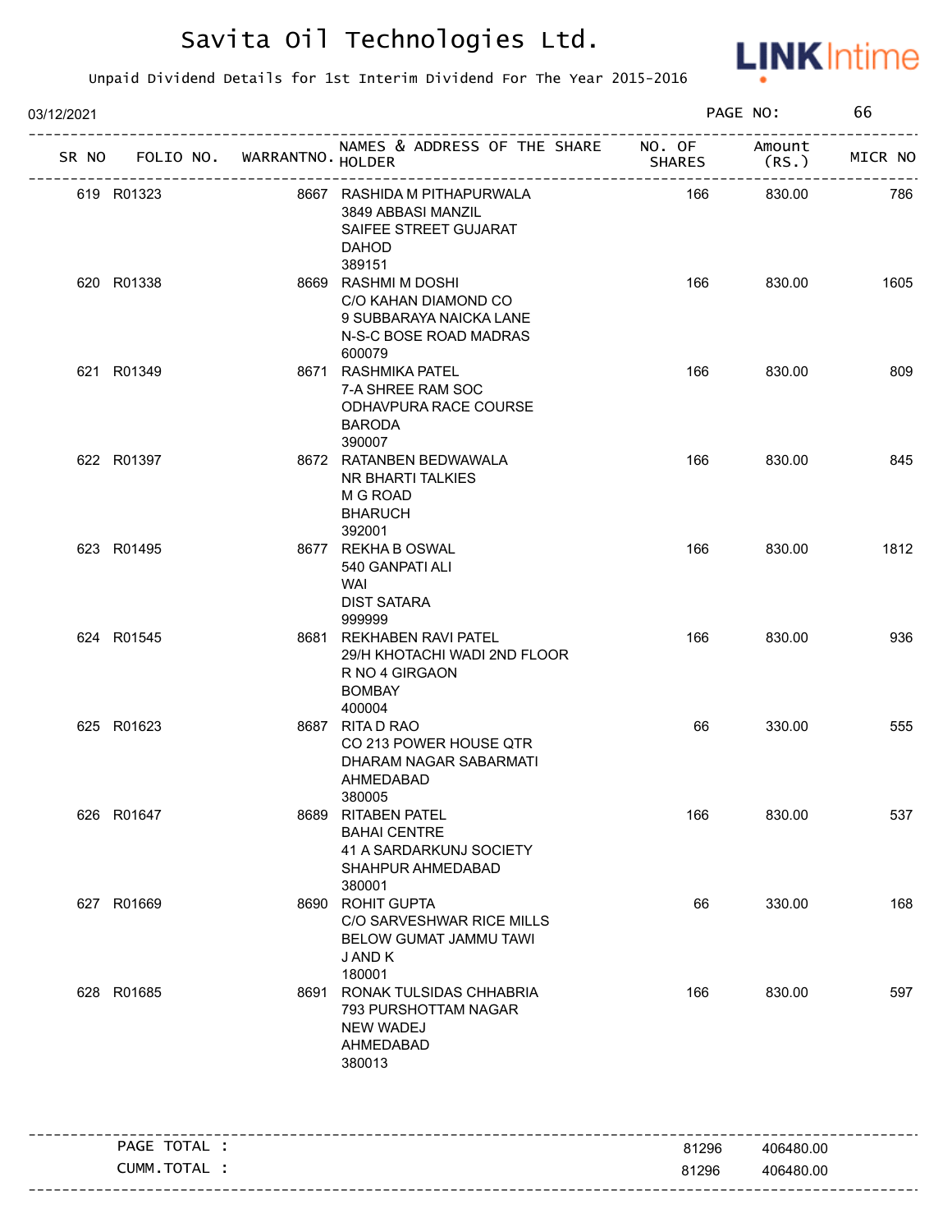# Savita Oil Technologies Ltd.

Unpaid Dividend Details for 1st Interim Dividend For The Year 2015-2016

03/12/2021

| SR NO | FOLIO NO. | WARRANTNO. | NAMES & ADDRESS OF THE SHARE HOLDER | NO. OF SHARES | Amount (RS.) | MICR NO |
|---|---|---|---|---|---|---|
| 619 | R01323 | 8667 | RASHIDA M PITHAPURWALA<br>3849 ABBASI MANZIL<br>SAIFEE STREET GUJARAT<br>DAHOD<br>389151 | 166 | 830.00 | 786 |
| 620 | R01338 | 8669 | RASHMI M DOSHI<br>C/O KAHAN DIAMOND CO<br>9 SUBBARAYA NAICKA LANE<br>N-S-C BOSE ROAD MADRAS<br>600079 | 166 | 830.00 | 1605 |
| 621 | R01349 | 8671 | RASHMIKA PATEL<br>7-A SHREE RAM SOC<br>ODHAVPURA RACE COURSE<br>BARODA<br>390007 | 166 | 830.00 | 809 |
| 622 | R01397 | 8672 | RATANBEN BEDWAWALA<br>NR BHARTI TALKIES<br>M G ROAD<br>BHARUCH<br>392001 | 166 | 830.00 | 845 |
| 623 | R01495 | 8677 | REKHA B OSWAL<br>540 GANPATI ALI<br>WAI<br>DIST SATARA<br>999999 | 166 | 830.00 | 1812 |
| 624 | R01545 | 8681 | REKHABEN RAVI PATEL<br>29/H KHOTACHI WADI 2ND FLOOR<br>R NO 4 GIRGAON<br>BOMBAY<br>400004 | 166 | 830.00 | 936 |
| 625 | R01623 | 8687 | RITA D RAO<br>CO 213 POWER HOUSE QTR<br>DHARAM NAGAR SABARMATI<br>AHMEDABAD<br>380005 | 66 | 330.00 | 555 |
| 626 | R01647 | 8689 | RITABEN PATEL<br>BAHAI CENTRE<br>41 A SARDARKUNJ SOCIETY<br>SHAHPUR AHMEDABAD<br>380001 | 166 | 830.00 | 537 |
| 627 | R01669 | 8690 | ROHIT GUPTA<br>C/O SARVESHWAR RICE MILLS<br>BELOW GUMAT JAMMU TAWI<br>J AND K<br>180001 | 66 | 330.00 | 168 |
| 628 | R01685 | 8691 | RONAK TULSIDAS CHHABRIA<br>793 PURSHOTTAM NAGAR<br>NEW WADEJ<br>AHMEDABAD<br>380013 | 166 | 830.00 | 597 |

| | | |
|---|---|---|
| PAGE TOTAL : | 81296 | 406480.00 |
| CUMM.TOTAL : | 81296 | 406480.00 |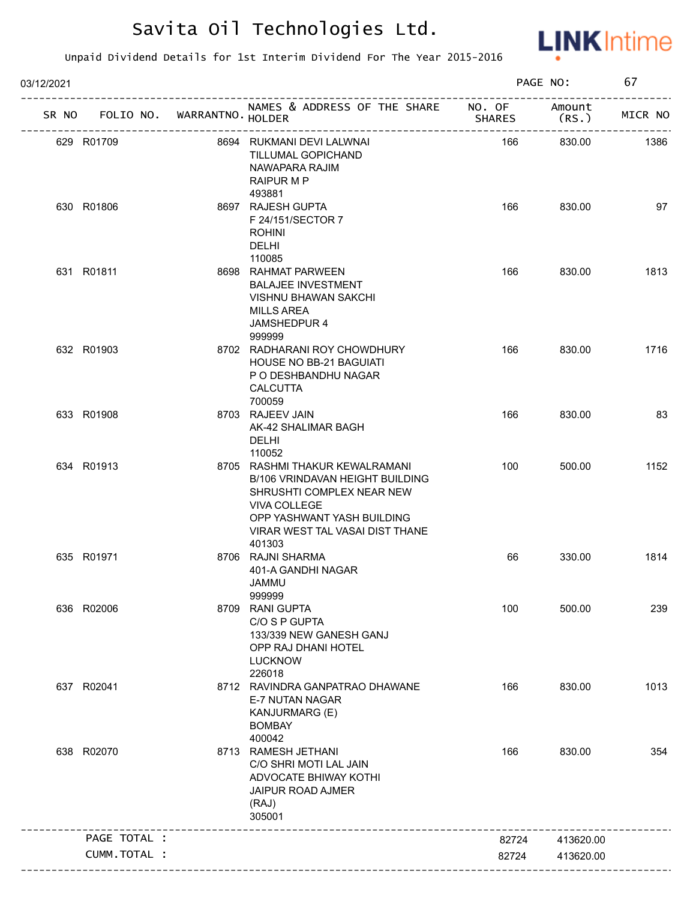# Savita Oil Technologies Ltd.

Unpaid Dividend Details for 1st Interim Dividend For The Year 2015-2016

03/12/2021 PAGE NO: 67

| SR NO | FOLIO NO. | WARRANTNO. | NAMES & ADDRESS OF THE SHARE HOLDER | NO. OF SHARES | Amount (RS.) | MICR NO |
|---|---|---|---|---|---|---|
| 629 | R01709 | 8694 | RUKMANI DEVI LALWNAI<br>TILLUMAL GOPICHAND<br>NAWAPARA RAJIM<br>RAIPUR M P<br>493881 | 166 | 830.00 | 1386 |
| 630 | R01806 | 8697 | RAJESH GUPTA<br>F 24/151/SECTOR 7<br>ROHINI<br>DELHI<br>110085 | 166 | 830.00 | 97 |
| 631 | R01811 | 8698 | RAHMAT PARWEEN<br>BALAJEE INVESTMENT<br>VISHNU BHAWAN SAKCHI<br>MILLS AREA<br>JAMSHEDPUR 4<br>999999 | 166 | 830.00 | 1813 |
| 632 | R01903 | 8702 | RADHARANI ROY CHOWDHURY<br>HOUSE NO BB-21 BAGUIATI<br>P O DESHBANDHU NAGAR<br>CALCUTTA<br>700059 | 166 | 830.00 | 1716 |
| 633 | R01908 | 8703 | RAJEEV JAIN<br>AK-42 SHALIMAR BAGH<br>DELHI<br>110052 | 166 | 830.00 | 83 |
| 634 | R01913 | 8705 | RASHMI THAKUR KEWALRAMANI<br>B/106 VRINDAVAN HEIGHT BUILDING<br>SHRUSHTI COMPLEX NEAR NEW<br>VIVA COLLEGE<br>OPP YASHWANT YASH BUILDING<br>VIRAR WEST TAL VASAI DIST THANE<br>401303 | 100 | 500.00 | 1152 |
| 635 | R01971 | 8706 | RAJNI SHARMA<br>401-A GANDHI NAGAR<br>JAMMU<br>999999 | 66 | 330.00 | 1814 |
| 636 | R02006 | 8709 | RANI GUPTA<br>C/O S P GUPTA<br>133/339 NEW GANESH GANJ<br>OPP RAJ DHANI HOTEL<br>LUCKNOW<br>226018 | 100 | 500.00 | 239 |
| 637 | R02041 | 8712 | RAVINDRA GANPATRAO DHAWANE<br>E-7 NUTAN NAGAR<br>KANJURMARG (E)<br>BOMBAY<br>400042 | 166 | 830.00 | 1013 |
| 638 | R02070 | 8713 | RAMESH JETHANI<br>C/O SHRI MOTI LAL JAIN<br>ADVOCATE BHIWAY KOTHI<br>JAIPUR ROAD AJMER<br>(RAJ)<br>305001 | 166 | 830.00 | 354 |
| | PAGE TOTAL : | | | 82724 | 413620.00 | |
| | CUMM.TOTAL : | | | 82724 | 413620.00 | |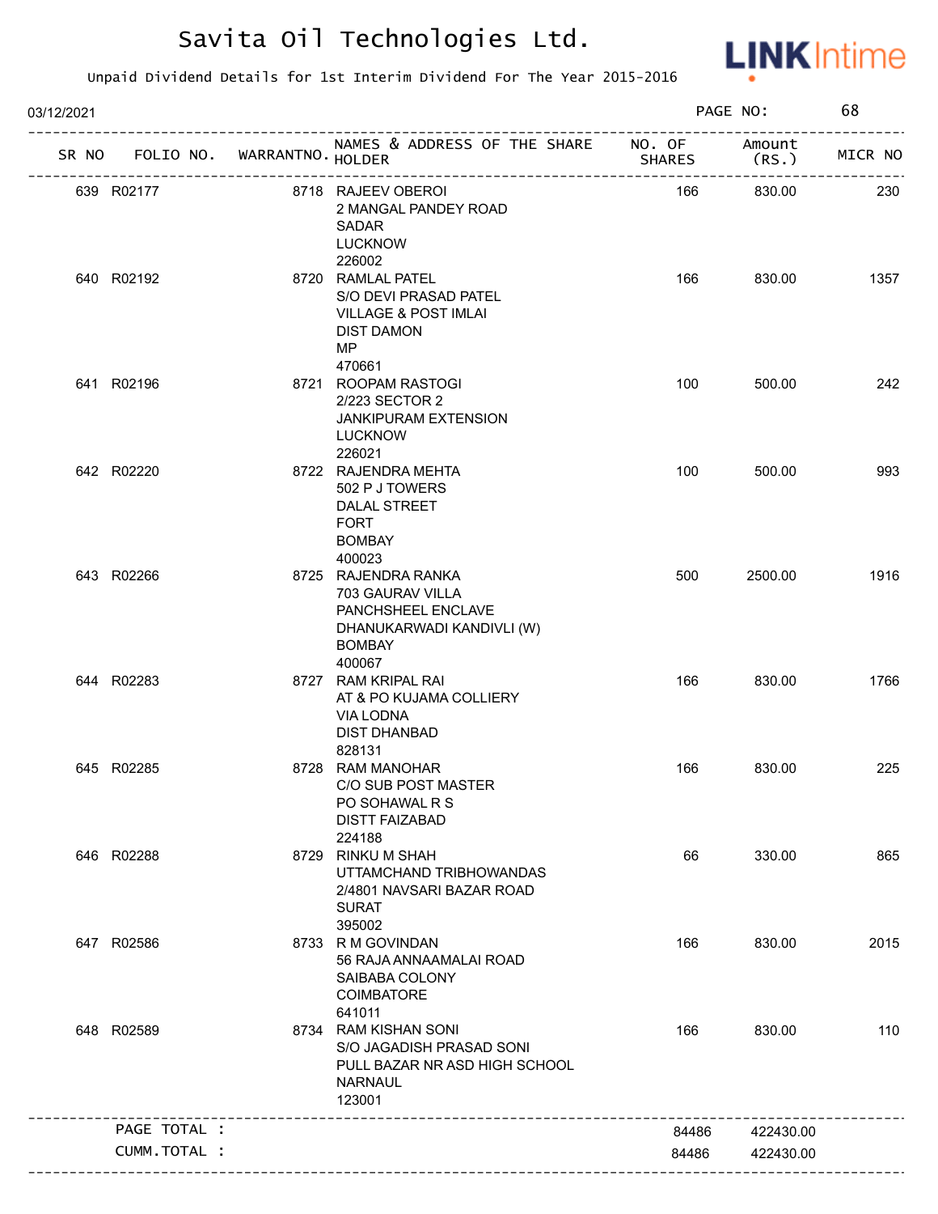# Savita Oil Technologies Ltd.

Unpaid Dividend Details for 1st Interim Dividend For The Year 2015-2016

03/12/2021 PAGE NO: 68

| SR NO | FOLIO NO. | WARRANTNO. | NAMES & ADDRESS OF THE SHARE HOLDER | NO. OF SHARES | Amount (RS.) | MICR NO |
|---|---|---|---|---|---|---|
| 639 | R02177 | 8718 | RAJEEV OBEROI<br>2 MANGAL PANDEY ROAD<br>SADAR<br>LUCKNOW<br>226002 | 166 | 830.00 | 230 |
| 640 | R02192 | 8720 | RAMLAL PATEL<br>S/O DEVI PRASAD PATEL<br>VILLAGE & POST IMLAI<br>DIST DAMON<br>MP<br>470661 | 166 | 830.00 | 1357 |
| 641 | R02196 | 8721 | ROOPAM RASTOGI<br>2/223 SECTOR 2<br>JANKIPURAM EXTENSION<br>LUCKNOW<br>226021 | 100 | 500.00 | 242 |
| 642 | R02220 | 8722 | RAJENDRA MEHTA<br>502 P J TOWERS<br>DALAL STREET<br>FORT<br>BOMBAY<br>400023 | 100 | 500.00 | 993 |
| 643 | R02266 | 8725 | RAJENDRA RANKA<br>703 GAURAV VILLA<br>PANCHSHEEL ENCLAVE<br>DHANUKARWADI KANDIVLI (W)<br>BOMBAY<br>400067 | 500 | 2500.00 | 1916 |
| 644 | R02283 | 8727 | RAM KRIPAL RAI<br>AT & PO KUJAMA COLLIERY<br>VIA LODNA<br>DIST DHANBAD<br>828131 | 166 | 830.00 | 1766 |
| 645 | R02285 | 8728 | RAM MANOHAR<br>C/O SUB POST MASTER<br>PO SOHAWAL R S<br>DISTT FAIZABAD<br>224188 | 166 | 830.00 | 225 |
| 646 | R02288 | 8729 | RINKU M SHAH<br>UTTAMCHAND TRIBHOWANDAS<br>2/4801 NAVSARI BAZAR ROAD<br>SURAT<br>395002 | 66 | 330.00 | 865 |
| 647 | R02586 | 8733 | R M GOVINDAN<br>56 RAJA ANNAAMALAI ROAD<br>SAIBABA COLONY<br>COIMBATORE<br>641011 | 166 | 830.00 | 2015 |
| 648 | R02589 | 8734 | RAM KISHAN SONI<br>S/O JAGADISH PRASAD SONI<br>PULL BAZAR NR ASD HIGH SCHOOL<br>NARNAUL<br>123001 | 166 | 830.00 | 110 |
| | PAGE TOTAL : | | | 84486 | 422430.00 | |
| | CUMM.TOTAL : | | | 84486 | 422430.00 | |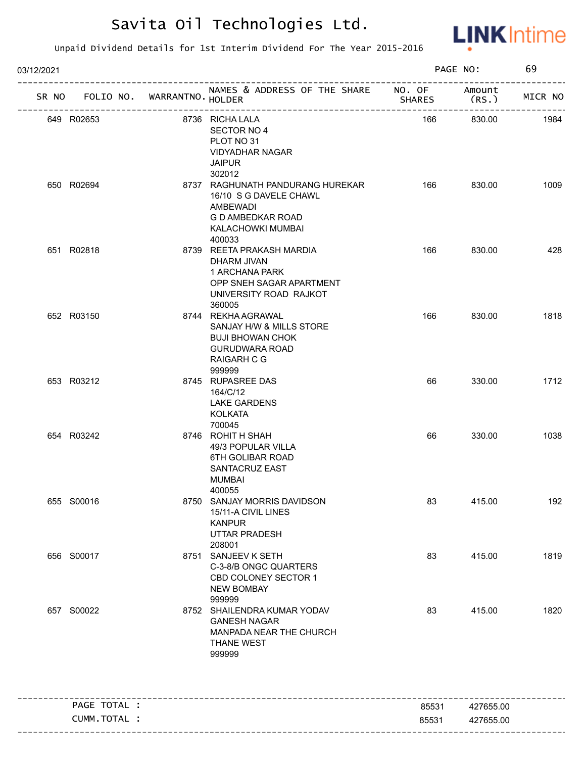# Savita Oil Technologies Ltd.

Unpaid Dividend Details for 1st Interim Dividend For The Year 2015-2016

03/12/2021

| SR NO | FOLIO NO. | WARRANTNO. | NAMES & ADDRESS OF THE SHARE HOLDER | NO. OF SHARES | Amount (RS.) | MICR NO |
|---|---|---|---|---|---|---|
| 649 | R02653 | 8736 | RICHA LALA<br>SECTOR NO 4<br>PLOT NO 31<br>VIDYADHAR NAGAR<br>JAIPUR<br>302012 | 166 | 830.00 | 1984 |
| 650 | R02694 | 8737 | RAGHUNATH PANDURANG HUREKAR<br>16/10 S G DAVELE CHAWL<br>AMBEWADI<br>G D AMBEDKAR ROAD<br>KALACHOWKI MUMBAI<br>400033 | 166 | 830.00 | 1009 |
| 651 | R02818 | 8739 | REETA PRAKASH MARDIA<br>DHARM JIVAN<br>1 ARCHANA PARK<br>OPP SNEH SAGAR APARTMENT<br>UNIVERSITY ROAD RAJKOT<br>360005 | 166 | 830.00 | 428 |
| 652 | R03150 | 8744 | REKHA AGRAWAL<br>SANJAY H/W & MILLS STORE<br>BUJI BHOWAN CHOK<br>GURUDWARA ROAD<br>RAIGARH C G<br>999999 | 166 | 830.00 | 1818 |
| 653 | R03212 | 8745 | RUPASREE DAS<br>164/C/12<br>LAKE GARDENS<br>KOLKATA<br>700045 | 66 | 330.00 | 1712 |
| 654 | R03242 | 8746 | ROHIT H SHAH<br>49/3 POPULAR VILLA<br>6TH GOLIBAR ROAD<br>SANTACRUZ EAST<br>MUMBAI<br>400055 | 66 | 330.00 | 1038 |
| 655 | S00016 | 8750 | SANJAY MORRIS DAVIDSON<br>15/11-A CIVIL LINES<br>KANPUR<br>UTTAR PRADESH<br>208001 | 83 | 415.00 | 192 |
| 656 | S00017 | 8751 | SANJEEV K SETH<br>C-3-8/B ONGC QUARTERS<br>CBD COLONEY SECTOR 1<br>NEW BOMBAY<br>999999 | 83 | 415.00 | 1819 |
| 657 | S00022 | 8752 | SHAILENDRA KUMAR YODAV<br>GANESH NAGAR<br>MANPADA NEAR THE CHURCH<br>THANE WEST<br>999999 | 83 | 415.00 | 1820 |

| | Shares | Amount |
|---|---|---|
| PAGE TOTAL : | 85531 | 427655.00 |
| CUMM.TOTAL : | 85531 | 427655.00 |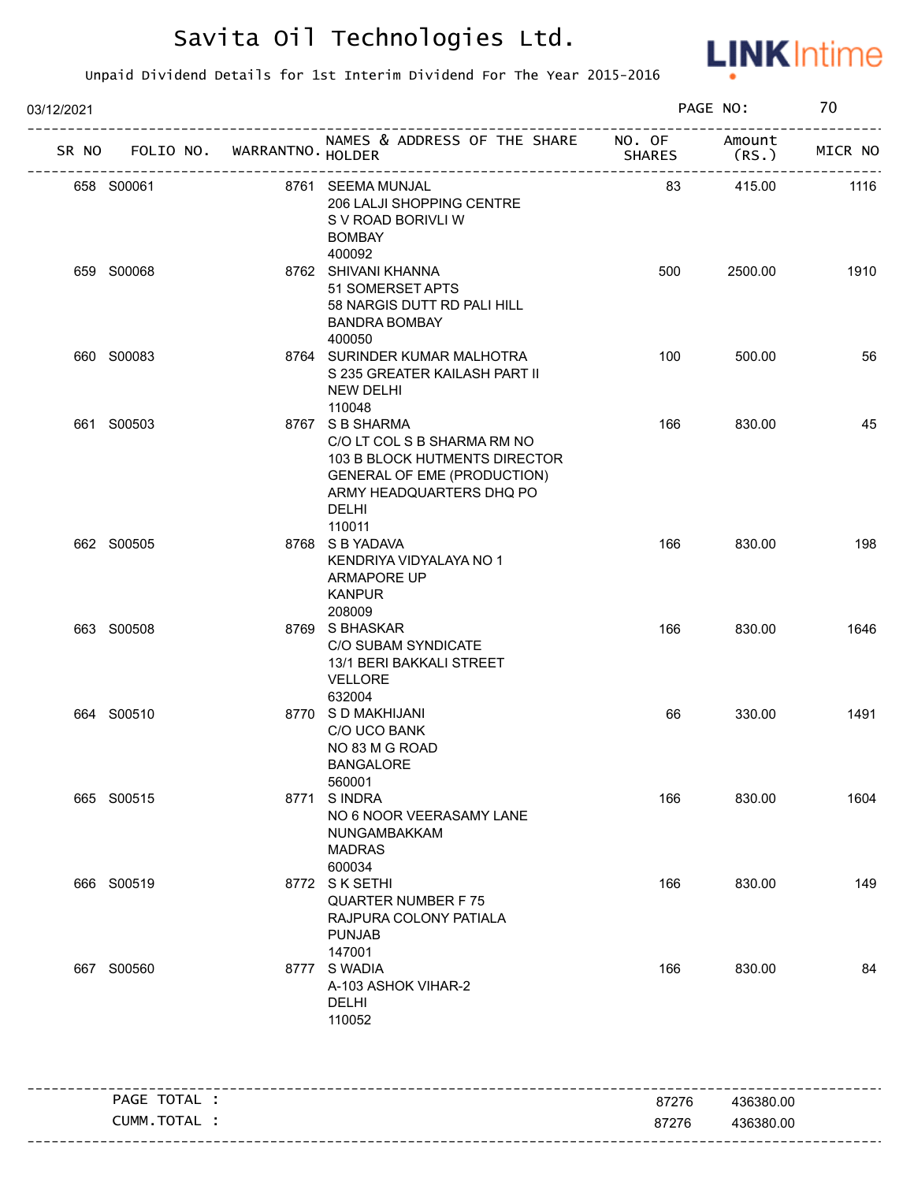# Savita Oil Technologies Ltd.

Unpaid Dividend Details for 1st Interim Dividend For The Year 2015-2016

03/12/2021

| SR NO | FOLIO NO. | WARRANTNO. | NAMES & ADDRESS OF THE SHARE HOLDER | NO. OF SHARES | Amount (RS.) | MICR NO |
|---|---|---|---|---|---|---|
| 658 | S00061 | 8761 | SEEMA MUNJAL 206 LALJI SHOPPING CENTRE S V ROAD BORIVLI W BOMBAY 400092 | 83 | 415.00 | 1116 |
| 659 | S00068 | 8762 | SHIVANI KHANNA 51 SOMERSET APTS 58 NARGIS DUTT RD PALI HILL BANDRA BOMBAY 400050 | 500 | 2500.00 | 1910 |
| 660 | S00083 | 8764 | SURINDER KUMAR MALHOTRA S 235 GREATER KAILASH PART II NEW DELHI 110048 | 100 | 500.00 | 56 |
| 661 | S00503 | 8767 | S B SHARMA C/O LT COL S B SHARMA RM NO 103 B BLOCK HUTMENTS DIRECTOR GENERAL OF EME (PRODUCTION) ARMY HEADQUARTERS DHQ PO DELHI 110011 | 166 | 830.00 | 45 |
| 662 | S00505 | 8768 | S B YADAVA KENDRIYA VIDYALAYA NO 1 ARMAPORE UP KANPUR 208009 | 166 | 830.00 | 198 |
| 663 | S00508 | 8769 | S BHASKAR C/O SUBAM SYNDICATE 13/1 BERI BAKKALI STREET VELLORE 632004 | 166 | 830.00 | 1646 |
| 664 | S00510 | 8770 | S D MAKHIJANI C/O UCO BANK NO 83 M G ROAD BANGALORE 560001 | 66 | 330.00 | 1491 |
| 665 | S00515 | 8771 | S INDRA NO 6 NOOR VEERASAMY LANE NUNGAMBAKKAM MADRAS 600034 | 166 | 830.00 | 1604 |
| 666 | S00519 | 8772 | S K SETHI QUARTER NUMBER F 75 RAJPURA COLONY PATIALA PUNJAB 147001 | 166 | 830.00 | 149 |
| 667 | S00560 | 8777 | S WADIA A-103 ASHOK VIHAR-2 DELHI 110052 | 166 | 830.00 | 84 |

| | Shares | Amount |
|---|---|---|
| PAGE TOTAL : | 87276 | 436380.00 |
| CUMM.TOTAL : | 87276 | 436380.00 |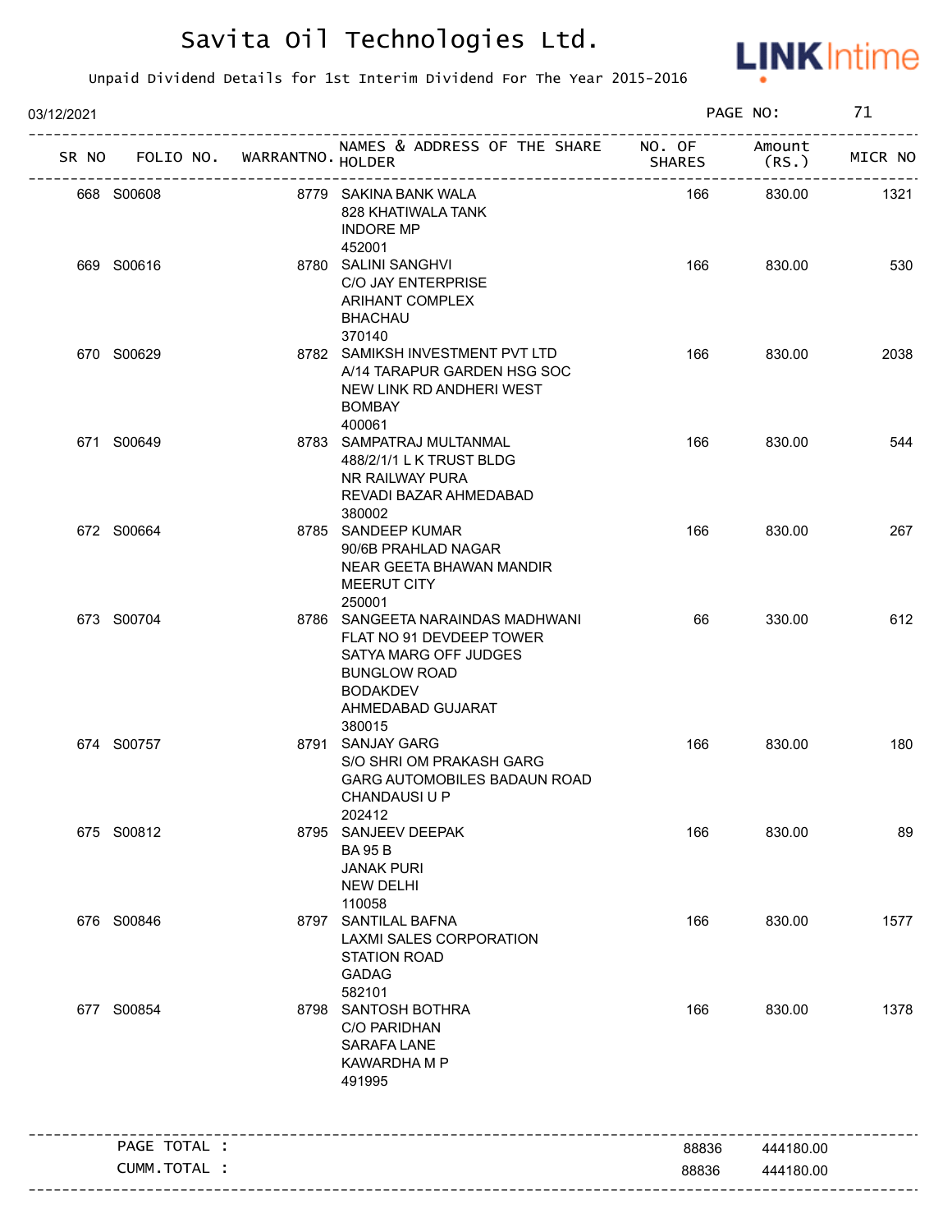# Savita Oil Technologies Ltd.

Unpaid Dividend Details for 1st Interim Dividend For The Year 2015-2016

03/12/2021

| SR NO | FOLIO NO. | WARRANTNO. | NAMES & ADDRESS OF THE SHARE HOLDER | NO. OF SHARES | Amount (RS.) | MICR NO |
|---|---|---|---|---|---|---|
| 668 | S00608 | 8779 | SAKINA BANK WALA 828 KHATIWALA TANK INDORE MP 452001 | 166 | 830.00 | 1321 |
| 669 | S00616 | 8780 | SALINI SANGHVI C/O JAY ENTERPRISE ARIHANT COMPLEX BHACHAU 370140 | 166 | 830.00 | 530 |
| 670 | S00629 | 8782 | SAMIKSH INVESTMENT PVT LTD A/14 TARAPUR GARDEN HSG SOC NEW LINK RD ANDHERI WEST BOMBAY 400061 | 166 | 830.00 | 2038 |
| 671 | S00649 | 8783 | SAMPATRAJ MULTANMAL 488/2/1/1 L K TRUST BLDG NR RAILWAY PURA REVADI BAZAR AHMEDABAD 380002 | 166 | 830.00 | 544 |
| 672 | S00664 | 8785 | SANDEEP KUMAR 90/6B PRAHLAD NAGAR NEAR GEETA BHAWAN MANDIR MEERUT CITY 250001 | 166 | 830.00 | 267 |
| 673 | S00704 | 8786 | SANGEETA NARAINDAS MADHWANI FLAT NO 91 DEVDEEP TOWER SATYA MARG OFF JUDGES BUNGLOW ROAD BODAKDEV AHMEDABAD GUJARAT 380015 | 66 | 330.00 | 612 |
| 674 | S00757 | 8791 | SANJAY GARG S/O SHRI OM PRAKASH GARG GARG AUTOMOBILES BADAUN ROAD CHANDAUSI U P 202412 | 166 | 830.00 | 180 |
| 675 | S00812 | 8795 | SANJEEV DEEPAK BA 95 B JANAK PURI NEW DELHI 110058 | 166 | 830.00 | 89 |
| 676 | S00846 | 8797 | SANTILAL BAFNA LAXMI SALES CORPORATION STATION ROAD GADAG 582101 | 166 | 830.00 | 1577 |
| 677 | S00854 | 8798 | SANTOSH BOTHRA C/O PARIDHAN SARAFA LANE KAWARDHA M P 491995 | 166 | 830.00 | 1378 |
| | PAGE TOTAL : | | | 88836 | 444180.00 | |
| | CUMM.TOTAL : | | | 88836 | 444180.00 | |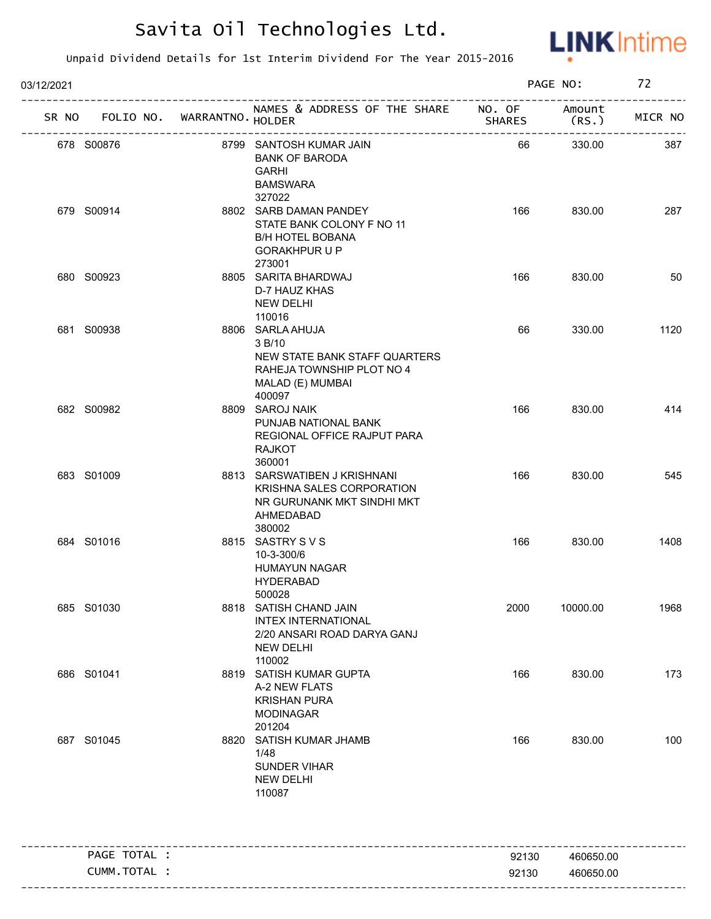# Savita Oil Technologies Ltd.

Unpaid Dividend Details for 1st Interim Dividend For The Year 2015-2016

03/12/2021 PAGE NO: 72

| SR NO | FOLIO NO. | WARRANTNO. | NAMES & ADDRESS OF THE SHARE HOLDER | NO. OF SHARES | Amount (RS.) | MICR NO |
|---|---|---|---|---|---|---|
| 678 | S00876 | 8799 | SANTOSH KUMAR JAIN<br>BANK OF BARODA<br>GARHI<br>BAMSWARA<br>327022 | 66 | 330.00 | 387 |
| 679 | S00914 | 8802 | SARB DAMAN PANDEY<br>STATE BANK COLONY F NO 11<br>B/H HOTEL BOBANA<br>GORAKHPUR U P<br>273001 | 166 | 830.00 | 287 |
| 680 | S00923 | 8805 | SARITA BHARDWAJ<br>D-7 HAUZ KHAS<br>NEW DELHI<br>110016 | 166 | 830.00 | 50 |
| 681 | S00938 | 8806 | SARLA AHUJA<br>3 B/10<br>NEW STATE BANK STAFF QUARTERS<br>RAHEJA TOWNSHIP PLOT NO 4<br>MALAD (E) MUMBAI<br>400097 | 66 | 330.00 | 1120 |
| 682 | S00982 | 8809 | SAROJ NAIK<br>PUNJAB NATIONAL BANK<br>REGIONAL OFFICE RAJPUT PARA<br>RAJKOT<br>360001 | 166 | 830.00 | 414 |
| 683 | S01009 | 8813 | SARSWATIBEN J KRISHNANI<br>KRISHNA SALES CORPORATION<br>NR GURUNANK MKT SINDHI MKT<br>AHMEDABAD<br>380002 | 166 | 830.00 | 545 |
| 684 | S01016 | 8815 | SASTRY S V S<br>10-3-300/6<br>HUMAYUN NAGAR<br>HYDERABAD<br>500028 | 166 | 830.00 | 1408 |
| 685 | S01030 | 8818 | SATISH CHAND JAIN<br>INTEX INTERNATIONAL<br>2/20 ANSARI ROAD DARYA GANJ<br>NEW DELHI<br>110002 | 2000 | 10000.00 | 1968 |
| 686 | S01041 | 8819 | SATISH KUMAR GUPTA<br>A-2 NEW FLATS<br>KRISHAN PURA<br>MODINAGAR<br>201204 | 166 | 830.00 | 173 |
| 687 | S01045 | 8820 | SATISH KUMAR JHAMB<br>1/48<br>SUNDER VIHAR<br>NEW DELHI<br>110087 | 166 | 830.00 | 100 |

| | NO. OF SHARES | Amount (RS.) |
|---|---|---|
| PAGE TOTAL : | 92130 | 460650.00 |
| CUMM.TOTAL : | 92130 | 460650.00 |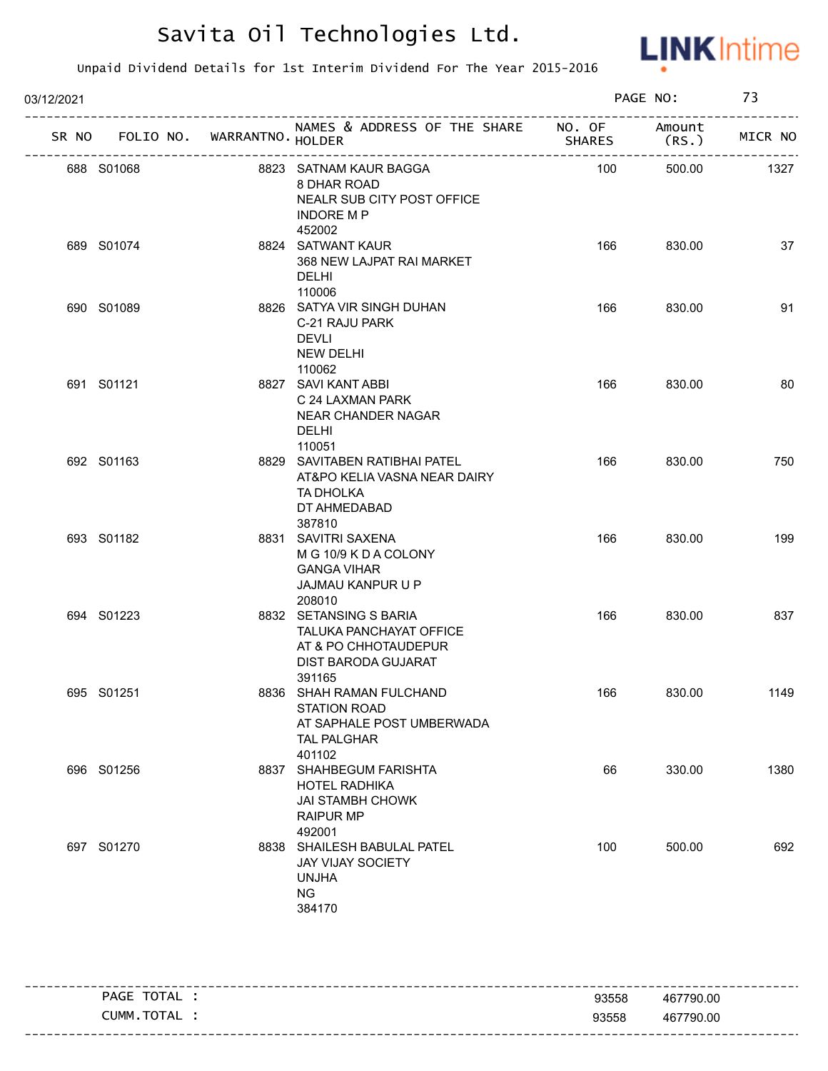# Savita Oil Technologies Ltd.

Unpaid Dividend Details for 1st Interim Dividend For The Year 2015-2016

03/12/2021

| SR NO | FOLIO NO. | WARRANTNO. | NAMES & ADDRESS OF THE SHARE HOLDER | NO. OF SHARES | Amount (RS.) | MICR NO |
|---|---|---|---|---|---|---|
| 688 | S01068 | 8823 | SATNAM KAUR BAGGA<br>8 DHAR ROAD<br>NEALR SUB CITY POST OFFICE<br>INDORE M P<br>452002 | 100 | 500.00 | 1327 |
| 689 | S01074 | 8824 | SATWANT KAUR<br>368 NEW LAJPAT RAI MARKET<br>DELHI<br>110006 | 166 | 830.00 | 37 |
| 690 | S01089 | 8826 | SATYA VIR SINGH DUHAN<br>C-21 RAJU PARK<br>DEVLI<br>NEW DELHI<br>110062 | 166 | 830.00 | 91 |
| 691 | S01121 | 8827 | SAVI KANT ABBI<br>C 24 LAXMAN PARK<br>NEAR CHANDER NAGAR<br>DELHI<br>110051 | 166 | 830.00 | 80 |
| 692 | S01163 | 8829 | SAVITABEN RATIBHAI PATEL<br>AT&PO KELIA VASNA NEAR DAIRY<br>TA DHOLKA<br>DT AHMEDABAD<br>387810 | 166 | 830.00 | 750 |
| 693 | S01182 | 8831 | SAVITRI SAXENA<br>M G 10/9 K D A COLONY<br>GANGA VIHAR<br>JAJMAU KANPUR U P<br>208010 | 166 | 830.00 | 199 |
| 694 | S01223 | 8832 | SETANSING S BARIA<br>TALUKA PANCHAYAT OFFICE<br>AT & PO CHHOTAUDEPUR<br>DIST BARODA GUJARAT<br>391165 | 166 | 830.00 | 837 |
| 695 | S01251 | 8836 | SHAH RAMAN FULCHAND<br>STATION ROAD<br>AT SAPHALE POST UMBERWADA<br>TAL PALGHAR<br>401102 | 166 | 830.00 | 1149 |
| 696 | S01256 | 8837 | SHAHBEGUM FARISHTA<br>HOTEL RADHIKA<br>JAI STAMBH CHOWK<br>RAIPUR MP<br>492001 | 66 | 330.00 | 1380 |
| 697 | S01270 | 8838 | SHAILESH BABULAL PATEL<br>JAY VIJAY SOCIETY<br>UNJHA<br>NG<br>384170 | 100 | 500.00 | 692 |

| | NO. OF SHARES | Amount (RS.) |
|---|---|---|
| PAGE TOTAL : | 93558 | 467790.00 |
| CUMM.TOTAL : | 93558 | 467790.00 |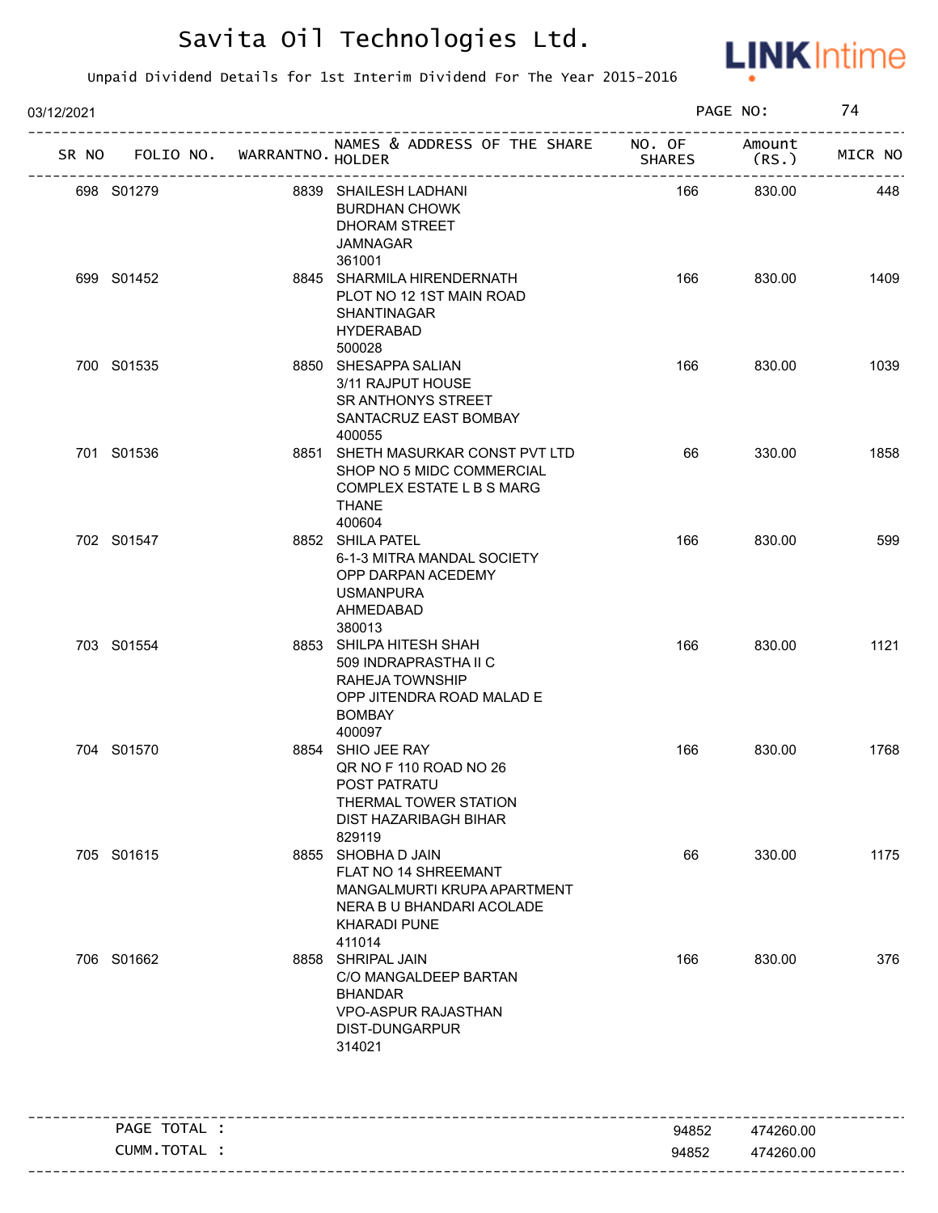# Savita Oil Technologies Ltd.

Unpaid Dividend Details for 1st Interim Dividend For The Year 2015-2016

03/12/2021

| SR NO | FOLIO NO. | WARRANTNO. | NAMES & ADDRESS OF THE SHARE HOLDER | NO. OF SHARES | Amount (RS.) | MICR NO |
|---|---|---|---|---|---|---|
| 698 | S01279 | 8839 | SHAILESH LADHANI BURDHAN CHOWK DHORAM STREET JAMNAGAR 361001 | 166 | 830.00 | 448 |
| 699 | S01452 | 8845 | SHARMILA HIRENDERNATH PLOT NO 12 1ST MAIN ROAD SHANTINAGAR HYDERABAD 500028 | 166 | 830.00 | 1409 |
| 700 | S01535 | 8850 | SHESAPPA SALIAN 3/11 RAJPUT HOUSE SR ANTHONYS STREET SANTACRUZ EAST BOMBAY 400055 | 166 | 830.00 | 1039 |
| 701 | S01536 | 8851 | SHETH MASURKAR CONST PVT LTD SHOP NO 5 MIDC COMMERCIAL COMPLEX ESTATE L B S MARG THANE 400604 | 66 | 330.00 | 1858 |
| 702 | S01547 | 8852 | SHILA PATEL 6-1-3 MITRA MANDAL SOCIETY OPP DARPAN ACEDEMY USMANPURA AHMEDABAD 380013 | 166 | 830.00 | 599 |
| 703 | S01554 | 8853 | SHILPA HITESH SHAH 509 INDRAPRASTHA II C RAHEJA TOWNSHIP OPP JITENDRA ROAD MALAD E BOMBAY 400097 | 166 | 830.00 | 1121 |
| 704 | S01570 | 8854 | SHIO JEE RAY QR NO F 110 ROAD NO 26 POST PATRATU THERMAL TOWER STATION DIST HAZARIBAGH BIHAR 829119 | 166 | 830.00 | 1768 |
| 705 | S01615 | 8855 | SHOBHA D JAIN FLAT NO 14 SHREEMANT MANGALMURTI KRUPA APARTMENT NERA B U BHANDARI ACOLADE KHARADI PUNE 411014 | 66 | 330.00 | 1175 |
| 706 | S01662 | 8858 | SHRIPAL JAIN C/O MANGALDEEP BARTAN BHANDAR VPO-ASPUR RAJASTHAN DIST-DUNGARPUR 314021 | 166 | 830.00 | 376 |

| | NO. OF SHARES | Amount (RS.) |
|---|---|---|
| PAGE TOTAL : | 94852 | 474260.00 |
| CUMM.TOTAL : | 94852 | 474260.00 |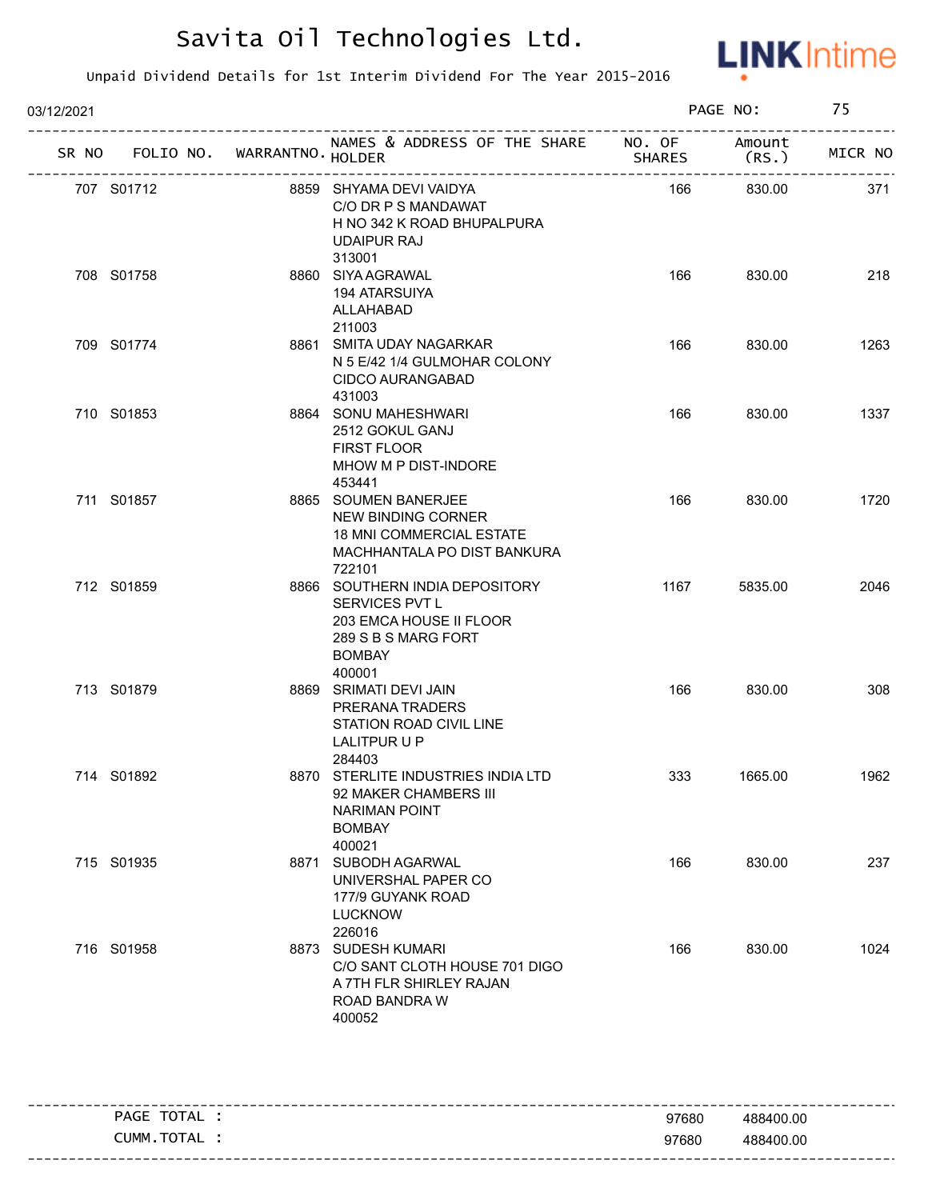# Savita Oil Technologies Ltd.

Unpaid Dividend Details for 1st Interim Dividend For The Year 2015-2016

03/12/2021

| SR NO | FOLIO NO. | WARRANTNO. | NAMES & ADDRESS OF THE SHARE HOLDER | NO. OF SHARES | Amount (RS.) | MICR NO |
|---|---|---|---|---|---|---|
| 707 | S01712 | 8859 | SHYAMA DEVI VAIDYA<br>C/O DR P S MANDAWAT<br>H NO 342 K ROAD BHUPALPURA<br>UDAIPUR RAJ<br>313001 | 166 | 830.00 | 371 |
| 708 | S01758 | 8860 | SIYA AGRAWAL<br>194 ATARSUIYA<br>ALLAHABAD<br>211003 | 166 | 830.00 | 218 |
| 709 | S01774 | 8861 | SMITA UDAY NAGARKAR<br>N 5 E/42 1/4 GULMOHAR COLONY<br>CIDCO AURANGABAD<br>431003 | 166 | 830.00 | 1263 |
| 710 | S01853 | 8864 | SONU MAHESHWARI<br>2512 GOKUL GANJ<br>FIRST FLOOR<br>MHOW M P DIST-INDORE<br>453441 | 166 | 830.00 | 1337 |
| 711 | S01857 | 8865 | SOUMEN BANERJEE<br>NEW BINDING CORNER<br>18 MNI COMMERCIAL ESTATE<br>MACHHANTALA PO DIST BANKURA<br>722101 | 166 | 830.00 | 1720 |
| 712 | S01859 | 8866 | SOUTHERN INDIA DEPOSITORY SERVICES PVT L<br>203 EMCA HOUSE II FLOOR<br>289 S B S MARG FORT<br>BOMBAY<br>400001 | 1167 | 5835.00 | 2046 |
| 713 | S01879 | 8869 | SRIMATI DEVI JAIN<br>PRERANA TRADERS<br>STATION ROAD CIVIL LINE<br>LALITPUR U P<br>284403 | 166 | 830.00 | 308 |
| 714 | S01892 | 8870 | STERLITE INDUSTRIES INDIA LTD<br>92 MAKER CHAMBERS III<br>NARIMAN POINT<br>BOMBAY<br>400021 | 333 | 1665.00 | 1962 |
| 715 | S01935 | 8871 | SUBODH AGARWAL<br>UNIVERSHAL PAPER CO<br>177/9 GUYANK ROAD<br>LUCKNOW<br>226016 | 166 | 830.00 | 237 |
| 716 | S01958 | 8873 | SUDESH KUMARI<br>C/O SANT CLOTH HOUSE 701 DIGO<br>A 7TH FLR SHIRLEY RAJAN<br>ROAD BANDRA W<br>400052 | 166 | 830.00 | 1024 |

| | | |
|---|---|---|
| PAGE TOTAL : | 97680 | 488400.00 |
| CUMM.TOTAL : | 97680 | 488400.00 |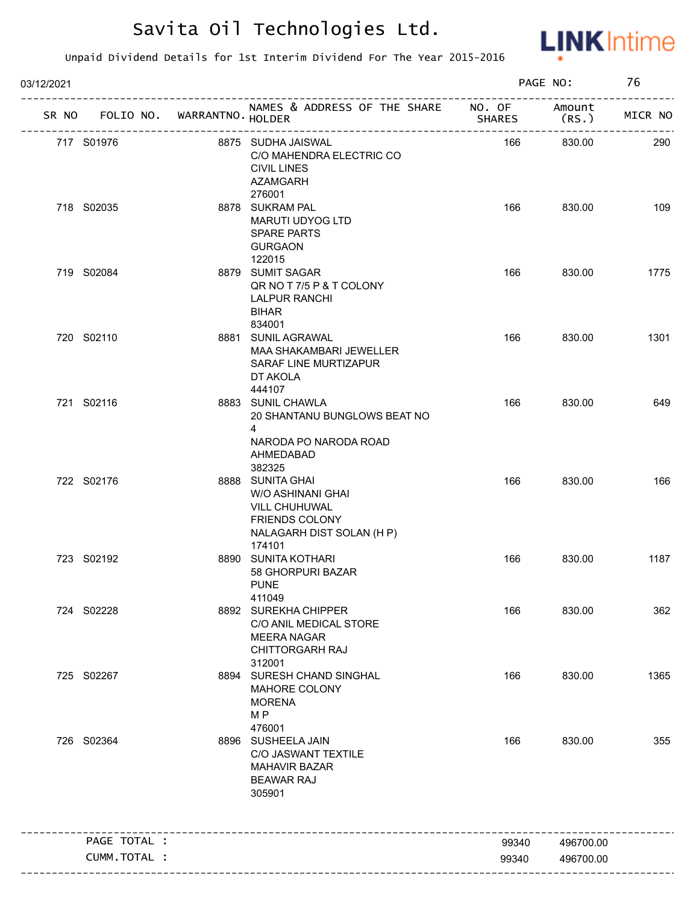# Savita Oil Technologies Ltd.

Unpaid Dividend Details for 1st Interim Dividend For The Year 2015-2016

03/12/2021 PAGE NO: 76

| SR NO | FOLIO NO. | WARRANTNO. | NAMES & ADDRESS OF THE SHARE HOLDER | NO. OF SHARES | Amount (RS.) | MICR NO |
|---|---|---|---|---|---|---|
| 717 | S01976 | 8875 | SUDHA JAISWAL<br>C/O MAHENDRA ELECTRIC CO<br>CIVIL LINES<br>AZAMGARH<br>276001 | 166 | 830.00 | 290 |
| 718 | S02035 | 8878 | SUKRAM PAL<br>MARUTI UDYOG LTD<br>SPARE PARTS<br>GURGAON<br>122015 | 166 | 830.00 | 109 |
| 719 | S02084 | 8879 | SUMIT SAGAR<br>QR NO T 7/5 P & T COLONY<br>LALPUR RANCHI<br>BIHAR<br>834001 | 166 | 830.00 | 1775 |
| 720 | S02110 | 8881 | SUNIL AGRAWAL<br>MAA SHAKAMBARI JEWELLER<br>SARAF LINE MURTIZAPUR<br>DT AKOLA<br>444107 | 166 | 830.00 | 1301 |
| 721 | S02116 | 8883 | SUNIL CHAWLA<br>20 SHANTANU BUNGLOWS BEAT NO 4<br>NARODA PO NARODA ROAD<br>AHMEDABAD<br>382325 | 166 | 830.00 | 649 |
| 722 | S02176 | 8888 | SUNITA GHAI<br>W/O ASHINANI GHAI<br>VILL CHUHUWAL<br>FRIENDS COLONY<br>NALAGARH DIST SOLAN (H P)<br>174101 | 166 | 830.00 | 166 |
| 723 | S02192 | 8890 | SUNITA KOTHARI<br>58 GHORPURI BAZAR<br>PUNE<br>411049 | 166 | 830.00 | 1187 |
| 724 | S02228 | 8892 | SUREKHA CHIPPER<br>C/O ANIL MEDICAL STORE<br>MEERA NAGAR<br>CHITTORGARH RAJ<br>312001 | 166 | 830.00 | 362 |
| 725 | S02267 | 8894 | SURESH CHAND SINGHAL<br>MAHORE COLONY<br>MORENA<br>M P<br>476001 | 166 | 830.00 | 1365 |
| 726 | S02364 | 8896 | SUSHEELA JAIN<br>C/O JASWANT TEXTILE<br>MAHAVIR BAZAR<br>BEAWAR RAJ<br>305901 | 166 | 830.00 | 355 |
| | PAGE TOTAL : | | | 99340 | 496700.00 | |
| | CUMM.TOTAL : | | | 99340 | 496700.00 | |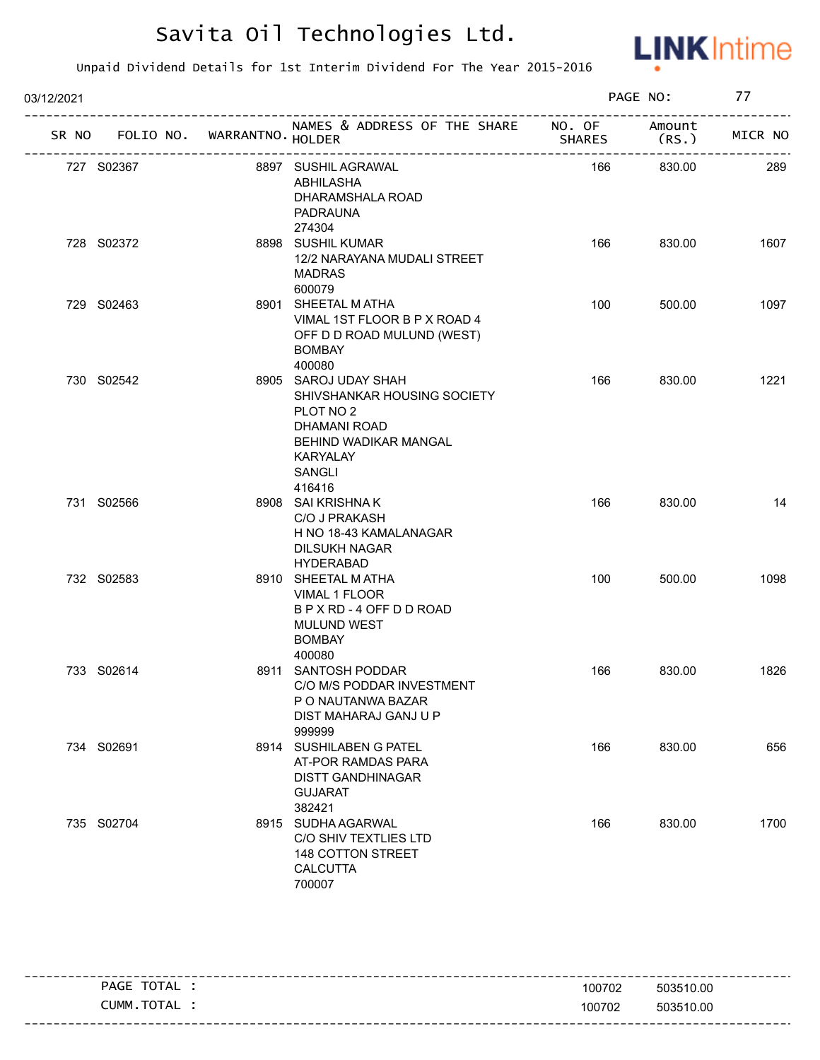# Savita Oil Technologies Ltd.

Unpaid Dividend Details for 1st Interim Dividend For The Year 2015-2016

03/12/2021 PAGE NO: 77

| SR NO | FOLIO NO. | WARRANTNO. | NAMES & ADDRESS OF THE SHARE HOLDER | NO. OF SHARES | Amount (RS.) | MICR NO |
|---|---|---|---|---|---|---|
| 727 | S02367 | 8897 | SUSHIL AGRAWAL<br>ABHILASHA<br>DHARAMSHALA ROAD<br>PADRAUNA<br>274304 | 166 | 830.00 | 289 |
| 728 | S02372 | 8898 | SUSHIL KUMAR<br>12/2 NARAYANA MUDALI STREET<br>MADRAS<br>600079 | 166 | 830.00 | 1607 |
| 729 | S02463 | 8901 | SHEETAL M ATHA<br>VIMAL 1ST FLOOR B P X ROAD 4<br>OFF D D ROAD MULUND (WEST)<br>BOMBAY<br>400080 | 100 | 500.00 | 1097 |
| 730 | S02542 | 8905 | SAROJ UDAY SHAH<br>SHIVSHANKAR HOUSING SOCIETY<br>PLOT NO 2<br>DHAMANI ROAD<br>BEHIND WADIKAR MANGAL<br>KARYALAY<br>SANGLI<br>416416 | 166 | 830.00 | 1221 |
| 731 | S02566 | 8908 | SAI KRISHNA K<br>C/O J PRAKASH<br>H NO 18-43 KAMALANAGAR<br>DILSUKH NAGAR<br>HYDERABAD | 166 | 830.00 | 14 |
| 732 | S02583 | 8910 | SHEETAL M ATHA<br>VIMAL 1 FLOOR<br>B P X RD - 4 OFF D D ROAD<br>MULUND WEST<br>BOMBAY<br>400080 | 100 | 500.00 | 1098 |
| 733 | S02614 | 8911 | SANTOSH PODDAR<br>C/O M/S PODDAR INVESTMENT<br>P O NAUTANWA BAZAR<br>DIST MAHARAJ GANJ U P<br>999999 | 166 | 830.00 | 1826 |
| 734 | S02691 | 8914 | SUSHILABEN G PATEL<br>AT-POR RAMDAS PARA<br>DISTT GANDHINAGAR<br>GUJARAT<br>382421 | 166 | 830.00 | 656 |
| 735 | S02704 | 8915 | SUDHA AGARWAL<br>C/O SHIV TEXTLIES LTD<br>148 COTTON STREET<br>CALCUTTA<br>700007 | 166 | 830.00 | 1700 |

| | NO. OF SHARES | Amount (RS.) |
|---|---|---|
| PAGE TOTAL : | 100702 | 503510.00 |
| CUMM.TOTAL : | 100702 | 503510.00 |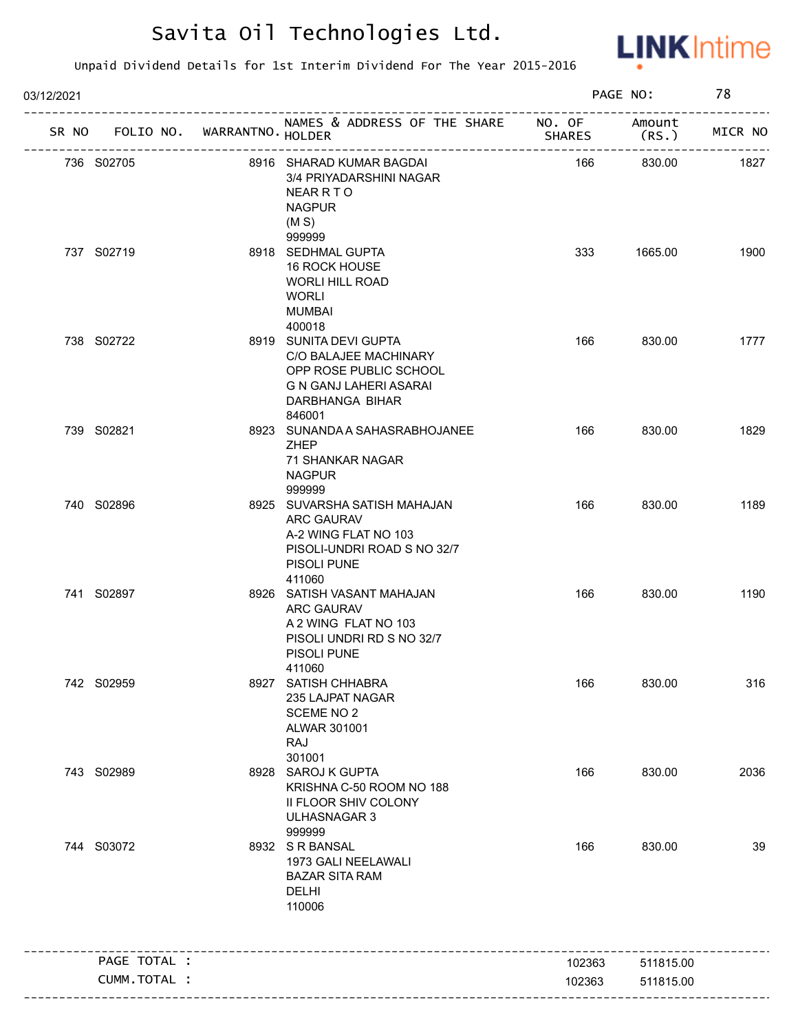# Savita Oil Technologies Ltd.

Unpaid Dividend Details for 1st Interim Dividend For The Year 2015-2016

03/12/2021 PAGE NO: 78

| SR NO | FOLIO NO. | WARRANTNO. | NAMES & ADDRESS OF THE SHARE HOLDER | NO. OF SHARES | Amount (RS.) | MICR NO |
|---|---|---|---|---|---|---|
| 736 | S02705 | 8916 | SHARAD KUMAR BAGDAI 3/4 PRIYADARSHINI NAGAR NEAR R T O NAGPUR (M S) 999999 | 166 | 830.00 | 1827 |
| 737 | S02719 | 8918 | SEDHMAL GUPTA 16 ROCK HOUSE WORLI HILL ROAD WORLI MUMBAI 400018 | 333 | 1665.00 | 1900 |
| 738 | S02722 | 8919 | SUNITA DEVI GUPTA C/O BALAJEE MACHINARY OPP ROSE PUBLIC SCHOOL G N GANJ LAHERI ASARAI DARBHANGA BIHAR 846001 | 166 | 830.00 | 1777 |
| 739 | S02821 | 8923 | SUNANDA A SAHASRABHOJANEE ZHEP 71 SHANKAR NAGAR NAGPUR 999999 | 166 | 830.00 | 1829 |
| 740 | S02896 | 8925 | SUVARSHA SATISH MAHAJAN ARC GAURAV A-2 WING FLAT NO 103 PISOLI-UNDRI ROAD S NO 32/7 PISOLI PUNE 411060 | 166 | 830.00 | 1189 |
| 741 | S02897 | 8926 | SATISH VASANT MAHAJAN ARC GAURAV A 2 WING FLAT NO 103 PISOLI UNDRI RD S NO 32/7 PISOLI PUNE 411060 | 166 | 830.00 | 1190 |
| 742 | S02959 | 8927 | SATISH CHHABRA 235 LAJPAT NAGAR SCEME NO 2 ALWAR 301001 RAJ 301001 | 166 | 830.00 | 316 |
| 743 | S02989 | 8928 | SAROJ K GUPTA KRISHNA C-50 ROOM NO 188 II FLOOR SHIV COLONY ULHASNAGAR 3 999999 | 166 | 830.00 | 2036 |
| 744 | S03072 | 8932 | S R BANSAL 1973 GALI NEELAWALI BAZAR SITA RAM DELHI 110006 | 166 | 830.00 | 39 |
| | PAGE TOTAL : | | | 102363 | 511815.00 | |
| | CUMM.TOTAL : | | | 102363 | 511815.00 | |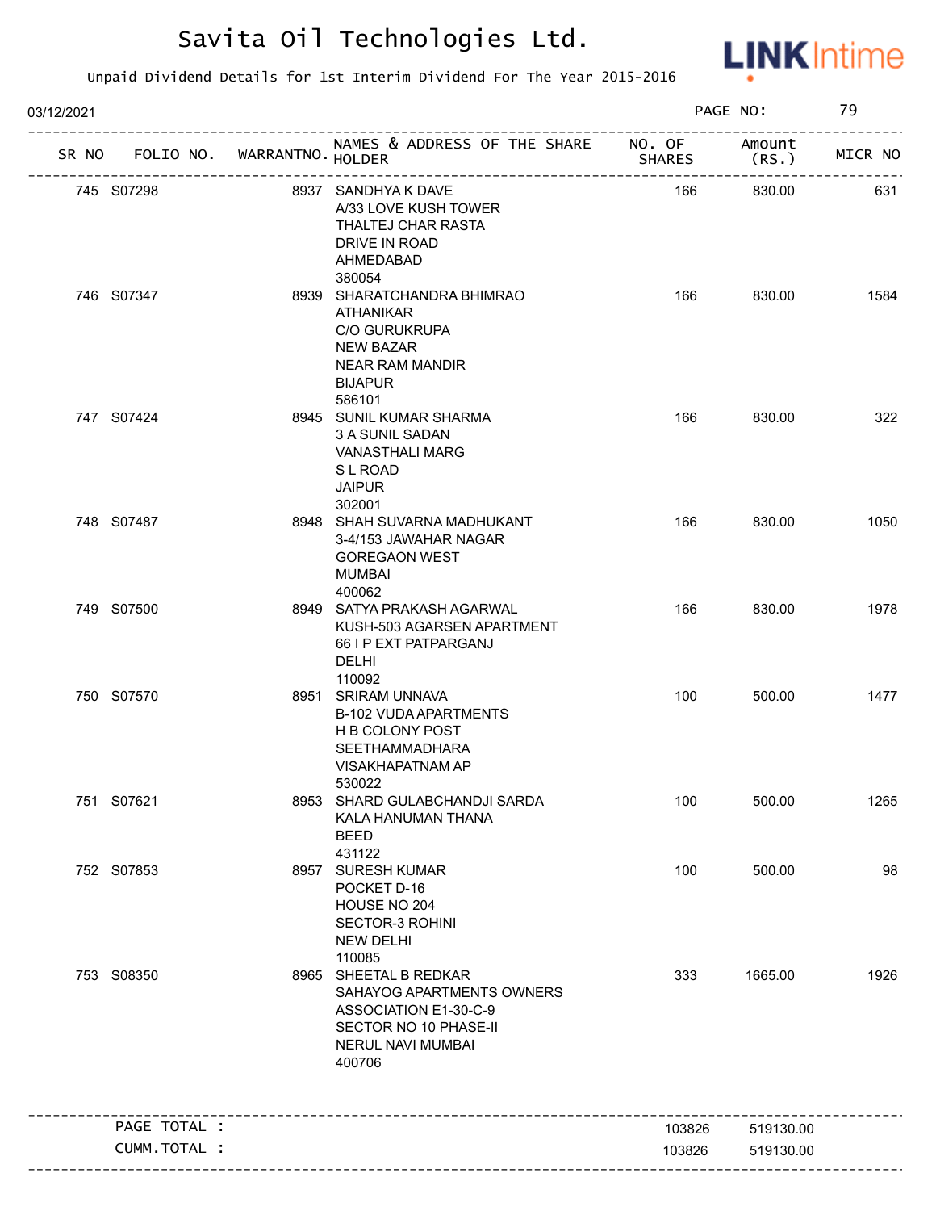# Savita Oil Technologies Ltd.

Unpaid Dividend Details for 1st Interim Dividend For The Year 2015-2016

03/12/2021

| SR NO | FOLIO NO. | WARRANTNO. | NAMES & ADDRESS OF THE SHARE HOLDER | NO. OF SHARES | Amount (RS.) | MICR NO |
|---|---|---|---|---|---|---|
| 745 | S07298 | 8937 | SANDHYA K DAVE<br>A/33 LOVE KUSH TOWER<br>THALTEJ CHAR RASTA<br>DRIVE IN ROAD<br>AHMEDABAD<br>380054 | 166 | 830.00 | 631 |
| 746 | S07347 | 8939 | SHARATCHANDRA BHIMRAO ATHANIKAR<br>C/O GURUKRUPA<br>NEW BAZAR<br>NEAR RAM MANDIR<br>BIJAPUR<br>586101 | 166 | 830.00 | 1584 |
| 747 | S07424 | 8945 | SUNIL KUMAR SHARMA<br>3 A SUNIL SADAN<br>VANASTHALI MARG<br>S L ROAD<br>JAIPUR<br>302001 | 166 | 830.00 | 322 |
| 748 | S07487 | 8948 | SHAH SUVARNA MADHUKANT<br>3-4/153 JAWAHAR NAGAR<br>GOREGAON WEST<br>MUMBAI<br>400062 | 166 | 830.00 | 1050 |
| 749 | S07500 | 8949 | SATYA PRAKASH AGARWAL<br>KUSH-503 AGARSEN APARTMENT<br>66 I P EXT PATPARGANJ<br>DELHI<br>110092 | 166 | 830.00 | 1978 |
| 750 | S07570 | 8951 | SRIRAM UNNAVA<br>B-102 VUDA APARTMENTS<br>H B COLONY POST<br>SEETHAMMADHARA<br>VISAKHAPATNAM AP<br>530022 | 100 | 500.00 | 1477 |
| 751 | S07621 | 8953 | SHARD GULABCHANDJI SARDA<br>KALA HANUMAN THANA<br>BEED<br>431122 | 100 | 500.00 | 1265 |
| 752 | S07853 | 8957 | SURESH KUMAR<br>POCKET D-16<br>HOUSE NO 204<br>SECTOR-3 ROHINI<br>NEW DELHI<br>110085 | 100 | 500.00 | 98 |
| 753 | S08350 | 8965 | SHEETAL B REDKAR<br>SAHAYOG APARTMENTS OWNERS ASSOCIATION E1-30-C-9<br>SECTOR NO 10 PHASE-II<br>NERUL NAVI MUMBAI<br>400706 | 333 | 1665.00 | 1926 |
| | PAGE TOTAL : | | | 103826 | 519130.00 | |
| | CUMM.TOTAL : | | | 103826 | 519130.00 | |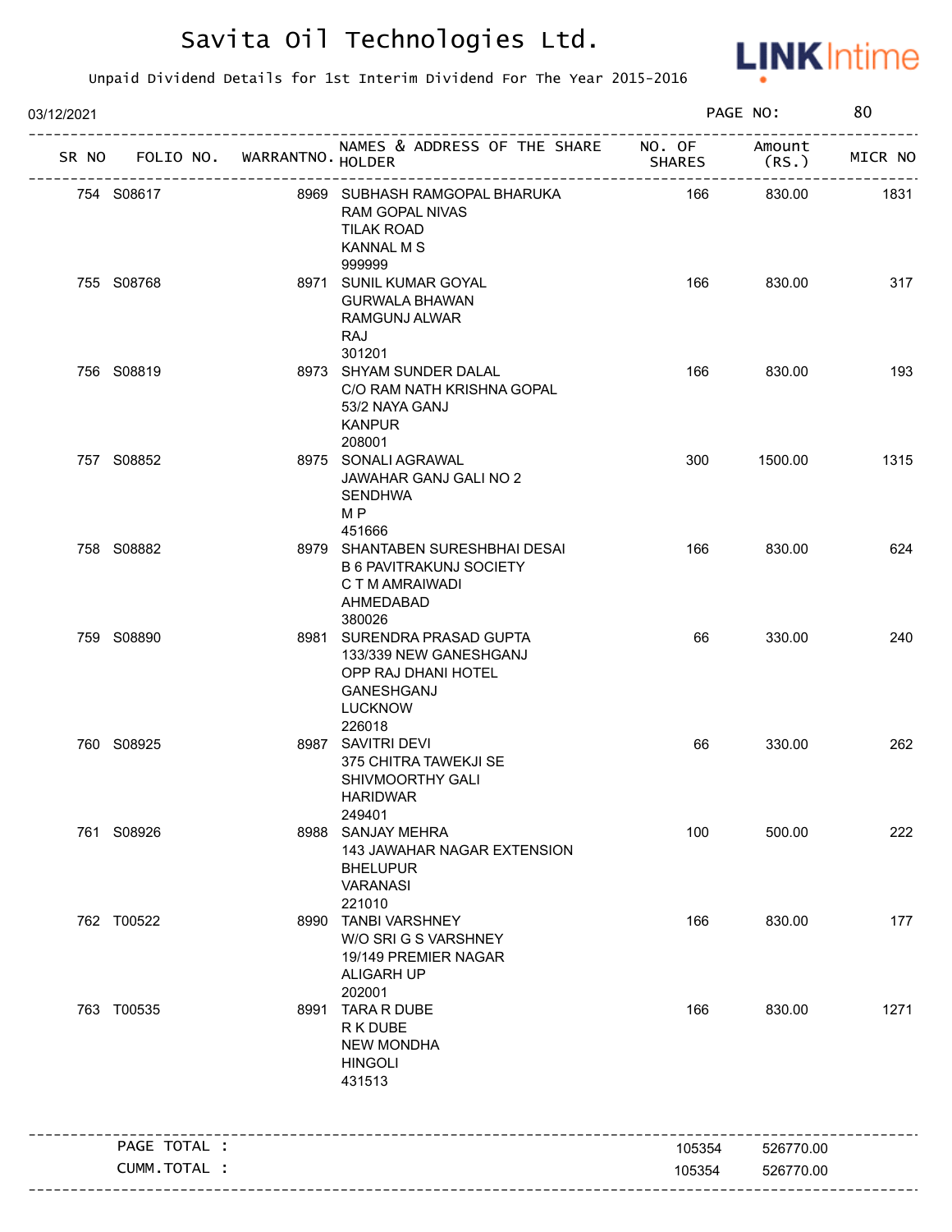# Savita Oil Technologies Ltd.

Unpaid Dividend Details for 1st Interim Dividend For The Year 2015-2016

03/12/2021 PAGE NO: 80

| SR NO | FOLIO NO. | WARRANTNO. | NAMES & ADDRESS OF THE SHARE HOLDER | NO. OF SHARES | Amount (RS.) | MICR NO |
|---|---|---|---|---|---|---|
| 754 | S08617 | 8969 | SUBHASH RAMGOPAL BHARUKA<br>RAM GOPAL NIVAS<br>TILAK ROAD<br>KANNAL M S<br>999999 | 166 | 830.00 | 1831 |
| 755 | S08768 | 8971 | SUNIL KUMAR GOYAL<br>GURWALA BHAWAN<br>RAMGUNJ ALWAR<br>RAJ<br>301201 | 166 | 830.00 | 317 |
| 756 | S08819 | 8973 | SHYAM SUNDER DALAL<br>C/O RAM NATH KRISHNA GOPAL<br>53/2 NAYA GANJ<br>KANPUR<br>208001 | 166 | 830.00 | 193 |
| 757 | S08852 | 8975 | SONALI AGRAWAL<br>JAWAHAR GANJ GALI NO 2<br>SENDHWA<br>M P<br>451666 | 300 | 1500.00 | 1315 |
| 758 | S08882 | 8979 | SHANTABEN SURESHBHAI DESAI<br>B 6 PAVITRAKUNJ SOCIETY<br>C T M AMRAIWADI<br>AHMEDABAD<br>380026 | 166 | 830.00 | 624 |
| 759 | S08890 | 8981 | SURENDRA PRASAD GUPTA<br>133/339 NEW GANESHGANJ<br>OPP RAJ DHANI HOTEL<br>GANESHGANJ<br>LUCKNOW<br>226018 | 66 | 330.00 | 240 |
| 760 | S08925 | 8987 | SAVITRI DEVI<br>375 CHITRA TAWEKJI SE<br>SHIVMOORTHY GALI<br>HARIDWAR<br>249401 | 66 | 330.00 | 262 |
| 761 | S08926 | 8988 | SANJAY MEHRA<br>143 JAWAHAR NAGAR EXTENSION<br>BHELUPUR<br>VARANASI<br>221010 | 100 | 500.00 | 222 |
| 762 | T00522 | 8990 | TANBI VARSHNEY<br>W/O SRI G S VARSHNEY<br>19/149 PREMIER NAGAR<br>ALIGARH UP<br>202001 | 166 | 830.00 | 177 |
| 763 | T00535 | 8991 | TARA R DUBE<br>R K DUBE<br>NEW MONDHA<br>HINGOLI<br>431513 | 166 | 830.00 | 1271 |
| | PAGE TOTAL : | | | 105354 | 526770.00 | |
| | CUMM.TOTAL : | | | 105354 | 526770.00 | |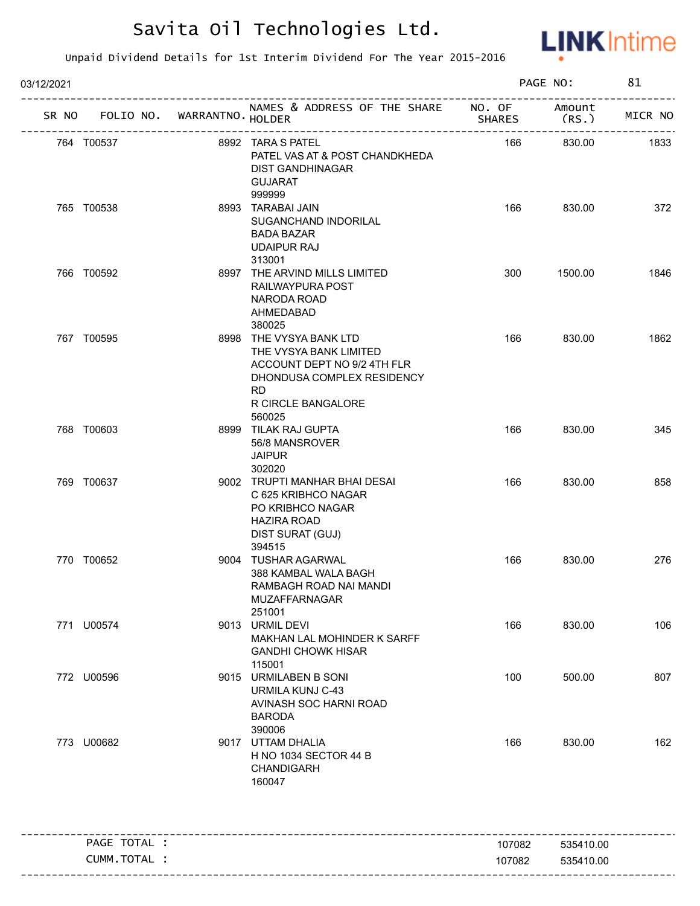# Savita Oil Technologies Ltd.

Unpaid Dividend Details for 1st Interim Dividend For The Year 2015-2016

03/12/2021

| SR NO | FOLIO NO. | WARRANTNO. | NAMES & ADDRESS OF THE SHARE HOLDER | NO. OF SHARES | Amount (RS.) | MICR NO |
|---|---|---|---|---|---|---|
| 764 | T00537 | 8992 | TARA S PATEL<br>PATEL VAS AT & POST CHANDKHEDA<br>DIST GANDHINAGAR<br>GUJARAT<br>999999 | 166 | 830.00 | 1833 |
| 765 | T00538 | 8993 | TARABAI JAIN<br>SUGANCHAND INDORILAL<br>BADA BAZAR<br>UDAIPUR RAJ<br>313001 | 166 | 830.00 | 372 |
| 766 | T00592 | 8997 | THE ARVIND MILLS LIMITED<br>RAILWAYPURA POST<br>NARODA ROAD<br>AHMEDABAD<br>380025 | 300 | 1500.00 | 1846 |
| 767 | T00595 | 8998 | THE VYSYA BANK LTD<br>THE VYSYA BANK LIMITED<br>ACCOUNT DEPT NO 9/2 4TH FLR<br>DHONDUSA COMPLEX RESIDENCY RD<br>R CIRCLE BANGALORE<br>560025 | 166 | 830.00 | 1862 |
| 768 | T00603 | 8999 | TILAK RAJ GUPTA<br>56/8 MANSROVER<br>JAIPUR<br>302020 | 166 | 830.00 | 345 |
| 769 | T00637 | 9002 | TRUPTI MANHAR BHAI DESAI<br>C 625 KRIBHCO NAGAR<br>PO KRIBHCO NAGAR<br>HAZIRA ROAD<br>DIST SURAT (GUJ)<br>394515 | 166 | 830.00 | 858 |
| 770 | T00652 | 9004 | TUSHAR AGARWAL<br>388 KAMBAL WALA BAGH<br>RAMBAGH ROAD NAI MANDI<br>MUZAFFARNAGAR<br>251001 | 166 | 830.00 | 276 |
| 771 | U00574 | 9013 | URMIL DEVI<br>MAKHAN LAL MOHINDER K SARFF<br>GANDHI CHOWK HISAR<br>115001 | 166 | 830.00 | 106 |
| 772 | U00596 | 9015 | URMILABEN B SONI<br>URMILA KUNJ C-43<br>AVINASH SOC HARNI ROAD<br>BARODA<br>390006 | 100 | 500.00 | 807 |
| 773 | U00682 | 9017 | UTTAM DHALIA<br>H NO 1034 SECTOR 44 B<br>CHANDIGARH<br>160047 | 166 | 830.00 | 162 |

| | NO. OF SHARES | Amount (RS.) |
|---|---|---|
| PAGE TOTAL : | 107082 | 535410.00 |
| CUMM.TOTAL : | 107082 | 535410.00 |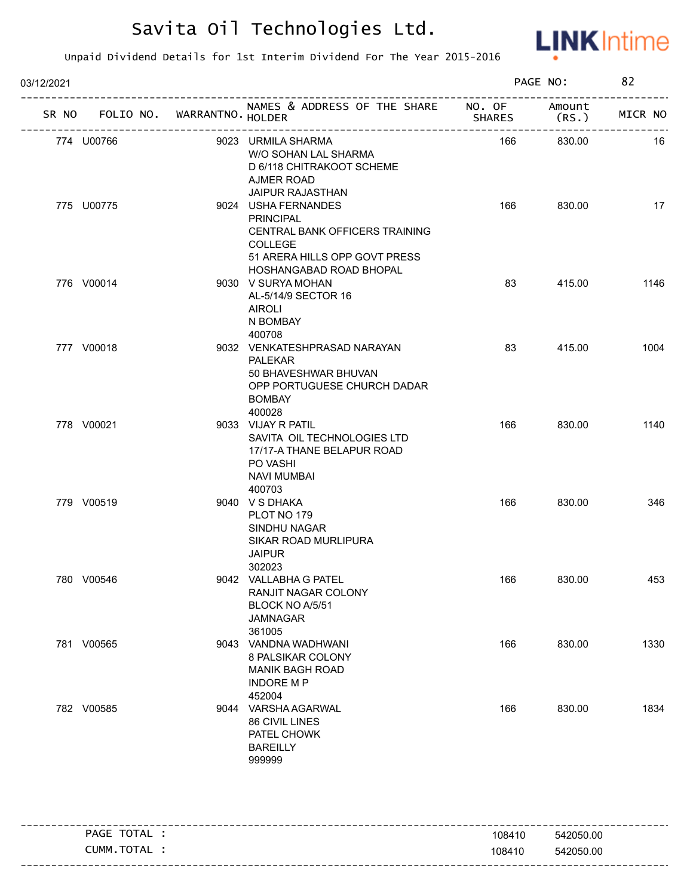# Savita Oil Technologies Ltd.

Unpaid Dividend Details for 1st Interim Dividend For The Year 2015-2016

03/12/2021

| SR NO | FOLIO NO. | WARRANTNO. | NAMES & ADDRESS OF THE SHARE HOLDER | NO. OF SHARES | Amount (RS.) | MICR NO |
|---|---|---|---|---|---|---|
| 774 | U00766 | 9023 | URMILA SHARMA<br>W/O SOHAN LAL SHARMA<br>D 6/118 CHITRAKOOT SCHEME<br>AJMER ROAD<br>JAIPUR RAJASTHAN | 166 | 830.00 | 16 |
| 775 | U00775 | 9024 | USHA FERNANDES<br>PRINCIPAL<br>CENTRAL BANK OFFICERS TRAINING<br>COLLEGE<br>51 ARERA HILLS OPP GOVT PRESS<br>HOSHANGABAD ROAD BHOPAL | 166 | 830.00 | 17 |
| 776 | V00014 | 9030 | V SURYA MOHAN<br>AL-5/14/9 SECTOR 16<br>AIROLI<br>N BOMBAY<br>400708 | 83 | 415.00 | 1146 |
| 777 | V00018 | 9032 | VENKATESHPRASAD NARAYAN<br>PALEKAR<br>50 BHAVESHWAR BHUVAN<br>OPP PORTUGUESE CHURCH DADAR<br>BOMBAY<br>400028 | 83 | 415.00 | 1004 |
| 778 | V00021 | 9033 | VIJAY R PATIL<br>SAVITA OIL TECHNOLOGIES LTD<br>17/17-A THANE BELAPUR ROAD<br>PO VASHI<br>NAVI MUMBAI<br>400703 | 166 | 830.00 | 1140 |
| 779 | V00519 | 9040 | V S DHAKA<br>PLOT NO 179<br>SINDHU NAGAR<br>SIKAR ROAD MURLIPURA<br>JAIPUR<br>302023 | 166 | 830.00 | 346 |
| 780 | V00546 | 9042 | VALLABHA G PATEL<br>RANJIT NAGAR COLONY<br>BLOCK NO A/5/51<br>JAMNAGAR<br>361005 | 166 | 830.00 | 453 |
| 781 | V00565 | 9043 | VANDNA WADHWANI<br>8 PALSIKAR COLONY<br>MANIK BAGH ROAD<br>INDORE M P<br>452004 | 166 | 830.00 | 1330 |
| 782 | V00585 | 9044 | VARSHA AGARWAL<br>86 CIVIL LINES<br>PATEL CHOWK<br>BAREILLY<br>999999 | 166 | 830.00 | 1834 |

| | NO. OF SHARES | Amount (RS.) |
|---|---|---|
| PAGE TOTAL : | 108410 | 542050.00 |
| CUMM.TOTAL : | 108410 | 542050.00 |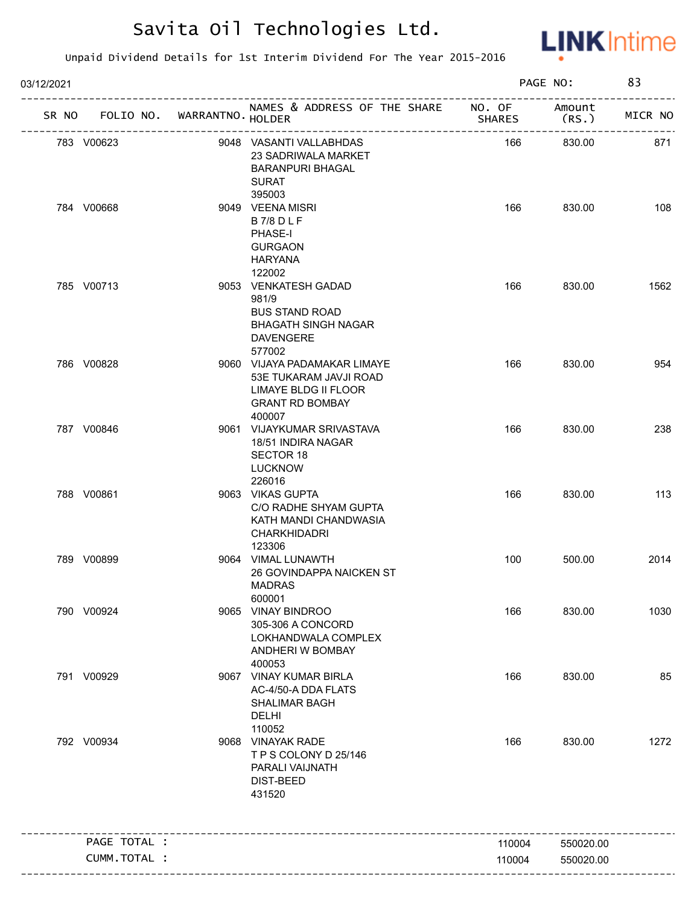# Savita Oil Technologies Ltd.

Unpaid Dividend Details for 1st Interim Dividend For The Year 2015-2016

03/12/2021 PAGE NO: 83

| SR NO | FOLIO NO. | WARRANTNO. | NAMES & ADDRESS OF THE SHARE HOLDER | NO. OF SHARES | Amount (RS.) | MICR NO |
|---|---|---|---|---|---|---|
| 783 | V00623 | 9048 | VASANTI VALLABHDAS<br>23 SADRIWALA MARKET<br>BARANPURI BHAGAL<br>SURAT<br>395003 | 166 | 830.00 | 871 |
| 784 | V00668 | 9049 | VEENA MISRI<br>B 7/8 D L F<br>PHASE-I<br>GURGAON<br>HARYANA<br>122002 | 166 | 830.00 | 108 |
| 785 | V00713 | 9053 | VENKATESH GADAD<br>981/9<br>BUS STAND ROAD<br>BHAGATH SINGH NAGAR<br>DAVENGERE<br>577002 | 166 | 830.00 | 1562 |
| 786 | V00828 | 9060 | VIJAYA PADAMAKAR LIMAYE<br>53E TUKARAM JAVJI ROAD<br>LIMAYE BLDG II FLOOR<br>GRANT RD BOMBAY<br>400007 | 166 | 830.00 | 954 |
| 787 | V00846 | 9061 | VIJAYKUMAR SRIVASTAVA<br>18/51 INDIRA NAGAR<br>SECTOR 18<br>LUCKNOW<br>226016 | 166 | 830.00 | 238 |
| 788 | V00861 | 9063 | VIKAS GUPTA<br>C/O RADHE SHYAM GUPTA<br>KATH MANDI CHANDWASIA<br>CHARKHIDADRI<br>123306 | 166 | 830.00 | 113 |
| 789 | V00899 | 9064 | VIMAL LUNAWTH<br>26 GOVINDAPPA NAICKEN ST<br>MADRAS<br>600001 | 100 | 500.00 | 2014 |
| 790 | V00924 | 9065 | VINAY BINDROO<br>305-306 A CONCORD<br>LOKHANDWALA COMPLEX<br>ANDHERI W BOMBAY<br>400053 | 166 | 830.00 | 1030 |
| 791 | V00929 | 9067 | VINAY KUMAR BIRLA<br>AC-4/50-A DDA FLATS<br>SHALIMAR BAGH<br>DELHI<br>110052 | 166 | 830.00 | 85 |
| 792 | V00934 | 9068 | VINAYAK RADE<br>T P S COLONY D 25/146<br>PARALI VAIJNATH<br>DIST-BEED<br>431520 | 166 | 830.00 | 1272 |
| | PAGE TOTAL : | | | 110004 | 550020.00 | |
| | CUMM.TOTAL : | | | 110004 | 550020.00 | |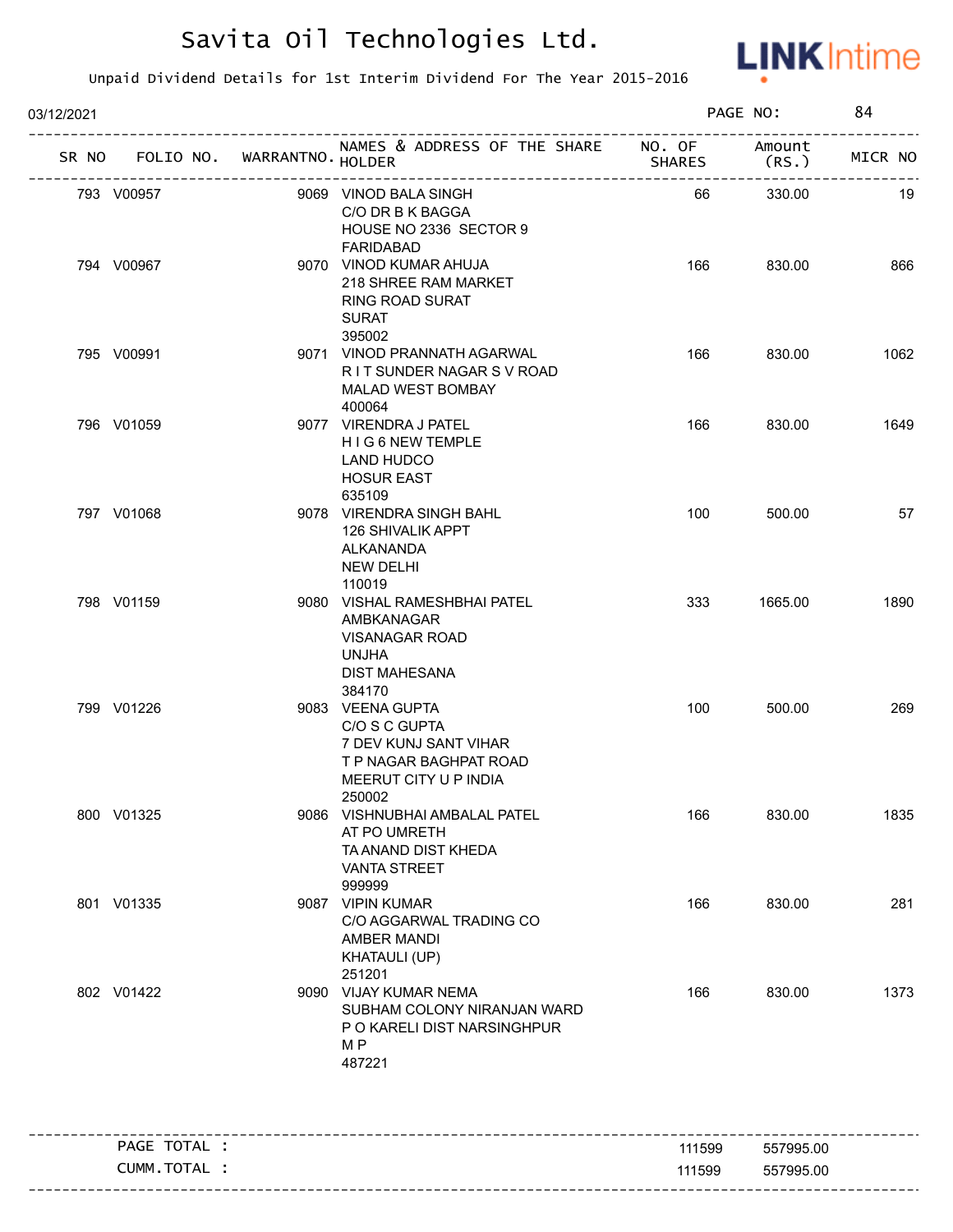# Savita Oil Technologies Ltd.

Unpaid Dividend Details for 1st Interim Dividend For The Year 2015-2016

03/12/2021

| SR NO | FOLIO NO. | WARRANTNO. | NAMES & ADDRESS OF THE SHARE HOLDER | NO. OF SHARES | Amount (RS.) | MICR NO |
|---|---|---|---|---|---|---|
| 793 | V00957 | 9069 | VINOD BALA SINGH C/O DR B K BAGGA HOUSE NO 2336 SECTOR 9 FARIDABAD | 66 | 330.00 | 19 |
| 794 | V00967 | 9070 | VINOD KUMAR AHUJA 218 SHREE RAM MARKET RING ROAD SURAT SURAT 395002 | 166 | 830.00 | 866 |
| 795 | V00991 | 9071 | VINOD PRANNATH AGARWAL R I T SUNDER NAGAR S V ROAD MALAD WEST BOMBAY 400064 | 166 | 830.00 | 1062 |
| 796 | V01059 | 9077 | VIRENDRA J PATEL H I G 6 NEW TEMPLE LAND HUDCO HOSUR EAST 635109 | 166 | 830.00 | 1649 |
| 797 | V01068 | 9078 | VIRENDRA SINGH BAHL 126 SHIVALIK APPT ALKANANDA NEW DELHI 110019 | 100 | 500.00 | 57 |
| 798 | V01159 | 9080 | VISHAL RAMESHBHAI PATEL AMBKANAGAR VISANAGAR ROAD UNJHA DIST MAHESANA 384170 | 333 | 1665.00 | 1890 |
| 799 | V01226 | 9083 | VEENA GUPTA C/O S C GUPTA 7 DEV KUNJ SANT VIHAR T P NAGAR BAGHPAT ROAD MEERUT CITY U P INDIA 250002 | 100 | 500.00 | 269 |
| 800 | V01325 | 9086 | VISHNUBHAI AMBALAL PATEL AT PO UMRETH TA ANAND DIST KHEDA VANTA STREET 999999 | 166 | 830.00 | 1835 |
| 801 | V01335 | 9087 | VIPIN KUMAR C/O AGGARWAL TRADING CO AMBER MANDI KHATAULI (UP) 251201 | 166 | 830.00 | 281 |
| 802 | V01422 | 9090 | VIJAY KUMAR NEMA SUBHAM COLONY NIRANJAN WARD P O KARELI DIST NARSINGHPUR M P 487221 | 166 | 830.00 | 1373 |

| | NO. OF SHARES | Amount (RS.) |
|---|---|---|
| PAGE TOTAL : | 111599 | 557995.00 |
| CUMM.TOTAL : | 111599 | 557995.00 |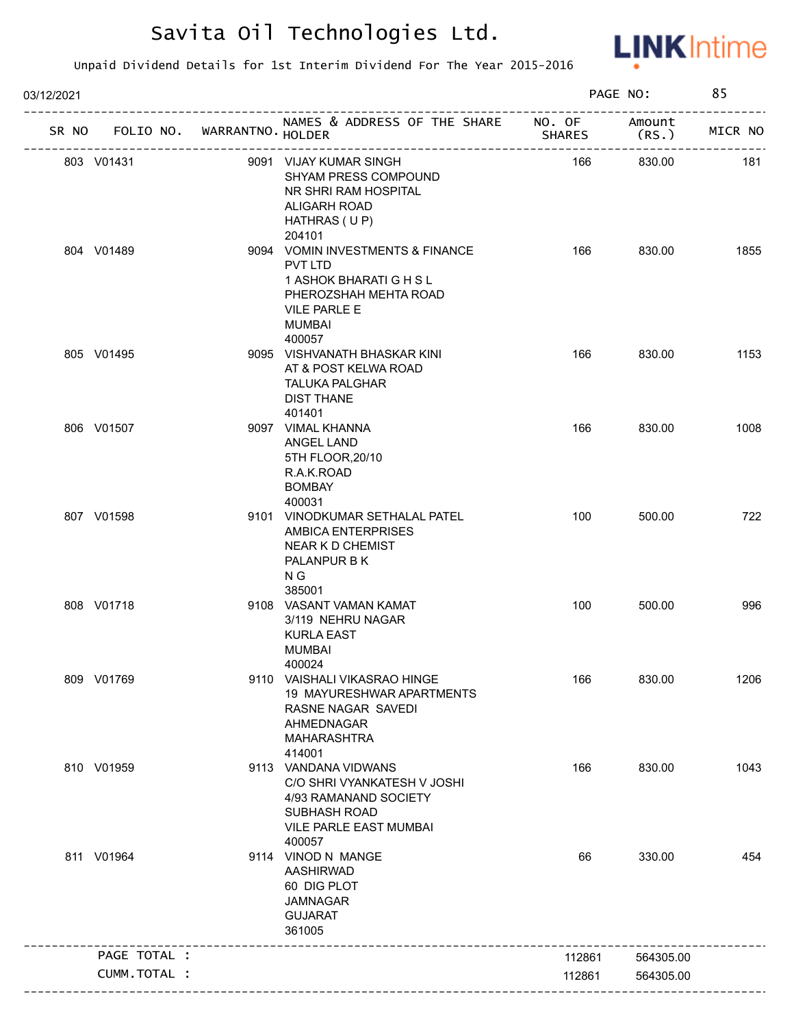# Savita Oil Technologies Ltd.

Unpaid Dividend Details for 1st Interim Dividend For The Year 2015-2016

03/12/2021 PAGE NO: 85

| SR NO | FOLIO NO. | WARRANTNO. | NAMES & ADDRESS OF THE SHARE HOLDER | NO. OF SHARES | Amount (RS.) | MICR NO |
|---|---|---|---|---|---|---|
| 803 | V01431 | 9091 | VIJAY KUMAR SINGH<br>SHYAM PRESS COMPOUND<br>NR SHRI RAM HOSPITAL<br>ALIGARH ROAD<br>HATHRAS ( U P)<br>204101 | 166 | 830.00 | 181 |
| 804 | V01489 | 9094 | VOMIN INVESTMENTS & FINANCE PVT LTD<br>1 ASHOK BHARATI G H S L<br>PHEROZSHAH MEHTA ROAD<br>VILE PARLE E<br>MUMBAI<br>400057 | 166 | 830.00 | 1855 |
| 805 | V01495 | 9095 | VISHVANATH BHASKAR KINI<br>AT & POST KELWA ROAD<br>TALUKA PALGHAR<br>DIST THANE<br>401401 | 166 | 830.00 | 1153 |
| 806 | V01507 | 9097 | VIMAL KHANNA<br>ANGEL LAND<br>5TH FLOOR,20/10<br>R.A.K.ROAD<br>BOMBAY<br>400031 | 166 | 830.00 | 1008 |
| 807 | V01598 | 9101 | VINODKUMAR SETHALAL PATEL<br>AMBICA ENTERPRISES<br>NEAR K D CHEMIST<br>PALANPUR B K<br>N G<br>385001 | 100 | 500.00 | 722 |
| 808 | V01718 | 9108 | VASANT VAMAN KAMAT<br>3/119 NEHRU NAGAR<br>KURLA EAST<br>MUMBAI<br>400024 | 100 | 500.00 | 996 |
| 809 | V01769 | 9110 | VAISHALI VIKASRAO HINGE<br>19 MAYURESHWAR APARTMENTS<br>RASNE NAGAR SAVEDI<br>AHMEDNAGAR<br>MAHARASHTRA<br>414001 | 166 | 830.00 | 1206 |
| 810 | V01959 | 9113 | VANDANA VIDWANS<br>C/O SHRI VYANKATESH V JOSHI<br>4/93 RAMANAND SOCIETY<br>SUBHASH ROAD<br>VILE PARLE EAST MUMBAI<br>400057 | 166 | 830.00 | 1043 |
| 811 | V01964 | 9114 | VINOD N MANGE<br>AASHIRWAD<br>60 DIG PLOT<br>JAMNAGAR<br>GUJARAT<br>361005 | 66 | 330.00 | 454 |
| | PAGE TOTAL : | | | 112861 | 564305.00 | |
| | CUMM.TOTAL : | | | 112861 | 564305.00 | |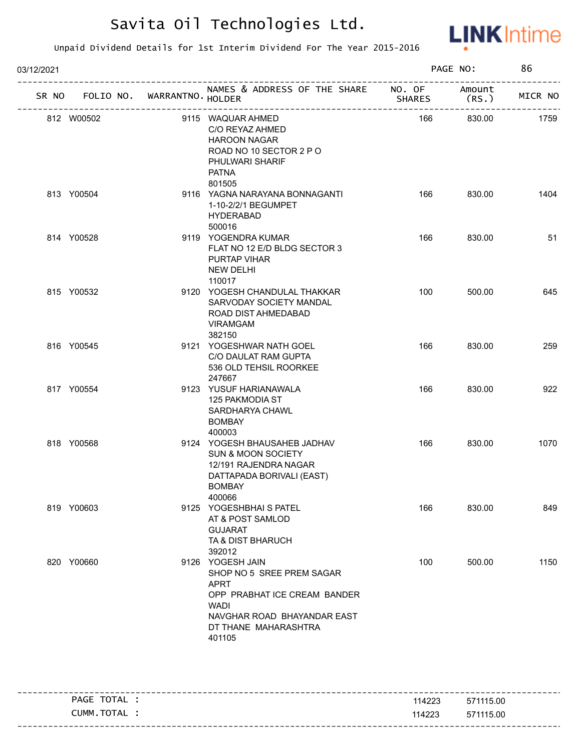# Savita Oil Technologies Ltd.

Unpaid Dividend Details for 1st Interim Dividend For The Year 2015-2016

03/12/2021

| SR NO | FOLIO NO. | WARRANTNO. | NAMES & ADDRESS OF THE SHARE HOLDER | NO. OF SHARES | Amount (RS.) | MICR NO |
|---|---|---|---|---|---|---|
| 812 | W00502 | 9115 | WAQUAR AHMED C/O REYAZ AHMED HAROON NAGAR ROAD NO 10 SECTOR 2 P O PHULWARI SHARIF PATNA 801505 | 166 | 830.00 | 1759 |
| 813 | Y00504 | 9116 | YAGNA NARAYANA BONNAGANTI 1-10-2/2/1 BEGUMPET HYDERABAD 500016 | 166 | 830.00 | 1404 |
| 814 | Y00528 | 9119 | YOGENDRA KUMAR FLAT NO 12 E/D BLDG SECTOR 3 PURTAP VIHAR NEW DELHI 110017 | 166 | 830.00 | 51 |
| 815 | Y00532 | 9120 | YOGESH CHANDULAL THAKKAR SARVODAY SOCIETY MANDAL ROAD DIST AHMEDABAD VIRAMGAM 382150 | 100 | 500.00 | 645 |
| 816 | Y00545 | 9121 | YOGESHWAR NATH GOEL C/O DAULAT RAM GUPTA 536 OLD TEHSIL ROORKEE 247667 | 166 | 830.00 | 259 |
| 817 | Y00554 | 9123 | YUSUF HARIANAWALA 125 PAKMODIA ST SARDHARYA CHAWL BOMBAY 400003 | 166 | 830.00 | 922 |
| 818 | Y00568 | 9124 | YOGESH BHAUSAHEB JADHAV SUN & MOON SOCIETY 12/191 RAJENDRA NAGAR DATTAPADA BORIVALI (EAST) BOMBAY 400066 | 166 | 830.00 | 1070 |
| 819 | Y00603 | 9125 | YOGESHBHAI S PATEL AT & POST SAMLOD GUJARAT TA & DIST BHARUCH 392012 | 166 | 830.00 | 849 |
| 820 | Y00660 | 9126 | YOGESH JAIN SHOP NO 5 SREE PREM SAGAR APRT OPP PRABHAT ICE CREAM BANDER WADI NAVGHAR ROAD BHAYANDAR EAST DT THANE MAHARASHTRA 401105 | 100 | 500.00 | 1150 |

| | NO. OF SHARES | Amount (RS.) |
|---|---|---|
| PAGE TOTAL : | 114223 | 571115.00 |
| CUMM.TOTAL : | 114223 | 571115.00 |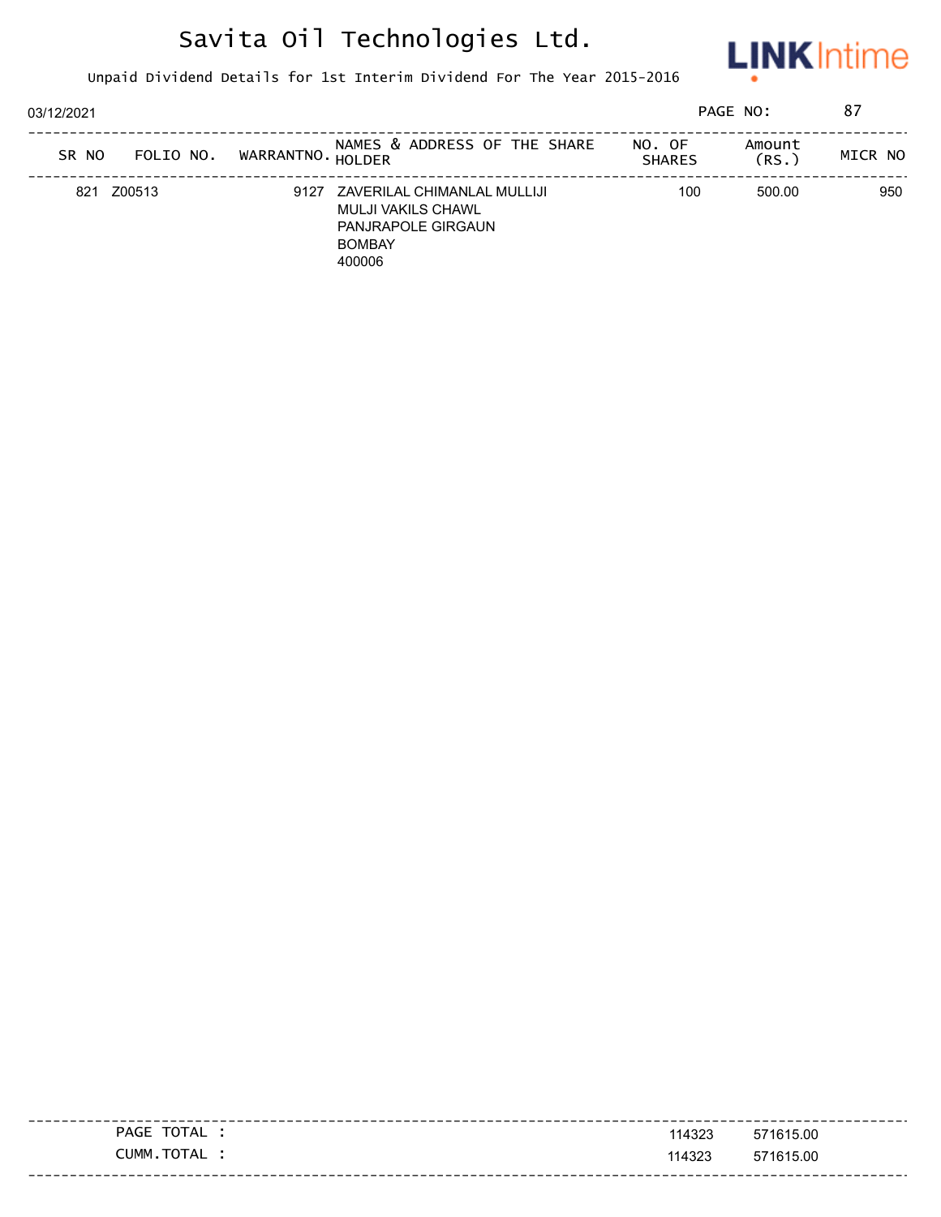# Savita Oil Technologies Ltd.

Unpaid Dividend Details for 1st Interim Dividend For The Year 2015-2016

03/12/2021

PAGE NO: 87

| SR NO | FOLIO NO. | WARRANTNO. | NAMES & ADDRESS OF THE SHARE HOLDER | NO. OF SHARES | Amount (RS.) | MICR NO |
|---|---|---|---|---|---|---|
| 821 | Z00513 | 9127 | ZAVERILAL CHIMANLAL MULLIJI<br>MULJI VAKILS CHAWL<br>PANJRAPOLE GIRGAUN<br>BOMBAY<br>400006 | 100 | 500.00 | 950 |

| | | |
|---|---|---|
| PAGE TOTAL : | 114323 | 571615.00 |
| CUMM.TOTAL : | 114323 | 571615.00 |